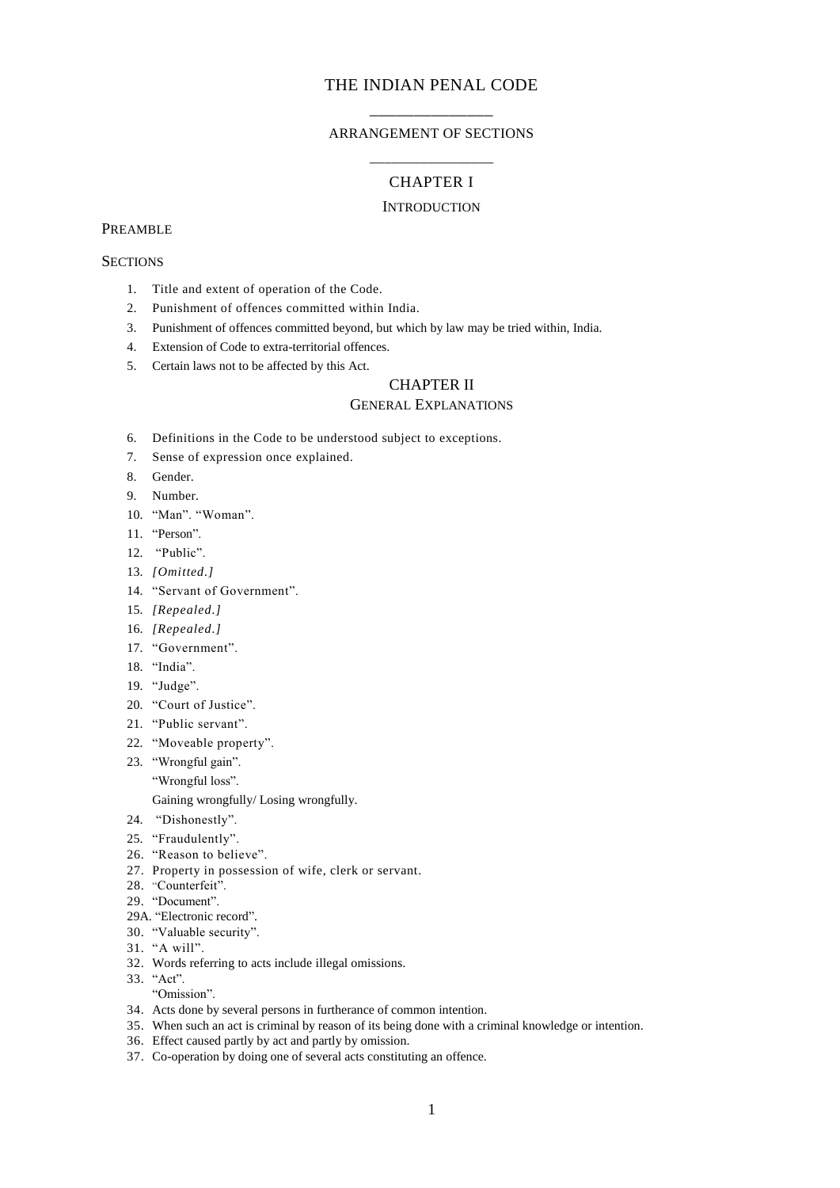# THE INDIAN PENAL CODE

## ARRANGEMENT OF SECTIONS

## CHAPTER I

### INTRODUCTION

PREAMBLE

SECTIONS

1. Title and extent of operation of the Code.
2. Punishment of offences committed within India.
3. Punishment of offences committed beyond, but which by law may be tried within, India.
4. Extension of Code to extra-territorial offences.
5. Certain laws not to be affected by this Act.

## CHAPTER II

### GENERAL EXPLANATIONS

6. Definitions in the Code to be understood subject to exceptions.
7. Sense of expression once explained.
8. Gender.
9. Number.
10. "Man". "Woman".
11. "Person".
12. "Public".
13. *[Omitted.]*
14. "Servant of Government".
15. *[Repealed.]*
16. *[Repealed.]*
17. "Government".
18. "India".
19. "Judge".
20. "Court of Justice".
21. "Public servant".
22. "Moveable property".
23. "Wrongful gain".

    "Wrongful loss".

    Gaining wrongfully/ Losing wrongfully.
24. "Dishonestly".
25. "Fraudulently".
26. "Reason to believe".
27. Property in possession of wife, clerk or servant.
28. "Counterfeit".
29. "Document".

29A. "Electronic record".

30. "Valuable security".
31. "A will".
32. Words referring to acts include illegal omissions.
33. "Act".

    "Omission".
34. Acts done by several persons in furtherance of common intention.
35. When such an act is criminal by reason of its being done with a criminal knowledge or intention.
36. Effect caused partly by act and partly by omission.
37. Co-operation by doing one of several acts constituting an offence.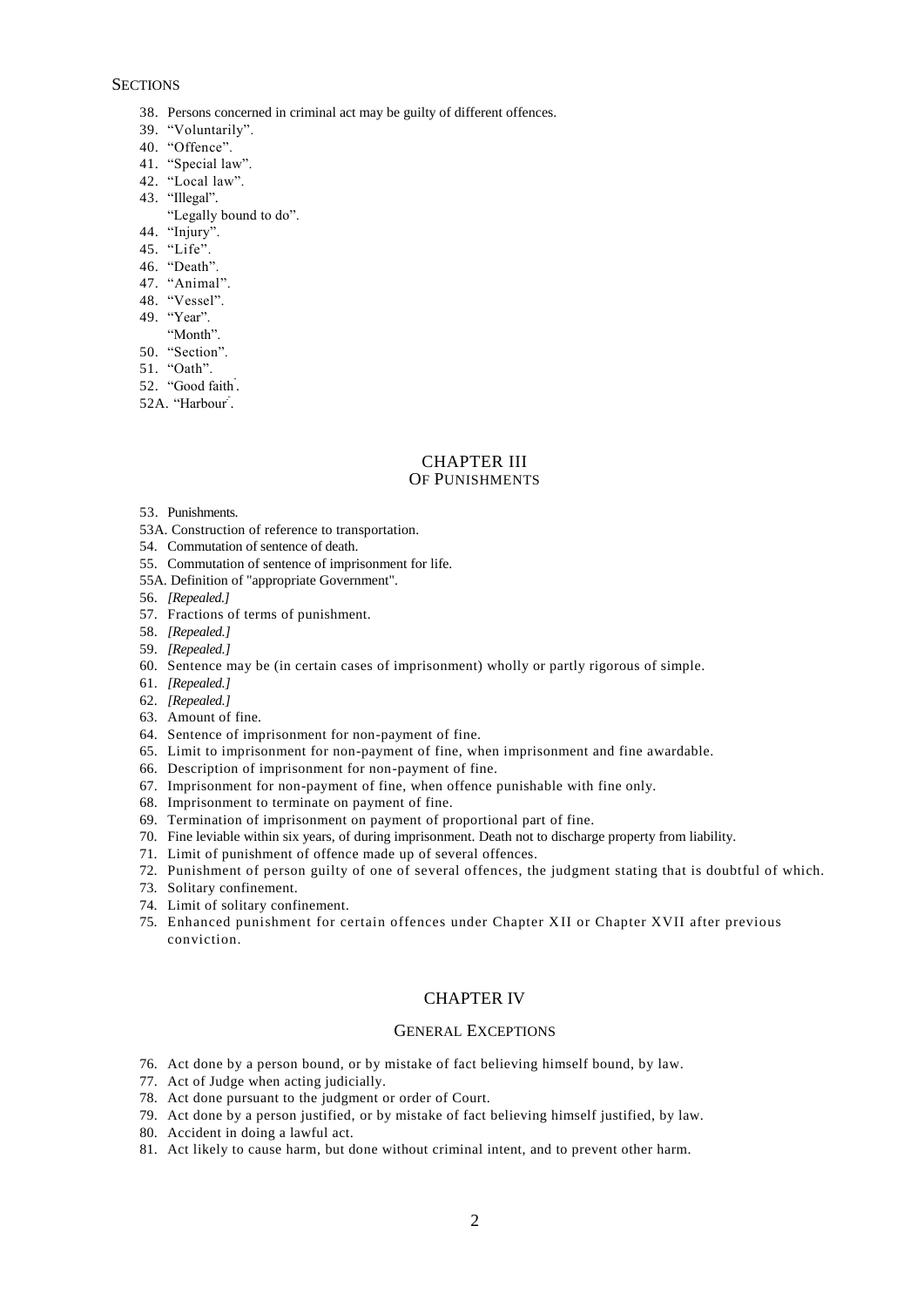SECTIONS

38. Persons concerned in criminal act may be guilty of different offences.
39. "Voluntarily".
40. "Offence".
41. "Special law".
42. "Local law".
43. "Illegal".
    "Legally bound to do".
44. "Injury".
45. "Life".
46. "Death".
47. "Animal".
48. "Vessel".
49. "Year".
    "Month".
50. "Section".
51. "Oath".
52. "Good faith".
52A. "Harbour".

## CHAPTER III
### OF PUNISHMENTS

53. Punishments.
53A. Construction of reference to transportation.
54. Commutation of sentence of death.
55. Commutation of sentence of imprisonment for life.
55A. Definition of "appropriate Government".
56. *[Repealed.]*
57. Fractions of terms of punishment.
58. *[Repealed.]*
59. *[Repealed.]*
60. Sentence may be (in certain cases of imprisonment) wholly or partly rigorous of simple.
61. *[Repealed.]*
62. *[Repealed.]*
63. Amount of fine.
64. Sentence of imprisonment for non-payment of fine.
65. Limit to imprisonment for non-payment of fine, when imprisonment and fine awardable.
66. Description of imprisonment for non-payment of fine.
67. Imprisonment for non-payment of fine, when offence punishable with fine only.
68. Imprisonment to terminate on payment of fine.
69. Termination of imprisonment on payment of proportional part of fine.
70. Fine leviable within six years, of during imprisonment. Death not to discharge property from liability.
71. Limit of punishment of offence made up of several offences.
72. Punishment of person guilty of one of several offences, the judgment stating that is doubtful of which.
73. Solitary confinement.
74. Limit of solitary confinement.
75. Enhanced punishment for certain offences under Chapter XII or Chapter XVII after previous conviction.

## CHAPTER IV

### GENERAL EXCEPTIONS

76. Act done by a person bound, or by mistake of fact believing himself bound, by law.
77. Act of Judge when acting judicially.
78. Act done pursuant to the judgment or order of Court.
79. Act done by a person justified, or by mistake of fact believing himself justified, by law.
80. Accident in doing a lawful act.
81. Act likely to cause harm, but done without criminal intent, and to prevent other harm.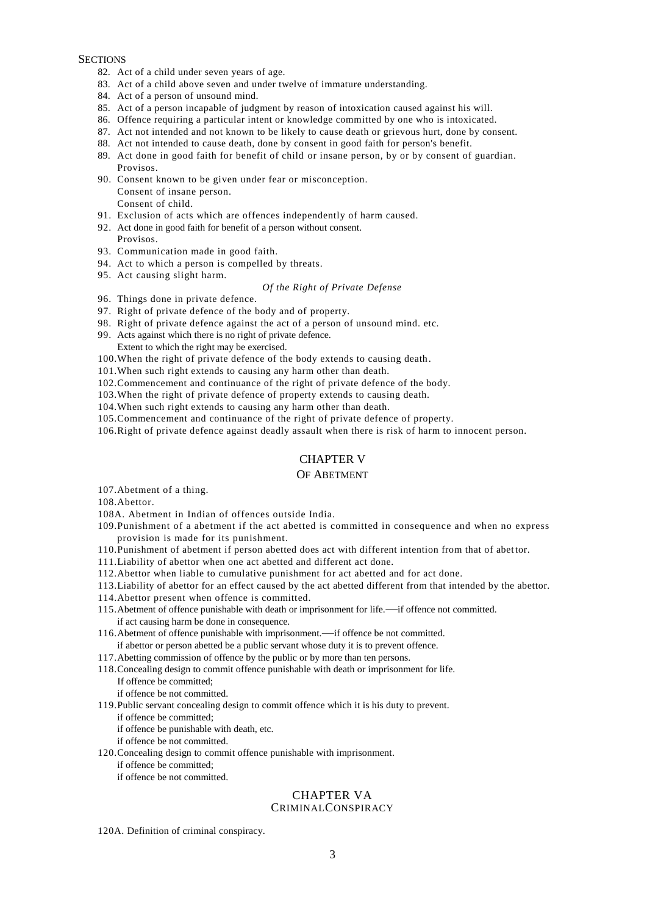SECTIONS

82. Act of a child under seven years of age.
83. Act of a child above seven and under twelve of immature understanding.
84. Act of a person of unsound mind.
85. Act of a person incapable of judgment by reason of intoxication caused against his will.
86. Offence requiring a particular intent or knowledge committed by one who is intoxicated.
87. Act not intended and not known to be likely to cause death or grievous hurt, done by consent.
88. Act not intended to cause death, done by consent in good faith for person's benefit.
89. Act done in good faith for benefit of child or insane person, by or by consent of guardian.
    Provisos.
90. Consent known to be given under fear or misconception.
    Consent of insane person.
    Consent of child.
91. Exclusion of acts which are offences independently of harm caused.
92. Act done in good faith for benefit of a person without consent.
    Provisos.
93. Communication made in good faith.
94. Act to which a person is compelled by threats.
95. Act causing slight harm.

*Of the Right of Private Defense*

96. Things done in private defence.
97. Right of private defence of the body and of property.
98. Right of private defence against the act of a person of unsound mind. etc.
99. Acts against which there is no right of private defence.
    Extent to which the right may be exercised.
100. When the right of private defence of the body extends to causing death.
101. When such right extends to causing any harm other than death.
102. Commencement and continuance of the right of private defence of the body.
103. When the right of private defence of property extends to causing death.
104. When such right extends to causing any harm other than death.
105. Commencement and continuance of the right of private defence of property.
106. Right of private defence against deadly assault when there is risk of harm to innocent person.

## CHAPTER V

## OF ABETMENT

107. Abetment of a thing.
108. Abettor.

108A. Abetment in Indian of offences outside India.

109. Punishment of a abetment if the act abetted is committed in consequence and when no express provision is made for its punishment.
110. Punishment of abetment if person abetted does act with different intention from that of abettor.
111. Liability of abettor when one act abetted and different act done.
112. Abettor when liable to cumulative punishment for act abetted and for act done.
113. Liability of abettor for an effect caused by the act abetted different from that intended by the abettor.
114. Abettor present when offence is committed.
115. Abetment of offence punishable with death or imprisonment for life.—if offence not committed.
     if act causing harm be done in consequence.
116. Abetment of offence punishable with imprisonment.—if offence be not committed.
     if abettor or person abetted be a public servant whose duty it is to prevent offence.
117. Abetting commission of offence by the public or by more than ten persons.
118. Concealing design to commit offence punishable with death or imprisonment for life.
     If offence be committed;
     if offence be not committed.
119. Public servant concealing design to commit offence which it is his duty to prevent.
     if offence be committed;
     if offence be punishable with death, etc.
     if offence be not committed.
120. Concealing design to commit offence punishable with imprisonment.
     if offence be committed;
     if offence be not committed.

## CHAPTER VA

## CRIMINALCONSPIRACY

120A. Definition of criminal conspiracy.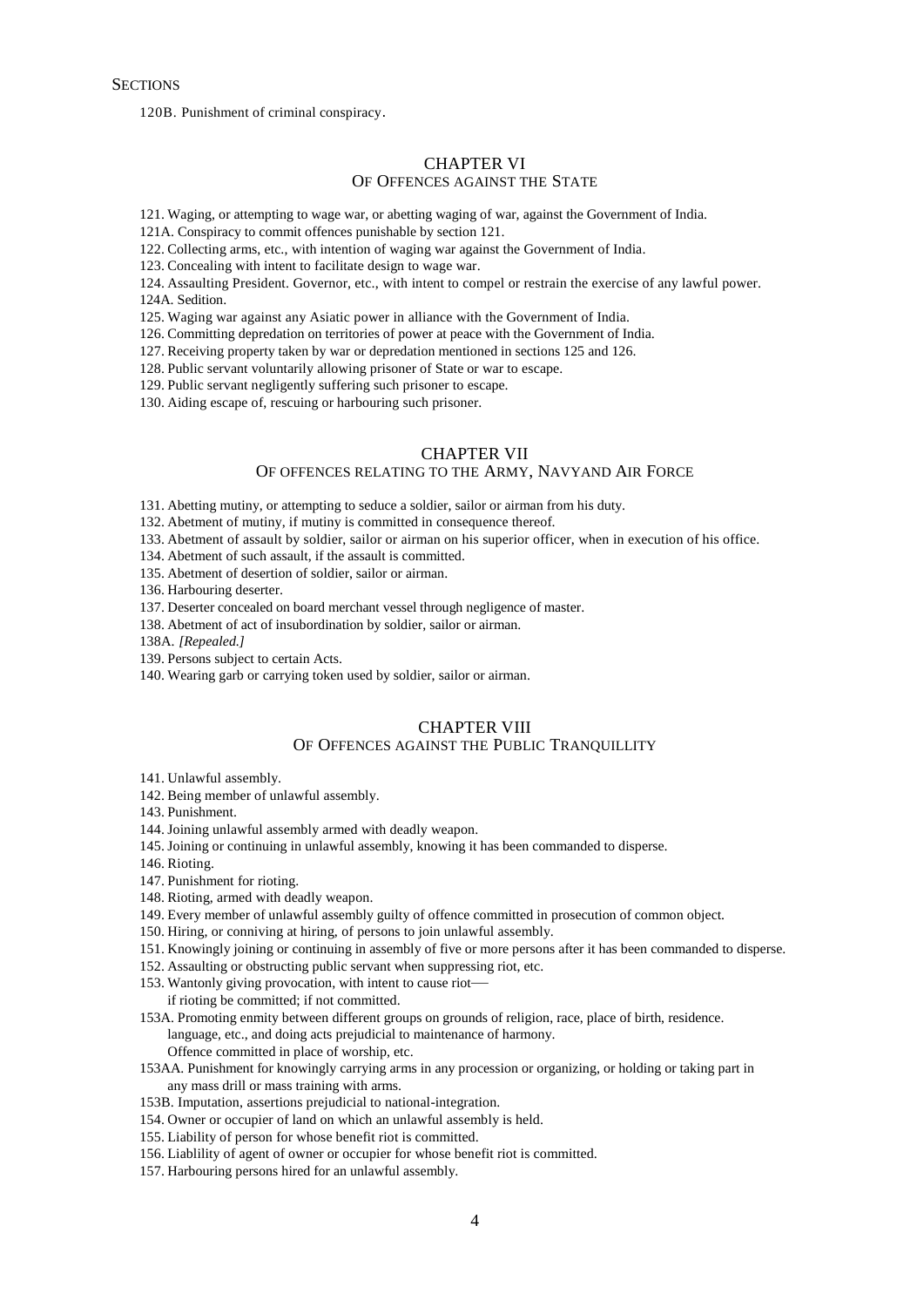SECTIONS

120B. Punishment of criminal conspiracy.

## CHAPTER VI
### OF OFFENCES AGAINST THE STATE

121. Waging, or attempting to wage war, or abetting waging of war, against the Government of India.

121A. Conspiracy to commit offences punishable by section 121.

122. Collecting arms, etc., with intention of waging war against the Government of India.

123. Concealing with intent to facilitate design to wage war.

124. Assaulting President. Governor, etc., with intent to compel or restrain the exercise of any lawful power.

124A. Sedition.

125. Waging war against any Asiatic power in alliance with the Government of India.

126. Committing depredation on territories of power at peace with the Government of India.

127. Receiving property taken by war or depredation mentioned in sections 125 and 126.

128. Public servant voluntarily allowing prisoner of State or war to escape.

129. Public servant negligently suffering such prisoner to escape.

130. Aiding escape of, rescuing or harbouring such prisoner.

## CHAPTER VII
### OF OFFENCES RELATING TO THE ARMY, NAVYAND AIR FORCE

131. Abetting mutiny, or attempting to seduce a soldier, sailor or airman from his duty.

132. Abetment of mutiny, if mutiny is committed in consequence thereof.

133. Abetment of assault by soldier, sailor or airman on his superior officer, when in execution of his office.

134. Abetment of such assault, if the assault is committed.

135. Abetment of desertion of soldier, sailor or airman.

136. Harbouring deserter.

137. Deserter concealed on board merchant vessel through negligence of master.

138. Abetment of act of insubordination by soldier, sailor or airman.

138A. *[Repealed.]*

139. Persons subject to certain Acts.

140. Wearing garb or carrying token used by soldier, sailor or airman.

## CHAPTER VIII
### OF OFFENCES AGAINST THE PUBLIC TRANQUILLITY

141. Unlawful assembly.

142. Being member of unlawful assembly.

143. Punishment.

144. Joining unlawful assembly armed with deadly weapon.

145. Joining or continuing in unlawful assembly, knowing it has been commanded to disperse.

146. Rioting.

147. Punishment for rioting.

148. Rioting, armed with deadly weapon.

149. Every member of unlawful assembly guilty of offence committed in prosecution of common object.

150. Hiring, or conniving at hiring, of persons to join unlawful assembly.

151. Knowingly joining or continuing in assembly of five or more persons after it has been commanded to disperse.

152. Assaulting or obstructing public servant when suppressing riot, etc.

153. Wantonly giving provocation, with intent to cause riot––
if rioting be committed; if not committed.

153A. Promoting enmity between different groups on grounds of religion, race, place of birth, residence. language, etc., and doing acts prejudicial to maintenance of harmony.
Offence committed in place of worship, etc.

153AA. Punishment for knowingly carrying arms in any procession or organizing, or holding or taking part in any mass drill or mass training with arms.

153B. Imputation, assertions prejudicial to national-integration.

154. Owner or occupier of land on which an unlawful assembly is held.

155. Liability of person for whose benefit riot is committed.

156. Liablility of agent of owner or occupier for whose benefit riot is committed.

157. Harbouring persons hired for an unlawful assembly.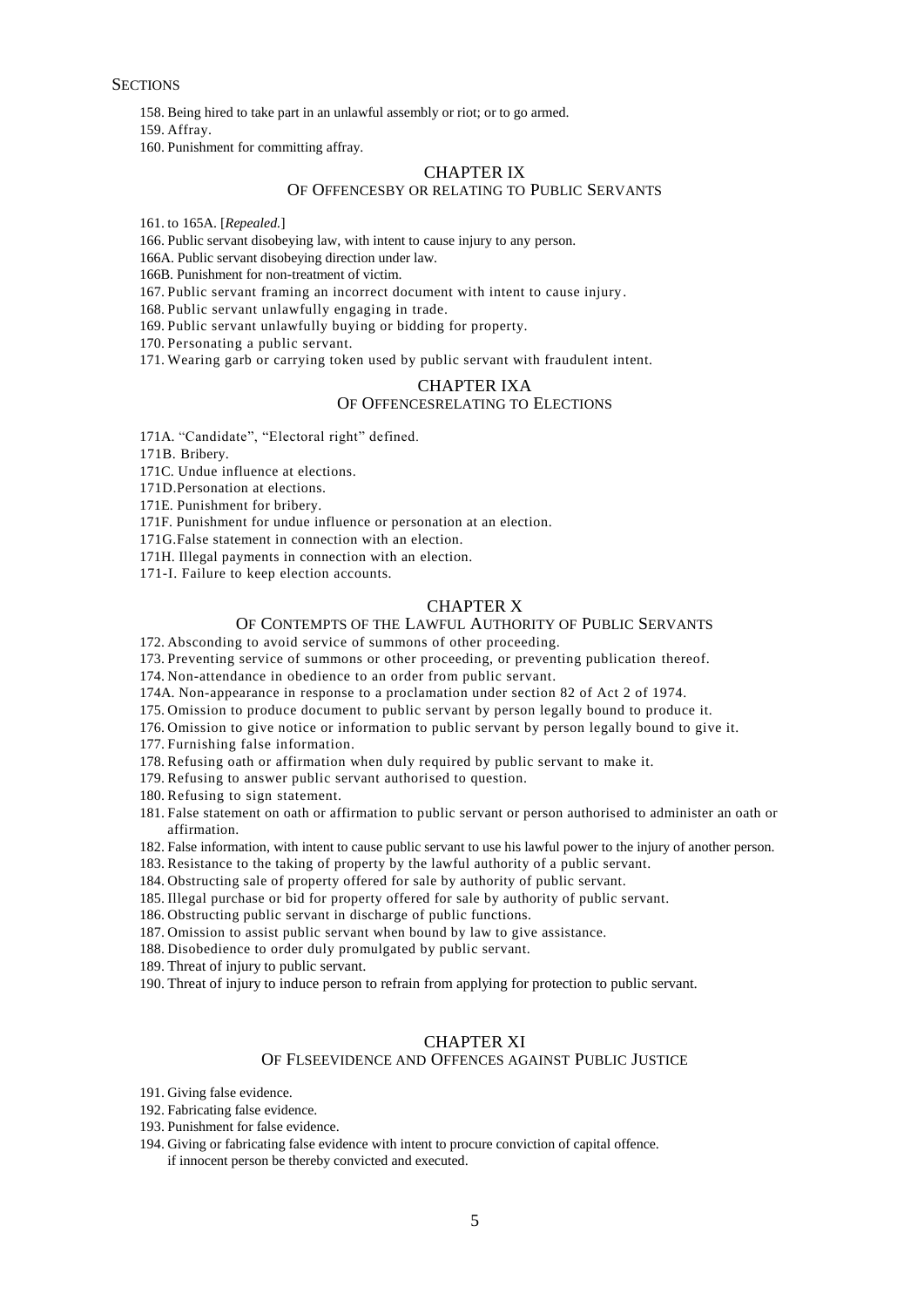SECTIONS

158. Being hired to take part in an unlawful assembly or riot; or to go armed.

159. Affray.

160. Punishment for committing affray.

## CHAPTER IX
### OF OFFENCESBY OR RELATING TO PUBLIC SERVANTS

161. to 165A. [*Repealed.*]

166. Public servant disobeying law, with intent to cause injury to any person.

166A. Public servant disobeying direction under law.

166B. Punishment for non-treatment of victim.

167. Public servant framing an incorrect document with intent to cause injury.

168. Public servant unlawfully engaging in trade.

169. Public servant unlawfully buying or bidding for property.

170. Personating a public servant.

171. Wearing garb or carrying token used by public servant with fraudulent intent.

## CHAPTER IXA
### OF OFFENCESRELATING TO ELECTIONS

171A. "Candidate", "Electoral right" defined.

171B. Bribery.

171C. Undue influence at elections.

171D.Personation at elections.

171E. Punishment for bribery.

171F. Punishment for undue influence or personation at an election.

171G.False statement in connection with an election.

171H. Illegal payments in connection with an election.

171-I. Failure to keep election accounts.

## CHAPTER X
### OF CONTEMPTS OF THE LAWFUL AUTHORITY OF PUBLIC SERVANTS

172. Absconding to avoid service of summons of other proceeding.

173. Preventing service of summons or other proceeding, or preventing publication thereof.

174. Non-attendance in obedience to an order from public servant.

174A. Non-appearance in response to a proclamation under section 82 of Act 2 of 1974.

175. Omission to produce document to public servant by person legally bound to produce it.

176. Omission to give notice or information to public servant by person legally bound to give it.

177. Furnishing false information.

178. Refusing oath or affirmation when duly required by public servant to make it.

179. Refusing to answer public servant authorised to question.

180. Refusing to sign statement.

181. False statement on oath or affirmation to public servant or person authorised to administer an oath or affirmation.

182. False information, with intent to cause public servant to use his lawful power to the injury of another person.

183. Resistance to the taking of property by the lawful authority of a public servant.

184. Obstructing sale of property offered for sale by authority of public servant.

185. Illegal purchase or bid for property offered for sale by authority of public servant.

186. Obstructing public servant in discharge of public functions.

187. Omission to assist public servant when bound by law to give assistance.

188. Disobedience to order duly promulgated by public servant.

189. Threat of injury to public servant.

190. Threat of injury to induce person to refrain from applying for protection to public servant.

## CHAPTER XI
### OF FLSEEVIDENCE AND OFFENCES AGAINST PUBLIC JUSTICE

191. Giving false evidence.

192. Fabricating false evidence.

193. Punishment for false evidence.

194. Giving or fabricating false evidence with intent to procure conviction of capital offence. if innocent person be thereby convicted and executed.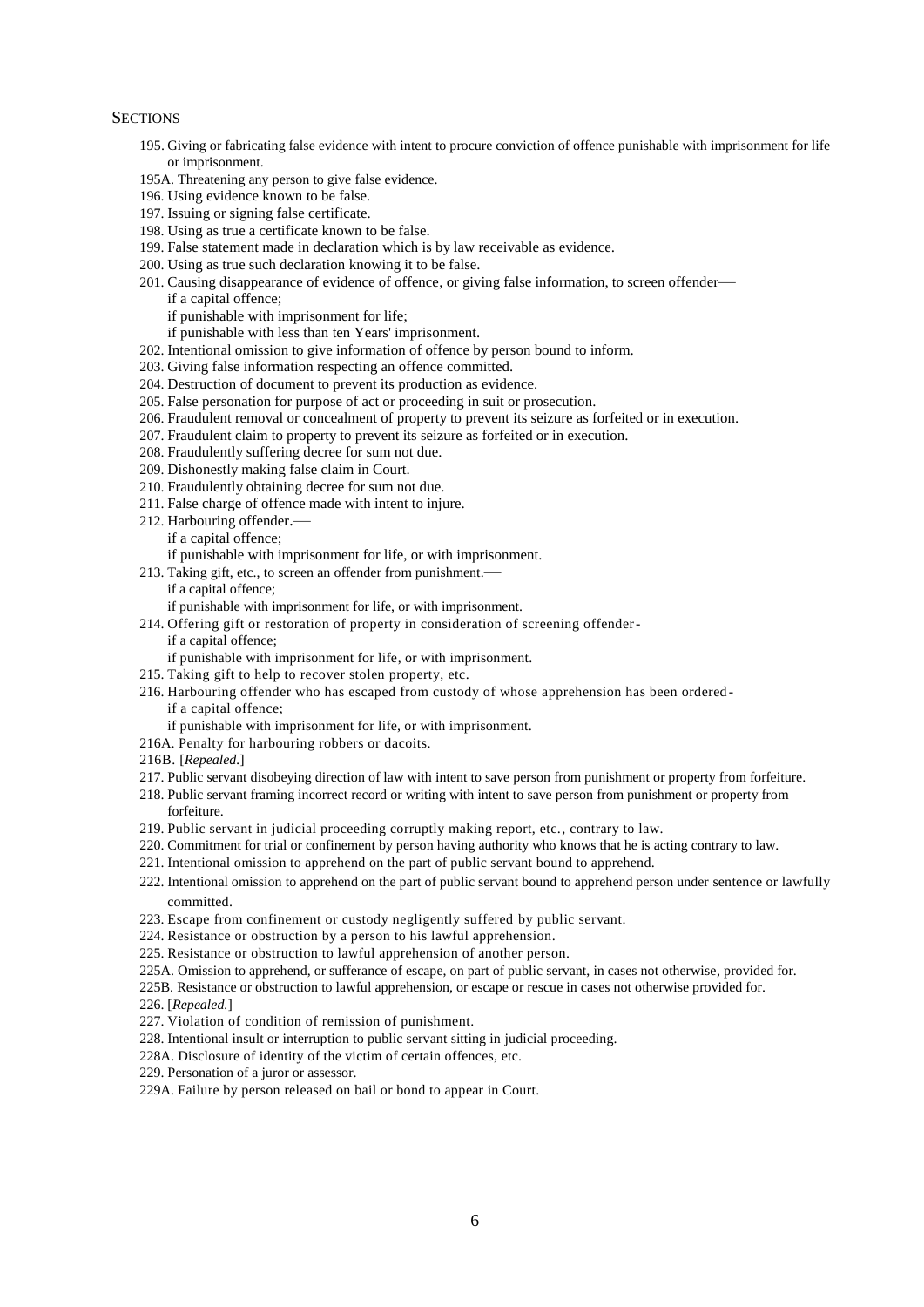SECTIONS

195. Giving or fabricating false evidence with intent to procure conviction of offence punishable with imprisonment for life or imprisonment.

195A. Threatening any person to give false evidence.

196. Using evidence known to be false.

197. Issuing or signing false certificate.

198. Using as true a certificate known to be false.

199. False statement made in declaration which is by law receivable as evidence.

200. Using as true such declaration knowing it to be false.

201. Causing disappearance of evidence of offence, or giving false information, to screen offender—
    if a capital offence;
    if punishable with imprisonment for life;
    if punishable with less than ten Years' imprisonment.

202. Intentional omission to give information of offence by person bound to inform.

203. Giving false information respecting an offence committed.

204. Destruction of document to prevent its production as evidence.

205. False personation for purpose of act or proceeding in suit or prosecution.

206. Fraudulent removal or concealment of property to prevent its seizure as forfeited or in execution.

207. Fraudulent claim to property to prevent its seizure as forfeited or in execution.

208. Fraudulently suffering decree for sum not due.

209. Dishonestly making false claim in Court.

210. Fraudulently obtaining decree for sum not due.

211. False charge of offence made with intent to injure.

212. Harbouring offender.—
    if a capital offence;
    if punishable with imprisonment for life, or with imprisonment.

213. Taking gift, etc., to screen an offender from punishment.—
    if a capital offence;
    if punishable with imprisonment for life, or with imprisonment.

214. Offering gift or restoration of property in consideration of screening offender-
    if a capital offence;
    if punishable with imprisonment for life, or with imprisonment.

215. Taking gift to help to recover stolen property, etc.

216. Harbouring offender who has escaped from custody of whose apprehension has been ordered-
    if a capital offence;
    if punishable with imprisonment for life, or with imprisonment.

216A. Penalty for harbouring robbers or dacoits.

216B. [*Repealed.*]

217. Public servant disobeying direction of law with intent to save person from punishment or property from forfeiture.

218. Public servant framing incorrect record or writing with intent to save person from punishment or property from forfeiture.

219. Public servant in judicial proceeding corruptly making report, etc., contrary to law.

220. Commitment for trial or confinement by person having authority who knows that he is acting contrary to law.

221. Intentional omission to apprehend on the part of public servant bound to apprehend.

222. Intentional omission to apprehend on the part of public servant bound to apprehend person under sentence or lawfully committed.

223. Escape from confinement or custody negligently suffered by public servant.

224. Resistance or obstruction by a person to his lawful apprehension.

225. Resistance or obstruction to lawful apprehension of another person.

225A. Omission to apprehend, or sufferance of escape, on part of public servant, in cases not otherwise, provided for.

225B. Resistance or obstruction to lawful apprehension, or escape or rescue in cases not otherwise provided for.

226. [*Repealed.*]

227. Violation of condition of remission of punishment.

228. Intentional insult or interruption to public servant sitting in judicial proceeding.

228A. Disclosure of identity of the victim of certain offences, etc.

229. Personation of a juror or assessor.

229A. Failure by person released on bail or bond to appear in Court.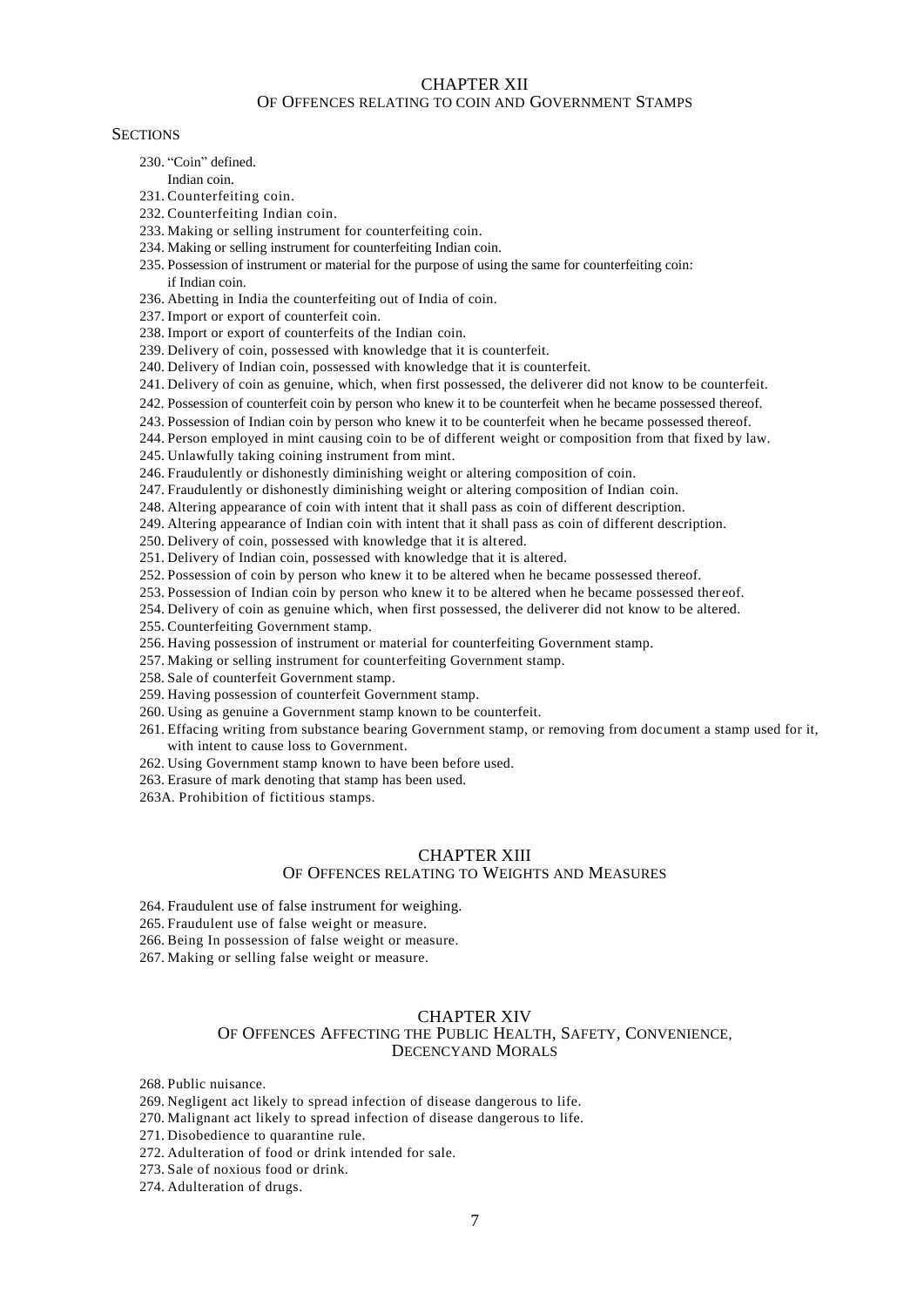## CHAPTER XII

### OF OFFENCES RELATING TO COIN AND GOVERNMENT STAMPS

SECTIONS

230. "Coin" defined.
     Indian coin.
231. Counterfeiting coin.
232. Counterfeiting Indian coin.
233. Making or selling instrument for counterfeiting coin.
234. Making or selling instrument for counterfeiting Indian coin.
235. Possession of instrument or material for the purpose of using the same for counterfeiting coin:
     if Indian coin.
236. Abetting in India the counterfeiting out of India of coin.
237. Import or export of counterfeit coin.
238. Import or export of counterfeits of the Indian coin.
239. Delivery of coin, possessed with knowledge that it is counterfeit.
240. Delivery of Indian coin, possessed with knowledge that it is counterfeit.
241. Delivery of coin as genuine, which, when first possessed, the deliverer did not know to be counterfeit.
242. Possession of counterfeit coin by person who knew it to be counterfeit when he became possessed thereof.
243. Possession of Indian coin by person who knew it to be counterfeit when he became possessed thereof.
244. Person employed in mint causing coin to be of different weight or composition from that fixed by law.
245. Unlawfully taking coining instrument from mint.
246. Fraudulently or dishonestly diminishing weight or altering composition of coin.
247. Fraudulently or dishonestly diminishing weight or altering composition of Indian coin.
248. Altering appearance of coin with intent that it shall pass as coin of different description.
249. Altering appearance of Indian coin with intent that it shall pass as coin of different description.
250. Delivery of coin, possessed with knowledge that it is altered.
251. Delivery of Indian coin, possessed with knowledge that it is altered.
252. Possession of coin by person who knew it to be altered when he became possessed thereof.
253. Possession of Indian coin by person who knew it to be altered when he became possessed thereof.
254. Delivery of coin as genuine which, when first possessed, the deliverer did not know to be altered.
255. Counterfeiting Government stamp.
256. Having possession of instrument or material for counterfeiting Government stamp.
257. Making or selling instrument for counterfeiting Government stamp.
258. Sale of counterfeit Government stamp.
259. Having possession of counterfeit Government stamp.
260. Using as genuine a Government stamp known to be counterfeit.
261. Effacing writing from substance bearing Government stamp, or removing from document a stamp used for it, with intent to cause loss to Government.
262. Using Government stamp known to have been before used.
263. Erasure of mark denoting that stamp has been used.

263A. Prohibition of fictitious stamps.

## CHAPTER XIII

### OF OFFENCES RELATING TO WEIGHTS AND MEASURES

264. Fraudulent use of false instrument for weighing.
265. Fraudulent use of false weight or measure.
266. Being In possession of false weight or measure.
267. Making or selling false weight or measure.

## CHAPTER XIV

### OF OFFENCES AFFECTING THE PUBLIC HEALTH, SAFETY, CONVENIENCE, DECENCYAND MORALS

268. Public nuisance.
269. Negligent act likely to spread infection of disease dangerous to life.
270. Malignant act likely to spread infection of disease dangerous to life.
271. Disobedience to quarantine rule.
272. Adulteration of food or drink intended for sale.
273. Sale of noxious food or drink.
274. Adulteration of drugs.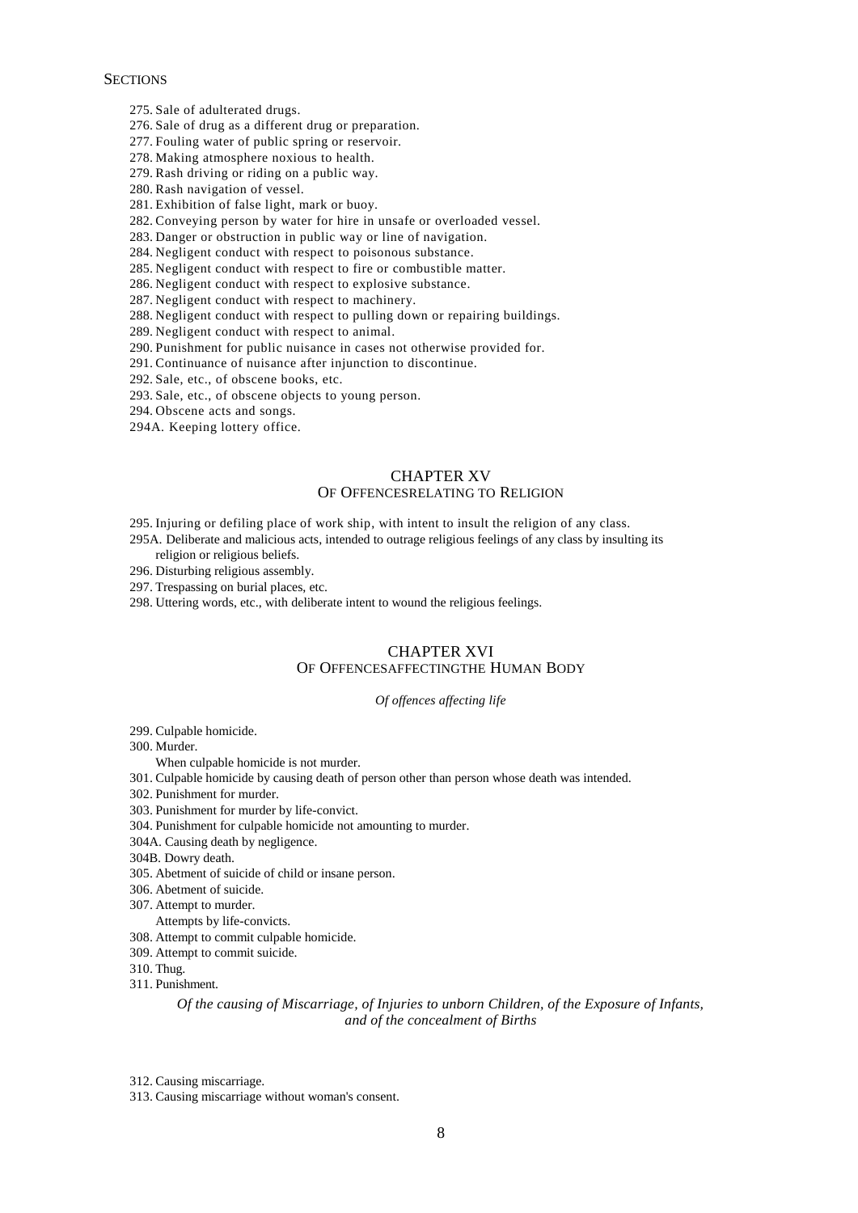SECTIONS

275. Sale of adulterated drugs.
276. Sale of drug as a different drug or preparation.
277. Fouling water of public spring or reservoir.
278. Making atmosphere noxious to health.
279. Rash driving or riding on a public way.
280. Rash navigation of vessel.
281. Exhibition of false light, mark or buoy.
282. Conveying person by water for hire in unsafe or overloaded vessel.
283. Danger or obstruction in public way or line of navigation.
284. Negligent conduct with respect to poisonous substance.
285. Negligent conduct with respect to fire or combustible matter.
286. Negligent conduct with respect to explosive substance.
287. Negligent conduct with respect to machinery.
288. Negligent conduct with respect to pulling down or repairing buildings.
289. Negligent conduct with respect to animal.
290. Punishment for public nuisance in cases not otherwise provided for.
291. Continuance of nuisance after injunction to discontinue.
292. Sale, etc., of obscene books, etc.
293. Sale, etc., of obscene objects to young person.
294. Obscene acts and songs.
294A. Keeping lottery office.

## CHAPTER XV
### OF OFFENCESRELATING TO RELIGION

295. Injuring or defiling place of work ship, with intent to insult the religion of any class.
295A. Deliberate and malicious acts, intended to outrage religious feelings of any class by insulting its religion or religious beliefs.
296. Disturbing religious assembly.
297. Trespassing on burial places, etc.
298. Uttering words, etc., with deliberate intent to wound the religious feelings.

## CHAPTER XVI
### OF OFFENCESAFFECTINGTHE HUMAN BODY

*Of offences affecting life*

299. Culpable homicide.
300. Murder.
    When culpable homicide is not murder.
301. Culpable homicide by causing death of person other than person whose death was intended.
302. Punishment for murder.
303. Punishment for murder by life-convict.
304. Punishment for culpable homicide not amounting to murder.
304A. Causing death by negligence.
304B. Dowry death.
305. Abetment of suicide of child or insane person.
306. Abetment of suicide.
307. Attempt to murder.
    Attempts by life-convicts.
308. Attempt to commit culpable homicide.
309. Attempt to commit suicide.
310. Thug.
311. Punishment.

*Of the causing of Miscarriage, of Injuries to unborn Children, of the Exposure of Infants, and of the concealment of Births*

312. Causing miscarriage.
313. Causing miscarriage without woman's consent.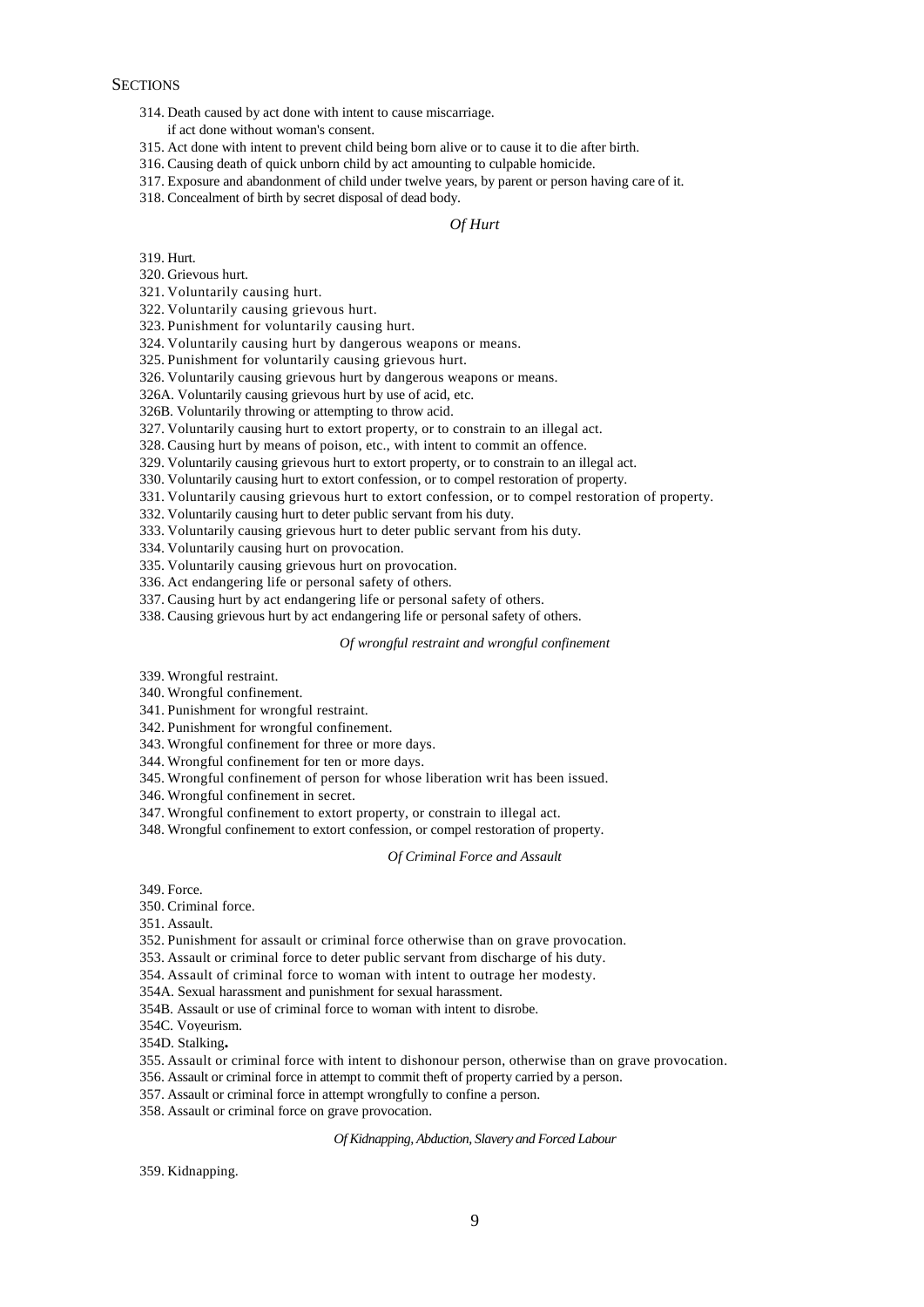SECTIONS

314. Death caused by act done with intent to cause miscarriage.
 if act done without woman's consent.
315. Act done with intent to prevent child being born alive or to cause it to die after birth.
316. Causing death of quick unborn child by act amounting to culpable homicide.
317. Exposure and abandonment of child under twelve years, by parent or person having care of it.
318. Concealment of birth by secret disposal of dead body.

*Of Hurt*

319. Hurt.
320. Grievous hurt.
321. Voluntarily causing hurt.
322. Voluntarily causing grievous hurt.
323. Punishment for voluntarily causing hurt.
324. Voluntarily causing hurt by dangerous weapons or means.
325. Punishment for voluntarily causing grievous hurt.
326. Voluntarily causing grievous hurt by dangerous weapons or means.
326A. Voluntarily causing grievous hurt by use of acid, etc.
326B. Voluntarily throwing or attempting to throw acid.
327. Voluntarily causing hurt to extort property, or to constrain to an illegal act.
328. Causing hurt by means of poison, etc., with intent to commit an offence.
329. Voluntarily causing grievous hurt to extort property, or to constrain to an illegal act.
330. Voluntarily causing hurt to extort confession, or to compel restoration of property.
331. Voluntarily causing grievous hurt to extort confession, or to compel restoration of property.
332. Voluntarily causing hurt to deter public servant from his duty.
333. Voluntarily causing grievous hurt to deter public servant from his duty.
334. Voluntarily causing hurt on provocation.
335. Voluntarily causing grievous hurt on provocation.
336. Act endangering life or personal safety of others.
337. Causing hurt by act endangering life or personal safety of others.
338. Causing grievous hurt by act endangering life or personal safety of others.

*Of wrongful restraint and wrongful confinement*

339. Wrongful restraint.
340. Wrongful confinement.
341. Punishment for wrongful restraint.
342. Punishment for wrongful confinement.
343. Wrongful confinement for three or more days.
344. Wrongful confinement for ten or more days.
345. Wrongful confinement of person for whose liberation writ has been issued.
346. Wrongful confinement in secret.
347. Wrongful confinement to extort property, or constrain to illegal act.
348. Wrongful confinement to extort confession, or compel restoration of property.

*Of Criminal Force and Assault*

349. Force.
350. Criminal force.
351. Assault.
352. Punishment for assault or criminal force otherwise than on grave provocation.
353. Assault or criminal force to deter public servant from discharge of his duty.
354. Assault of criminal force to woman with intent to outrage her modesty.
354A. Sexual harassment and punishment for sexual harassment.
354B. Assault or use of criminal force to woman with intent to disrobe.
354C. Voyeurism.
354D. Stalking**.**
355. Assault or criminal force with intent to dishonour person, otherwise than on grave provocation.
356. Assault or criminal force in attempt to commit theft of property carried by a person.
357. Assault or criminal force in attempt wrongfully to confine a person.
358. Assault or criminal force on grave provocation.

*Of Kidnapping, Abduction, Slavery and Forced Labour*

359. Kidnapping.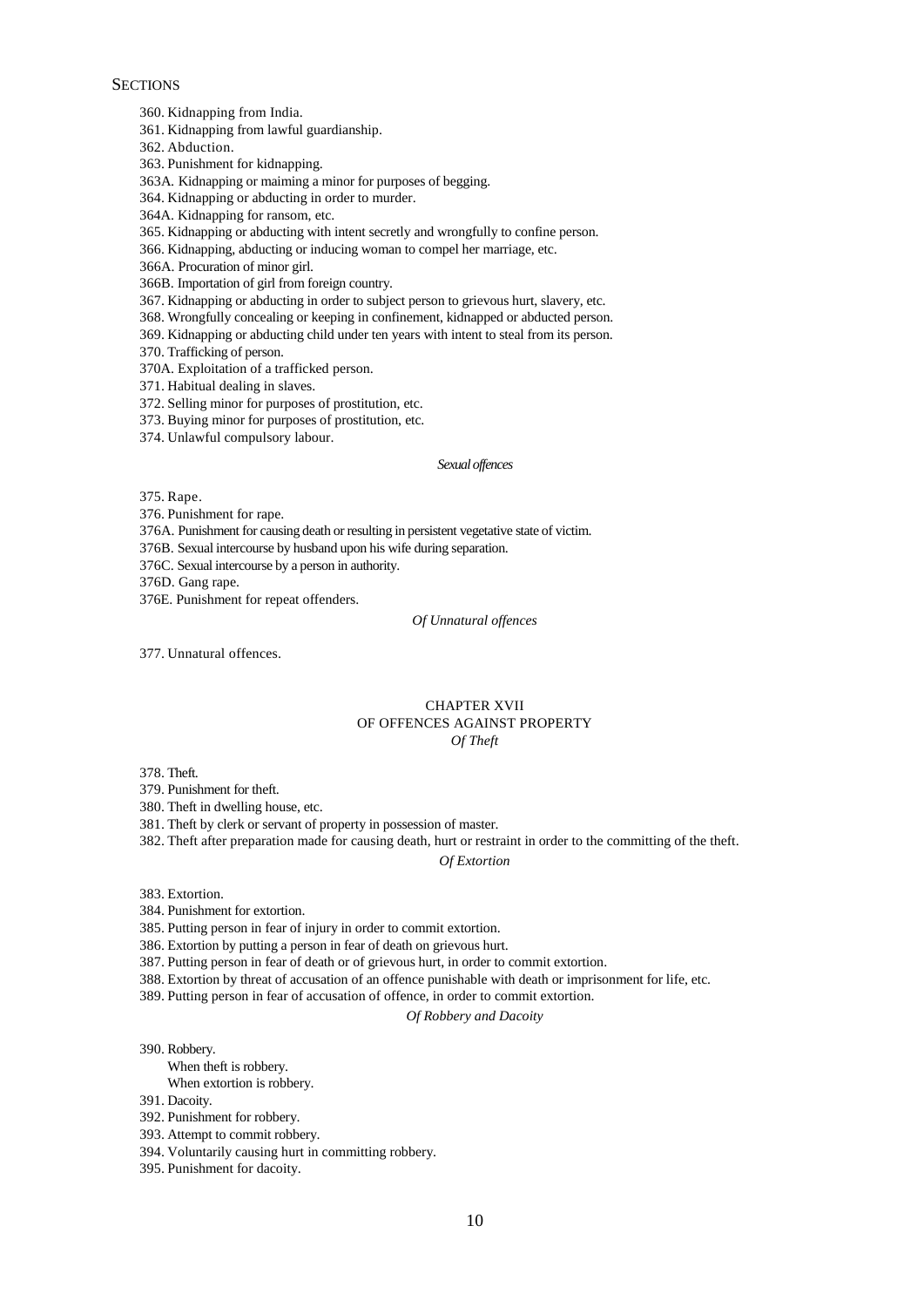SECTIONS

360. Kidnapping from India.

361. Kidnapping from lawful guardianship.

362. Abduction.

363. Punishment for kidnapping.

363A. Kidnapping or maiming a minor for purposes of begging.

364. Kidnapping or abducting in order to murder.

364A. Kidnapping for ransom, etc.

365. Kidnapping or abducting with intent secretly and wrongfully to confine person.

366. Kidnapping, abducting or inducing woman to compel her marriage, etc.

366A. Procuration of minor girl.

366B. Importation of girl from foreign country.

367. Kidnapping or abducting in order to subject person to grievous hurt, slavery, etc.

368. Wrongfully concealing or keeping in confinement, kidnapped or abducted person.

369. Kidnapping or abducting child under ten years with intent to steal from its person.

370. Trafficking of person.

370A. Exploitation of a trafficked person.

371. Habitual dealing in slaves.

372. Selling minor for purposes of prostitution, etc.

373. Buying minor for purposes of prostitution, etc.

374. Unlawful compulsory labour.

*Sexual offences*

375. Rape.

376. Punishment for rape.

376A. Punishment for causing death or resulting in persistent vegetative state of victim.

376B. Sexual intercourse by husband upon his wife during separation.

376C. Sexual intercourse by a person in authority.

376D. Gang rape.

376E. Punishment for repeat offenders.

*Of Unnatural offences*

377. Unnatural offences.

CHAPTER XVII

OF OFFENCES AGAINST PROPERTY

*Of Theft*

378. Theft.

379. Punishment for theft.

380. Theft in dwelling house, etc.

381. Theft by clerk or servant of property in possession of master.

382. Theft after preparation made for causing death, hurt or restraint in order to the committing of the theft.

*Of Extortion*

383. Extortion.

384. Punishment for extortion.

385. Putting person in fear of injury in order to commit extortion.

386. Extortion by putting a person in fear of death on grievous hurt.

387. Putting person in fear of death or of grievous hurt, in order to commit extortion.

388. Extortion by threat of accusation of an offence punishable with death or imprisonment for life, etc.

389. Putting person in fear of accusation of offence, in order to commit extortion.

*Of Robbery and Dacoity*

390. Robbery.

When theft is robbery.

When extortion is robbery.

391. Dacoity.

392. Punishment for robbery.

393. Attempt to commit robbery.

394. Voluntarily causing hurt in committing robbery.

395. Punishment for dacoity.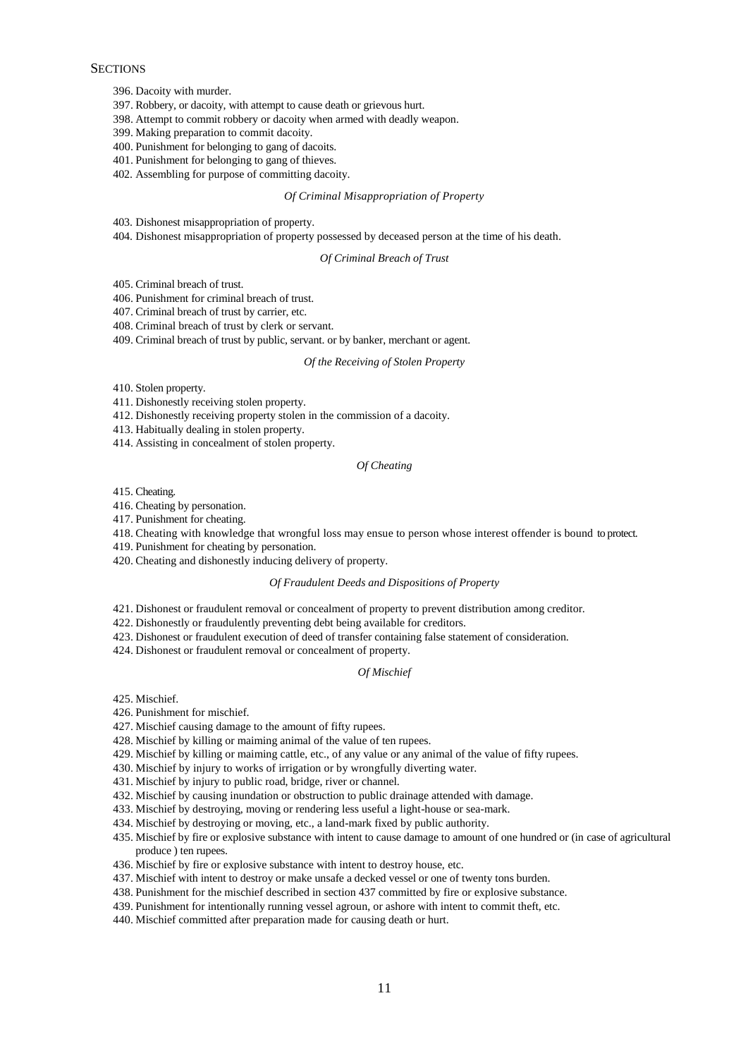SECTIONS

396. Dacoity with murder.
397. Robbery, or dacoity, with attempt to cause death or grievous hurt.
398. Attempt to commit robbery or dacoity when armed with deadly weapon.
399. Making preparation to commit dacoity.
400. Punishment for belonging to gang of dacoits.
401. Punishment for belonging to gang of thieves.
402. Assembling for purpose of committing dacoity.

*Of Criminal Misappropriation of Property*

403. Dishonest misappropriation of property.
404. Dishonest misappropriation of property possessed by deceased person at the time of his death.

*Of Criminal Breach of Trust*

405. Criminal breach of trust.
406. Punishment for criminal breach of trust.
407. Criminal breach of trust by carrier, etc.
408. Criminal breach of trust by clerk or servant.
409. Criminal breach of trust by public, servant. or by banker, merchant or agent.

*Of the Receiving of Stolen Property*

410. Stolen property.
411. Dishonestly receiving stolen property.
412. Dishonestly receiving property stolen in the commission of a dacoity.
413. Habitually dealing in stolen property.
414. Assisting in concealment of stolen property.

*Of Cheating*

415. Cheating.
416. Cheating by personation.
417. Punishment for cheating.
418. Cheating with knowledge that wrongful loss may ensue to person whose interest offender is bound to protect.
419. Punishment for cheating by personation.
420. Cheating and dishonestly inducing delivery of property.

*Of Fraudulent Deeds and Dispositions of Property*

421. Dishonest or fraudulent removal or concealment of property to prevent distribution among creditor.
422. Dishonestly or fraudulently preventing debt being available for creditors.
423. Dishonest or fraudulent execution of deed of transfer containing false statement of consideration.
424. Dishonest or fraudulent removal or concealment of property.

*Of Mischief*

425. Mischief.
426. Punishment for mischief.
427. Mischief causing damage to the amount of fifty rupees.
428. Mischief by killing or maiming animal of the value of ten rupees.
429. Mischief by killing or maiming cattle, etc., of any value or any animal of the value of fifty rupees.
430. Mischief by injury to works of irrigation or by wrongfully diverting water.
431. Mischief by injury to public road, bridge, river or channel.
432. Mischief by causing inundation or obstruction to public drainage attended with damage.
433. Mischief by destroying, moving or rendering less useful a light-house or sea-mark.
434. Mischief by destroying or moving, etc., a land-mark fixed by public authority.
435. Mischief by fire or explosive substance with intent to cause damage to amount of one hundred or (in case of agricultural produce ) ten rupees.
436. Mischief by fire or explosive substance with intent to destroy house, etc.
437. Mischief with intent to destroy or make unsafe a decked vessel or one of twenty tons burden.
438. Punishment for the mischief described in section 437 committed by fire or explosive substance.
439. Punishment for intentionally running vessel agroun, or ashore with intent to commit theft, etc.
440. Mischief committed after preparation made for causing death or hurt.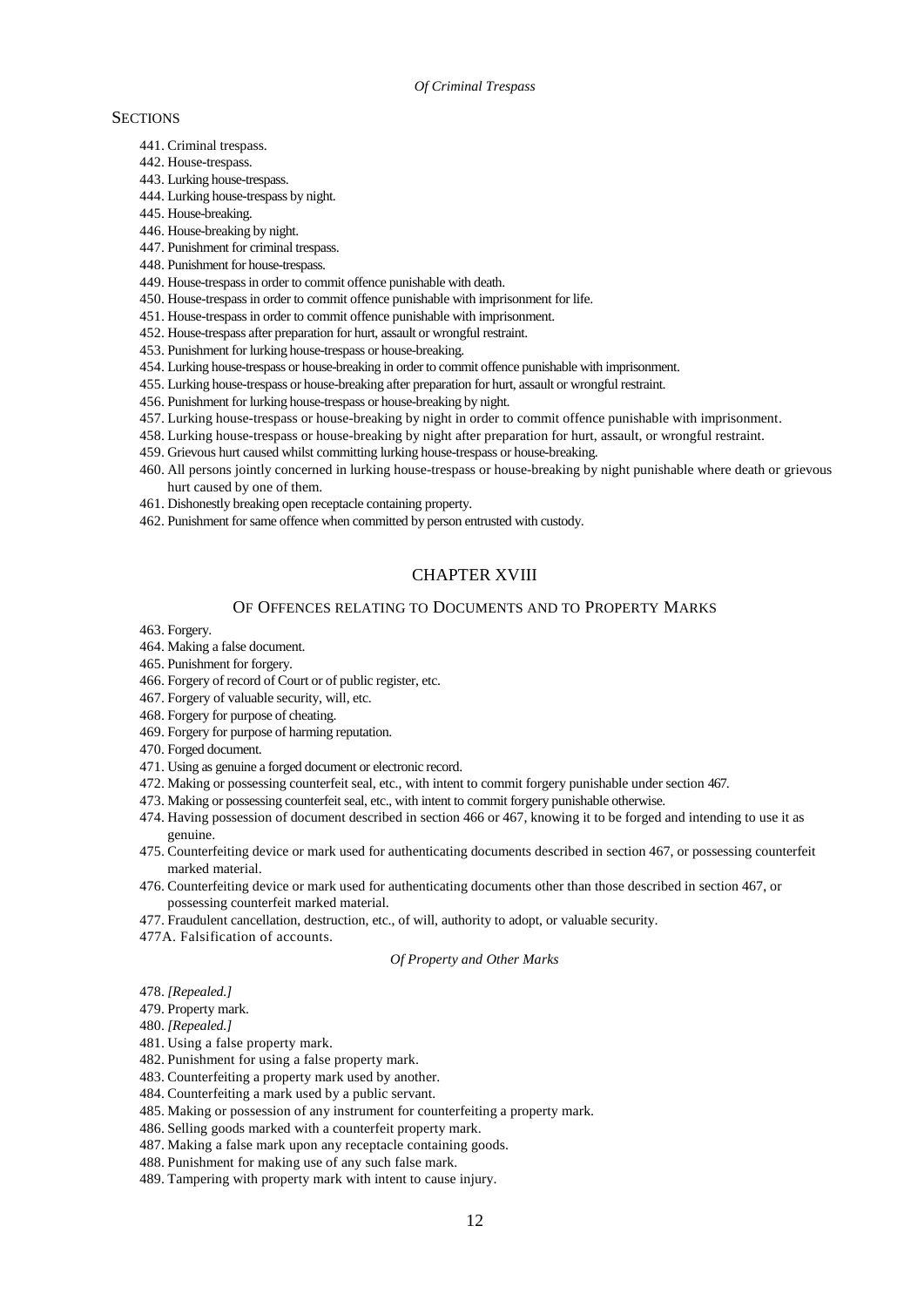*Of Criminal Trespass*

SECTIONS

441. Criminal trespass.
442. House-trespass.
443. Lurking house-trespass.
444. Lurking house-trespass by night.
445. House-breaking.
446. House-breaking by night.
447. Punishment for criminal trespass.
448. Punishment for house-trespass.
449. House-trespass in order to commit offence punishable with death.
450. House-trespass in order to commit offence punishable with imprisonment for life.
451. House-trespass in order to commit offence punishable with imprisonment.
452. House-trespass after preparation for hurt, assault or wrongful restraint.
453. Punishment for lurking house-trespass or house-breaking.
454. Lurking house-trespass or house-breaking in order to commit offence punishable with imprisonment.
455. Lurking house-trespass or house-breaking after preparation for hurt, assault or wrongful restraint.
456. Punishment for lurking house-trespass or house-breaking by night.
457. Lurking house-trespass or house-breaking by night in order to commit offence punishable with imprisonment.
458. Lurking house-trespass or house-breaking by night after preparation for hurt, assault, or wrongful restraint.
459. Grievous hurt caused whilst committing lurking house-trespass or house-breaking.
460. All persons jointly concerned in lurking house-trespass or house-breaking by night punishable where death or grievous hurt caused by one of them.
461. Dishonestly breaking open receptacle containing property.
462. Punishment for same offence when committed by person entrusted with custody.

## CHAPTER XVIII

### OF OFFENCES RELATING TO DOCUMENTS AND TO PROPERTY MARKS

463. Forgery.
464. Making a false document.
465. Punishment for forgery.
466. Forgery of record of Court or of public register, etc.
467. Forgery of valuable security, will, etc.
468. Forgery for purpose of cheating.
469. Forgery for purpose of harming reputation.
470. Forged document.
471. Using as genuine a forged document or electronic record.
472. Making or possessing counterfeit seal, etc., with intent to commit forgery punishable under section 467.
473. Making or possessing counterfeit seal, etc., with intent to commit forgery punishable otherwise.
474. Having possession of document described in section 466 or 467, knowing it to be forged and intending to use it as genuine.
475. Counterfeiting device or mark used for authenticating documents described in section 467, or possessing counterfeit marked material.
476. Counterfeiting device or mark used for authenticating documents other than those described in section 467, or possessing counterfeit marked material.
477. Fraudulent cancellation, destruction, etc., of will, authority to adopt, or valuable security.

477A. Falsification of accounts.

*Of Property and Other Marks*

478. *[Repealed.]*
479. Property mark.
480. *[Repealed.]*
481. Using a false property mark.
482. Punishment for using a false property mark.
483. Counterfeiting a property mark used by another.
484. Counterfeiting a mark used by a public servant.
485. Making or possession of any instrument for counterfeiting a property mark.
486. Selling goods marked with a counterfeit property mark.
487. Making a false mark upon any receptacle containing goods.
488. Punishment for making use of any such false mark.
489. Tampering with property mark with intent to cause injury.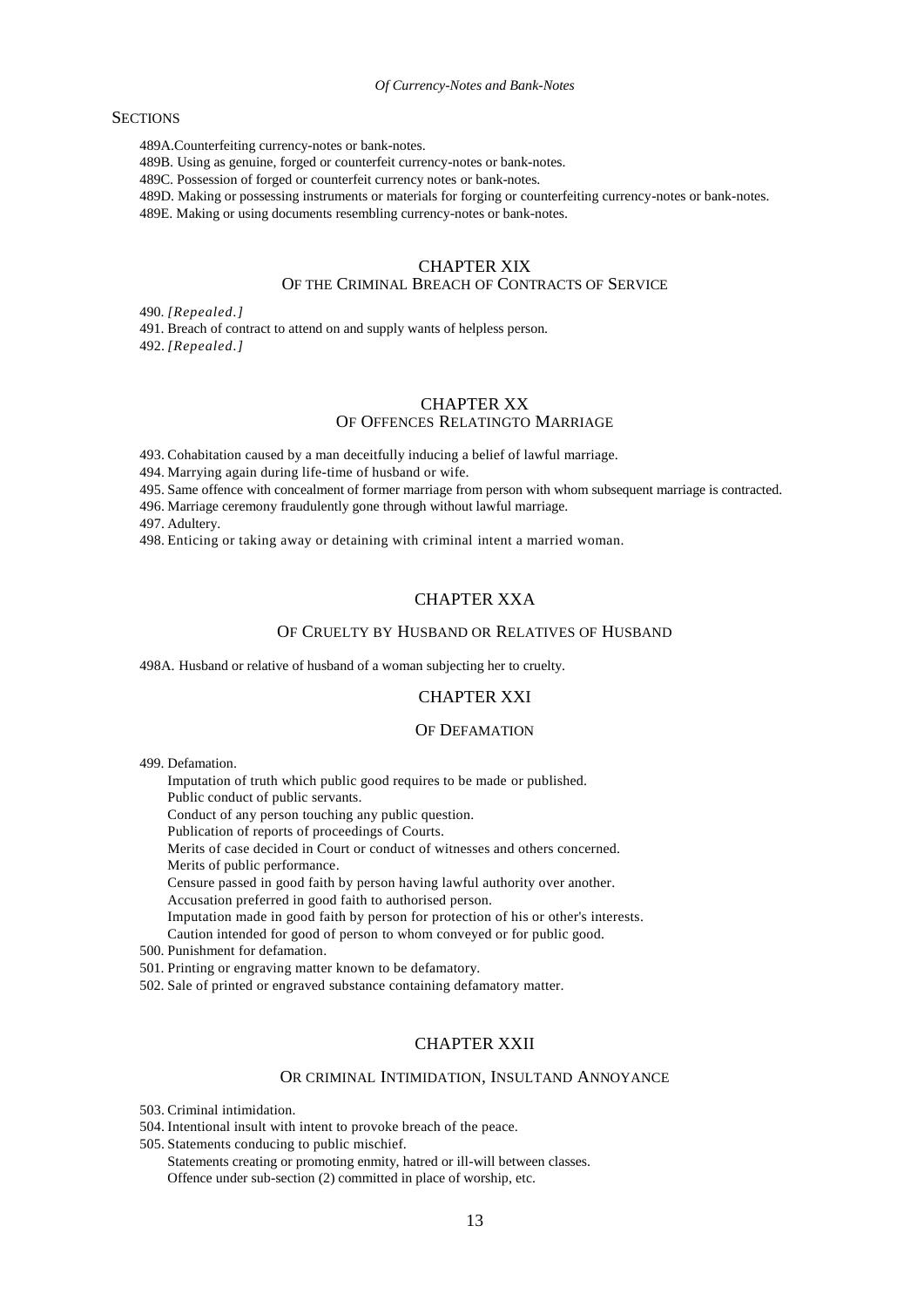*Of Currency-Notes and Bank-Notes*

SECTIONS

489A.Counterfeiting currency-notes or bank-notes.

489B. Using as genuine, forged or counterfeit currency-notes or bank-notes.

489C. Possession of forged or counterfeit currency notes or bank-notes.

489D. Making or possessing instruments or materials for forging or counterfeiting currency-notes or bank-notes.

489E. Making or using documents resembling currency-notes or bank-notes.

## CHAPTER XIX
### OF THE CRIMINAL BREACH OF CONTRACTS OF SERVICE

490. *[Repealed.]*

491. Breach of contract to attend on and supply wants of helpless person.

492. *[Repealed.]*

## CHAPTER XX
### OF OFFENCES RELATINGTO MARRIAGE

493. Cohabitation caused by a man deceitfully inducing a belief of lawful marriage.

494. Marrying again during life-time of husband or wife.

495. Same offence with concealment of former marriage from person with whom subsequent marriage is contracted.

496. Marriage ceremony fraudulently gone through without lawful marriage.

497. Adultery.

498. Enticing or taking away or detaining with criminal intent a married woman.

## CHAPTER XXA

### OF CRUELTY BY HUSBAND OR RELATIVES OF HUSBAND

498A. Husband or relative of husband of a woman subjecting her to cruelty.

## CHAPTER XXI

### OF DEFAMATION

499. Defamation.

Imputation of truth which public good requires to be made or published.
Public conduct of public servants.
Conduct of any person touching any public question.
Publication of reports of proceedings of Courts.
Merits of case decided in Court or conduct of witnesses and others concerned.
Merits of public performance.
Censure passed in good faith by person having lawful authority over another.
Accusation preferred in good faith to authorised person.
Imputation made in good faith by person for protection of his or other's interests.
Caution intended for good of person to whom conveyed or for public good.

500. Punishment for defamation.

501. Printing or engraving matter known to be defamatory.

502. Sale of printed or engraved substance containing defamatory matter.

## CHAPTER XXII

### OR CRIMINAL INTIMIDATION, INSULTAND ANNOYANCE

503. Criminal intimidation.

504. Intentional insult with intent to provoke breach of the peace.

505. Statements conducing to public mischief.

Statements creating or promoting enmity, hatred or ill-will between classes.
Offence under sub-section (2) committed in place of worship, etc.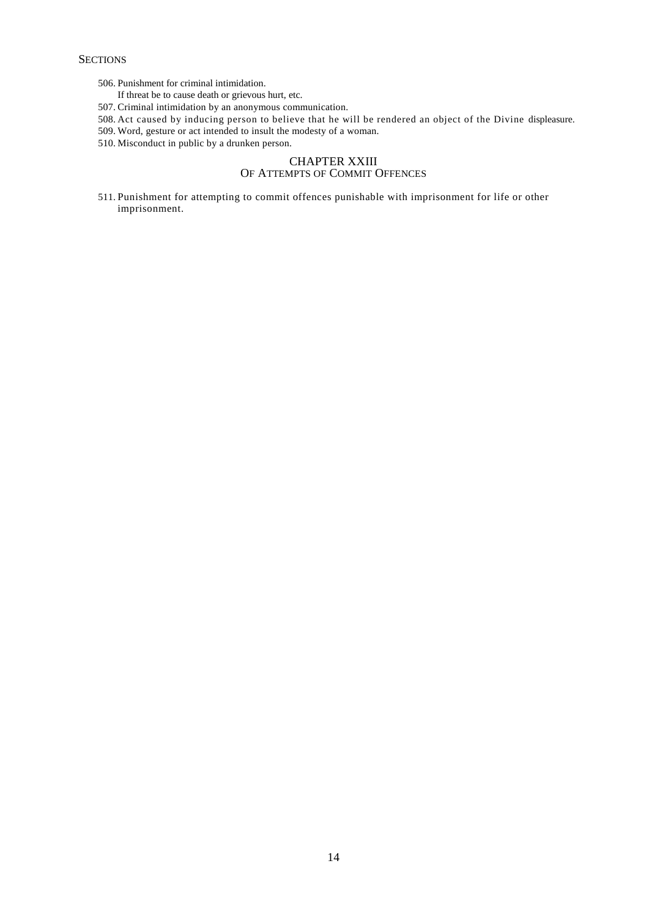SECTIONS

506. Punishment for criminal intimidation.
     If threat be to cause death or grievous hurt, etc.
507. Criminal intimidation by an anonymous communication.
508. Act caused by inducing person to believe that he will be rendered an object of the Divine displeasure.
509. Word, gesture or act intended to insult the modesty of a woman.
510. Misconduct in public by a drunken person.

## CHAPTER XXIII
### OF ATTEMPTS OF COMMIT OFFENCES

511. Punishment for attempting to commit offences punishable with imprisonment for life or other imprisonment.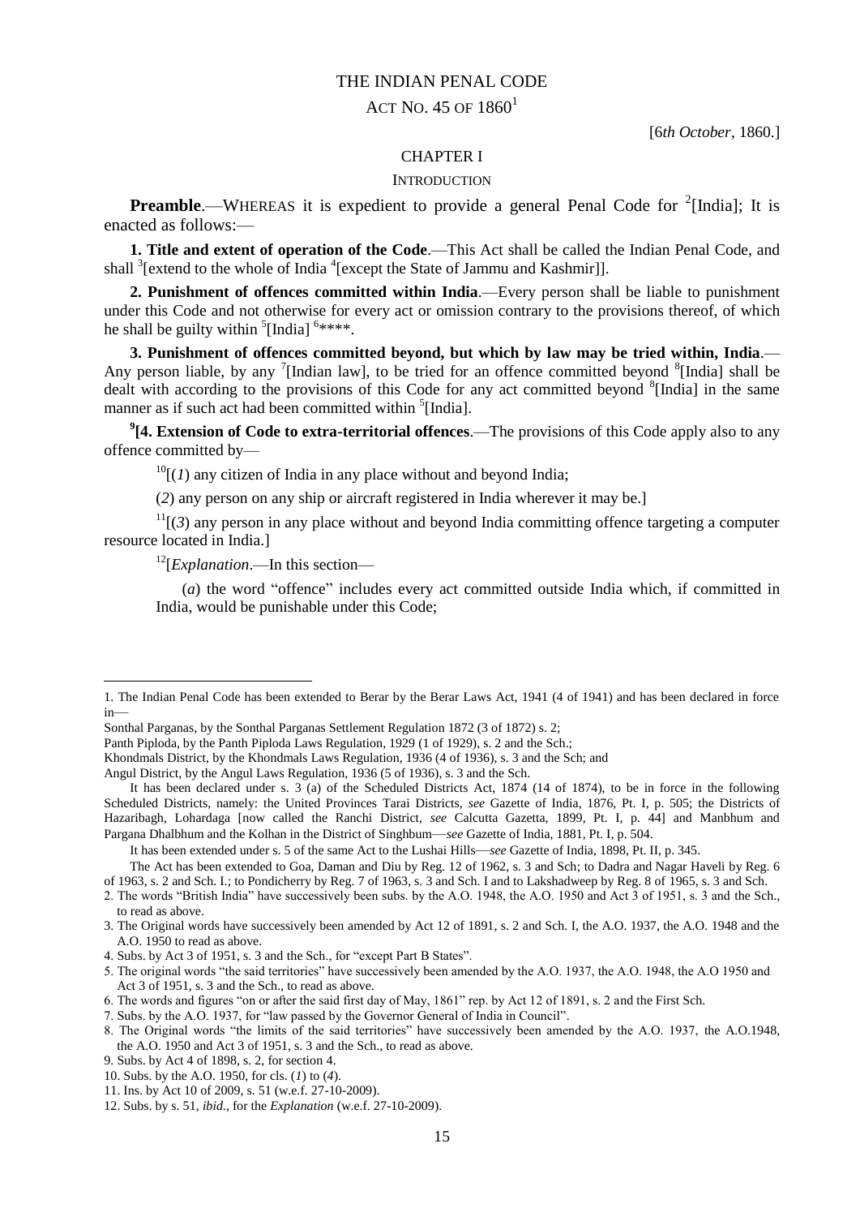# THE INDIAN PENAL CODE

## ACT NO. 45 OF 1860[1]

[6*th October*, 1860.]

## CHAPTER I

### INTRODUCTION

**Preamble**.—WHEREAS it is expedient to provide a general Penal Code for [2][India]; It is enacted as follows:—

**1. Title and extent of operation of the Code**.—This Act shall be called the Indian Penal Code, and shall [3][extend to the whole of India [4][except the State of Jammu and Kashmir]].

**2. Punishment of offences committed within India**.—Every person shall be liable to punishment under this Code and not otherwise for every act or omission contrary to the provisions thereof, of which he shall be guilty within [5][India] [6]\*\*\*\*.

**3. Punishment of offences committed beyond, but which by law may be tried within, India**.—Any person liable, by any [7][Indian law], to be tried for an offence committed beyond [8][India] shall be dealt with according to the provisions of this Code for any act committed beyond [8][India] in the same manner as if such act had been committed within [5][India].

[9]**[4. Extension of Code to extra-territorial offences**.—The provisions of this Code apply also to any offence committed by—

[10][(*1*) any citizen of India in any place without and beyond India;

(*2*) any person on any ship or aircraft registered in India wherever it may be.]

[11][(*3*) any person in any place without and beyond India committing offence targeting a computer resource located in India.]

[12][*Explanation*.—In this section—

(*a*) the word "offence" includes every act committed outside India which, if committed in India, would be punishable under this Code;

---

1. The Indian Penal Code has been extended to Berar by the Berar Laws Act, 1941 (4 of 1941) and has been declared in force in—

Sonthal Parganas, by the Sonthal Parganas Settlement Regulation 1872 (3 of 1872) s. 2;

Panth Piploda, by the Panth Piploda Laws Regulation, 1929 (1 of 1929), s. 2 and the Sch.;

Khondmals District, by the Khondmals Laws Regulation, 1936 (4 of 1936), s. 3 and the Sch; and

Angul District, by the Angul Laws Regulation, 1936 (5 of 1936), s. 3 and the Sch.

It has been declared under s. 3 (a) of the Scheduled Districts Act, 1874 (14 of 1874), to be in force in the following Scheduled Districts, namely: the United Provinces Tarai Districts, *see* Gazette of India, 1876, Pt. I, p. 505; the Districts of Hazaribagh, Lohardaga [now called the Ranchi District, *see* Calcutta Gazetta, 1899, Pt. I, p. 44] and Manbhum and Pargana Dhalbhum and the Kolhan in the District of Singhbum—*see* Gazette of India, 1881, Pt. I, p. 504.

It has been extended under s. 5 of the same Act to the Lushai Hills—*see* Gazette of India, 1898, Pt. II, p. 345.

The Act has been extended to Goa, Daman and Diu by Reg. 12 of 1962, s. 3 and Sch; to Dadra and Nagar Haveli by Reg. 6 of 1963, s. 2 and Sch. I.; to Pondicherry by Reg. 7 of 1963, s. 3 and Sch. I and to Lakshadweep by Reg. 8 of 1965, s. 3 and Sch.

2. The words "British India" have successively been subs. by the A.O. 1948, the A.O. 1950 and Act 3 of 1951, s. 3 and the Sch., to read as above.
3. The Original words have successively been amended by Act 12 of 1891, s. 2 and Sch. I, the A.O. 1937, the A.O. 1948 and the A.O. 1950 to read as above.
4. Subs. by Act 3 of 1951, s. 3 and the Sch., for "except Part B States".
5. The original words "the said territories" have successively been amended by the A.O. 1937, the A.O. 1948, the A.O 1950 and Act 3 of 1951, s. 3 and the Sch., to read as above.
6. The words and figures "on or after the said first day of May, 1861" rep. by Act 12 of 1891, s. 2 and the First Sch.
7. Subs. by the A.O. 1937, for "law passed by the Governor General of India in Council".
8. The Original words "the limits of the said territories" have successively been amended by the A.O. 1937, the A.O.1948, the A.O. 1950 and Act 3 of 1951, s. 3 and the Sch., to read as above.
9. Subs. by Act 4 of 1898, s. 2, for section 4.
10. Subs. by the A.O. 1950, for cls. (*1*) to (*4*).
11. Ins. by Act 10 of 2009, s. 51 (w.e.f. 27-10-2009).
12. Subs. by s. 51, *ibid.*, for the *Explanation* (w.e.f. 27-10-2009).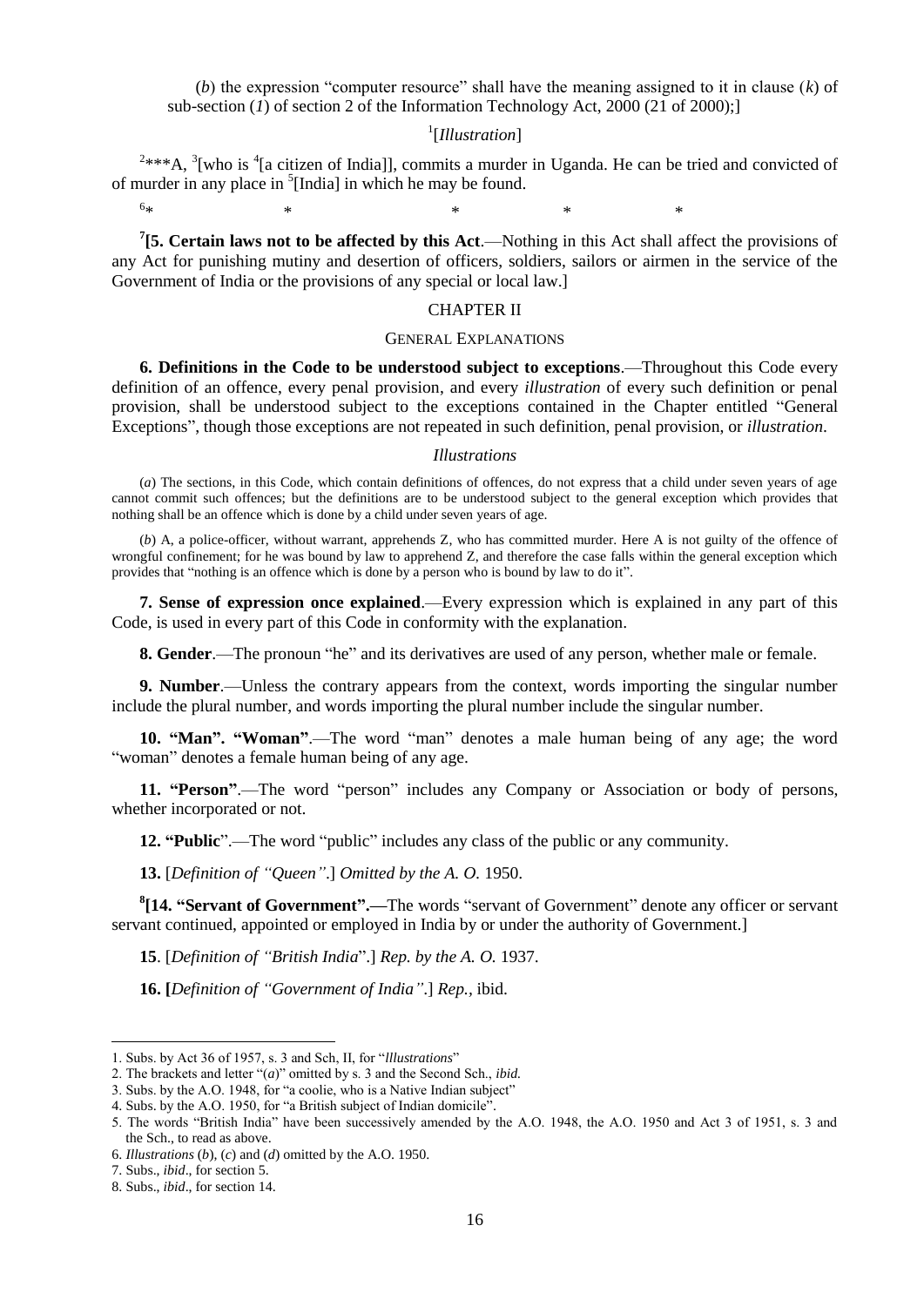(*b*) the expression "computer resource" shall have the meaning assigned to it in clause (*k*) of sub-section (*1*) of section 2 of the Information Technology Act, 2000 (21 of 2000);]

[1][*Illustration*]

[2]***A, [3][who is [4][a citizen of India]], commits a murder in Uganda. He can be tried and convicted of of murder in any place in [5][India] in which he may be found.

[6]* * * * *

**[7][5. Certain laws not to be affected by this Act**.—Nothing in this Act shall affect the provisions of any Act for punishing mutiny and desertion of officers, soldiers, sailors or airmen in the service of the Government of India or the provisions of any special or local law.]

## CHAPTER II

### GENERAL EXPLANATIONS

**6. Definitions in the Code to be understood subject to exceptions**.—Throughout this Code every definition of an offence, every penal provision, and every *illustration* of every such definition or penal provision, shall be understood subject to the exceptions contained in the Chapter entitled "General Exceptions", though those exceptions are not repeated in such definition, penal provision, or *illustration*.

*Illustrations*

(*a*) The sections, in this Code, which contain definitions of offences, do not express that a child under seven years of age cannot commit such offences; but the definitions are to be understood subject to the general exception which provides that nothing shall be an offence which is done by a child under seven years of age.

(*b*) A, a police-officer, without warrant, apprehends Z, who has committed murder. Here A is not guilty of the offence of wrongful confinement; for he was bound by law to apprehend Z, and therefore the case falls within the general exception which provides that "nothing is an offence which is done by a person who is bound by law to do it".

**7. Sense of expression once explained**.—Every expression which is explained in any part of this Code, is used in every part of this Code in conformity with the explanation.

**8. Gender**.—The pronoun "he" and its derivatives are used of any person, whether male or female.

**9. Number**.—Unless the contrary appears from the context, words importing the singular number include the plural number, and words importing the plural number include the singular number.

**10. "Man". "Woman"**.—The word "man" denotes a male human being of any age; the word "woman" denotes a female human being of any age.

**11. "Person"**.—The word "person" includes any Company or Association or body of persons, whether incorporated or not.

**12. "Public**".—The word "public" includes any class of the public or any community.

**13.** [*Definition of "Queen"*.] *Omitted by the A. O.* 1950.

**[8][14. "Servant of Government".—**The words "servant of Government" denote any officer or servant servant continued, appointed or employed in India by or under the authority of Government.]

**15**. [*Definition of "British India*".] *Rep. by the A. O.* 1937.

**16. [***Definition of "Government of India"*.] *Rep.*, ibid.

---

1. Subs. by Act 36 of 1957, s. 3 and Sch, II, for "*Illustrations*"
2. The brackets and letter "(*a*)" omitted by s. 3 and the Second Sch., *ibid.*
3. Subs. by the A.O. 1948, for "a coolie, who is a Native Indian subject"
4. Subs. by the A.O. 1950, for "a British subject of Indian domicile".
5. The words "British India" have been successively amended by the A.O. 1948, the A.O. 1950 and Act 3 of 1951, s. 3 and the Sch., to read as above.
6. *Illustrations* (*b*), (*c*) and (*d*) omitted by the A.O. 1950.
7. Subs., *ibid*., for section 5.
8. Subs., *ibid*., for section 14.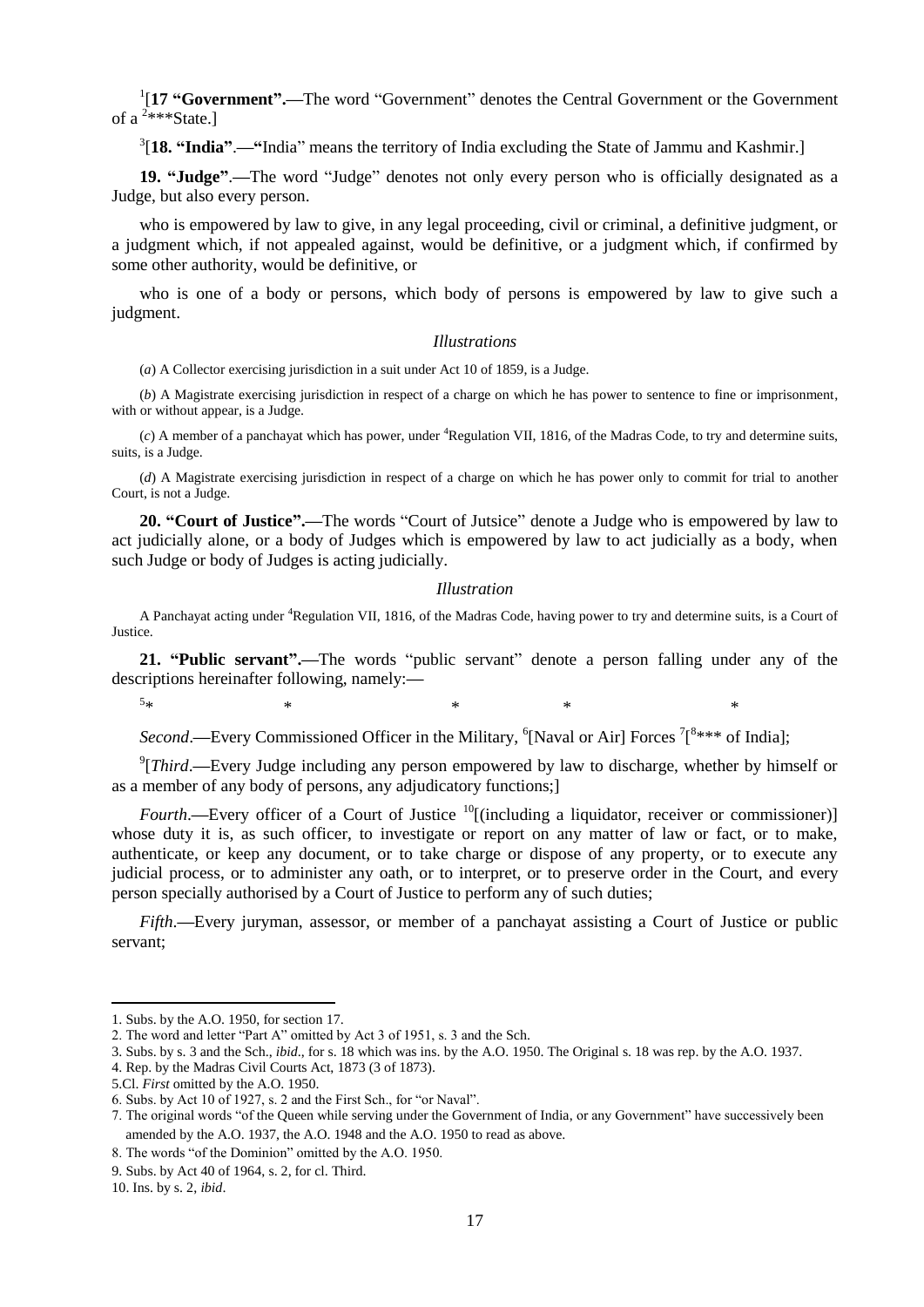[1][**17 "Government".—**The word "Government" denotes the Central Government or the Government of a [2]***State.]

[3][**18. "India"**.—"India" means the territory of India excluding the State of Jammu and Kashmir.]

**19. "Judge".—**The word "Judge" denotes not only every person who is officially designated as a Judge, but also every person.

who is empowered by law to give, in any legal proceeding, civil or criminal, a definitive judgment, or a judgment which, if not appealed against, would be definitive, or a judgment which, if confirmed by some other authority, would be definitive, or

who is one of a body or persons, which body of persons is empowered by law to give such a judgment.

*Illustrations*

(*a*) A Collector exercising jurisdiction in a suit under Act 10 of 1859, is a Judge.

(*b*) A Magistrate exercising jurisdiction in respect of a charge on which he has power to sentence to fine or imprisonment, with or without appear, is a Judge.

(*c*) A member of a panchayat which has power, under [4]Regulation VII, 1816, of the Madras Code, to try and determine suits, suits, is a Judge.

(*d*) A Magistrate exercising jurisdiction in respect of a charge on which he has power only to commit for trial to another Court, is not a Judge.

**20. "Court of Justice".—**The words "Court of Jutsice" denote a Judge who is empowered by law to act judicially alone, or a body of Judges which is empowered by law to act judicially as a body, when such Judge or body of Judges is acting judicially.

*Illustration*

A Panchayat acting under [4]Regulation VII, 1816, of the Madras Code, having power to try and determine suits, is a Court of Justice.

**21. "Public servant".—**The words "public servant" denote a person falling under any of the descriptions hereinafter following, namely:—

[5]* * * * *

*Second*.—Every Commissioned Officer in the Military, [6][Naval or Air] Forces [7][[8]*** of India];

[9][*Third*.—Every Judge including any person empowered by law to discharge, whether by himself or as a member of any body of persons, any adjudicatory functions;]

*Fourth*.—Every officer of a Court of Justice [10][(including a liquidator, receiver or commissioner)] whose duty it is, as such officer, to investigate or report on any matter of law or fact, or to make, authenticate, or keep any document, or to take charge or dispose of any property, or to execute any judicial process, or to administer any oath, or to interpret, or to preserve order in the Court, and every person specially authorised by a Court of Justice to perform any of such duties;

*Fifth*.—Every juryman, assessor, or member of a panchayat assisting a Court of Justice or public servant;

---

1. Subs. by the A.O. 1950, for section 17.
2. The word and letter "Part A" omitted by Act 3 of 1951, s. 3 and the Sch.
3. Subs. by s. 3 and the Sch., *ibid*., for s. 18 which was ins. by the A.O. 1950. The Original s. 18 was rep. by the A.O. 1937.
4. Rep. by the Madras Civil Courts Act, 1873 (3 of 1873).
5. Cl. *First* omitted by the A.O. 1950.
6. Subs. by Act 10 of 1927, s. 2 and the First Sch., for "or Naval".
7. The original words "of the Queen while serving under the Government of India, or any Government" have successively been amended by the A.O. 1937, the A.O. 1948 and the A.O. 1950 to read as above.
8. The words "of the Dominion" omitted by the A.O. 1950.
9. Subs. by Act 40 of 1964, s. 2, for cl. Third.
10. Ins. by s. 2, *ibid*.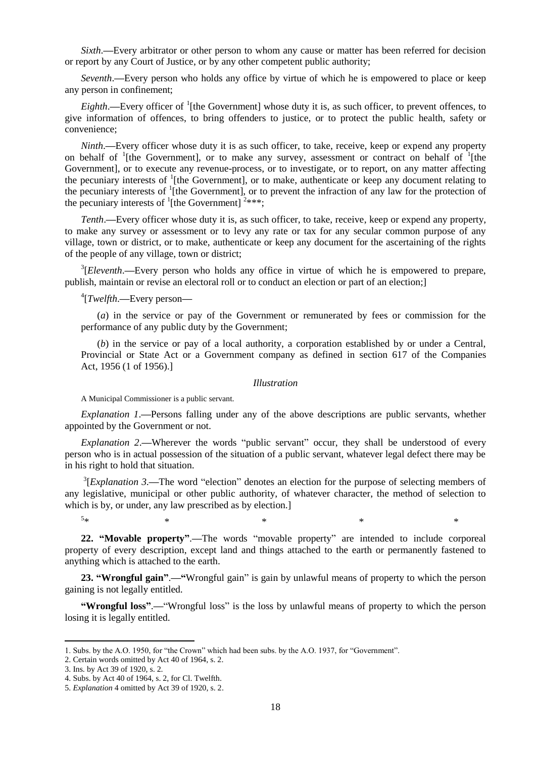*Sixth*.—Every arbitrator or other person to whom any cause or matter has been referred for decision or report by any Court of Justice, or by any other competent public authority;

*Seventh*.—Every person who holds any office by virtue of which he is empowered to place or keep any person in confinement;

*Eighth*.—Every officer of [1][the Government] whose duty it is, as such officer, to prevent offences, to give information of offences, to bring offenders to justice, or to protect the public health, safety or convenience;

*Ninth*.—Every officer whose duty it is as such officer, to take, receive, keep or expend any property on behalf of [1][the Government], or to make any survey, assessment or contract on behalf of [1][the Government], or to execute any revenue-process, or to investigate, or to report, on any matter affecting the pecuniary interests of [1][the Government], or to make, authenticate or keep any document relating to the pecuniary interests of [1][the Government], or to prevent the infraction of any law for the protection of the pecuniary interests of [1][the Government] [2]***;

*Tenth*.—Every officer whose duty it is, as such officer, to take, receive, keep or expend any property, to make any survey or assessment or to levy any rate or tax for any secular common purpose of any village, town or district, or to make, authenticate or keep any document for the ascertaining of the rights of the people of any village, town or district;

[3][*Eleventh*.—Every person who holds any office in virtue of which he is empowered to prepare, publish, maintain or revise an electoral roll or to conduct an election or part of an election;]

[4][*Twelfth*.—Every person—

(*a*) in the service or pay of the Government or remunerated by fees or commission for the performance of any public duty by the Government;

(*b*) in the service or pay of a local authority, a corporation established by or under a Central, Provincial or State Act or a Government company as defined in section 617 of the Companies Act, 1956 (1 of 1956).]

*Illustration*

A Municipal Commissioner is a public servant.

*Explanation 1*.—Persons falling under any of the above descriptions are public servants, whether appointed by the Government or not.

*Explanation 2*.—Wherever the words "public servant" occur, they shall be understood of every person who is in actual possession of the situation of a public servant, whatever legal defect there may be in his right to hold that situation.

[3][*Explanation 3*.—The word "election" denotes an election for the purpose of selecting members of any legislative, municipal or other public authority, of whatever character, the method of selection to which is by, or under, any law prescribed as by election.]

[5]* * * * *

**22. "Movable property".**—The words "movable property" are intended to include corporeal property of every description, except land and things attached to the earth or permanently fastened to anything which is attached to the earth.

**23. "Wrongful gain".**—"Wrongful gain" is gain by unlawful means of property to which the person gaining is not legally entitled.

**"Wrongful loss".**—"Wrongful loss" is the loss by unlawful means of property to which the person losing it is legally entitled.

---

1. Subs. by the A.O. 1950, for "the Crown" which had been subs. by the A.O. 1937, for "Government".
2. Certain words omitted by Act 40 of 1964, s. 2.
3. Ins. by Act 39 of 1920, s. 2.
4. Subs. by Act 40 of 1964, s. 2, for Cl. Twelfth.
5. *Explanation* 4 omitted by Act 39 of 1920, s. 2.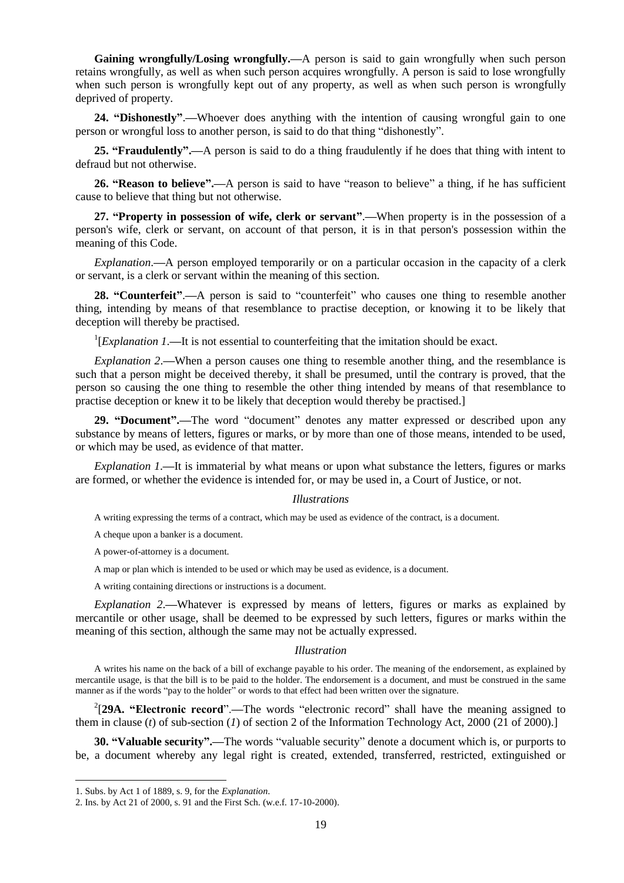**Gaining wrongfully/Losing wrongfully.**—A person is said to gain wrongfully when such person retains wrongfully, as well as when such person acquires wrongfully. A person is said to lose wrongfully when such person is wrongfully kept out of any property, as well as when such person is wrongfully deprived of property.

**24. "Dishonestly"**.—Whoever does anything with the intention of causing wrongful gain to one person or wrongful loss to another person, is said to do that thing "dishonestly".

**25. "Fraudulently".**—A person is said to do a thing fraudulently if he does that thing with intent to defraud but not otherwise.

**26. "Reason to believe".**—A person is said to have "reason to believe" a thing, if he has sufficient cause to believe that thing but not otherwise.

**27. "Property in possession of wife, clerk or servant"**.—When property is in the possession of a person's wife, clerk or servant, on account of that person, it is in that person's possession within the meaning of this Code.

*Explanation*.—A person employed temporarily or on a particular occasion in the capacity of a clerk or servant, is a clerk or servant within the meaning of this section.

**28. "Counterfeit"**.—A person is said to "counterfeit" who causes one thing to resemble another thing, intending by means of that resemblance to practise deception, or knowing it to be likely that deception will thereby be practised.

[1][*Explanation 1*.—It is not essential to counterfeiting that the imitation should be exact.

*Explanation 2*.—When a person causes one thing to resemble another thing, and the resemblance is such that a person might be deceived thereby, it shall be presumed, until the contrary is proved, that the person so causing the one thing to resemble the other thing intended by means of that resemblance to practise deception or knew it to be likely that deception would thereby be practised.]

**29. "Document".**—The word "document" denotes any matter expressed or described upon any substance by means of letters, figures or marks, or by more than one of those means, intended to be used, or which may be used, as evidence of that matter.

*Explanation 1*.—It is immaterial by what means or upon what substance the letters, figures or marks are formed, or whether the evidence is intended for, or may be used in, a Court of Justice, or not.

*Illustrations*

A writing expressing the terms of a contract, which may be used as evidence of the contract, is a document.

A cheque upon a banker is a document.

A power-of-attorney is a document.

A map or plan which is intended to be used or which may be used as evidence, is a document.

A writing containing directions or instructions is a document.

*Explanation 2*.—Whatever is expressed by means of letters, figures or marks as explained by mercantile or other usage, shall be deemed to be expressed by such letters, figures or marks within the meaning of this section, although the same may not be actually expressed.

*Illustration*

A writes his name on the back of a bill of exchange payable to his order. The meaning of the endorsement, as explained by mercantile usage, is that the bill is to be paid to the holder. The endorsement is a document, and must be construed in the same manner as if the words "pay to the holder" or words to that effect had been written over the signature.

[2][**29A. "Electronic record**".—The words "electronic record" shall have the meaning assigned to them in clause (*t*) of sub-section (*1*) of section 2 of the Information Technology Act, 2000 (21 of 2000).]

**30. "Valuable security".**—The words "valuable security" denote a document which is, or purports to be, a document whereby any legal right is created, extended, transferred, restricted, extinguished or

---

1. Subs. by Act 1 of 1889, s. 9, for the *Explanation*.
2. Ins. by Act 21 of 2000, s. 91 and the First Sch. (w.e.f. 17-10-2000).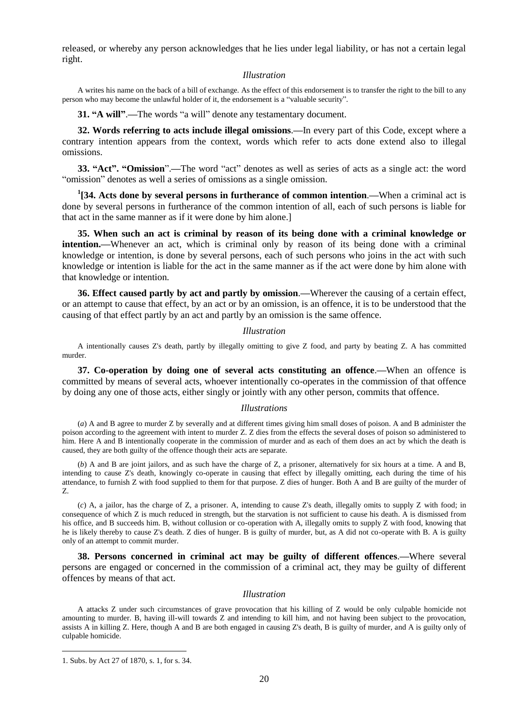released, or whereby any person acknowledges that he lies under legal liability, or has not a certain legal right.

*Illustration*

A writes his name on the back of a bill of exchange. As the effect of this endorsement is to transfer the right to the bill to any person who may become the unlawful holder of it, the endorsement is a "valuable security".

**31. "A will".—**The words "a will" denote any testamentary document.

**32. Words referring to acts include illegal omissions.—**In every part of this Code, except where a contrary intention appears from the context, words which refer to acts done extend also to illegal omissions.

**33. "Act". "Omission".—**The word "act" denotes as well as series of acts as a single act: the word "omission" denotes as well a series of omissions as a single omission.

[1][**34. Acts done by several persons in furtherance of common intention.—**When a criminal act is done by several persons in furtherance of the common intention of all, each of such persons is liable for that act in the same manner as if it were done by him alone.]

**35. When such an act is criminal by reason of its being done with a criminal knowledge or intention.—**Whenever an act, which is criminal only by reason of its being done with a criminal knowledge or intention, is done by several persons, each of such persons who joins in the act with such knowledge or intention is liable for the act in the same manner as if the act were done by him alone with that knowledge or intention.

**36. Effect caused partly by act and partly by omission.—**Wherever the causing of a certain effect, or an attempt to cause that effect, by an act or by an omission, is an offence, it is to be understood that the causing of that effect partly by an act and partly by an omission is the same offence.

*Illustration*

A intentionally causes Z's death, partly by illegally omitting to give Z food, and party by beating Z. A has committed murder.

**37. Co-operation by doing one of several acts constituting an offence.—**When an offence is committed by means of several acts, whoever intentionally co-operates in the commission of that offence by doing any one of those acts, either singly or jointly with any other person, commits that offence.

*Illustrations*

(*a*) A and B agree to murder Z by severally and at different times giving him small doses of poison. A and B administer the poison according to the agreement with intent to murder Z. Z dies from the effects the several doses of poison so administered to him. Here A and B intentionally cooperate in the commission of murder and as each of them does an act by which the death is caused, they are both guilty of the offence though their acts are separate.

(*b*) A and B are joint jailors, and as such have the charge of Z, a prisoner, alternatively for six hours at a time. A and B, intending to cause Z's death, knowingly co-operate in causing that effect by illegally omitting, each during the time of his attendance, to furnish Z with food supplied to them for that purpose. Z dies of hunger. Both A and B are guilty of the murder of Z.

(*c*) A, a jailor, has the charge of Z, a prisoner. A, intending to cause Z's death, illegally omits to supply Z with food; in consequence of which Z is much reduced in strength, but the starvation is not sufficient to cause his death. A is dismissed from his office, and B succeeds him. B, without collusion or co-operation with A, illegally omits to supply Z with food, knowing that he is likely thereby to cause Z's death. Z dies of hunger. B is guilty of murder, but, as A did not co-operate with B. A is guilty only of an attempt to commit murder.

**38. Persons concerned in criminal act may be guilty of different offences.—**Where several persons are engaged or concerned in the commission of a criminal act, they may be guilty of different offences by means of that act.

*Illustration*

A attacks Z under such circumstances of grave provocation that his killing of Z would be only culpable homicide not amounting to murder. B, having ill-will towards Z and intending to kill him, and not having been subject to the provocation, assists A in killing Z. Here, though A and B are both engaged in causing Z's death, B is guilty of murder, and A is guilty only of culpable homicide.

---

1. Subs. by Act 27 of 1870, s. 1, for s. 34.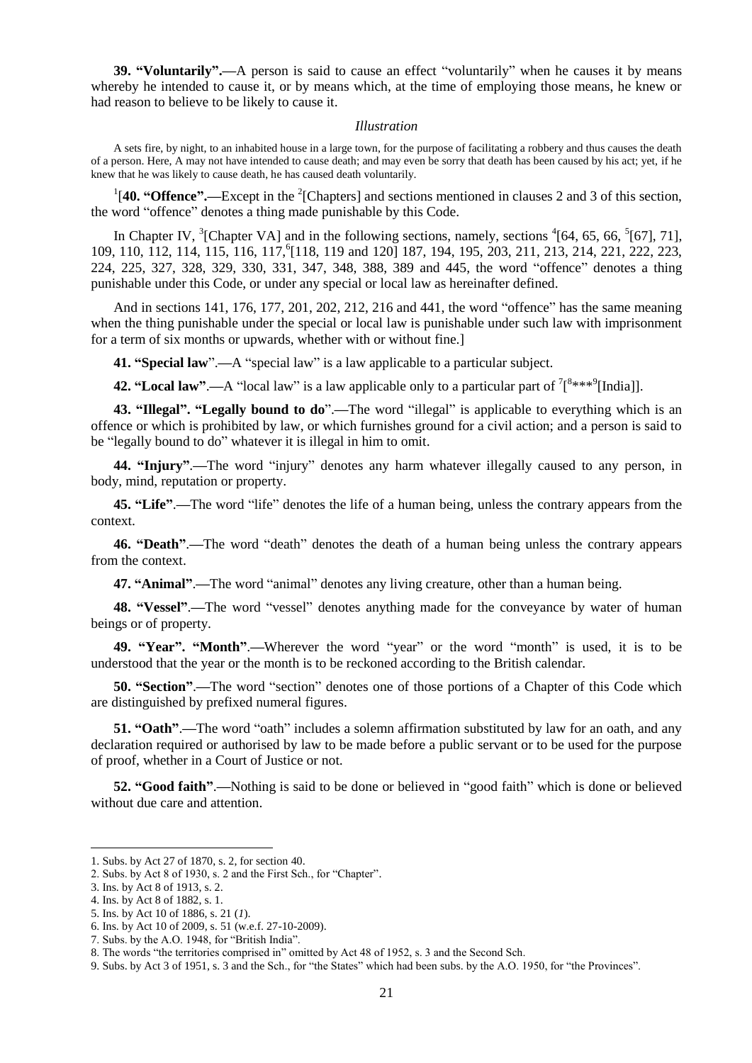**39. "Voluntarily".—**A person is said to cause an effect "voluntarily" when he causes it by means whereby he intended to cause it, or by means which, at the time of employing those means, he knew or had reason to believe to be likely to cause it.

*Illustration*

A sets fire, by night, to an inhabited house in a large town, for the purpose of facilitating a robbery and thus causes the death of a person. Here, A may not have intended to cause death; and may even be sorry that death has been caused by his act; yet, if he knew that he was likely to cause death, he has caused death voluntarily.

[1][**40. "Offence".—**Except in the [2][Chapters] and sections mentioned in clauses 2 and 3 of this section, the word "offence" denotes a thing made punishable by this Code.

In Chapter IV, [3][Chapter VA] and in the following sections, namely, sections [4][64, 65, 66, [5][67], 71], 109, 110, 112, 114, 115, 116, 117,[6][118, 119 and 120] 187, 194, 195, 203, 211, 213, 214, 221, 222, 223, 224, 225, 327, 328, 329, 330, 331, 347, 348, 388, 389 and 445, the word "offence" denotes a thing punishable under this Code, or under any special or local law as hereinafter defined.

And in sections 141, 176, 177, 201, 202, 212, 216 and 441, the word "offence" has the same meaning when the thing punishable under the special or local law is punishable under such law with imprisonment for a term of six months or upwards, whether with or without fine.]

**41. "Special law".—**A "special law" is a law applicable to a particular subject.

**42. "Local law".—**A "local law" is a law applicable only to a particular part of [7][[8]*** [9][India]].

**43. "Illegal". "Legally bound to do".—**The word "illegal" is applicable to everything which is an offence or which is prohibited by law, or which furnishes ground for a civil action; and a person is said to be "legally bound to do" whatever it is illegal in him to omit.

**44. "Injury".—**The word "injury" denotes any harm whatever illegally caused to any person, in body, mind, reputation or property.

**45. "Life".—**The word "life" denotes the life of a human being, unless the contrary appears from the context.

**46. "Death".—**The word "death" denotes the death of a human being unless the contrary appears from the context.

**47. "Animal".—**The word "animal" denotes any living creature, other than a human being.

**48. "Vessel".—**The word "vessel" denotes anything made for the conveyance by water of human beings or of property.

**49. "Year". "Month".—**Wherever the word "year" or the word "month" is used, it is to be understood that the year or the month is to be reckoned according to the British calendar.

**50. "Section".—**The word "section" denotes one of those portions of a Chapter of this Code which are distinguished by prefixed numeral figures.

**51. "Oath".—**The word "oath" includes a solemn affirmation substituted by law for an oath, and any declaration required or authorised by law to be made before a public servant or to be used for the purpose of proof, whether in a Court of Justice or not.

**52. "Good faith".—**Nothing is said to be done or believed in "good faith" which is done or believed without due care and attention.

---

1. Subs. by Act 27 of 1870, s. 2, for section 40.
2. Subs. by Act 8 of 1930, s. 2 and the First Sch., for "Chapter".
3. Ins. by Act 8 of 1913, s. 2.
4. Ins. by Act 8 of 1882, s. 1.
5. Ins. by Act 10 of 1886, s. 21 (*1*).
6. Ins. by Act 10 of 2009, s. 51 (w.e.f. 27-10-2009).
7. Subs. by the A.O. 1948, for "British India".
8. The words "the territories comprised in" omitted by Act 48 of 1952, s. 3 and the Second Sch.
9. Subs. by Act 3 of 1951, s. 3 and the Sch., for "the States" which had been subs. by the A.O. 1950, for "the Provinces".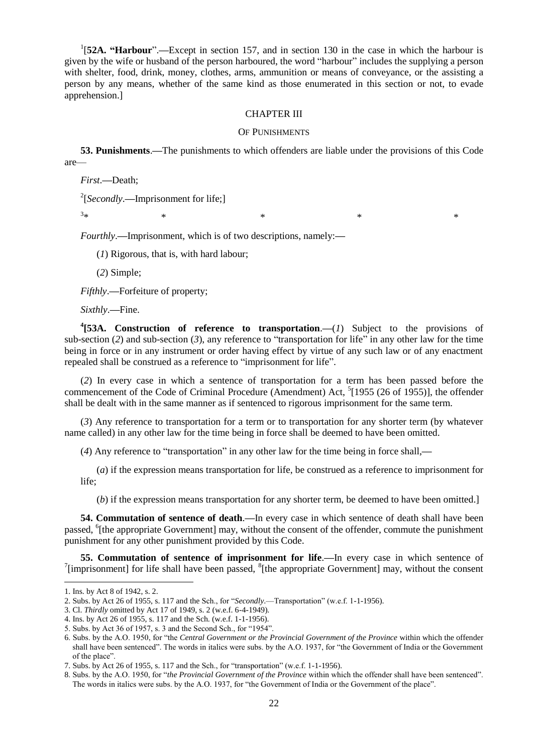[1][**52A. "Harbour"**.—Except in section 157, and in section 130 in the case in which the harbour is given by the wife or husband of the person harboured, the word "harbour" includes the supplying a person with shelter, food, drink, money, clothes, arms, ammunition or means of conveyance, or the assisting a person by any means, whether of the same kind as those enumerated in this section or not, to evade apprehension.]

## CHAPTER III

### OF PUNISHMENTS

**53. Punishments**.—The punishments to which offenders are liable under the provisions of this Code are—

*First*.—Death;

[2][*Secondly*.—Imprisonment for life;]

[3]* * * * *

*Fourthly*.—Imprisonment, which is of two descriptions, namely:—

(*1*) Rigorous, that is, with hard labour;

(*2*) Simple;

*Fifthly*.—Forfeiture of property;

*Sixthly*.—Fine.

[4]**[53A. Construction of reference to transportation**.—(*1*) Subject to the provisions of sub-section (*2*) and sub-section (*3*), any reference to "transportation for life" in any other law for the time being in force or in any instrument or order having effect by virtue of any such law or of any enactment repealed shall be construed as a reference to "imprisonment for life".

(*2*) In every case in which a sentence of transportation for a term has been passed before the commencement of the Code of Criminal Procedure (Amendment) Act, [5][1955 (26 of 1955)], the offender shall be dealt with in the same manner as if sentenced to rigorous imprisonment for the same term.

(*3*) Any reference to transportation for a term or to transportation for any shorter term (by whatever name called) in any other law for the time being in force shall be deemed to have been omitted.

(*4*) Any reference to "transportation" in any other law for the time being in force shall,—

(*a*) if the expression means transportation for life, be construed as a reference to imprisonment for life;

(*b*) if the expression means transportation for any shorter term, be deemed to have been omitted.]

**54. Commutation of sentence of death**.—In every case in which sentence of death shall have been passed, [6][the appropriate Government] may, without the consent of the offender, commute the punishment punishment for any other punishment provided by this Code.

**55. Commutation of sentence of imprisonment for life**.—In every case in which sentence of [7][imprisonment] for life shall have been passed, [8][the appropriate Government] may, without the consent

---

1. Ins. by Act 8 of 1942, s. 2.
2. Subs. by Act 26 of 1955, s. 117 and the Sch., for "*Secondly*.—Transportation" (w.e.f. 1-1-1956).
3. Cl. *Thirdly* omitted by Act 17 of 1949, s. 2 (w.e.f. 6-4-1949).
4. Ins. by Act 26 of 1955, s. 117 and the Sch. (w.e.f. 1-1-1956).
5. Subs. by Act 36 of 1957, s. 3 and the Second Sch., for "1954".
6. Subs. by the A.O. 1950, for "the *Central Government or the Provincial Government of the Province* within which the offender shall have been sentenced". The words in italics were subs. by the A.O. 1937, for "the Government of India or the Government of the place".
7. Subs. by Act 26 of 1955, s. 117 and the Sch., for "transportation" (w.e.f. 1-1-1956).
8. Subs. by the A.O. 1950, for "*the Provincial Government of the Province* within which the offender shall have been sentenced". The words in italics were subs. by the A.O. 1937, for "the Government of India or the Government of the place".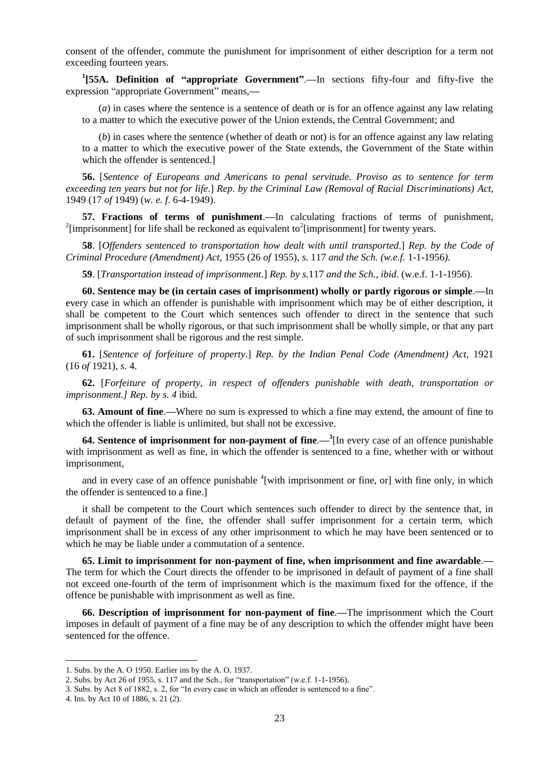consent of the offender, commute the punishment for imprisonment of either description for a term not exceeding fourteen years.

[1][**55A. Definition of "appropriate Government"**.**—**In sections fifty-four and fifty-five the expression "appropriate Government" means,**—**

(*a*) in cases where the sentence is a sentence of death or is for an offence against any law relating to a matter to which the executive power of the Union extends, the Central Government; and

(*b*) in cases where the sentence (whether of death or not) is for an offence against any law relating to a matter to which the executive power of the State extends, the Government of the State within which the offender is sentenced.]

**56.** [*Sentence of Europeans and Americans to penal servitude. Proviso as to sentence for term exceeding ten years but not for life*.] *Rep. by the Criminal Law (Removal of Racial Discriminations) Act*, 1949 (17 *of* 1949) (*w. e. f.* 6-4-1949).

**57. Fractions of terms of punishment**.**—**In calculating fractions of terms of punishment, [2][imprisonment] for life shall be reckoned as equivalent to[2][imprisonment] for twenty years.

**58**. [*Offenders sentenced to transportation how dealt with until transported*.] *Rep. by the Code of Criminal Procedure (Amendment) Act,* 1955 (26 *of* 1955), *s.* 117 *and the Sch. (w.e.f.* 1-1-1956*).*

**59**. [*Transportation instead of imprisonment*.] *Rep. by s.*117 *and the Sch., ibid*. (w.e.f. 1-1-1956).

**60. Sentence may be (in certain cases of imprisonment) wholly or partly rigorous or simple**.**—**In every case in which an offender is punishable with imprisonment which may be of either description, it shall be competent to the Court which sentences such offender to direct in the sentence that such imprisonment shall be wholly rigorous, or that such imprisonment shall be wholly simple, or that any part of such imprisonment shall be rigorous and the rest simple.

**61.** [*Sentence of forfeiture of property*.] *Rep. by the Indian Penal Code (Amendment) Act*, 1921 (16 *of* 1921), *s.* 4.

**62.** [*Forfeiture of property, in respect of offenders punishable with death, transportation or imprisonment.] Rep. by s. 4* ibid*.*

**63. Amount of fine**.**—**Where no sum is expressed to which a fine may extend, the amount of fine to which the offender is liable is unlimited, but shall not be excessive.

**64. Sentence of imprisonment for non-payment of fine**.**—**[3][In every case of an offence punishable with imprisonment as well as fine, in which the offender is sentenced to a fine, whether with or without imprisonment,

and in every case of an offence punishable [4][with imprisonment or fine, or] with fine only, in which the offender is sentenced to a fine.]

it shall be competent to the Court which sentences such offender to direct by the sentence that, in default of payment of the fine, the offender shall suffer imprisonment for a certain term, which imprisonment shall be in excess of any other imprisonment to which he may have been sentenced or to which he may be liable under a commutation of a sentence.

**65. Limit to imprisonment for non-payment of fine, when imprisonment and fine awardable**.**—** The term for which the Court directs the offender to be imprisoned in default of payment of a fine shall not exceed one-fourth of the term of imprisonment which is the maximum fixed for the offence, if the offence be punishable with imprisonment as well as fine.

**66. Description of imprisonment for non-payment of fine**.**—**The imprisonment which the Court imposes in default of payment of a fine may be of any description to which the offender might have been sentenced for the offence.

---

1. Subs. by the A. O 1950. Earlier ins by the A. O. 1937.
2. Subs. by Act 26 of 1955, s. 117 and the Sch., for "transportation" (w.e.f. 1-1-1956).
3. Subs. by Act 8 of 1882, s. 2, for "In every case in which an offender is sentenced to a fine".
4. Ins. by Act 10 of 1886, s. 21 (*2*).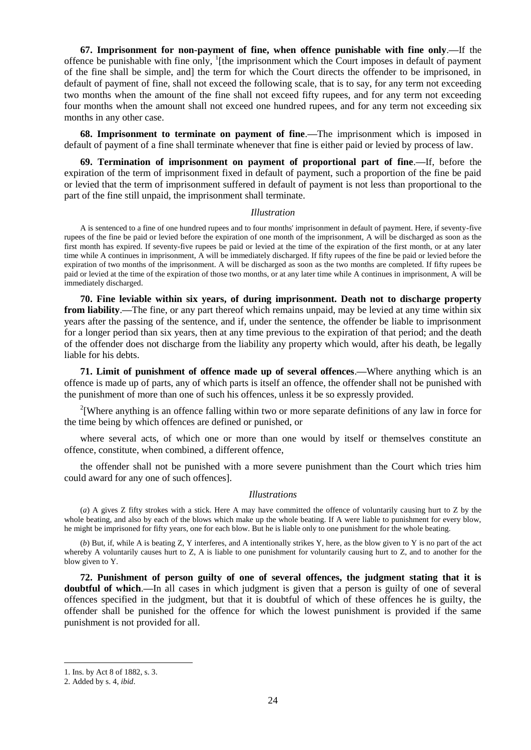**67. Imprisonment for non-payment of fine, when offence punishable with fine only**.—If the offence be punishable with fine only, [1][the imprisonment which the Court imposes in default of payment of the fine shall be simple, and] the term for which the Court directs the offender to be imprisoned, in default of payment of fine, shall not exceed the following scale, that is to say, for any term not exceeding two months when the amount of the fine shall not exceed fifty rupees, and for any term not exceeding four months when the amount shall not exceed one hundred rupees, and for any term not exceeding six months in any other case.

**68. Imprisonment to terminate on payment of fine**.—The imprisonment which is imposed in default of payment of a fine shall terminate whenever that fine is either paid or levied by process of law.

**69. Termination of imprisonment on payment of proportional part of fine**.—If, before the expiration of the term of imprisonment fixed in default of payment, such a proportion of the fine be paid or levied that the term of imprisonment suffered in default of payment is not less than proportional to the part of the fine still unpaid, the imprisonment shall terminate.

*Illustration*

A is sentenced to a fine of one hundred rupees and to four months' imprisonment in default of payment. Here, if seventy-five rupees of the fine be paid or levied before the expiration of one month of the imprisonment, A will be discharged as soon as the first month has expired. If seventy-five rupees be paid or levied at the time of the expiration of the first month, or at any later time while A continues in imprisonment, A will be immediately discharged. If fifty rupees of the fine be paid or levied before the expiration of two months of the imprisonment. A will be discharged as soon as the two months are completed. If fifty rupees be paid or levied at the time of the expiration of those two months, or at any later time while A continues in imprisonment, A will be immediately discharged.

**70. Fine leviable within six years, of during imprisonment. Death not to discharge property from liability**.—The fine, or any part thereof which remains unpaid, may be levied at any time within six years after the passing of the sentence, and if, under the sentence, the offender be liable to imprisonment for a longer period than six years, then at any time previous to the expiration of that period; and the death of the offender does not discharge from the liability any property which would, after his death, be legally liable for his debts.

**71. Limit of punishment of offence made up of several offences**.—Where anything which is an offence is made up of parts, any of which parts is itself an offence, the offender shall not be punished with the punishment of more than one of such his offences, unless it be so expressly provided.

[2][Where anything is an offence falling within two or more separate definitions of any law in force for the time being by which offences are defined or punished, or

where several acts, of which one or more than one would by itself or themselves constitute an offence, constitute, when combined, a different offence,

the offender shall not be punished with a more severe punishment than the Court which tries him could award for any one of such offences].

*Illustrations*

(*a*) A gives Z fifty strokes with a stick. Here A may have committed the offence of voluntarily causing hurt to Z by the whole beating, and also by each of the blows which make up the whole beating. If A were liable to punishment for every blow, he might be imprisoned for fifty years, one for each blow. But he is liable only to one punishment for the whole beating.

(*b*) But, if, while A is beating Z, Y interferes, and A intentionally strikes Y, here, as the blow given to Y is no part of the act whereby A voluntarily causes hurt to Z, A is liable to one punishment for voluntarily causing hurt to Z, and to another for the blow given to Y.

**72. Punishment of person guilty of one of several offences, the judgment stating that it is doubtful of which**.—In all cases in which judgment is given that a person is guilty of one of several offences specified in the judgment, but that it is doubtful of which of these offences he is guilty, the offender shall be punished for the offence for which the lowest punishment is provided if the same punishment is not provided for all.

---

1. Ins. by Act 8 of 1882, s. 3.
2. Added by s. 4, *ibid*.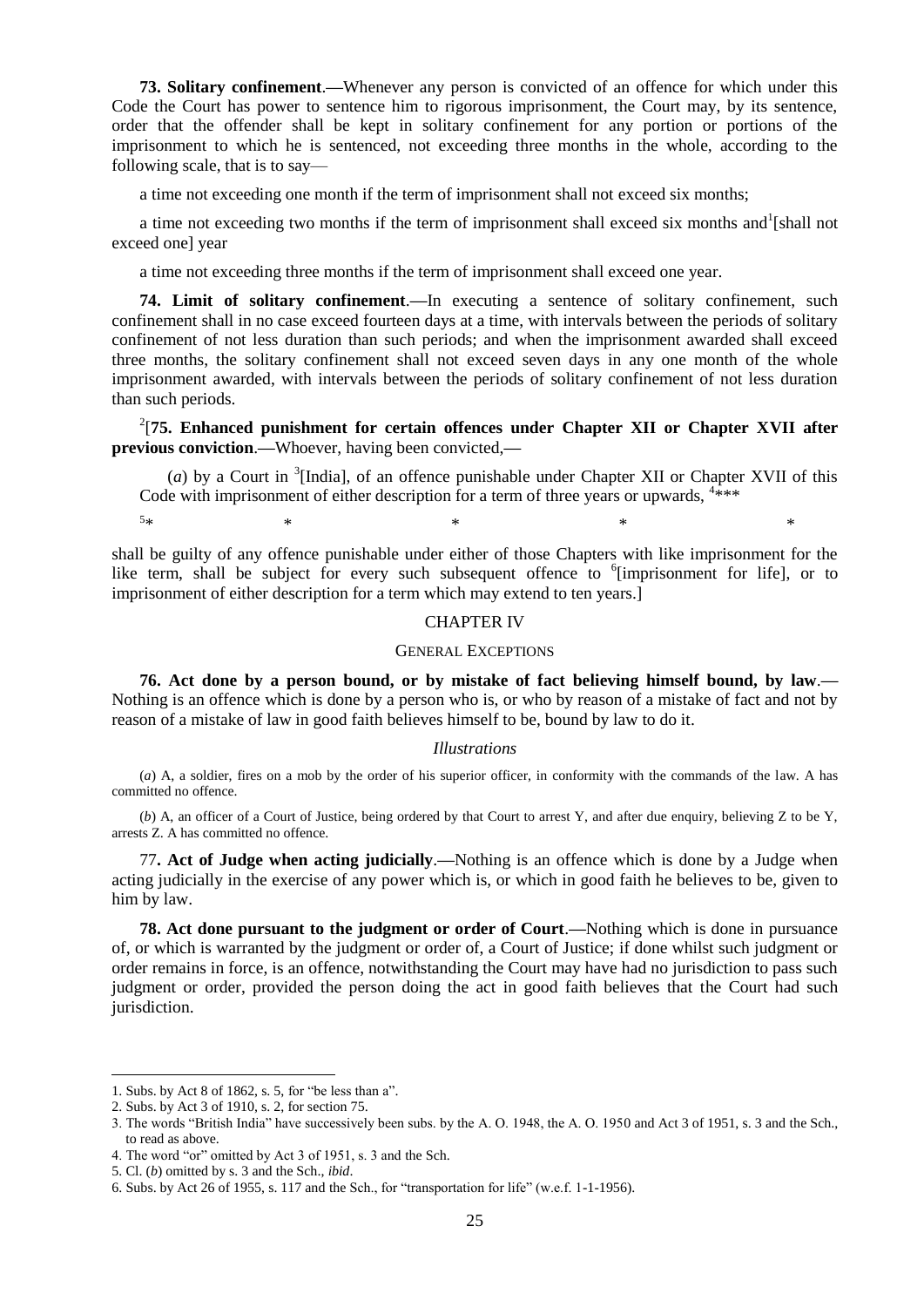**73. Solitary confinement**.**—**Whenever any person is convicted of an offence for which under this Code the Court has power to sentence him to rigorous imprisonment, the Court may, by its sentence, order that the offender shall be kept in solitary confinement for any portion or portions of the imprisonment to which he is sentenced, not exceeding three months in the whole, according to the following scale, that is to say—

a time not exceeding one month if the term of imprisonment shall not exceed six months;

a time not exceeding two months if the term of imprisonment shall exceed six months and[1][shall not exceed one] year

a time not exceeding three months if the term of imprisonment shall exceed one year.

**74. Limit of solitary confinement**.**—**In executing a sentence of solitary confinement, such confinement shall in no case exceed fourteen days at a time, with intervals between the periods of solitary confinement of not less duration than such periods; and when the imprisonment awarded shall exceed three months, the solitary confinement shall not exceed seven days in any one month of the whole imprisonment awarded, with intervals between the periods of solitary confinement of not less duration than such periods.

[2][**75. Enhanced punishment for certain offences under Chapter XII or Chapter XVII after previous conviction**.**—**Whoever, having been convicted,**—**

(*a*) by a Court in [3][India], of an offence punishable under Chapter XII or Chapter XVII of this Code with imprisonment of either description for a term of three years or upwards, [4]\*\*\*

[5]\* \* \* \* \*

shall be guilty of any offence punishable under either of those Chapters with like imprisonment for the like term, shall be subject for every such subsequent offence to [6][imprisonment for life], or to imprisonment of either description for a term which may extend to ten years.]

## CHAPTER IV

### GENERAL EXCEPTIONS

**76. Act done by a person bound, or by mistake of fact believing himself bound, by law**.**—** Nothing is an offence which is done by a person who is, or who by reason of a mistake of fact and not by reason of a mistake of law in good faith believes himself to be, bound by law to do it.

*Illustrations*

(*a*) A, a soldier, fires on a mob by the order of his superior officer, in conformity with the commands of the law. A has committed no offence.

(*b*) A, an officer of a Court of Justice, being ordered by that Court to arrest Y, and after due enquiry, believing Z to be Y, arrests Z. A has committed no offence.

77**. Act of Judge when acting judicially**.**—**Nothing is an offence which is done by a Judge when acting judicially in the exercise of any power which is, or which in good faith he believes to be, given to him by law.

**78. Act done pursuant to the judgment or order of Court**.**—**Nothing which is done in pursuance of, or which is warranted by the judgment or order of, a Court of Justice; if done whilst such judgment or order remains in force, is an offence, notwithstanding the Court may have had no jurisdiction to pass such judgment or order, provided the person doing the act in good faith believes that the Court had such jurisdiction.

---

1. Subs. by Act 8 of 1862, s. 5, for "be less than a".
2. Subs. by Act 3 of 1910, s. 2, for section 75.
3. The words "British India" have successively been subs. by the A. O. 1948, the A. O. 1950 and Act 3 of 1951, s. 3 and the Sch., to read as above.
4. The word "or" omitted by Act 3 of 1951, s. 3 and the Sch.
5. Cl. (*b*) omitted by s. 3 and the Sch., *ibid*.
6. Subs. by Act 26 of 1955, s. 117 and the Sch., for "transportation for life" (w.e.f. 1-1-1956).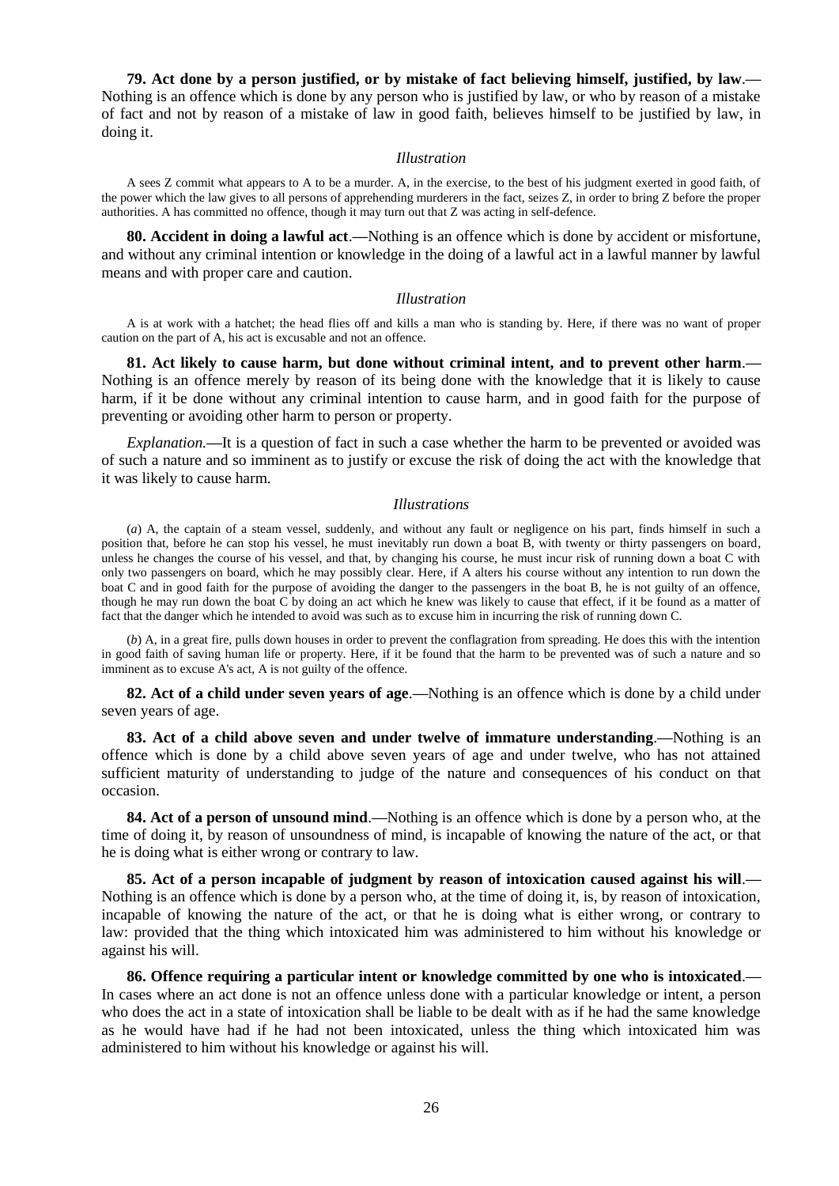**79. Act done by a person justified, or by mistake of fact believing himself, justified, by law.—** Nothing is an offence which is done by any person who is justified by law, or who by reason of a mistake of fact and not by reason of a mistake of law in good faith, believes himself to be justified by law, in doing it.

*Illustration*

A sees Z commit what appears to A to be a murder. A, in the exercise, to the best of his judgment exerted in good faith, of the power which the law gives to all persons of apprehending murderers in the fact, seizes Z, in order to bring Z before the proper authorities. A has committed no offence, though it may turn out that Z was acting in self-defence.

**80. Accident in doing a lawful act.—**Nothing is an offence which is done by accident or misfortune, and without any criminal intention or knowledge in the doing of a lawful act in a lawful manner by lawful means and with proper care and caution.

*Illustration*

A is at work with a hatchet; the head flies off and kills a man who is standing by. Here, if there was no want of proper caution on the part of A, his act is excusable and not an offence.

**81. Act likely to cause harm, but done without criminal intent, and to prevent other harm.—** Nothing is an offence merely by reason of its being done with the knowledge that it is likely to cause harm, if it be done without any criminal intention to cause harm, and in good faith for the purpose of preventing or avoiding other harm to person or property.

*Explanation.*—It is a question of fact in such a case whether the harm to be prevented or avoided was of such a nature and so imminent as to justify or excuse the risk of doing the act with the knowledge that it was likely to cause harm.

*Illustrations*

(*a*) A, the captain of a steam vessel, suddenly, and without any fault or negligence on his part, finds himself in such a position that, before he can stop his vessel, he must inevitably run down a boat B, with twenty or thirty passengers on board, unless he changes the course of his vessel, and that, by changing his course, he must incur risk of running down a boat C with only two passengers on board, which he may possibly clear. Here, if A alters his course without any intention to run down the boat C and in good faith for the purpose of avoiding the danger to the passengers in the boat B, he is not guilty of an offence, though he may run down the boat C by doing an act which he knew was likely to cause that effect, if it be found as a matter of fact that the danger which he intended to avoid was such as to excuse him in incurring the risk of running down C.

(*b*) A, in a great fire, pulls down houses in order to prevent the conflagration from spreading. He does this with the intention in good faith of saving human life or property. Here, if it be found that the harm to be prevented was of such a nature and so imminent as to excuse A's act, A is not guilty of the offence.

**82. Act of a child under seven years of age.—**Nothing is an offence which is done by a child under seven years of age.

**83. Act of a child above seven and under twelve of immature understanding.—**Nothing is an offence which is done by a child above seven years of age and under twelve, who has not attained sufficient maturity of understanding to judge of the nature and consequences of his conduct on that occasion.

**84. Act of a person of unsound mind.—**Nothing is an offence which is done by a person who, at the time of doing it, by reason of unsoundness of mind, is incapable of knowing the nature of the act, or that he is doing what is either wrong or contrary to law.

**85. Act of a person incapable of judgment by reason of intoxication caused against his will.—** Nothing is an offence which is done by a person who, at the time of doing it, is, by reason of intoxication, incapable of knowing the nature of the act, or that he is doing what is either wrong, or contrary to law: provided that the thing which intoxicated him was administered to him without his knowledge or against his will.

**86. Offence requiring a particular intent or knowledge committed by one who is intoxicated.—** In cases where an act done is not an offence unless done with a particular knowledge or intent, a person who does the act in a state of intoxication shall be liable to be dealt with as if he had the same knowledge as he would have had if he had not been intoxicated, unless the thing which intoxicated him was administered to him without his knowledge or against his will.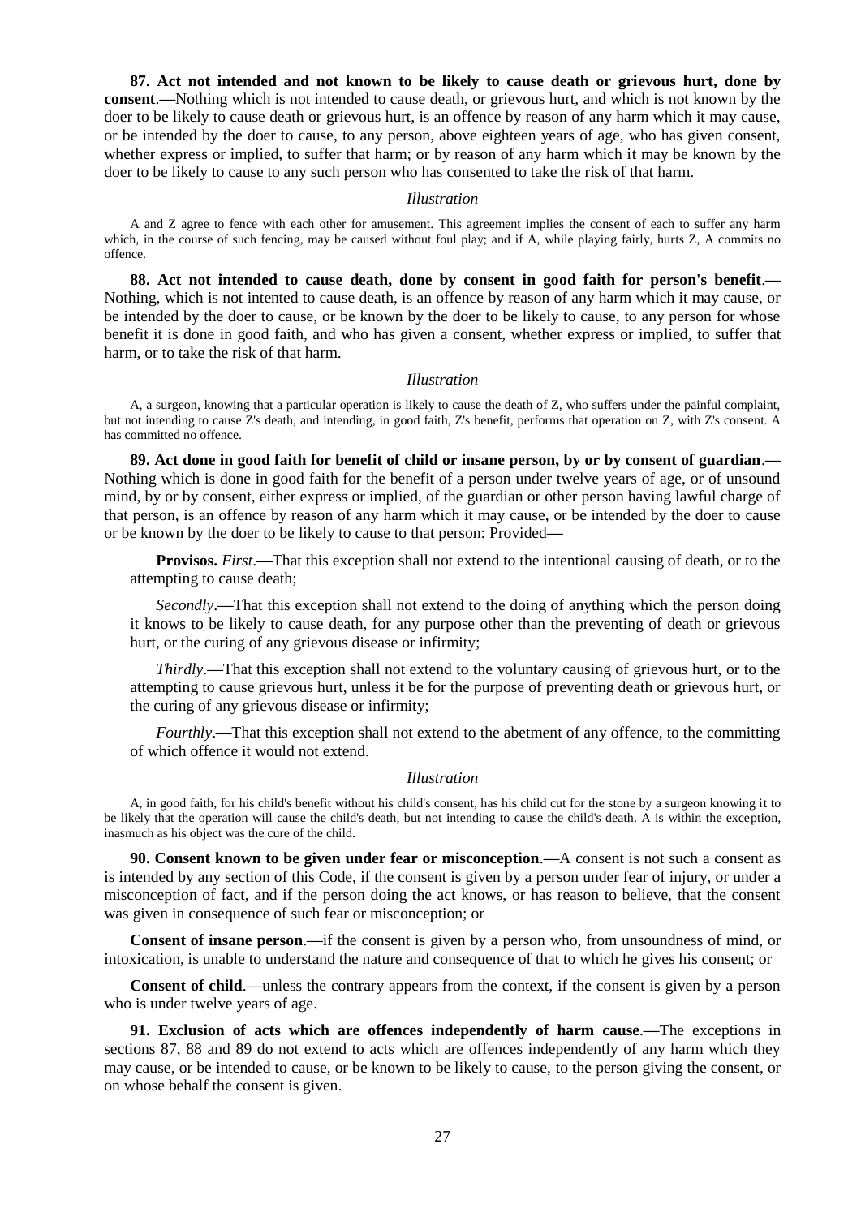**87. Act not intended and not known to be likely to cause death or grievous hurt, done by consent**.**—**Nothing which is not intended to cause death, or grievous hurt, and which is not known by the doer to be likely to cause death or grievous hurt, is an offence by reason of any harm which it may cause, or be intended by the doer to cause, to any person, above eighteen years of age, who has given consent, whether express or implied, to suffer that harm; or by reason of any harm which it may be known by the doer to be likely to cause to any such person who has consented to take the risk of that harm.

*Illustration*

A and Z agree to fence with each other for amusement. This agreement implies the consent of each to suffer any harm which, in the course of such fencing, may be caused without foul play; and if A, while playing fairly, hurts Z, A commits no offence.

**88. Act not intended to cause death, done by consent in good faith for person's benefit**.**—** Nothing, which is not intented to cause death, is an offence by reason of any harm which it may cause, or be intended by the doer to cause, or be known by the doer to be likely to cause, to any person for whose benefit it is done in good faith, and who has given a consent, whether express or implied, to suffer that harm, or to take the risk of that harm.

*Illustration*

A, a surgeon, knowing that a particular operation is likely to cause the death of Z, who suffers under the painful complaint, but not intending to cause Z's death, and intending, in good faith, Z's benefit, performs that operation on Z, with Z's consent. A has committed no offence.

**89. Act done in good faith for benefit of child or insane person, by or by consent of guardian**.**—** Nothing which is done in good faith for the benefit of a person under twelve years of age, or of unsound mind, by or by consent, either express or implied, of the guardian or other person having lawful charge of that person, is an offence by reason of any harm which it may cause, or be intended by the doer to cause or be known by the doer to be likely to cause to that person: Provided**—**

**Provisos.** *First*.**—**That this exception shall not extend to the intentional causing of death, or to the attempting to cause death;

*Secondly*.**—**That this exception shall not extend to the doing of anything which the person doing it knows to be likely to cause death, for any purpose other than the preventing of death or grievous hurt, or the curing of any grievous disease or infirmity;

*Thirdly*.**—**That this exception shall not extend to the voluntary causing of grievous hurt, or to the attempting to cause grievous hurt, unless it be for the purpose of preventing death or grievous hurt, or the curing of any grievous disease or infirmity;

*Fourthly*.**—**That this exception shall not extend to the abetment of any offence, to the committing of which offence it would not extend.

*Illustration*

A, in good faith, for his child's benefit without his child's consent, has his child cut for the stone by a surgeon knowing it to be likely that the operation will cause the child's death, but not intending to cause the child's death. A is within the exception, inasmuch as his object was the cure of the child.

**90. Consent known to be given under fear or misconception**.**—**A consent is not such a consent as is intended by any section of this Code, if the consent is given by a person under fear of injury, or under a misconception of fact, and if the person doing the act knows, or has reason to believe, that the consent was given in consequence of such fear or misconception; or

**Consent of insane person**.—if the consent is given by a person who, from unsoundness of mind, or intoxication, is unable to understand the nature and consequence of that to which he gives his consent; or

**Consent of child**.**—**unless the contrary appears from the context, if the consent is given by a person who is under twelve years of age.

**91. Exclusion of acts which are offences independently of harm cause**.**—**The exceptions in sections 87, 88 and 89 do not extend to acts which are offences independently of any harm which they may cause, or be intended to cause, or be known to be likely to cause, to the person giving the consent, or on whose behalf the consent is given.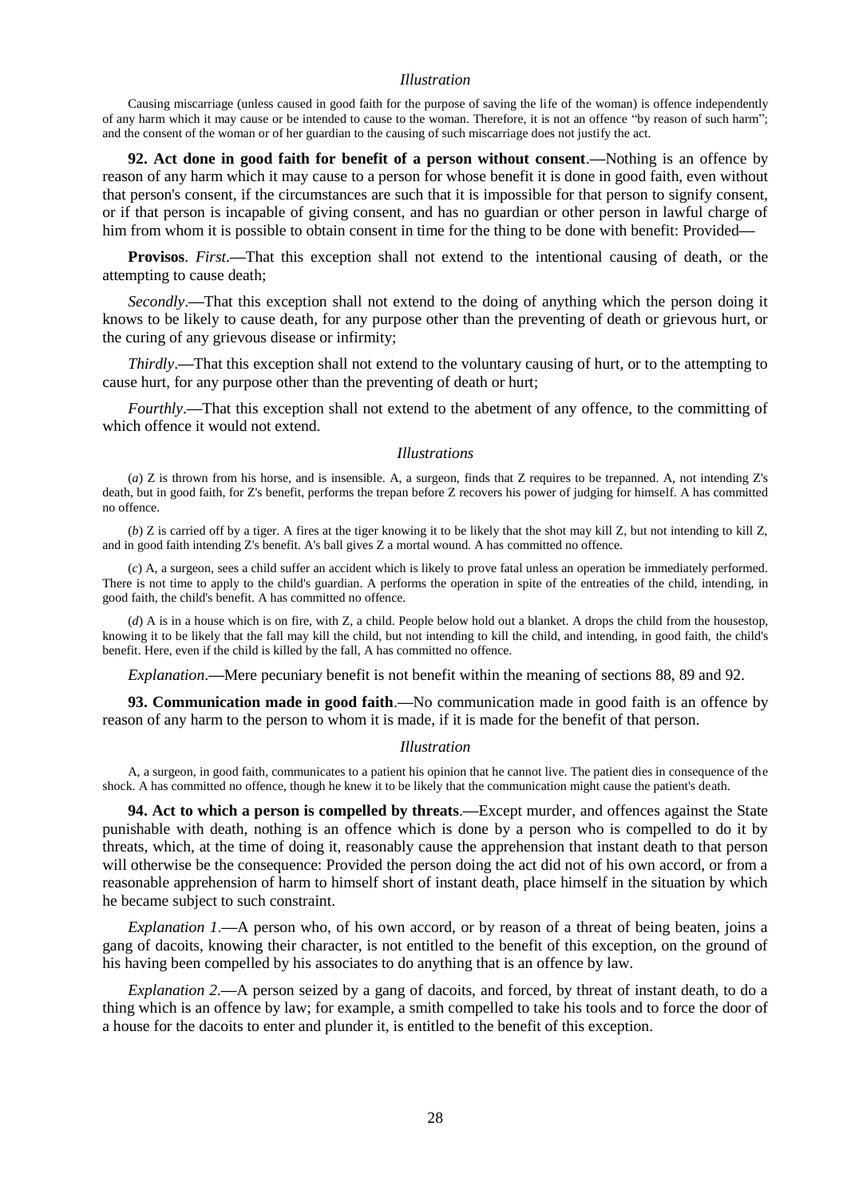*Illustration*

Causing miscarriage (unless caused in good faith for the purpose of saving the life of the woman) is offence independently of any harm which it may cause or be intended to cause to the woman. Therefore, it is not an offence "by reason of such harm"; and the consent of the woman or of her guardian to the causing of such miscarriage does not justify the act.

**92. Act done in good faith for benefit of a person without consent**.**—**Nothing is an offence by reason of any harm which it may cause to a person for whose benefit it is done in good faith, even without that person's consent, if the circumstances are such that it is impossible for that person to signify consent, or if that person is incapable of giving consent, and has no guardian or other person in lawful charge of him from whom it is possible to obtain consent in time for the thing to be done with benefit: Provided**—**

**Provisos**. *First*.**—**That this exception shall not extend to the intentional causing of death, or the attempting to cause death;

*Secondly*.**—**That this exception shall not extend to the doing of anything which the person doing it knows to be likely to cause death, for any purpose other than the preventing of death or grievous hurt, or the curing of any grievous disease or infirmity;

*Thirdly*.**—**That this exception shall not extend to the voluntary causing of hurt, or to the attempting to cause hurt, for any purpose other than the preventing of death or hurt;

*Fourthly*.**—**That this exception shall not extend to the abetment of any offence, to the committing of which offence it would not extend.

*Illustrations*

(*a*) Z is thrown from his horse, and is insensible. A, a surgeon, finds that Z requires to be trepanned. A, not intending Z's death, but in good faith, for Z's benefit, performs the trepan before Z recovers his power of judging for himself. A has committed no offence.

(*b*) Z is carried off by a tiger. A fires at the tiger knowing it to be likely that the shot may kill Z, but not intending to kill Z, and in good faith intending Z's benefit. A's ball gives Z a mortal wound. A has committed no offence.

(*c*) A, a surgeon, sees a child suffer an accident which is likely to prove fatal unless an operation be immediately performed. There is not time to apply to the child's guardian. A performs the operation in spite of the entreaties of the child, intending, in good faith, the child's benefit. A has committed no offence.

(*d*) A is in a house which is on fire, with Z, a child. People below hold out a blanket. A drops the child from the housestop, knowing it to be likely that the fall may kill the child, but not intending to kill the child, and intending, in good faith, the child's benefit. Here, even if the child is killed by the fall, A has committed no offence.

*Explanation*.**—**Mere pecuniary benefit is not benefit within the meaning of sections 88, 89 and 92.

**93. Communication made in good faith**.**—**No communication made in good faith is an offence by reason of any harm to the person to whom it is made, if it is made for the benefit of that person.

*Illustration*

A, a surgeon, in good faith, communicates to a patient his opinion that he cannot live. The patient dies in consequence of the shock. A has committed no offence, though he knew it to be likely that the communication might cause the patient's death.

**94. Act to which a person is compelled by threats**.**—**Except murder, and offences against the State punishable with death, nothing is an offence which is done by a person who is compelled to do it by threats, which, at the time of doing it, reasonably cause the apprehension that instant death to that person will otherwise be the consequence: Provided the person doing the act did not of his own accord, or from a reasonable apprehension of harm to himself short of instant death, place himself in the situation by which he became subject to such constraint.

*Explanation 1*.**—**A person who, of his own accord, or by reason of a threat of being beaten, joins a gang of dacoits, knowing their character, is not entitled to the benefit of this exception, on the ground of his having been compelled by his associates to do anything that is an offence by law.

*Explanation 2*.**—**A person seized by a gang of dacoits, and forced, by threat of instant death, to do a thing which is an offence by law; for example, a smith compelled to take his tools and to force the door of a house for the dacoits to enter and plunder it, is entitled to the benefit of this exception.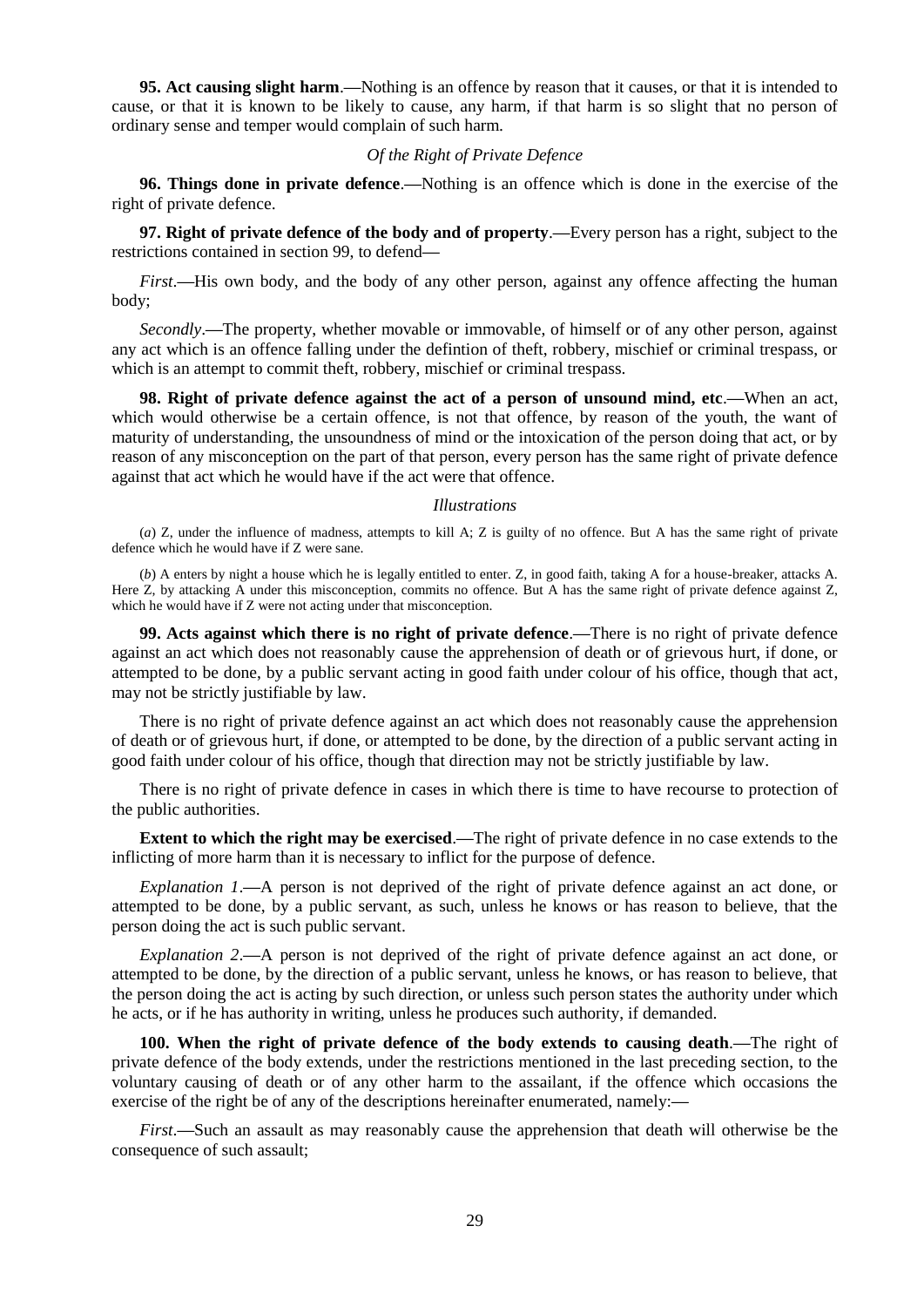**95. Act causing slight harm**.—Nothing is an offence by reason that it causes, or that it is intended to cause, or that it is known to be likely to cause, any harm, if that harm is so slight that no person of ordinary sense and temper would complain of such harm.

*Of the Right of Private Defence*

**96. Things done in private defence**.—Nothing is an offence which is done in the exercise of the right of private defence.

**97. Right of private defence of the body and of property**.—Every person has a right, subject to the restrictions contained in section 99, to defend—

*First*.—His own body, and the body of any other person, against any offence affecting the human body;

*Secondly*.—The property, whether movable or immovable, of himself or of any other person, against any act which is an offence falling under the defintion of theft, robbery, mischief or criminal trespass, or which is an attempt to commit theft, robbery, mischief or criminal trespass.

**98. Right of private defence against the act of a person of unsound mind, etc**.—When an act, which would otherwise be a certain offence, is not that offence, by reason of the youth, the want of maturity of understanding, the unsoundness of mind or the intoxication of the person doing that act, or by reason of any misconception on the part of that person, every person has the same right of private defence against that act which he would have if the act were that offence.

*Illustrations*

(*a*) Z, under the influence of madness, attempts to kill A; Z is guilty of no offence. But A has the same right of private defence which he would have if Z were sane.

(*b*) A enters by night a house which he is legally entitled to enter. Z, in good faith, taking A for a house-breaker, attacks A. Here Z, by attacking A under this misconception, commits no offence. But A has the same right of private defence against Z, which he would have if Z were not acting under that misconception.

**99. Acts against which there is no right of private defence**.—There is no right of private defence against an act which does not reasonably cause the apprehension of death or of grievous hurt, if done, or attempted to be done, by a public servant acting in good faith under colour of his office, though that act, may not be strictly justifiable by law.

There is no right of private defence against an act which does not reasonably cause the apprehension of death or of grievous hurt, if done, or attempted to be done, by the direction of a public servant acting in good faith under colour of his office, though that direction may not be strictly justifiable by law.

There is no right of private defence in cases in which there is time to have recourse to protection of the public authorities.

**Extent to which the right may be exercised**.—The right of private defence in no case extends to the inflicting of more harm than it is necessary to inflict for the purpose of defence.

*Explanation 1*.—A person is not deprived of the right of private defence against an act done, or attempted to be done, by a public servant, as such, unless he knows or has reason to believe, that the person doing the act is such public servant.

*Explanation 2*.—A person is not deprived of the right of private defence against an act done, or attempted to be done, by the direction of a public servant, unless he knows, or has reason to believe, that the person doing the act is acting by such direction, or unless such person states the authority under which he acts, or if he has authority in writing, unless he produces such authority, if demanded.

**100. When the right of private defence of the body extends to causing death**.—The right of private defence of the body extends, under the restrictions mentioned in the last preceding section, to the voluntary causing of death or of any other harm to the assailant, if the offence which occasions the exercise of the right be of any of the descriptions hereinafter enumerated, namely:—

*First*.—Such an assault as may reasonably cause the apprehension that death will otherwise be the consequence of such assault;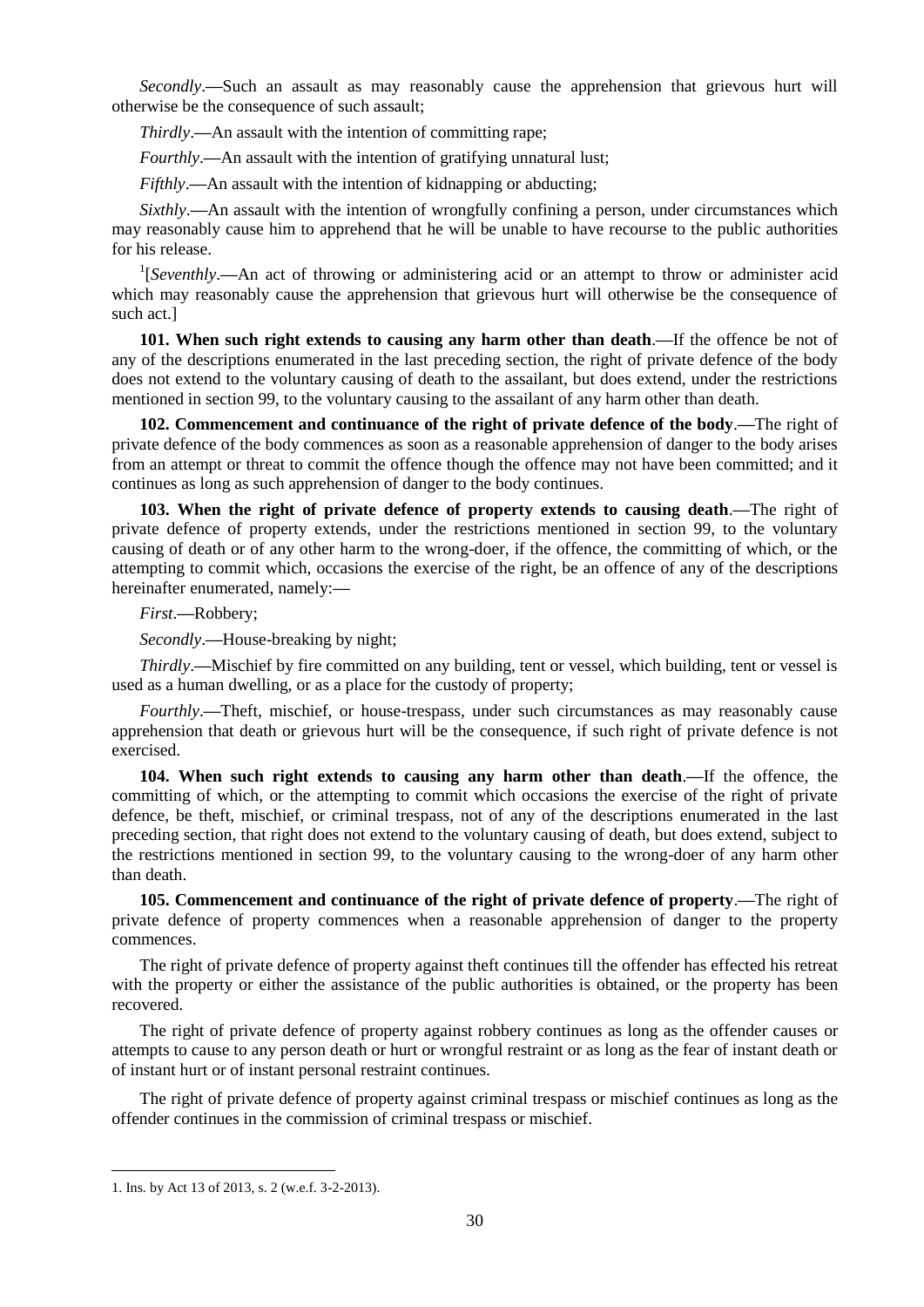*Secondly*.—Such an assault as may reasonably cause the apprehension that grievous hurt will otherwise be the consequence of such assault;

*Thirdly*.—An assault with the intention of committing rape;

*Fourthly*.—An assault with the intention of gratifying unnatural lust;

*Fifthly*.—An assault with the intention of kidnapping or abducting;

*Sixthly*.—An assault with the intention of wrongfully confining a person, under circumstances which may reasonably cause him to apprehend that he will be unable to have recourse to the public authorities for his release.

[1][*Seventhly*.—An act of throwing or administering acid or an attempt to throw or administer acid which may reasonably cause the apprehension that grievous hurt will otherwise be the consequence of such act.]

**101. When such right extends to causing any harm other than death**.—If the offence be not of any of the descriptions enumerated in the last preceding section, the right of private defence of the body does not extend to the voluntary causing of death to the assailant, but does extend, under the restrictions mentioned in section 99, to the voluntary causing to the assailant of any harm other than death.

**102. Commencement and continuance of the right of private defence of the body**.—The right of private defence of the body commences as soon as a reasonable apprehension of danger to the body arises from an attempt or threat to commit the offence though the offence may not have been committed; and it continues as long as such apprehension of danger to the body continues.

**103. When the right of private defence of property extends to causing death**.—The right of private defence of property extends, under the restrictions mentioned in section 99, to the voluntary causing of death or of any other harm to the wrong-doer, if the offence, the committing of which, or the attempting to commit which, occasions the exercise of the right, be an offence of any of the descriptions hereinafter enumerated, namely:—

*First*.—Robbery;

*Secondly*.—House-breaking by night;

*Thirdly*.—Mischief by fire committed on any building, tent or vessel, which building, tent or vessel is used as a human dwelling, or as a place for the custody of property;

*Fourthly*.—Theft, mischief, or house-trespass, under such circumstances as may reasonably cause apprehension that death or grievous hurt will be the consequence, if such right of private defence is not exercised.

**104. When such right extends to causing any harm other than death**.—If the offence, the committing of which, or the attempting to commit which occasions the exercise of the right of private defence, be theft, mischief, or criminal trespass, not of any of the descriptions enumerated in the last preceding section, that right does not extend to the voluntary causing of death, but does extend, subject to the restrictions mentioned in section 99, to the voluntary causing to the wrong-doer of any harm other than death.

**105. Commencement and continuance of the right of private defence of property**.—The right of private defence of property commences when a reasonable apprehension of danger to the property commences.

The right of private defence of property against theft continues till the offender has effected his retreat with the property or either the assistance of the public authorities is obtained, or the property has been recovered.

The right of private defence of property against robbery continues as long as the offender causes or attempts to cause to any person death or hurt or wrongful restraint or as long as the fear of instant death or of instant hurt or of instant personal restraint continues.

The right of private defence of property against criminal trespass or mischief continues as long as the offender continues in the commission of criminal trespass or mischief.

---

1. Ins. by Act 13 of 2013, s. 2 (w.e.f. 3-2-2013).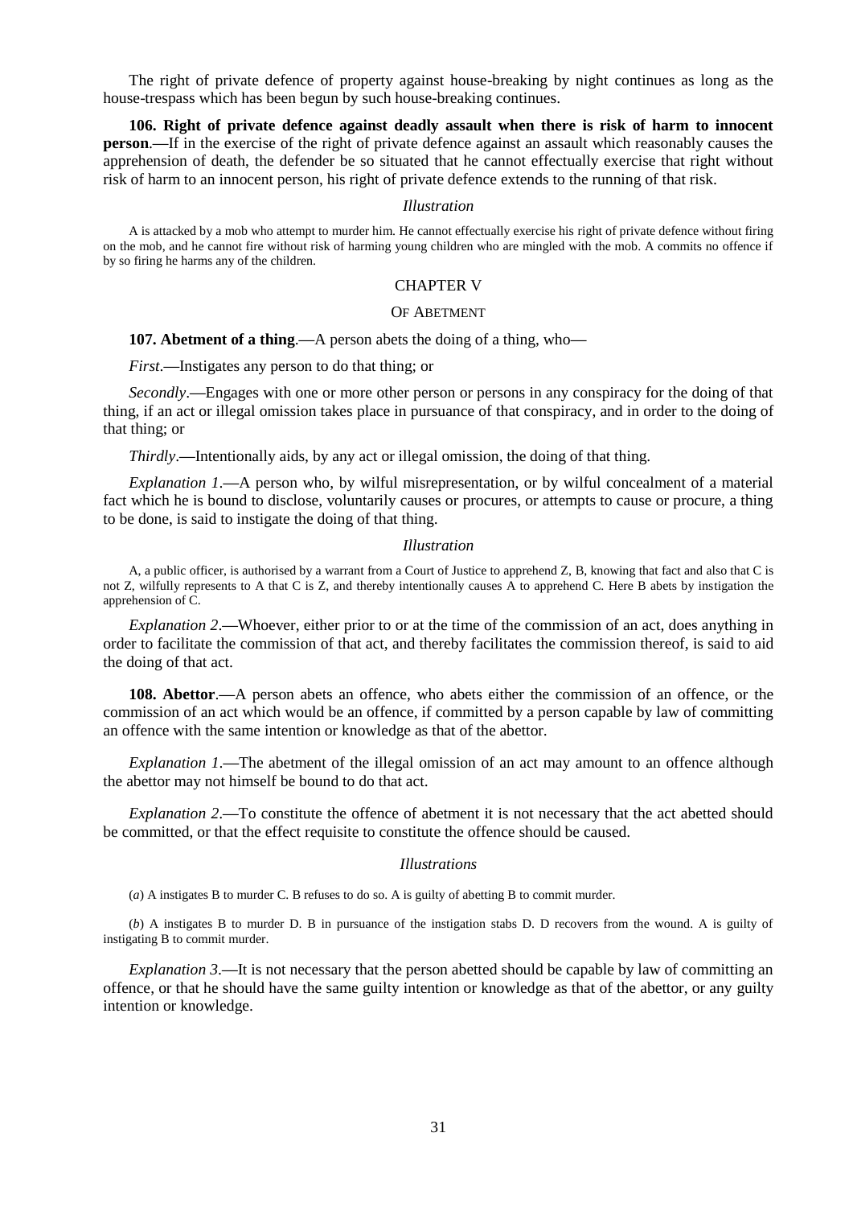The right of private defence of property against house-breaking by night continues as long as the house-trespass which has been begun by such house-breaking continues.

**106. Right of private defence against deadly assault when there is risk of harm to innocent person**.—If in the exercise of the right of private defence against an assault which reasonably causes the apprehension of death, the defender be so situated that he cannot effectually exercise that right without risk of harm to an innocent person, his right of private defence extends to the running of that risk.

*Illustration*

A is attacked by a mob who attempt to murder him. He cannot effectually exercise his right of private defence without firing on the mob, and he cannot fire without risk of harming young children who are mingled with the mob. A commits no offence if by so firing he harms any of the children.

## CHAPTER V

### OF ABETMENT

**107. Abetment of a thing**.—A person abets the doing of a thing, who—

*First*.—Instigates any person to do that thing; or

*Secondly*.—Engages with one or more other person or persons in any conspiracy for the doing of that thing, if an act or illegal omission takes place in pursuance of that conspiracy, and in order to the doing of that thing; or

*Thirdly*.—Intentionally aids, by any act or illegal omission, the doing of that thing.

*Explanation 1*.—A person who, by wilful misrepresentation, or by wilful concealment of a material fact which he is bound to disclose, voluntarily causes or procures, or attempts to cause or procure, a thing to be done, is said to instigate the doing of that thing.

*Illustration*

A, a public officer, is authorised by a warrant from a Court of Justice to apprehend Z, B, knowing that fact and also that C is not Z, wilfully represents to A that C is Z, and thereby intentionally causes A to apprehend C. Here B abets by instigation the apprehension of C.

*Explanation 2*.—Whoever, either prior to or at the time of the commission of an act, does anything in order to facilitate the commission of that act, and thereby facilitates the commission thereof, is said to aid the doing of that act.

**108. Abettor**.—A person abets an offence, who abets either the commission of an offence, or the commission of an act which would be an offence, if committed by a person capable by law of committing an offence with the same intention or knowledge as that of the abettor.

*Explanation 1*.—The abetment of the illegal omission of an act may amount to an offence although the abettor may not himself be bound to do that act.

*Explanation 2*.—To constitute the offence of abetment it is not necessary that the act abetted should be committed, or that the effect requisite to constitute the offence should be caused.

*Illustrations*

(*a*) A instigates B to murder C. B refuses to do so. A is guilty of abetting B to commit murder.

(*b*) A instigates B to murder D. B in pursuance of the instigation stabs D. D recovers from the wound. A is guilty of instigating B to commit murder.

*Explanation 3*.—It is not necessary that the person abetted should be capable by law of committing an offence, or that he should have the same guilty intention or knowledge as that of the abettor, or any guilty intention or knowledge.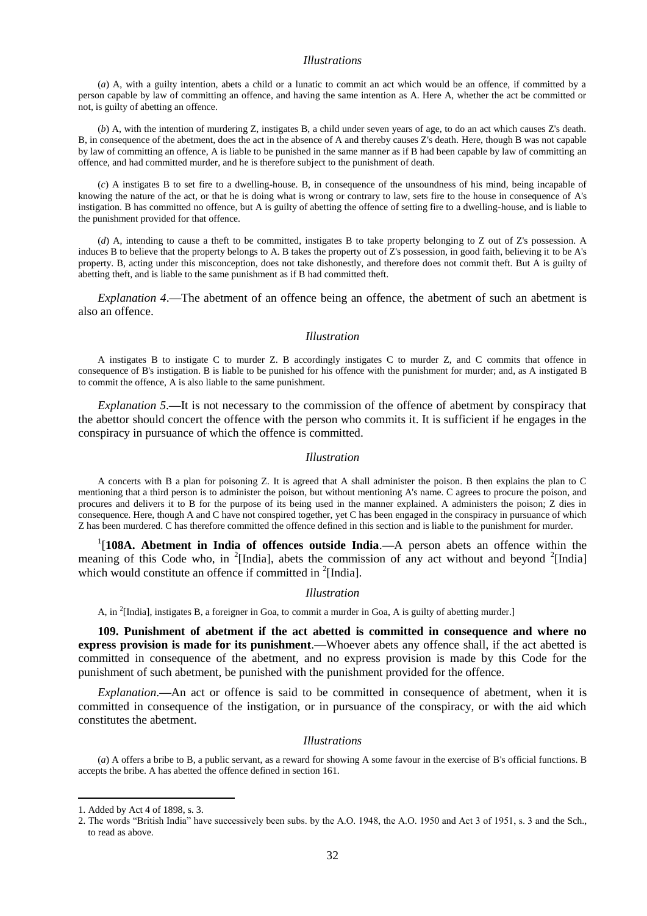*Illustrations*

(*a*) A, with a guilty intention, abets a child or a lunatic to commit an act which would be an offence, if committed by a person capable by law of committing an offence, and having the same intention as A. Here A, whether the act be committed or not, is guilty of abetting an offence.

(*b*) A, with the intention of murdering Z, instigates B, a child under seven years of age, to do an act which causes Z's death. B, in consequence of the abetment, does the act in the absence of A and thereby causes Z's death. Here, though B was not capable by law of committing an offence, A is liable to be punished in the same manner as if B had been capable by law of committing an offence, and had committed murder, and he is therefore subject to the punishment of death.

(*c*) A instigates B to set fire to a dwelling-house. B, in consequence of the unsoundness of his mind, being incapable of knowing the nature of the act, or that he is doing what is wrong or contrary to law, sets fire to the house in consequence of A's instigation. B has committed no offence, but A is guilty of abetting the offence of setting fire to a dwelling-house, and is liable to the punishment provided for that offence.

(*d*) A, intending to cause a theft to be committed, instigates B to take property belonging to Z out of Z's possession. A induces B to believe that the property belongs to A. B takes the property out of Z's possession, in good faith, believing it to be A's property. B, acting under this misconception, does not take dishonestly, and therefore does not commit theft. But A is guilty of abetting theft, and is liable to the same punishment as if B had committed theft.

*Explanation 4*.—The abetment of an offence being an offence, the abetment of such an abetment is also an offence.

*Illustration*

A instigates B to instigate C to murder Z. B accordingly instigates C to murder Z, and C commits that offence in consequence of B's instigation. B is liable to be punished for his offence with the punishment for murder; and, as A instigated B to commit the offence, A is also liable to the same punishment.

*Explanation 5*.—It is not necessary to the commission of the offence of abetment by conspiracy that the abettor should concert the offence with the person who commits it. It is sufficient if he engages in the conspiracy in pursuance of which the offence is committed.

*Illustration*

A concerts with B a plan for poisoning Z. It is agreed that A shall administer the poison. B then explains the plan to C mentioning that a third person is to administer the poison, but without mentioning A's name. C agrees to procure the poison, and procures and delivers it to B for the purpose of its being used in the manner explained. A administers the poison; Z dies in consequence. Here, though A and C have not conspired together, yet C has been engaged in the conspiracy in pursuance of which Z has been murdered. C has therefore committed the offence defined in this section and is liable to the punishment for murder.

[1][**108A. Abetment in India of offences outside India**.—A person abets an offence within the meaning of this Code who, in [2][India], abets the commission of any act without and beyond [2][India] which would constitute an offence if committed in [2][India].

*Illustration*

A, in [2][India], instigates B, a foreigner in Goa, to commit a murder in Goa, A is guilty of abetting murder.]

**109. Punishment of abetment if the act abetted is committed in consequence and where no express provision is made for its punishment**.—Whoever abets any offence shall, if the act abetted is committed in consequence of the abetment, and no express provision is made by this Code for the punishment of such abetment, be punished with the punishment provided for the offence.

*Explanation*.—An act or offence is said to be committed in consequence of abetment, when it is committed in consequence of the instigation, or in pursuance of the conspiracy, or with the aid which constitutes the abetment.

*Illustrations*

(*a*) A offers a bribe to B, a public servant, as a reward for showing A some favour in the exercise of B's official functions. B accepts the bribe. A has abetted the offence defined in section 161.

---

1. Added by Act 4 of 1898, s. 3.
2. The words "British India" have successively been subs. by the A.O. 1948, the A.O. 1950 and Act 3 of 1951, s. 3 and the Sch., to read as above.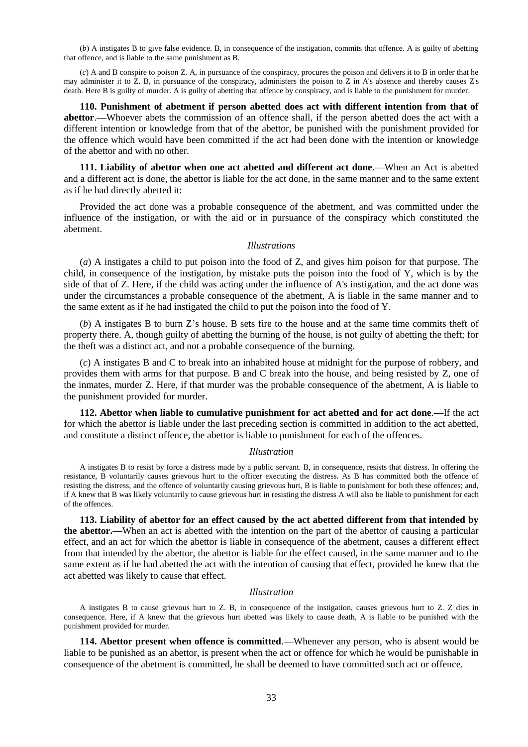(*b*) A instigates B to give false evidence. B, in consequence of the instigation, commits that offence. A is guilty of abetting that offence, and is liable to the same punishment as B.

(*c*) A and B conspire to poison Z. A, in pursuance of the conspiracy, procures the poison and delivers it to B in order that he may administer it to Z. B, in pursuance of the conspiracy, administers the poison to Z in A's absence and thereby causes Z's death. Here B is guilty of murder. A is guilty of abetting that offence by conspiracy, and is liable to the punishment for murder.

**110. Punishment of abetment if person abetted does act with different intention from that of abettor**.—Whoever abets the commission of an offence shall, if the person abetted does the act with a different intention or knowledge from that of the abettor, be punished with the punishment provided for the offence which would have been committed if the act had been done with the intention or knowledge of the abettor and with no other.

**111. Liability of abettor when one act abetted and different act done**.—When an Act is abetted and a different act is done, the abettor is liable for the act done, in the same manner and to the same extent as if he had directly abetted it:

Provided the act done was a probable consequence of the abetment, and was committed under the influence of the instigation, or with the aid or in pursuance of the conspiracy which constituted the abetment.

*Illustrations*

(*a*) A instigates a child to put poison into the food of Z, and gives him poison for that purpose. The child, in consequence of the instigation, by mistake puts the poison into the food of Y, which is by the side of that of Z. Here, if the child was acting under the influence of A's instigation, and the act done was under the circumstances a probable consequence of the abetment, A is liable in the same manner and to the same extent as if he had instigated the child to put the poison into the food of Y.

(*b*) A instigates B to burn Z's house. B sets fire to the house and at the same time commits theft of property there. A, though guilty of abetting the burning of the house, is not guilty of abetting the theft; for the theft was a distinct act, and not a probable consequence of the burning.

(*c*) A instigates B and C to break into an inhabited house at midnight for the purpose of robbery, and provides them with arms for that purpose. B and C break into the house, and being resisted by Z, one of the inmates, murder Z. Here, if that murder was the probable consequence of the abetment, A is liable to the punishment provided for murder.

**112. Abettor when liable to cumulative punishment for act abetted and for act done**.—If the act for which the abettor is liable under the last preceding section is committed in addition to the act abetted, and constitute a distinct offence, the abettor is liable to punishment for each of the offences.

*Illustration*

A instigates B to resist by force a distress made by a public servant. B, in consequence, resists that distress. In offering the resistance, B voluntarily causes grievous hurt to the officer executing the distress. As B has committed both the offence of resisting the distress, and the offence of voluntarily causing grievous hurt, B is liable to punishment for both these offences; and, if A knew that B was likely voluntarily to cause grievous hurt in resisting the distress A will also be liable to punishment for each of the offences.

**113. Liability of abettor for an effect caused by the act abetted different from that intended by the abettor.**—When an act is abetted with the intention on the part of the abettor of causing a particular effect, and an act for which the abettor is liable in consequence of the abetment, causes a different effect from that intended by the abettor, the abettor is liable for the effect caused, in the same manner and to the same extent as if he had abetted the act with the intention of causing that effect, provided he knew that the act abetted was likely to cause that effect.

*Illustration*

A instigates B to cause grievous hurt to Z. B, in consequence of the instigation, causes grievous hurt to Z. Z dies in consequence. Here, if A knew that the grievous hurt abetted was likely to cause death, A is liable to be punished with the punishment provided for murder.

**114. Abettor present when offence is committed**.—Whenever any person, who is absent would be liable to be punished as an abettor, is present when the act or offence for which he would be punishable in consequence of the abetment is committed, he shall be deemed to have committed such act or offence.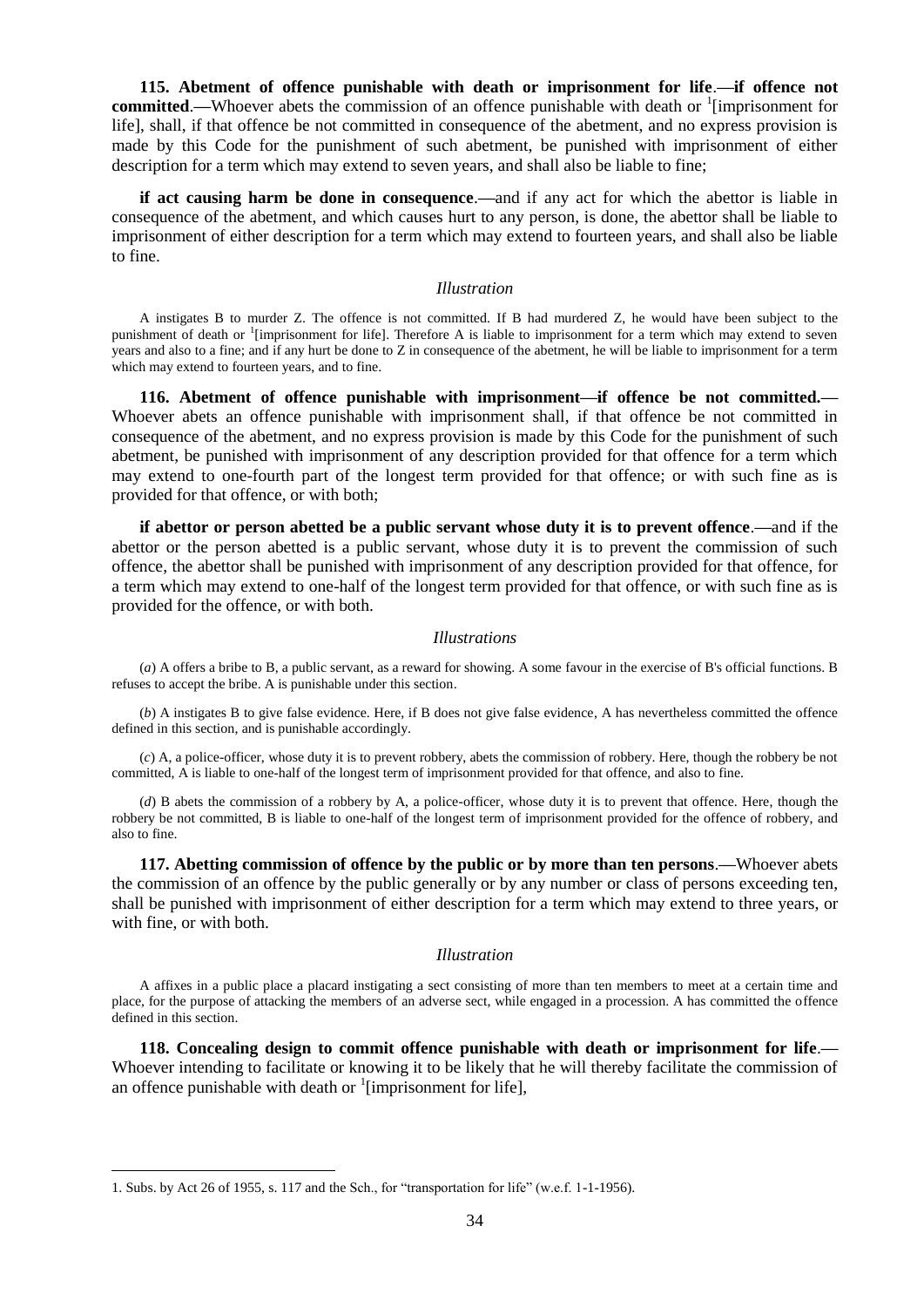**115. Abetment of offence punishable with death or imprisonment for life**.—**if offence not committed**.—Whoever abets the commission of an offence punishable with death or [1][imprisonment for life], shall, if that offence be not committed in consequence of the abetment, and no express provision is made by this Code for the punishment of such abetment, be punished with imprisonment of either description for a term which may extend to seven years, and shall also be liable to fine;

**if act causing harm be done in consequence**.—and if any act for which the abettor is liable in consequence of the abetment, and which causes hurt to any person, is done, the abettor shall be liable to imprisonment of either description for a term which may extend to fourteen years, and shall also be liable to fine.

*Illustration*

A instigates B to murder Z. The offence is not committed. If B had murdered Z, he would have been subject to the punishment of death or [1][imprisonment for life]. Therefore A is liable to imprisonment for a term which may extend to seven years and also to a fine; and if any hurt be done to Z in consequence of the abetment, he will be liable to imprisonment for a term which may extend to fourteen years, and to fine.

**116. Abetment of offence punishable with imprisonment—if offence be not committed.**—Whoever abets an offence punishable with imprisonment shall, if that offence be not committed in consequence of the abetment, and no express provision is made by this Code for the punishment of such abetment, be punished with imprisonment of any description provided for that offence for a term which may extend to one-fourth part of the longest term provided for that offence; or with such fine as is provided for that offence, or with both;

**if abettor or person abetted be a public servant whose duty it is to prevent offence**.—and if the abettor or the person abetted is a public servant, whose duty it is to prevent the commission of such offence, the abettor shall be punished with imprisonment of any description provided for that offence, for a term which may extend to one-half of the longest term provided for that offence, or with such fine as is provided for the offence, or with both.

*Illustrations*

(*a*) A offers a bribe to B, a public servant, as a reward for showing. A some favour in the exercise of B's official functions. B refuses to accept the bribe. A is punishable under this section.

(*b*) A instigates B to give false evidence. Here, if B does not give false evidence, A has nevertheless committed the offence defined in this section, and is punishable accordingly.

(*c*) A, a police-officer, whose duty it is to prevent robbery, abets the commission of robbery. Here, though the robbery be not committed, A is liable to one-half of the longest term of imprisonment provided for that offence, and also to fine.

(*d*) B abets the commission of a robbery by A, a police-officer, whose duty it is to prevent that offence. Here, though the robbery be not committed, B is liable to one-half of the longest term of imprisonment provided for the offence of robbery, and also to fine.

**117. Abetting commission of offence by the public or by more than ten persons**.—Whoever abets the commission of an offence by the public generally or by any number or class of persons exceeding ten, shall be punished with imprisonment of either description for a term which may extend to three years, or with fine, or with both.

*Illustration*

A affixes in a public place a placard instigating a sect consisting of more than ten members to meet at a certain time and place, for the purpose of attacking the members of an adverse sect, while engaged in a procession. A has committed the offence defined in this section.

**118. Concealing design to commit offence punishable with death or imprisonment for life**.—Whoever intending to facilitate or knowing it to be likely that he will thereby facilitate the commission of an offence punishable with death or [1][imprisonment for life],

1. Subs. by Act 26 of 1955, s. 117 and the Sch., for "transportation for life" (w.e.f. 1-1-1956).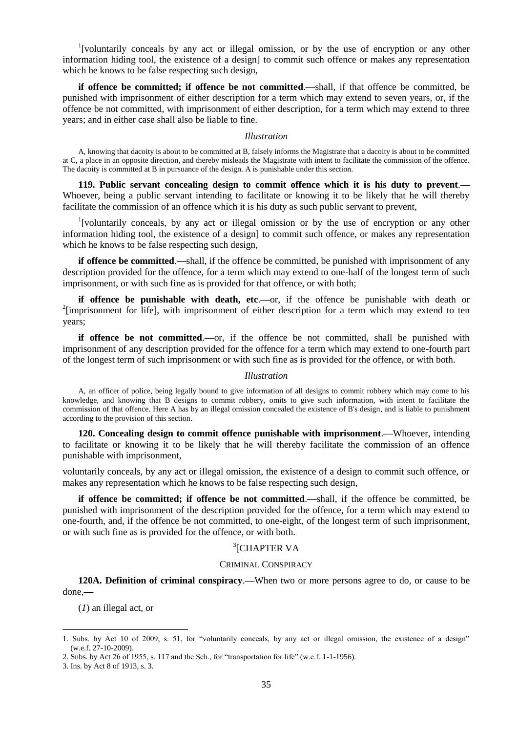[1][voluntarily conceals by any act or illegal omission, or by the use of encryption or any other information hiding tool, the existence of a design] to commit such offence or makes any representation which he knows to be false respecting such design,

**if offence be committed; if offence be not committed**.**—**shall, if that offence be committed, be punished with imprisonment of either description for a term which may extend to seven years, or, if the offence be not committed, with imprisonment of either description, for a term which may extend to three years; and in either case shall also be liable to fine.

*Illustration*

A, knowing that dacoity is about to be committed at B, falsely informs the Magistrate that a dacoity is about to be committed at C, a place in an opposite direction, and thereby misleads the Magistrate with intent to facilitate the commission of the offence. The dacoity is committed at B in pursuance of the design. A is punishable under this section.

**119. Public servant concealing design to commit offence which it is his duty to prevent**.**—** Whoever, being a public servant intending to facilitate or knowing it to be likely that he will thereby facilitate the commission of an offence which it is his duty as such public servant to prevent,

[1][voluntarily conceals, by any act or illegal omission or by the use of encryption or any other information hiding tool, the existence of a design] to commit such offence, or makes any representation which he knows to be false respecting such design,

**if offence be committed**.**—**shall, if the offence be committed, be punished with imprisonment of any description provided for the offence, for a term which may extend to one-half of the longest term of such imprisonment, or with such fine as is provided for that offence, or with both;

**if offence be punishable with death, etc**.**—**or, if the offence be punishable with death or [2][imprisonment for life], with imprisonment of either description for a term which may extend to ten years;

**if offence be not committed**.**—**or, if the offence be not committed, shall be punished with imprisonment of any description provided for the offence for a term which may extend to one-fourth part of the longest term of such imprisonment or with such fine as is provided for the offence, or with both.

*Illustration*

A, an officer of police, being legally bound to give information of all designs to commit robbery which may come to his knowledge, and knowing that B designs to commit robbery, omits to give such information, with intent to facilitate the commission of that offence. Here A has by an illegal omission concealed the existence of B's design, and is liable to punishment according to the provision of this section.

**120. Concealing design to commit offence punishable with imprisonment**.**—**Whoever, intending to facilitate or knowing it to be likely that he will thereby facilitate the commission of an offence punishable with imprisonment,

voluntarily conceals, by any act or illegal omission, the existence of a design to commit such offence, or makes any representation which he knows to be false respecting such design,

**if offence be committed; if offence be not committed**.**—**shall, if the offence be committed, be punished with imprisonment of the description provided for the offence, for a term which may extend to one-fourth, and, if the offence be not committed, to one-eight, of the longest term of such imprisonment, or with such fine as is provided for the offence, or with both.

## [3][CHAPTER VA

### CRIMINAL CONSPIRACY

**120A. Definition of criminal conspiracy**.**—**When two or more persons agree to do, or cause to be done,**—**

(*1*) an illegal act, or

---

1. Subs. by Act 10 of 2009, s. 51, for "voluntarily conceals, by any act or illegal omission, the existence of a design" (w.e.f. 27-10-2009).

2. Subs. by Act 26 of 1955, s. 117 and the Sch., for "transportation for life" (w.e.f. 1-1-1956).

3. Ins. by Act 8 of 1913, s. 3.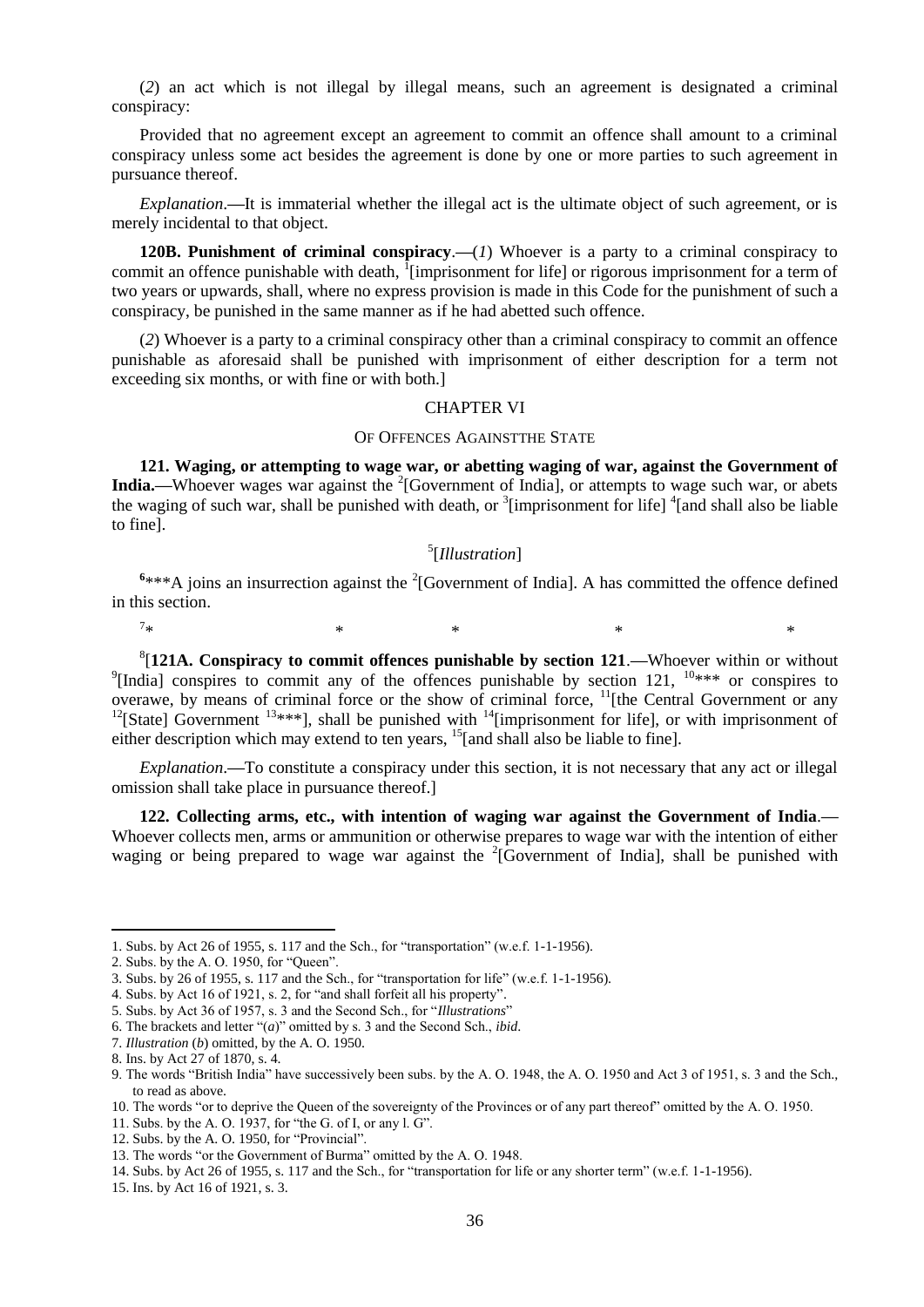(*2*) an act which is not illegal by illegal means, such an agreement is designated a criminal conspiracy:

Provided that no agreement except an agreement to commit an offence shall amount to a criminal conspiracy unless some act besides the agreement is done by one or more parties to such agreement in pursuance thereof.

*Explanation*.—It is immaterial whether the illegal act is the ultimate object of such agreement, or is merely incidental to that object.

**120B. Punishment of criminal conspiracy**.—(*1*) Whoever is a party to a criminal conspiracy to commit an offence punishable with death, [1][imprisonment for life] or rigorous imprisonment for a term of two years or upwards, shall, where no express provision is made in this Code for the punishment of such a conspiracy, be punished in the same manner as if he had abetted such offence.

(*2*) Whoever is a party to a criminal conspiracy other than a criminal conspiracy to commit an offence punishable as aforesaid shall be punished with imprisonment of either description for a term not exceeding six months, or with fine or with both.]

## CHAPTER VI

### OF OFFENCES AGAINSTTHE STATE

**121. Waging, or attempting to wage war, or abetting waging of war, against the Government of India.**—Whoever wages war against the [2][Government of India], or attempts to wage such war, or abets the waging of such war, shall be punished with death, or [3][imprisonment for life] [4][and shall also be liable to fine].

[5][*Illustration*]

[6]***A joins an insurrection against the [2][Government of India]. A has committed the offence defined in this section.

[7]* * * * *

[8][**121A. Conspiracy to commit offences punishable by section 121**.—Whoever within or without [9][India] conspires to commit any of the offences punishable by section 121, [10]*** or conspires to overawe, by means of criminal force or the show of criminal force, [11][the Central Government or any [12][State] Government [13]***], shall be punished with [14][imprisonment for life], or with imprisonment of either description which may extend to ten years, [15][and shall also be liable to fine].

*Explanation*.—To constitute a conspiracy under this section, it is not necessary that any act or illegal omission shall take place in pursuance thereof.]

**122. Collecting arms, etc., with intention of waging war against the Government of India**.—Whoever collects men, arms or ammunition or otherwise prepares to wage war with the intention of either waging or being prepared to wage war against the [2][Government of India], shall be punished with

---

1. Subs. by Act 26 of 1955, s. 117 and the Sch., for "transportation" (w.e.f. 1-1-1956).
2. Subs. by the A. O. 1950, for "Queen".
3. Subs. by 26 of 1955, s. 117 and the Sch., for "transportation for life" (w.e.f. 1-1-1956).
4. Subs. by Act 16 of 1921, s. 2, for "and shall forfeit all his property".
5. Subs. by Act 36 of 1957, s. 3 and the Second Sch., for "*Illustrations*"
6. The brackets and letter "(*a*)" omitted by s. 3 and the Second Sch., *ibid*.
7. *Illustration* (*b*) omitted, by the A. O. 1950.
8. Ins. by Act 27 of 1870, s. 4.
9. The words "British India" have successively been subs. by the A. O. 1948, the A. O. 1950 and Act 3 of 1951, s. 3 and the Sch., to read as above.
10. The words "or to deprive the Queen of the sovereignty of the Provinces or of any part thereof" omitted by the A. O. 1950.
11. Subs. by the A. O. 1937, for "the G. of I, or any l. G".
12. Subs. by the A. O. 1950, for "Provincial".
13. The words "or the Government of Burma" omitted by the A. O. 1948.
14. Subs. by Act 26 of 1955, s. 117 and the Sch., for "transportation for life or any shorter term" (w.e.f. 1-1-1956).
15. Ins. by Act 16 of 1921, s. 3.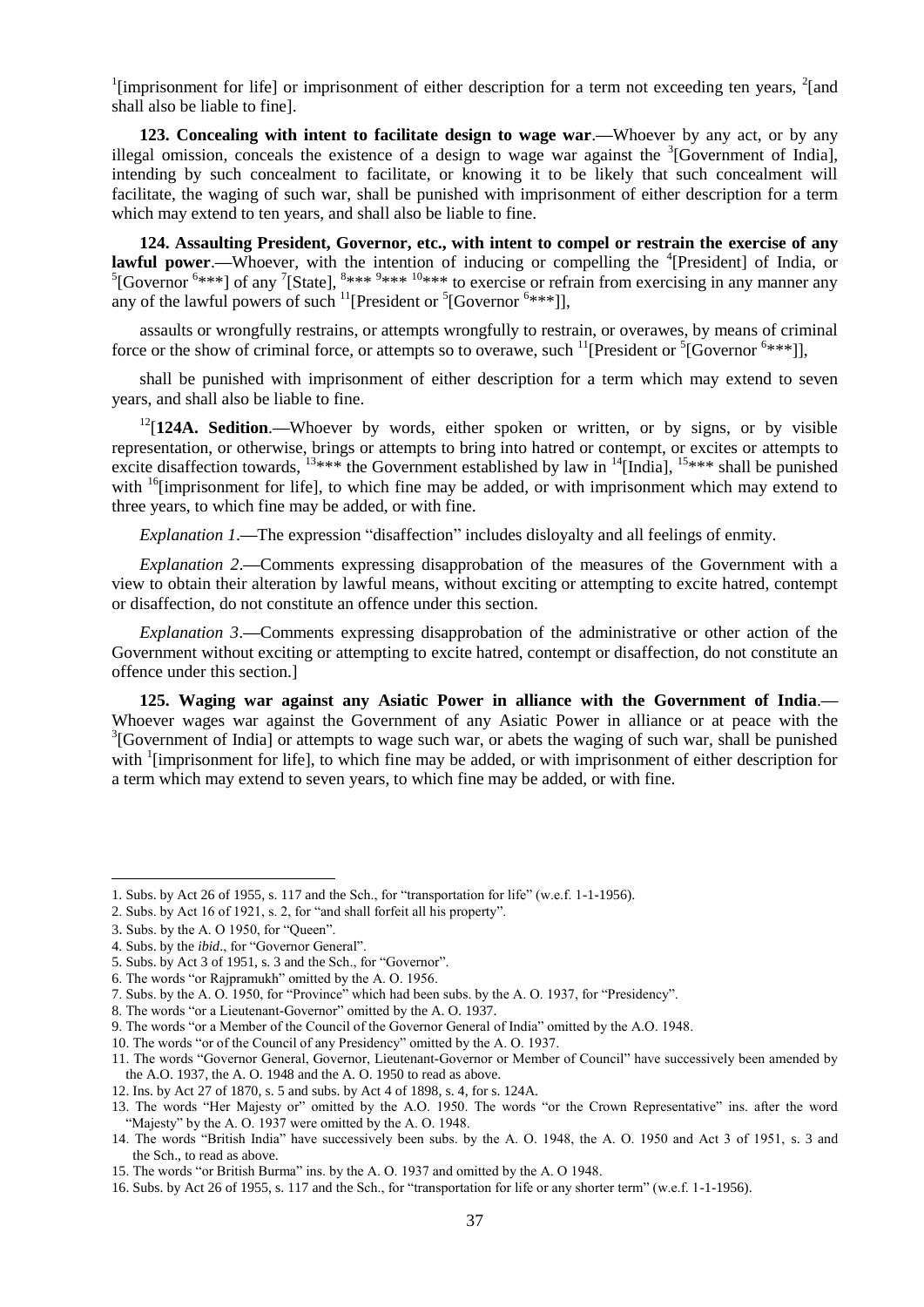[1][imprisonment for life] or imprisonment of either description for a term not exceeding ten years, [2][and shall also be liable to fine].

**123. Concealing with intent to facilitate design to wage war.—**Whoever by any act, or by any illegal omission, conceals the existence of a design to wage war against the [3][Government of India], intending by such concealment to facilitate, or knowing it to be likely that such concealment will facilitate, the waging of such war, shall be punished with imprisonment of either description for a term which may extend to ten years, and shall also be liable to fine.

**124. Assaulting President, Governor, etc., with intent to compel or restrain the exercise of any lawful power.—**Whoever, with the intention of inducing or compelling the [4][President] of India, or [5][Governor [6]***] of any [7][State], [8]*** [9]*** [10]*** to exercise or refrain from exercising in any manner any any of the lawful powers of such [11][President or [5][Governor [6]***]],

assaults or wrongfully restrains, or attempts wrongfully to restrain, or overawes, by means of criminal force or the show of criminal force, or attempts so to overawe, such [11][President or [5][Governor [6]***]],

shall be punished with imprisonment of either description for a term which may extend to seven years, and shall also be liable to fine.

[12][**124A. Sedition.—**Whoever by words, either spoken or written, or by signs, or by visible representation, or otherwise, brings or attempts to bring into hatred or contempt, or excites or attempts to excite disaffection towards, [13]*** the Government established by law in [14][India], [15]*** shall be punished with [16][imprisonment for life], to which fine may be added, or with imprisonment which may extend to three years, to which fine may be added, or with fine.

*Explanation 1*.—The expression "disaffection" includes disloyalty and all feelings of enmity.

*Explanation 2*.—Comments expressing disapprobation of the measures of the Government with a view to obtain their alteration by lawful means, without exciting or attempting to excite hatred, contempt or disaffection, do not constitute an offence under this section.

*Explanation 3*.—Comments expressing disapprobation of the administrative or other action of the Government without exciting or attempting to excite hatred, contempt or disaffection, do not constitute an offence under this section.]

**125. Waging war against any Asiatic Power in alliance with the Government of India.—** Whoever wages war against the Government of any Asiatic Power in alliance or at peace with the [3][Government of India] or attempts to wage such war, or abets the waging of such war, shall be punished with [1][imprisonment for life], to which fine may be added, or with imprisonment of either description for a term which may extend to seven years, to which fine may be added, or with fine.

---

1. Subs. by Act 26 of 1955, s. 117 and the Sch., for "transportation for life" (w.e.f. 1-1-1956).
2. Subs. by Act 16 of 1921, s. 2, for "and shall forfeit all his property".
3. Subs. by the A. O 1950, for "Queen".
4. Subs. by the *ibid*., for "Governor General".
5. Subs. by Act 3 of 1951, s. 3 and the Sch., for "Governor".
6. The words "or Rajpramukh" omitted by the A. O. 1956.
7. Subs. by the A. O. 1950, for "Province" which had been subs. by the A. O. 1937, for "Presidency".
8. The words "or a Lieutenant-Governor" omitted by the A. O. 1937.
9. The words "or a Member of the Council of the Governor General of India" omitted by the A.O. 1948.
10. The words "or of the Council of any Presidency" omitted by the A. O. 1937.
11. The words "Governor General, Governor, Lieutenant-Governor or Member of Council" have successively been amended by the A.O. 1937, the A. O. 1948 and the A. O. 1950 to read as above.
12. Ins. by Act 27 of 1870, s. 5 and subs. by Act 4 of 1898, s. 4, for s. 124A.
13. The words "Her Majesty or" omitted by the A.O. 1950. The words "or the Crown Representative" ins. after the word "Majesty" by the A. O. 1937 were omitted by the A. O. 1948.
14. The words "British India" have successively been subs. by the A. O. 1948, the A. O. 1950 and Act 3 of 1951, s. 3 and the Sch., to read as above.
15. The words "or British Burma" ins. by the A. O. 1937 and omitted by the A. O 1948.
16. Subs. by Act 26 of 1955, s. 117 and the Sch., for "transportation for life or any shorter term" (w.e.f. 1-1-1956).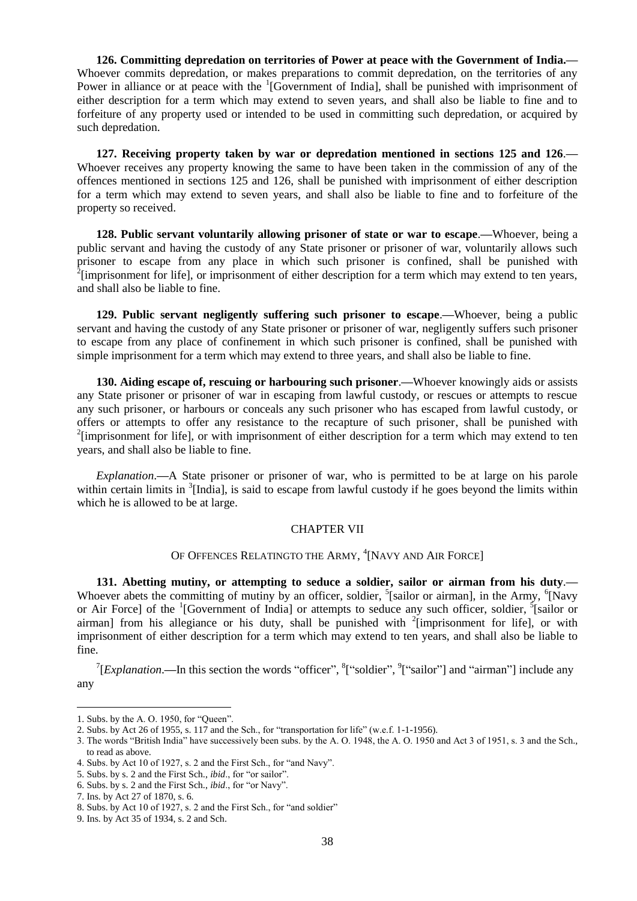**126. Committing depredation on territories of Power at peace with the Government of India.—** Whoever commits depredation, or makes preparations to commit depredation, on the territories of any Power in alliance or at peace with the [1][Government of India], shall be punished with imprisonment of either description for a term which may extend to seven years, and shall also be liable to fine and to forfeiture of any property used or intended to be used in committing such depredation, or acquired by such depredation.

**127. Receiving property taken by war or depredation mentioned in sections 125 and 126**.**—** Whoever receives any property knowing the same to have been taken in the commission of any of the offences mentioned in sections 125 and 126, shall be punished with imprisonment of either description for a term which may extend to seven years, and shall also be liable to fine and to forfeiture of the property so received.

**128. Public servant voluntarily allowing prisoner of state or war to escape**.**—**Whoever, being a public servant and having the custody of any State prisoner or prisoner of war, voluntarily allows such prisoner to escape from any place in which such prisoner is confined, shall be punished with [2][imprisonment for life], or imprisonment of either description for a term which may extend to ten years, and shall also be liable to fine.

**129. Public servant negligently suffering such prisoner to escape**.**—**Whoever, being a public servant and having the custody of any State prisoner or prisoner of war, negligently suffers such prisoner to escape from any place of confinement in which such prisoner is confined, shall be punished with simple imprisonment for a term which may extend to three years, and shall also be liable to fine.

**130. Aiding escape of, rescuing or harbouring such prisoner**.**—**Whoever knowingly aids or assists any State prisoner or prisoner of war in escaping from lawful custody, or rescues or attempts to rescue any such prisoner, or harbours or conceals any such prisoner who has escaped from lawful custody, or offers or attempts to offer any resistance to the recapture of such prisoner, shall be punished with [2][imprisonment for life], or with imprisonment of either description for a term which may extend to ten years, and shall also be liable to fine.

*Explanation*.**—**A State prisoner or prisoner of war, who is permitted to be at large on his parole within certain limits in [3][India], is said to escape from lawful custody if he goes beyond the limits within which he is allowed to be at large.

## CHAPTER VII

### OF OFFENCES RELATINGTO THE ARMY, [4][NAVY AND AIR FORCE]

**131. Abetting mutiny, or attempting to seduce a soldier, sailor or airman from his duty**.**—** Whoever abets the committing of mutiny by an officer, soldier, [5][sailor or airman], in the Army, [6][Navy or Air Force] of the [1][Government of India] or attempts to seduce any such officer, soldier, [5][sailor or airman] from his allegiance or his duty, shall be punished with [2][imprisonment for life], or with imprisonment of either description for a term which may extend to ten years, and shall also be liable to fine.

[7][*Explanation*.**—**In this section the words "officer", [8]["soldier", [9]["sailor"] and "airman"] include any any

---

1. Subs. by the A. O. 1950, for "Queen".
2. Subs. by Act 26 of 1955, s. 117 and the Sch., for "transportation for life" (w.e.f. 1-1-1956).
3. The words "British India" have successively been subs. by the A. O. 1948, the A. O. 1950 and Act 3 of 1951, s. 3 and the Sch., to read as above.
4. Subs. by Act 10 of 1927, s. 2 and the First Sch., for "and Navy".
5. Subs. by s. 2 and the First Sch., *ibid*., for "or sailor".
6. Subs. by s. 2 and the First Sch., *ibid*., for "or Navy".
7. Ins. by Act 27 of 1870, s. 6.
8. Subs. by Act 10 of 1927, s. 2 and the First Sch., for "and soldier"
9. Ins. by Act 35 of 1934, s. 2 and Sch.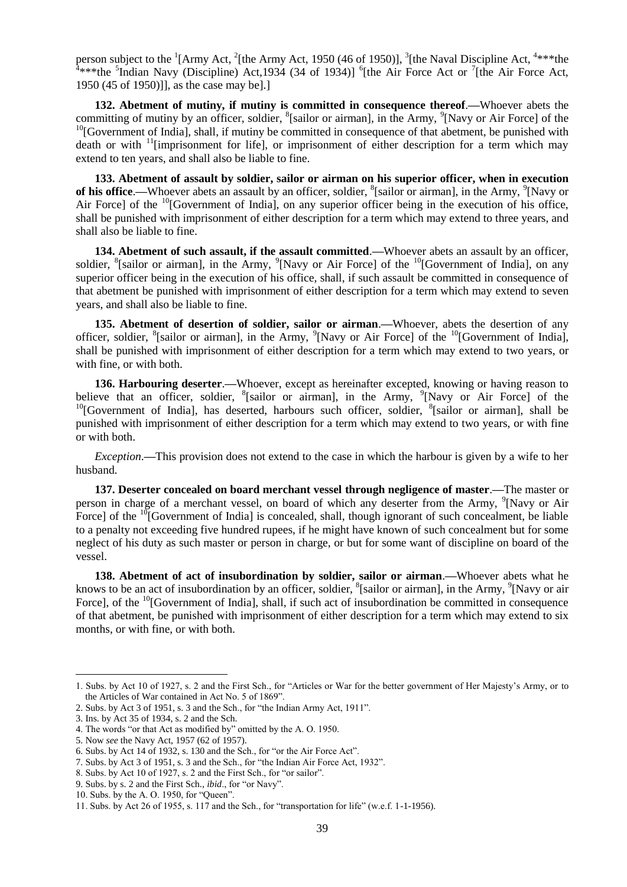person subject to the [1][Army Act, [2][the Army Act, 1950 (46 of 1950)], [3][the Naval Discipline Act, [4]***the [4]***the [5]Indian Navy (Discipline) Act,1934 (34 of 1934)] [6][the Air Force Act or [7][the Air Force Act, 1950 (45 of 1950)]], as the case may be].]

**132. Abetment of mutiny, if mutiny is committed in consequence thereof**.**—**Whoever abets the committing of mutiny by an officer, soldier, [8][sailor or airman], in the Army, [9][Navy or Air Force] of the [10][Government of India], shall, if mutiny be committed in consequence of that abetment, be punished with death or with [11][imprisonment for life], or imprisonment of either description for a term which may extend to ten years, and shall also be liable to fine.

**133. Abetment of assault by soldier, sailor or airman on his superior officer, when in execution of his office**.**—**Whoever abets an assault by an officer, soldier, [8][sailor or airman], in the Army, [9][Navy or Air Force] of the [10][Government of India], on any superior officer being in the execution of his office, shall be punished with imprisonment of either description for a term which may extend to three years, and shall also be liable to fine.

**134. Abetment of such assault, if the assault committed**.**—**Whoever abets an assault by an officer, soldier, [8][sailor or airman], in the Army, [9][Navy or Air Force] of the [10][Government of India], on any superior officer being in the execution of his office, shall, if such assault be committed in consequence of that abetment be punished with imprisonment of either description for a term which may extend to seven years, and shall also be liable to fine.

**135. Abetment of desertion of soldier, sailor or airman**.**—**Whoever, abets the desertion of any officer, soldier, [8][sailor or airman], in the Army, [9][Navy or Air Force] of the [10][Government of India], shall be punished with imprisonment of either description for a term which may extend to two years, or with fine, or with both.

**136. Harbouring deserter**.**—**Whoever, except as hereinafter excepted, knowing or having reason to believe that an officer, soldier, [8][sailor or airman], in the Army, [9][Navy or Air Force] of the [10][Government of India], has deserted, harbours such officer, soldier, [8][sailor or airman], shall be punished with imprisonment of either description for a term which may extend to two years, or with fine or with both.

*Exception*.**—**This provision does not extend to the case in which the harbour is given by a wife to her husband.

**137. Deserter concealed on board merchant vessel through negligence of master**.**—**The master or person in charge of a merchant vessel, on board of which any deserter from the Army, [9][Navy or Air Force] of the [10][Government of India] is concealed, shall, though ignorant of such concealment, be liable to a penalty not exceeding five hundred rupees, if he might have known of such concealment but for some neglect of his duty as such master or person in charge, or but for some want of discipline on board of the vessel.

**138. Abetment of act of insubordination by soldier, sailor or airman**.**—**Whoever abets what he knows to be an act of insubordination by an officer, soldier, [8][sailor or airman], in the Army, [9][Navy or air Force], of the [10][Government of India], shall, if such act of insubordination be committed in consequence of that abetment, be punished with imprisonment of either description for a term which may extend to six months, or with fine, or with both.

---

1. Subs. by Act 10 of 1927, s. 2 and the First Sch., for "Articles or War for the better government of Her Majesty's Army, or to the Articles of War contained in Act No. 5 of 1869".
2. Subs. by Act 3 of 1951, s. 3 and the Sch., for "the Indian Army Act, 1911".
3. Ins. by Act 35 of 1934, s. 2 and the Sch.
4. The words "or that Act as modified by" omitted by the A. O. 1950.
5. Now *see* the Navy Act, 1957 (62 of 1957).
6. Subs. by Act 14 of 1932, s. 130 and the Sch., for "or the Air Force Act".
7. Subs. by Act 3 of 1951, s. 3 and the Sch., for "the Indian Air Force Act, 1932".
8. Subs. by Act 10 of 1927, s. 2 and the First Sch., for "or sailor".
9. Subs. by s. 2 and the First Sch., *ibid*., for "or Navy".
10. Subs. by the A. O. 1950, for "Queen".
11. Subs. by Act 26 of 1955, s. 117 and the Sch., for "transportation for life" (w.e.f. 1-1-1956).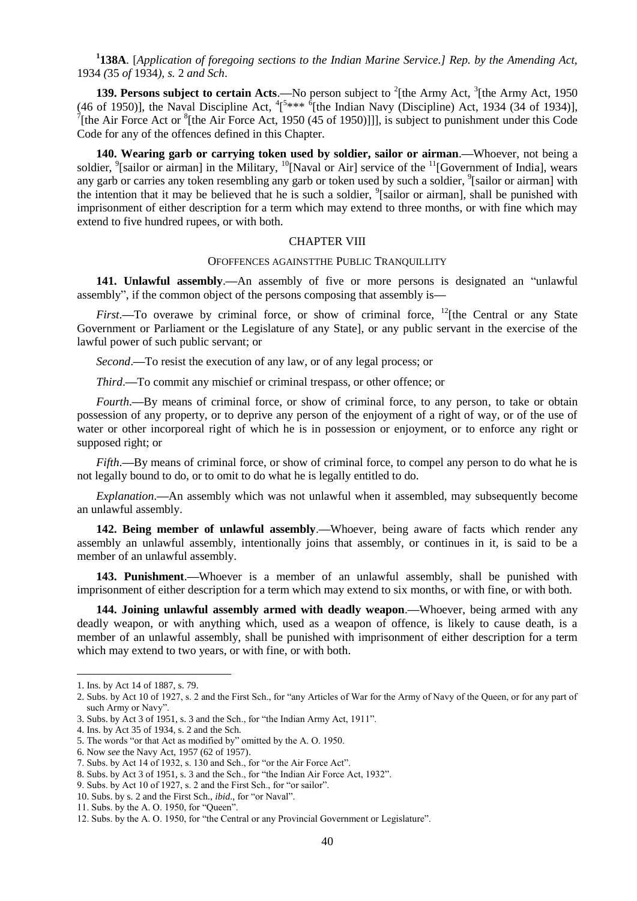[1]**138A**. [*Application of foregoing sections to the Indian Marine Service.] Rep. by the Amending Act,* 1934 *(*35 *of* 1934*), s.* 2 *and Sch*.

**139. Persons subject to certain Acts**.**—**No person subject to [2][the Army Act, [3][the Army Act, 1950 (46 of 1950)], the Naval Discipline Act, [4][[5]*** [6][the Indian Navy (Discipline) Act, 1934 (34 of 1934)], [7][the Air Force Act or [8][the Air Force Act, 1950 (45 of 1950)]]]], is subject to punishment under this Code Code for any of the offences defined in this Chapter.

**140. Wearing garb or carrying token used by soldier, sailor or airman**.**—**Whoever, not being a soldier, [9][sailor or airman] in the Military, [10][Naval or Air] service of the [11][Government of India], wears any garb or carries any token resembling any garb or token used by such a soldier, [9][sailor or airman] with the intention that it may be believed that he is such a soldier, [9][sailor or airman], shall be punished with imprisonment of either description for a term which may extend to three months, or with fine which may extend to five hundred rupees, or with both.

## CHAPTER VIII

### OFOFFENCES AGAINSTTHE PUBLIC TRANQUILLITY

**141. Unlawful assembly**.**—**An assembly of five or more persons is designated an "unlawful assembly", if the common object of the persons composing that assembly is**—**

*First*.**—**To overawe by criminal force, or show of criminal force, [12][the Central or any State Government or Parliament or the Legislature of any State], or any public servant in the exercise of the lawful power of such public servant; or

*Second*.**—**To resist the execution of any law, or of any legal process; or

*Third*.**—**To commit any mischief or criminal trespass, or other offence; or

*Fourth*.**—**By means of criminal force, or show of criminal force, to any person, to take or obtain possession of any property, or to deprive any person of the enjoyment of a right of way, or of the use of water or other incorporeal right of which he is in possession or enjoyment, or to enforce any right or supposed right; or

*Fifth*.**—**By means of criminal force, or show of criminal force, to compel any person to do what he is not legally bound to do, or to omit to do what he is legally entitled to do.

*Explanation*.**—**An assembly which was not unlawful when it assembled, may subsequently become an unlawful assembly.

**142. Being member of unlawful assembly**.**—**Whoever, being aware of facts which render any assembly an unlawful assembly, intentionally joins that assembly, or continues in it, is said to be a member of an unlawful assembly.

**143. Punishment**.**—**Whoever is a member of an unlawful assembly, shall be punished with imprisonment of either description for a term which may extend to six months, or with fine, or with both.

**144. Joining unlawful assembly armed with deadly weapon**.**—**Whoever, being armed with any deadly weapon, or with anything which, used as a weapon of offence, is likely to cause death, is a member of an unlawful assembly, shall be punished with imprisonment of either description for a term which may extend to two years, or with fine, or with both.

---

1. Ins. by Act 14 of 1887, s. 79.
2. Subs. by Act 10 of 1927, s. 2 and the First Sch., for "any Articles of War for the Army of Navy of the Queen, or for any part of such Army or Navy".
3. Subs. by Act 3 of 1951, s. 3 and the Sch., for "the Indian Army Act, 1911".
4. Ins. by Act 35 of 1934, s. 2 and the Sch.
5. The words "or that Act as modified by" omitted by the A. O. 1950.
6. Now *see* the Navy Act, 1957 (62 of 1957).
7. Subs. by Act 14 of 1932, s. 130 and Sch., for "or the Air Force Act".
8. Subs. by Act 3 of 1951, s. 3 and the Sch., for "the Indian Air Force Act, 1932".
9. Subs. by Act 10 of 1927, s. 2 and the First Sch., for "or sailor".
10. Subs. by s. 2 and the First Sch., *ibid*., for "or Naval".
11. Subs. by the A. O. 1950, for "Queen".
12. Subs. by the A. O. 1950, for "the Central or any Provincial Government or Legislature".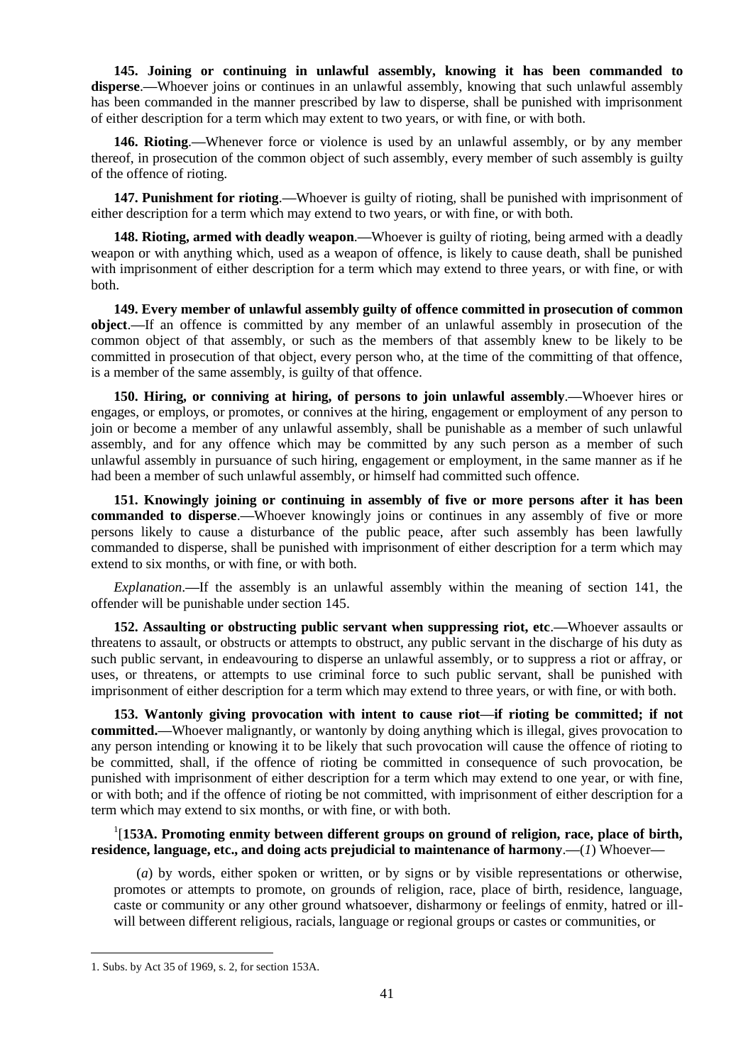**145. Joining or continuing in unlawful assembly, knowing it has been commanded to disperse**.**—**Whoever joins or continues in an unlawful assembly, knowing that such unlawful assembly has been commanded in the manner prescribed by law to disperse, shall be punished with imprisonment of either description for a term which may extent to two years, or with fine, or with both.

**146. Rioting**.**—**Whenever force or violence is used by an unlawful assembly, or by any member thereof, in prosecution of the common object of such assembly, every member of such assembly is guilty of the offence of rioting.

**147. Punishment for rioting**.**—**Whoever is guilty of rioting, shall be punished with imprisonment of either description for a term which may extend to two years, or with fine, or with both.

**148. Rioting, armed with deadly weapon**.**—**Whoever is guilty of rioting, being armed with a deadly weapon or with anything which, used as a weapon of offence, is likely to cause death, shall be punished with imprisonment of either description for a term which may extend to three years, or with fine, or with both.

**149. Every member of unlawful assembly guilty of offence committed in prosecution of common object**.**—**If an offence is committed by any member of an unlawful assembly in prosecution of the common object of that assembly, or such as the members of that assembly knew to be likely to be committed in prosecution of that object, every person who, at the time of the committing of that offence, is a member of the same assembly, is guilty of that offence.

**150. Hiring, or conniving at hiring, of persons to join unlawful assembly**.**—**Whoever hires or engages, or employs, or promotes, or connives at the hiring, engagement or employment of any person to join or become a member of any unlawful assembly, shall be punishable as a member of such unlawful assembly, and for any offence which may be committed by any such person as a member of such unlawful assembly in pursuance of such hiring, engagement or employment, in the same manner as if he had been a member of such unlawful assembly, or himself had committed such offence.

**151. Knowingly joining or continuing in assembly of five or more persons after it has been commanded to disperse**.**—**Whoever knowingly joins or continues in any assembly of five or more persons likely to cause a disturbance of the public peace, after such assembly has been lawfully commanded to disperse, shall be punished with imprisonment of either description for a term which may extend to six months, or with fine, or with both.

*Explanation*.**—**If the assembly is an unlawful assembly within the meaning of section 141, the offender will be punishable under section 145.

**152. Assaulting or obstructing public servant when suppressing riot, etc**.**—**Whoever assaults or threatens to assault, or obstructs or attempts to obstruct, any public servant in the discharge of his duty as such public servant, in endeavouring to disperse an unlawful assembly, or to suppress a riot or affray, or uses, or threatens, or attempts to use criminal force to such public servant, shall be punished with imprisonment of either description for a term which may extend to three years, or with fine, or with both.

**153. Wantonly giving provocation with intent to cause riot—if rioting be committed; if not committed.—**Whoever malignantly, or wantonly by doing anything which is illegal, gives provocation to any person intending or knowing it to be likely that such provocation will cause the offence of rioting to be committed, shall, if the offence of rioting be committed in consequence of such provocation, be punished with imprisonment of either description for a term which may extend to one year, or with fine, or with both; and if the offence of rioting be not committed, with imprisonment of either description for a term which may extend to six months, or with fine, or with both.

[1][**153A. Promoting enmity between different groups on ground of religion, race, place of birth, residence, language, etc., and doing acts prejudicial to maintenance of harmony**.**—**(*1*) Whoever**—**

(*a*) by words, either spoken or written, or by signs or by visible representations or otherwise, promotes or attempts to promote, on grounds of religion, race, place of birth, residence, language, caste or community or any other ground whatsoever, disharmony or feelings of enmity, hatred or ill-will between different religious, racials, language or regional groups or castes or communities, or

1. Subs. by Act 35 of 1969, s. 2, for section 153A.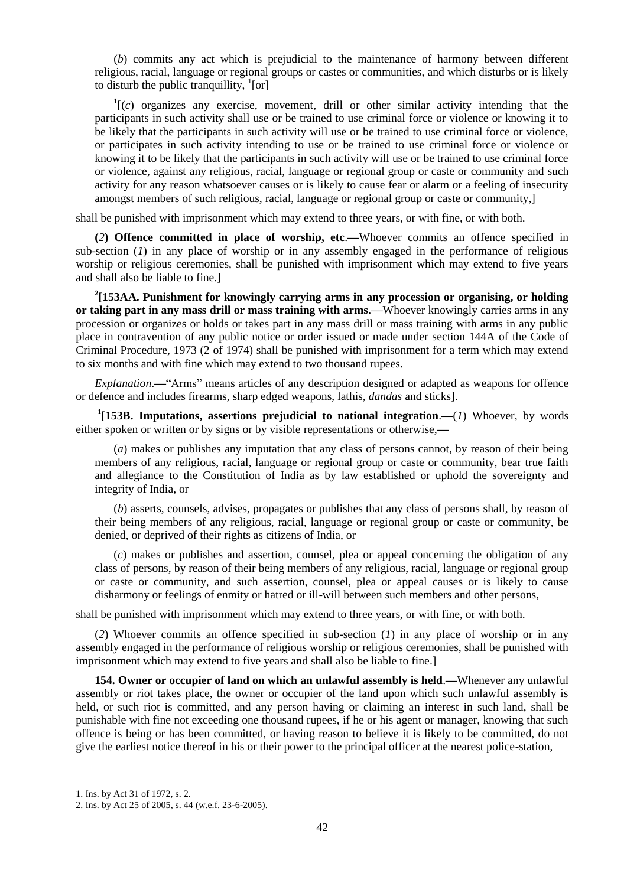(*b*) commits any act which is prejudicial to the maintenance of harmony between different religious, racial, language or regional groups or castes or communities, and which disturbs or is likely to disturb the public tranquillity, [1][or]

[1][(*c*) organizes any exercise, movement, drill or other similar activity intending that the participants in such activity shall use or be trained to use criminal force or violence or knowing it to be likely that the participants in such activity will use or be trained to use criminal force or violence, or participates in such activity intending to use or be trained to use criminal force or violence or knowing it to be likely that the participants in such activity will use or be trained to use criminal force or violence, against any religious, racial, language or regional group or caste or community and such activity for any reason whatsoever causes or is likely to cause fear or alarm or a feeling of insecurity amongst members of such religious, racial, language or regional group or caste or community,]

shall be punished with imprisonment which may extend to three years, or with fine, or with both.

**(*2*) Offence committed in place of worship, etc.—**Whoever commits an offence specified in sub-section (*1*) in any place of worship or in any assembly engaged in the performance of religious worship or religious ceremonies, shall be punished with imprisonment which may extend to five years and shall also be liable to fine.]

**[2][153AA. Punishment for knowingly carrying arms in any procession or organising, or holding or taking part in any mass drill or mass training with arms.—**Whoever knowingly carries arms in any procession or organizes or holds or takes part in any mass drill or mass training with arms in any public place in contravention of any public notice or order issued or made under section 144A of the Code of Criminal Procedure, 1973 (2 of 1974) shall be punished with imprisonment for a term which may extend to six months and with fine which may extend to two thousand rupees.

*Explanation*.—"Arms" means articles of any description designed or adapted as weapons for offence or defence and includes firearms, sharp edged weapons, lathis, *dandas* and sticks].

[1][**153B. Imputations, assertions prejudicial to national integration.—**(*1*) Whoever, by words either spoken or written or by signs or by visible representations or otherwise,—

(*a*) makes or publishes any imputation that any class of persons cannot, by reason of their being members of any religious, racial, language or regional group or caste or community, bear true faith and allegiance to the Constitution of India as by law established or uphold the sovereignty and integrity of India, or

(*b*) asserts, counsels, advises, propagates or publishes that any class of persons shall, by reason of their being members of any religious, racial, language or regional group or caste or community, be denied, or deprived of their rights as citizens of India, or

(*c*) makes or publishes and assertion, counsel, plea or appeal concerning the obligation of any class of persons, by reason of their being members of any religious, racial, language or regional group or caste or community, and such assertion, counsel, plea or appeal causes or is likely to cause disharmony or feelings of enmity or hatred or ill-will between such members and other persons,

shall be punished with imprisonment which may extend to three years, or with fine, or with both.

(*2*) Whoever commits an offence specified in sub-section (*1*) in any place of worship or in any assembly engaged in the performance of religious worship or religious ceremonies, shall be punished with imprisonment which may extend to five years and shall also be liable to fine.]

**154. Owner or occupier of land on which an unlawful assembly is held.—**Whenever any unlawful assembly or riot takes place, the owner or occupier of the land upon which such unlawful assembly is held, or such riot is committed, and any person having or claiming an interest in such land, shall be punishable with fine not exceeding one thousand rupees, if he or his agent or manager, knowing that such offence is being or has been committed, or having reason to believe it is likely to be committed, do not give the earliest notice thereof in his or their power to the principal officer at the nearest police-station,

---

1. Ins. by Act 31 of 1972, s. 2.
2. Ins. by Act 25 of 2005, s. 44 (w.e.f. 23-6-2005).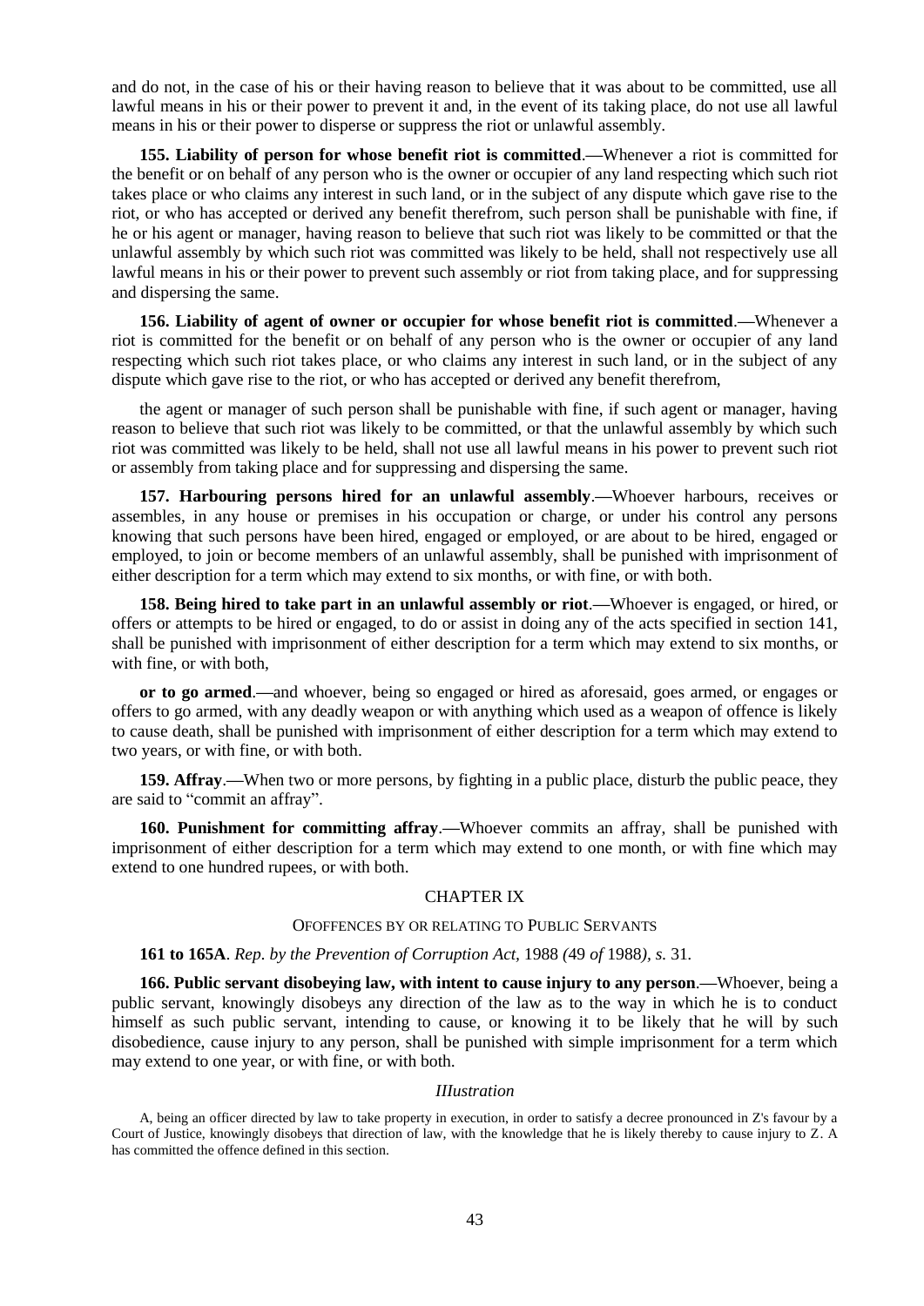and do not, in the case of his or their having reason to believe that it was about to be committed, use all lawful means in his or their power to prevent it and, in the event of its taking place, do not use all lawful means in his or their power to disperse or suppress the riot or unlawful assembly.

**155. Liability of person for whose benefit riot is committed**.**—**Whenever a riot is committed for the benefit or on behalf of any person who is the owner or occupier of any land respecting which such riot takes place or who claims any interest in such land, or in the subject of any dispute which gave rise to the riot, or who has accepted or derived any benefit therefrom, such person shall be punishable with fine, if he or his agent or manager, having reason to believe that such riot was likely to be committed or that the unlawful assembly by which such riot was committed was likely to be held, shall not respectively use all lawful means in his or their power to prevent such assembly or riot from taking place, and for suppressing and dispersing the same.

**156. Liability of agent of owner or occupier for whose benefit riot is committed**.**—**Whenever a riot is committed for the benefit or on behalf of any person who is the owner or occupier of any land respecting which such riot takes place, or who claims any interest in such land, or in the subject of any dispute which gave rise to the riot, or who has accepted or derived any benefit therefrom,

the agent or manager of such person shall be punishable with fine, if such agent or manager, having reason to believe that such riot was likely to be committed, or that the unlawful assembly by which such riot was committed was likely to be held, shall not use all lawful means in his power to prevent such riot or assembly from taking place and for suppressing and dispersing the same.

**157. Harbouring persons hired for an unlawful assembly**.**—**Whoever harbours, receives or assembles, in any house or premises in his occupation or charge, or under his control any persons knowing that such persons have been hired, engaged or employed, or are about to be hired, engaged or employed, to join or become members of an unlawful assembly, shall be punished with imprisonment of either description for a term which may extend to six months, or with fine, or with both.

**158. Being hired to take part in an unlawful assembly or riot**.**—**Whoever is engaged, or hired, or offers or attempts to be hired or engaged, to do or assist in doing any of the acts specified in section 141, shall be punished with imprisonment of either description for a term which may extend to six months, or with fine, or with both,

**or to go armed**.**—**and whoever, being so engaged or hired as aforesaid, goes armed, or engages or offers to go armed, with any deadly weapon or with anything which used as a weapon of offence is likely to cause death, shall be punished with imprisonment of either description for a term which may extend to two years, or with fine, or with both.

**159. Affray**.**—**When two or more persons, by fighting in a public place, disturb the public peace, they are said to "commit an affray".

**160. Punishment for committing affray**.**—**Whoever commits an affray, shall be punished with imprisonment of either description for a term which may extend to one month, or with fine which may extend to one hundred rupees, or with both.

## CHAPTER IX

### OFOFFENCES BY OR RELATING TO PUBLIC SERVANTS

**161 to 165A**. *Rep. by the Prevention of Corruption Act,* 1988 *(*49 *of* 1988*), s.* 31.

**166. Public servant disobeying law, with intent to cause injury to any person**.**—**Whoever, being a public servant, knowingly disobeys any direction of the law as to the way in which he is to conduct himself as such public servant, intending to cause, or knowing it to be likely that he will by such disobedience, cause injury to any person, shall be punished with simple imprisonment for a term which may extend to one year, or with fine, or with both.

*IIlustration*

A, being an officer directed by law to take property in execution, in order to satisfy a decree pronounced in Z's favour by a Court of Justice, knowingly disobeys that direction of law, with the knowledge that he is likely thereby to cause injury to Z. A has committed the offence defined in this section.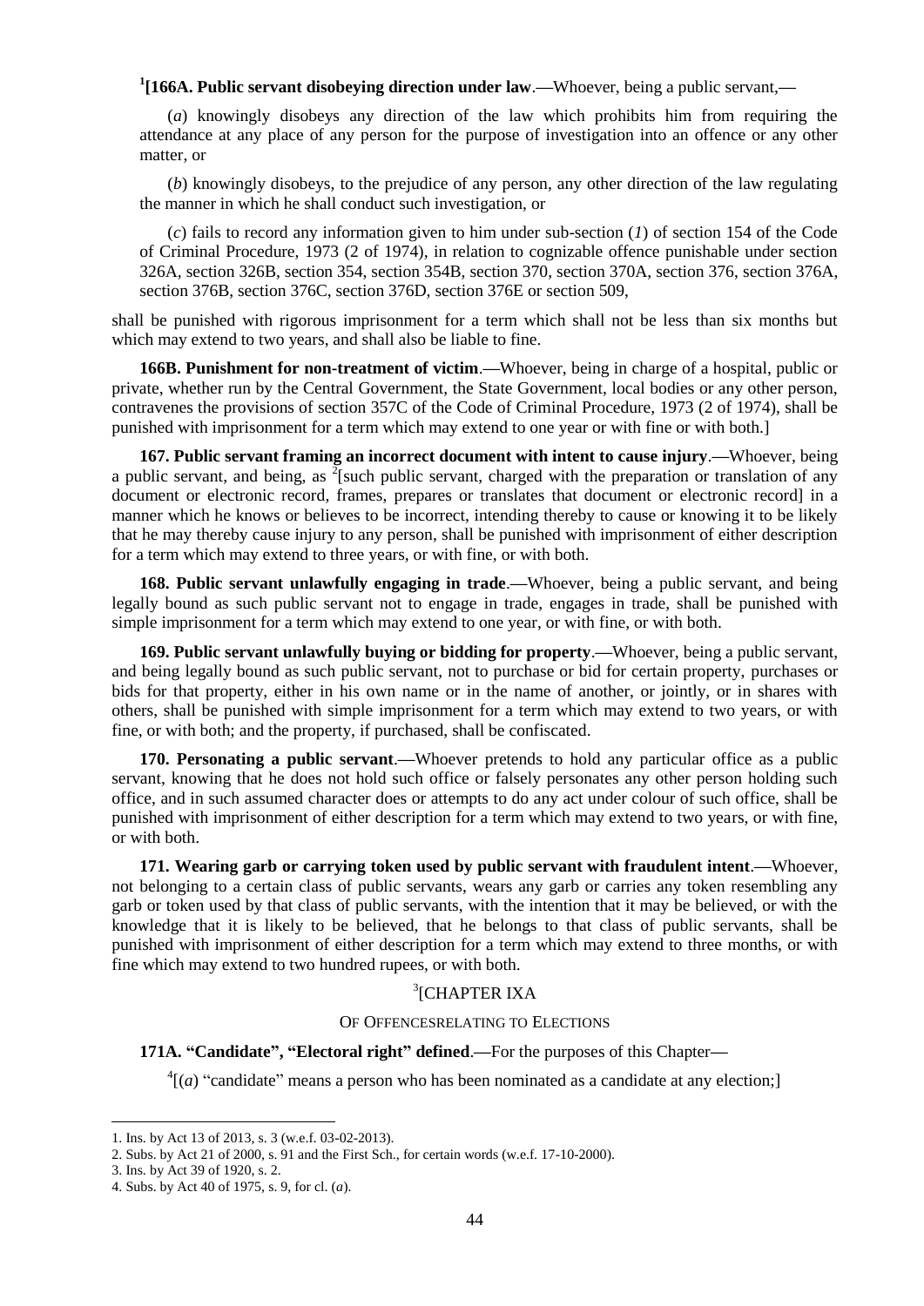[1][**166A. Public servant disobeying direction under law**.—Whoever, being a public servant,—

(*a*) knowingly disobeys any direction of the law which prohibits him from requiring the attendance at any place of any person for the purpose of investigation into an offence or any other matter, or

(*b*) knowingly disobeys, to the prejudice of any person, any other direction of the law regulating the manner in which he shall conduct such investigation, or

(*c*) fails to record any information given to him under sub-section (*1*) of section 154 of the Code of Criminal Procedure, 1973 (2 of 1974), in relation to cognizable offence punishable under section 326A, section 326B, section 354, section 354B, section 370, section 370A, section 376, section 376A, section 376B, section 376C, section 376D, section 376E or section 509,

shall be punished with rigorous imprisonment for a term which shall not be less than six months but which may extend to two years, and shall also be liable to fine.

**166B. Punishment for non-treatment of victim**.—Whoever, being in charge of a hospital, public or private, whether run by the Central Government, the State Government, local bodies or any other person, contravenes the provisions of section 357C of the Code of Criminal Procedure, 1973 (2 of 1974), shall be punished with imprisonment for a term which may extend to one year or with fine or with both.]

**167. Public servant framing an incorrect document with intent to cause injury**.—Whoever, being a public servant, and being, as [2][such public servant, charged with the preparation or translation of any document or electronic record, frames, prepares or translates that document or electronic record] in a manner which he knows or believes to be incorrect, intending thereby to cause or knowing it to be likely that he may thereby cause injury to any person, shall be punished with imprisonment of either description for a term which may extend to three years, or with fine, or with both.

**168. Public servant unlawfully engaging in trade**.—Whoever, being a public servant, and being legally bound as such public servant not to engage in trade, engages in trade, shall be punished with simple imprisonment for a term which may extend to one year, or with fine, or with both.

**169. Public servant unlawfully buying or bidding for property**.—Whoever, being a public servant, and being legally bound as such public servant, not to purchase or bid for certain property, purchases or bids for that property, either in his own name or in the name of another, or jointly, or in shares with others, shall be punished with simple imprisonment for a term which may extend to two years, or with fine, or with both; and the property, if purchased, shall be confiscated.

**170. Personating a public servant**.—Whoever pretends to hold any particular office as a public servant, knowing that he does not hold such office or falsely personates any other person holding such office, and in such assumed character does or attempts to do any act under colour of such office, shall be punished with imprisonment of either description for a term which may extend to two years, or with fine, or with both.

**171. Wearing garb or carrying token used by public servant with fraudulent intent**.—Whoever, not belonging to a certain class of public servants, wears any garb or carries any token resembling any garb or token used by that class of public servants, with the intention that it may be believed, or with the knowledge that it is likely to be believed, that he belongs to that class of public servants, shall be punished with imprisonment of either description for a term which may extend to three months, or with fine which may extend to two hundred rupees, or with both.

## [3][CHAPTER IXA

### OF OFFENCESRELATING TO ELECTIONS

**171A. "Candidate", "Electoral right" defined**.—For the purposes of this Chapter—

[4][(*a*) "candidate" means a person who has been nominated as a candidate at any election;]

---

1. Ins. by Act 13 of 2013, s. 3 (w.e.f. 03-02-2013).
2. Subs. by Act 21 of 2000, s. 91 and the First Sch., for certain words (w.e.f. 17-10-2000).
3. Ins. by Act 39 of 1920, s. 2.
4. Subs. by Act 40 of 1975, s. 9, for cl. (*a*).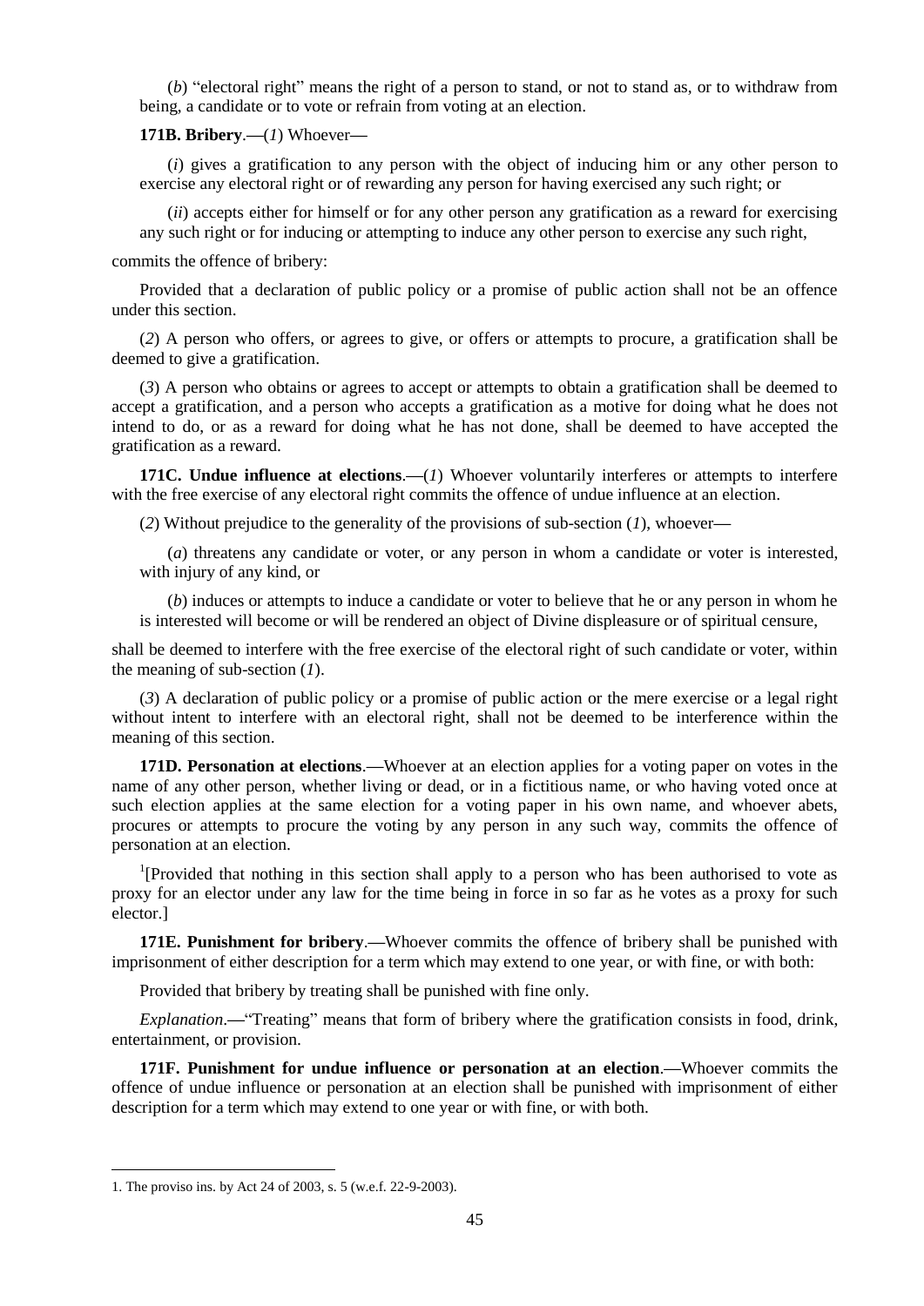(*b*) "electoral right" means the right of a person to stand, or not to stand as, or to withdraw from being, a candidate or to vote or refrain from voting at an election.

**171B. Bribery**.—(*1*) Whoever—

(*i*) gives a gratification to any person with the object of inducing him or any other person to exercise any electoral right or of rewarding any person for having exercised any such right; or

(*ii*) accepts either for himself or for any other person any gratification as a reward for exercising any such right or for inducing or attempting to induce any other person to exercise any such right,

commits the offence of bribery:

Provided that a declaration of public policy or a promise of public action shall not be an offence under this section.

(*2*) A person who offers, or agrees to give, or offers or attempts to procure, a gratification shall be deemed to give a gratification.

(*3*) A person who obtains or agrees to accept or attempts to obtain a gratification shall be deemed to accept a gratification, and a person who accepts a gratification as a motive for doing what he does not intend to do, or as a reward for doing what he has not done, shall be deemed to have accepted the gratification as a reward.

**171C. Undue influence at elections**.—(*1*) Whoever voluntarily interferes or attempts to interfere with the free exercise of any electoral right commits the offence of undue influence at an election.

(*2*) Without prejudice to the generality of the provisions of sub-section (*1*), whoever—

(*a*) threatens any candidate or voter, or any person in whom a candidate or voter is interested, with injury of any kind, or

(*b*) induces or attempts to induce a candidate or voter to believe that he or any person in whom he is interested will become or will be rendered an object of Divine displeasure or of spiritual censure,

shall be deemed to interfere with the free exercise of the electoral right of such candidate or voter, within the meaning of sub-section (*1*).

(*3*) A declaration of public policy or a promise of public action or the mere exercise or a legal right without intent to interfere with an electoral right, shall not be deemed to be interference within the meaning of this section.

**171D. Personation at elections**.—Whoever at an election applies for a voting paper on votes in the name of any other person, whether living or dead, or in a fictitious name, or who having voted once at such election applies at the same election for a voting paper in his own name, and whoever abets, procures or attempts to procure the voting by any person in any such way, commits the offence of personation at an election.

[1][Provided that nothing in this section shall apply to a person who has been authorised to vote as proxy for an elector under any law for the time being in force in so far as he votes as a proxy for such elector.]

**171E. Punishment for bribery**.—Whoever commits the offence of bribery shall be punished with imprisonment of either description for a term which may extend to one year, or with fine, or with both:

Provided that bribery by treating shall be punished with fine only.

*Explanation*.—"Treating" means that form of bribery where the gratification consists in food, drink, entertainment, or provision.

**171F. Punishment for undue influence or personation at an election**.—Whoever commits the offence of undue influence or personation at an election shall be punished with imprisonment of either description for a term which may extend to one year or with fine, or with both.

---

1. The proviso ins. by Act 24 of 2003, s. 5 (w.e.f. 22-9-2003).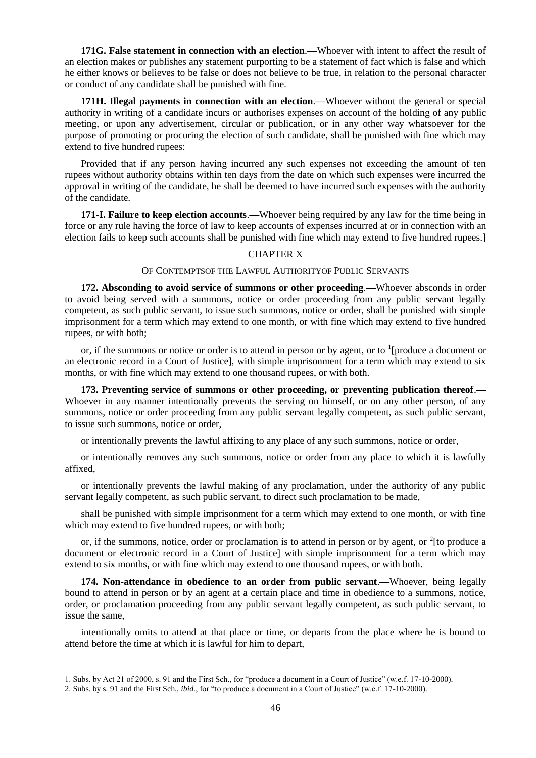**171G. False statement in connection with an election**.—Whoever with intent to affect the result of an election makes or publishes any statement purporting to be a statement of fact which is false and which he either knows or believes to be false or does not believe to be true, in relation to the personal character or conduct of any candidate shall be punished with fine.

**171H. Illegal payments in connection with an election**.—Whoever without the general or special authority in writing of a candidate incurs or authorises expenses on account of the holding of any public meeting, or upon any advertisement, circular or publication, or in any other way whatsoever for the purpose of promoting or procuring the election of such candidate, shall be punished with fine which may extend to five hundred rupees:

Provided that if any person having incurred any such expenses not exceeding the amount of ten rupees without authority obtains within ten days from the date on which such expenses were incurred the approval in writing of the candidate, he shall be deemed to have incurred such expenses with the authority of the candidate.

**171-I. Failure to keep election accounts**.—Whoever being required by any law for the time being in force or any rule having the force of law to keep accounts of expenses incurred at or in connection with an election fails to keep such accounts shall be punished with fine which may extend to five hundred rupees.]

## CHAPTER X

### OF CONTEMPTSOF THE LAWFUL AUTHORITYOF PUBLIC SERVANTS

**172. Absconding to avoid service of summons or other proceeding**.—Whoever absconds in order to avoid being served with a summons, notice or order proceeding from any public servant legally competent, as such public servant, to issue such summons, notice or order, shall be punished with simple imprisonment for a term which may extend to one month, or with fine which may extend to five hundred rupees, or with both;

or, if the summons or notice or order is to attend in person or by agent, or to [1][produce a document or an electronic record in a Court of Justice], with simple imprisonment for a term which may extend to six months, or with fine which may extend to one thousand rupees, or with both.

**173. Preventing service of summons or other proceeding, or preventing publication thereof**.—Whoever in any manner intentionally prevents the serving on himself, or on any other person, of any summons, notice or order proceeding from any public servant legally competent, as such public servant, to issue such summons, notice or order,

or intentionally prevents the lawful affixing to any place of any such summons, notice or order,

or intentionally removes any such summons, notice or order from any place to which it is lawfully affixed,

or intentionally prevents the lawful making of any proclamation, under the authority of any public servant legally competent, as such public servant, to direct such proclamation to be made,

shall be punished with simple imprisonment for a term which may extend to one month, or with fine which may extend to five hundred rupees, or with both;

or, if the summons, notice, order or proclamation is to attend in person or by agent, or [2][to produce a document or electronic record in a Court of Justice] with simple imprisonment for a term which may extend to six months, or with fine which may extend to one thousand rupees, or with both.

**174. Non-attendance in obedience to an order from public servant**.—Whoever, being legally bound to attend in person or by an agent at a certain place and time in obedience to a summons, notice, order, or proclamation proceeding from any public servant legally competent, as such public servant, to issue the same,

intentionally omits to attend at that place or time, or departs from the place where he is bound to attend before the time at which it is lawful for him to depart,

---

1. Subs. by Act 21 of 2000, s. 91 and the First Sch., for "produce a document in a Court of Justice" (w.e.f. 17-10-2000).
2. Subs. by s. 91 and the First Sch., *ibid*., for "to produce a document in a Court of Justice" (w.e.f. 17-10-2000).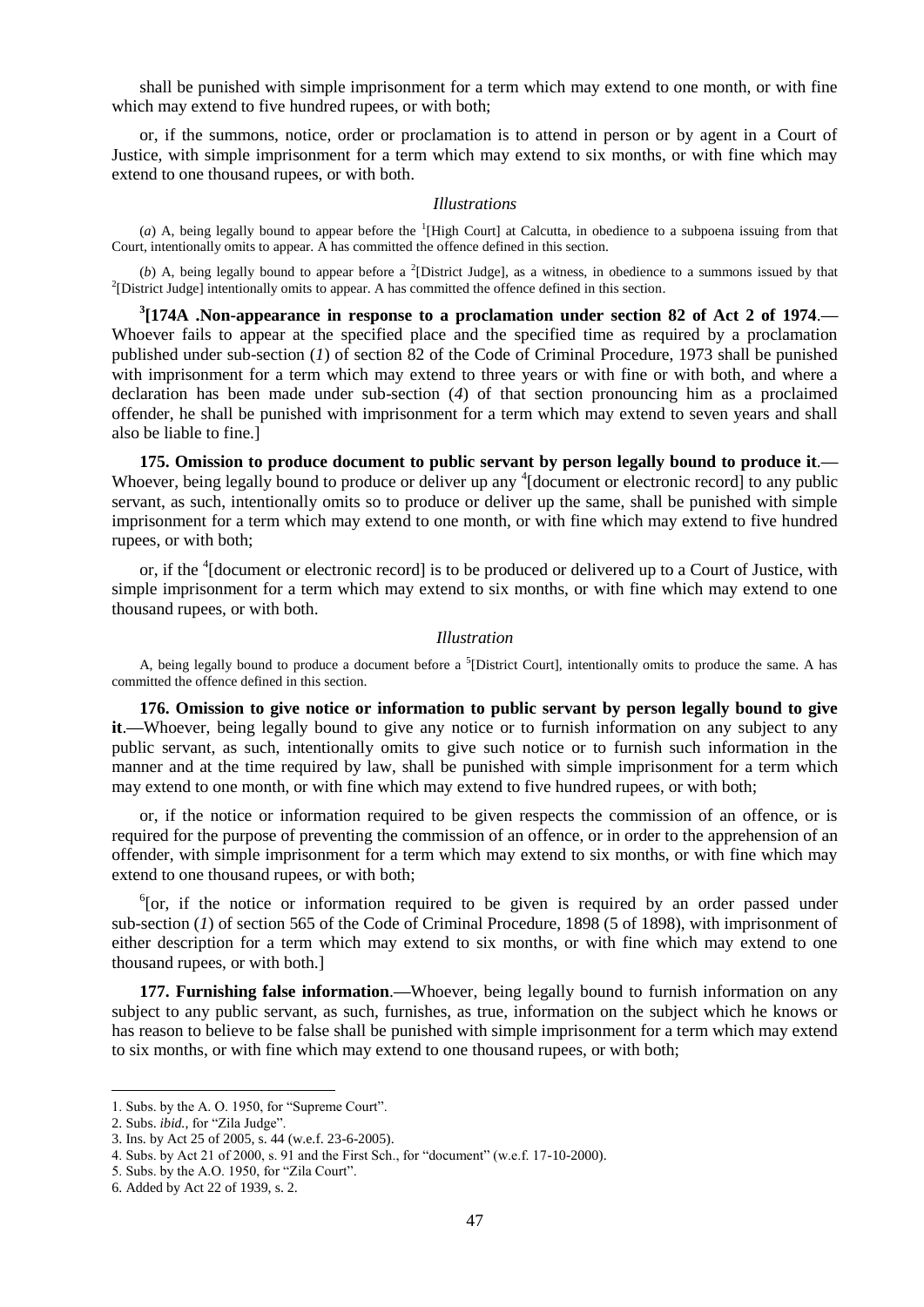shall be punished with simple imprisonment for a term which may extend to one month, or with fine which may extend to five hundred rupees, or with both;

or, if the summons, notice, order or proclamation is to attend in person or by agent in a Court of Justice, with simple imprisonment for a term which may extend to six months, or with fine which may extend to one thousand rupees, or with both.

*Illustrations*

(*a*) A, being legally bound to appear before the [1][High Court] at Calcutta, in obedience to a subpoena issuing from that Court, intentionally omits to appear. A has committed the offence defined in this section.

(*b*) A, being legally bound to appear before a [2][District Judge], as a witness, in obedience to a summons issued by that [2][District Judge] intentionally omits to appear. A has committed the offence defined in this section.

[3][**174A .Non-appearance in response to a proclamation under section 82 of Act 2 of 1974**.—Whoever fails to appear at the specified place and the specified time as required by a proclamation published under sub-section (*1*) of section 82 of the Code of Criminal Procedure, 1973 shall be punished with imprisonment for a term which may extend to three years or with fine or with both, and where a declaration has been made under sub-section (*4*) of that section pronouncing him as a proclaimed offender, he shall be punished with imprisonment for a term which may extend to seven years and shall also be liable to fine.]

**175. Omission to produce document to public servant by person legally bound to produce it**.—Whoever, being legally bound to produce or deliver up any [4][document or electronic record] to any public servant, as such, intentionally omits so to produce or deliver up the same, shall be punished with simple imprisonment for a term which may extend to one month, or with fine which may extend to five hundred rupees, or with both;

or, if the [4][document or electronic record] is to be produced or delivered up to a Court of Justice, with simple imprisonment for a term which may extend to six months, or with fine which may extend to one thousand rupees, or with both.

*Illustration*

A, being legally bound to produce a document before a [5][District Court], intentionally omits to produce the same. A has committed the offence defined in this section.

**176. Omission to give notice or information to public servant by person legally bound to give it**.—Whoever, being legally bound to give any notice or to furnish information on any subject to any public servant, as such, intentionally omits to give such notice or to furnish such information in the manner and at the time required by law, shall be punished with simple imprisonment for a term which may extend to one month, or with fine which may extend to five hundred rupees, or with both;

or, if the notice or information required to be given respects the commission of an offence, or is required for the purpose of preventing the commission of an offence, or in order to the apprehension of an offender, with simple imprisonment for a term which may extend to six months, or with fine which may extend to one thousand rupees, or with both;

[6][or, if the notice or information required to be given is required by an order passed under sub-section (*1*) of section 565 of the Code of Criminal Procedure, 1898 (5 of 1898), with imprisonment of either description for a term which may extend to six months, or with fine which may extend to one thousand rupees, or with both.]

**177. Furnishing false information**.—Whoever, being legally bound to furnish information on any subject to any public servant, as such, furnishes, as true, information on the subject which he knows or has reason to believe to be false shall be punished with simple imprisonment for a term which may extend to six months, or with fine which may extend to one thousand rupees, or with both;

---

1. Subs. by the A. O. 1950, for "Supreme Court".
2. Subs. *ibid.*, for "Zila Judge".
3. Ins. by Act 25 of 2005, s. 44 (w.e.f. 23-6-2005).
4. Subs. by Act 21 of 2000, s. 91 and the First Sch., for "document" (w.e.f. 17-10-2000).
5. Subs. by the A.O. 1950, for "Zila Court".
6. Added by Act 22 of 1939, s. 2.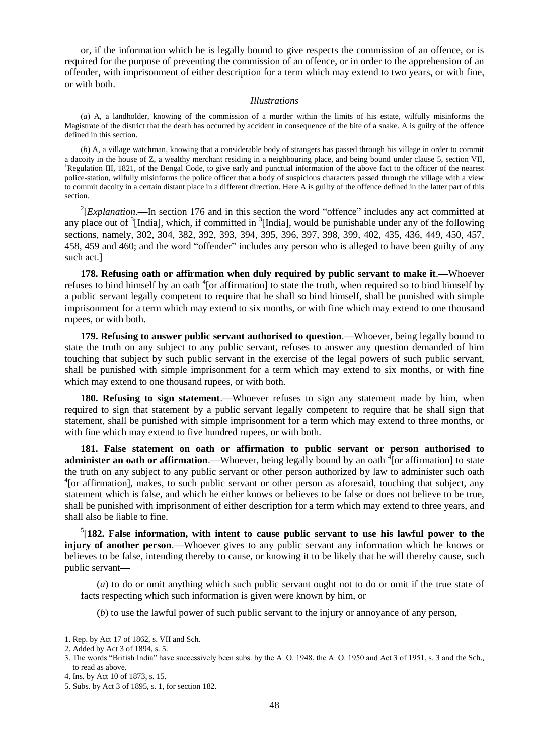or, if the information which he is legally bound to give respects the commission of an offence, or is required for the purpose of preventing the commission of an offence, or in order to the apprehension of an offender, with imprisonment of either description for a term which may extend to two years, or with fine, or with both.

*Illustrations*

(*a*) A, a landholder, knowing of the commission of a murder within the limits of his estate, wilfully misinforms the Magistrate of the district that the death has occurred by accident in consequence of the bite of a snake. A is guilty of the offence defined in this section.

(*b*) A, a village watchman, knowing that a considerable body of strangers has passed through his village in order to commit a dacoity in the house of Z, a wealthy merchant residing in a neighbouring place, and being bound under clause 5, section VII, [1]Regulation III, 1821, of the Bengal Code, to give early and punctual information of the above fact to the officer of the nearest police-station, wilfully misinforms the police officer that a body of suspicious characters passed through the village with a view to commit dacoity in a certain distant place in a different direction. Here A is guilty of the offence defined in the latter part of this section.

[2][*Explanation*.—In section 176 and in this section the word "offence" includes any act committed at any place out of [3][India], which, if committed in [3][India], would be punishable under any of the following sections, namely, 302, 304, 382, 392, 393, 394, 395, 396, 397, 398, 399, 402, 435, 436, 449, 450, 457, 458, 459 and 460; and the word "offender" includes any person who is alleged to have been guilty of any such act.]

**178. Refusing oath or affirmation when duly required by public servant to make it**.—Whoever refuses to bind himself by an oath [4][or affirmation] to state the truth, when required so to bind himself by a public servant legally competent to require that he shall so bind himself, shall be punished with simple imprisonment for a term which may extend to six months, or with fine which may extend to one thousand rupees, or with both.

**179. Refusing to answer public servant authorised to question**.—Whoever, being legally bound to state the truth on any subject to any public servant, refuses to answer any question demanded of him touching that subject by such public servant in the exercise of the legal powers of such public servant, shall be punished with simple imprisonment for a term which may extend to six months, or with fine which may extend to one thousand rupees, or with both.

**180. Refusing to sign statement**.—Whoever refuses to sign any statement made by him, when required to sign that statement by a public servant legally competent to require that he shall sign that statement, shall be punished with simple imprisonment for a term which may extend to three months, or with fine which may extend to five hundred rupees, or with both.

**181. False statement on oath or affirmation to public servant or person authorised to administer an oath or affirmation**.—Whoever, being legally bound by an oath [4][or affirmation] to state the truth on any subject to any public servant or other person authorized by law to administer such oath [4][or affirmation], makes, to such public servant or other person as aforesaid, touching that subject, any statement which is false, and which he either knows or believes to be false or does not believe to be true, shall be punished with imprisonment of either description for a term which may extend to three years, and shall also be liable to fine.

[5][**182. False information, with intent to cause public servant to use his lawful power to the injury of another person**.—Whoever gives to any public servant any information which he knows or believes to be false, intending thereby to cause, or knowing it to be likely that he will thereby cause, such public servant—

(*a*) to do or omit anything which such public servant ought not to do or omit if the true state of facts respecting which such information is given were known by him, or

(*b*) to use the lawful power of such public servant to the injury or annoyance of any person,

---

1. Rep. by Act 17 of 1862, s. VII and Sch.
2. Added by Act 3 of 1894, s. 5.
3. The words "British India" have successively been subs. by the A. O. 1948, the A. O. 1950 and Act 3 of 1951, s. 3 and the Sch., to read as above.
4. Ins. by Act 10 of 1873, s. 15.
5. Subs. by Act 3 of 1895, s. 1, for section 182.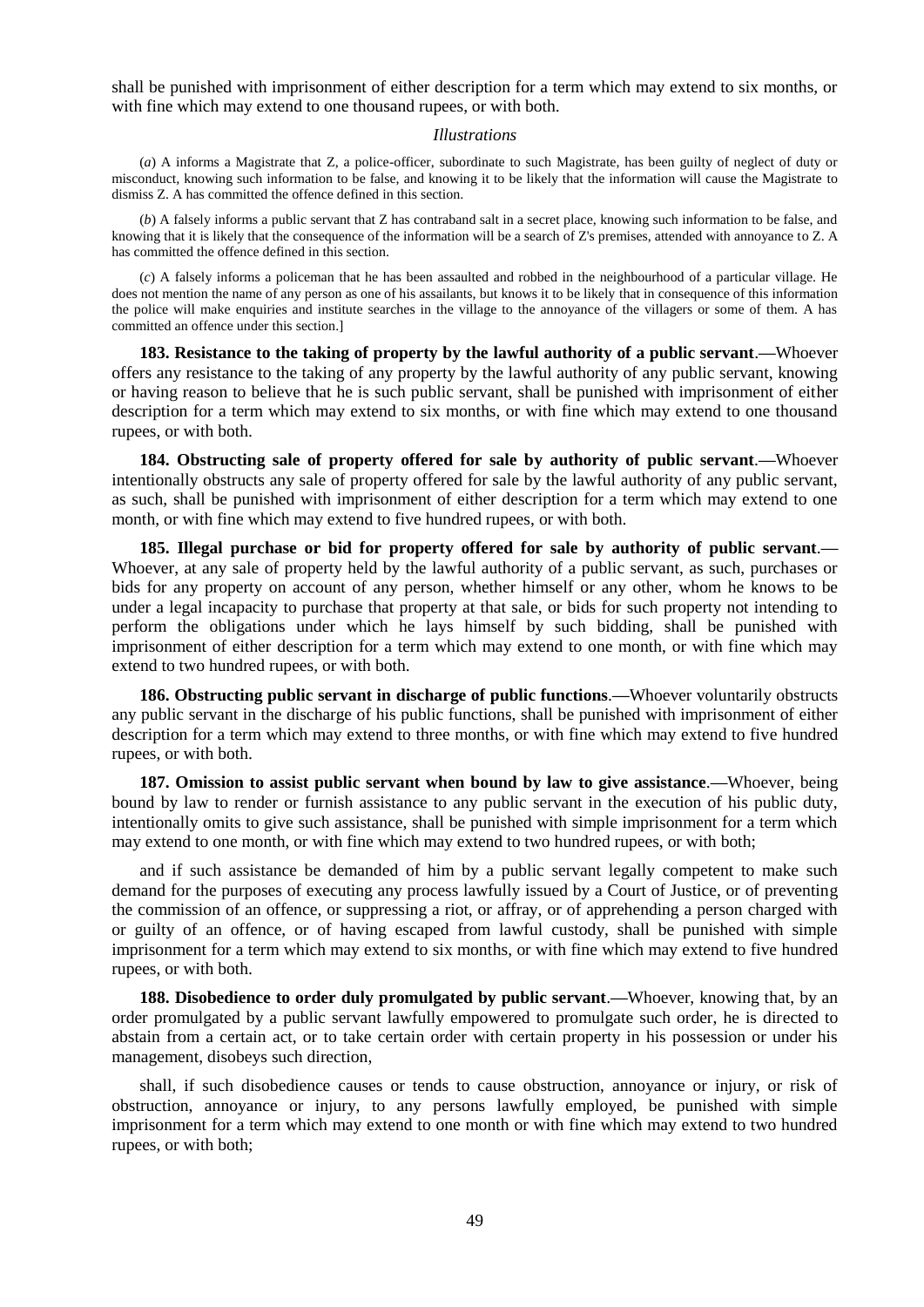shall be punished with imprisonment of either description for a term which may extend to six months, or with fine which may extend to one thousand rupees, or with both.

*Illustrations*

(*a*) A informs a Magistrate that Z, a police-officer, subordinate to such Magistrate, has been guilty of neglect of duty or misconduct, knowing such information to be false, and knowing it to be likely that the information will cause the Magistrate to dismiss Z. A has committed the offence defined in this section.

(*b*) A falsely informs a public servant that Z has contraband salt in a secret place, knowing such information to be false, and knowing that it is likely that the consequence of the information will be a search of Z's premises, attended with annoyance to Z. A has committed the offence defined in this section.

(*c*) A falsely informs a policeman that he has been assaulted and robbed in the neighbourhood of a particular village. He does not mention the name of any person as one of his assailants, but knows it to be likely that in consequence of this information the police will make enquiries and institute searches in the village to the annoyance of the villagers or some of them. A has committed an offence under this section.]

**183. Resistance to the taking of property by the lawful authority of a public servant.—**Whoever offers any resistance to the taking of any property by the lawful authority of any public servant, knowing or having reason to believe that he is such public servant, shall be punished with imprisonment of either description for a term which may extend to six months, or with fine which may extend to one thousand rupees, or with both.

**184. Obstructing sale of property offered for sale by authority of public servant.—**Whoever intentionally obstructs any sale of property offered for sale by the lawful authority of any public servant, as such, shall be punished with imprisonment of either description for a term which may extend to one month, or with fine which may extend to five hundred rupees, or with both.

**185. Illegal purchase or bid for property offered for sale by authority of public servant.—** Whoever, at any sale of property held by the lawful authority of a public servant, as such, purchases or bids for any property on account of any person, whether himself or any other, whom he knows to be under a legal incapacity to purchase that property at that sale, or bids for such property not intending to perform the obligations under which he lays himself by such bidding, shall be punished with imprisonment of either description for a term which may extend to one month, or with fine which may extend to two hundred rupees, or with both.

**186. Obstructing public servant in discharge of public functions.—**Whoever voluntarily obstructs any public servant in the discharge of his public functions, shall be punished with imprisonment of either description for a term which may extend to three months, or with fine which may extend to five hundred rupees, or with both.

**187. Omission to assist public servant when bound by law to give assistance.—**Whoever, being bound by law to render or furnish assistance to any public servant in the execution of his public duty, intentionally omits to give such assistance, shall be punished with simple imprisonment for a term which may extend to one month, or with fine which may extend to two hundred rupees, or with both;

and if such assistance be demanded of him by a public servant legally competent to make such demand for the purposes of executing any process lawfully issued by a Court of Justice, or of preventing the commission of an offence, or suppressing a riot, or affray, or of apprehending a person charged with or guilty of an offence, or of having escaped from lawful custody, shall be punished with simple imprisonment for a term which may extend to six months, or with fine which may extend to five hundred rupees, or with both.

**188. Disobedience to order duly promulgated by public servant.—**Whoever, knowing that, by an order promulgated by a public servant lawfully empowered to promulgate such order, he is directed to abstain from a certain act, or to take certain order with certain property in his possession or under his management, disobeys such direction,

shall, if such disobedience causes or tends to cause obstruction, annoyance or injury, or risk of obstruction, annoyance or injury, to any persons lawfully employed, be punished with simple imprisonment for a term which may extend to one month or with fine which may extend to two hundred rupees, or with both;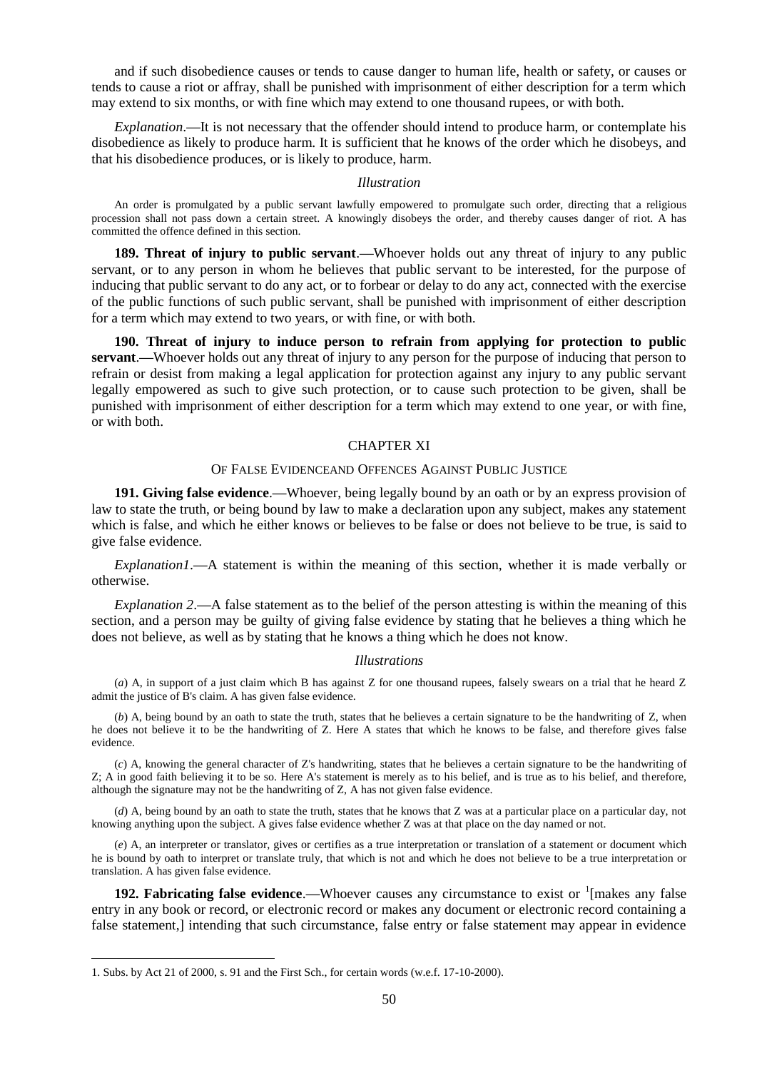and if such disobedience causes or tends to cause danger to human life, health or safety, or causes or tends to cause a riot or affray, shall be punished with imprisonment of either description for a term which may extend to six months, or with fine which may extend to one thousand rupees, or with both.

*Explanation*.—It is not necessary that the offender should intend to produce harm, or contemplate his disobedience as likely to produce harm. It is sufficient that he knows of the order which he disobeys, and that his disobedience produces, or is likely to produce, harm.

*Illustration*

An order is promulgated by a public servant lawfully empowered to promulgate such order, directing that a religious procession shall not pass down a certain street. A knowingly disobeys the order, and thereby causes danger of riot. A has committed the offence defined in this section.

**189. Threat of injury to public servant**.—Whoever holds out any threat of injury to any public servant, or to any person in whom he believes that public servant to be interested, for the purpose of inducing that public servant to do any act, or to forbear or delay to do any act, connected with the exercise of the public functions of such public servant, shall be punished with imprisonment of either description for a term which may extend to two years, or with fine, or with both.

**190. Threat of injury to induce person to refrain from applying for protection to public servant**.—Whoever holds out any threat of injury to any person for the purpose of inducing that person to refrain or desist from making a legal application for protection against any injury to any public servant legally empowered as such to give such protection, or to cause such protection to be given, shall be punished with imprisonment of either description for a term which may extend to one year, or with fine, or with both.

## CHAPTER XI

### OF FALSE EVIDENCEAND OFFENCES AGAINST PUBLIC JUSTICE

**191. Giving false evidence**.—Whoever, being legally bound by an oath or by an express provision of law to state the truth, or being bound by law to make a declaration upon any subject, makes any statement which is false, and which he either knows or believes to be false or does not believe to be true, is said to give false evidence.

*Explanation1*.—A statement is within the meaning of this section, whether it is made verbally or otherwise.

*Explanation 2*.—A false statement as to the belief of the person attesting is within the meaning of this section, and a person may be guilty of giving false evidence by stating that he believes a thing which he does not believe, as well as by stating that he knows a thing which he does not know.

*Illustrations*

(*a*) A, in support of a just claim which B has against Z for one thousand rupees, falsely swears on a trial that he heard Z admit the justice of B's claim. A has given false evidence.

(*b*) A, being bound by an oath to state the truth, states that he believes a certain signature to be the handwriting of Z, when he does not believe it to be the handwriting of Z. Here A states that which he knows to be false, and therefore gives false evidence.

(*c*) A, knowing the general character of Z's handwriting, states that he believes a certain signature to be the handwriting of Z; A in good faith believing it to be so. Here A's statement is merely as to his belief, and is true as to his belief, and therefore, although the signature may not be the handwriting of Z, A has not given false evidence.

(*d*) A, being bound by an oath to state the truth, states that he knows that Z was at a particular place on a particular day, not knowing anything upon the subject. A gives false evidence whether Z was at that place on the day named or not.

(*e*) A, an interpreter or translator, gives or certifies as a true interpretation or translation of a statement or document which he is bound by oath to interpret or translate truly, that which is not and which he does not believe to be a true interpretation or translation. A has given false evidence.

**192. Fabricating false evidence**.—Whoever causes any circumstance to exist or [1][makes any false entry in any book or record, or electronic record or makes any document or electronic record containing a false statement,] intending that such circumstance, false entry or false statement may appear in evidence

1. Subs. by Act 21 of 2000, s. 91 and the First Sch., for certain words (w.e.f. 17-10-2000).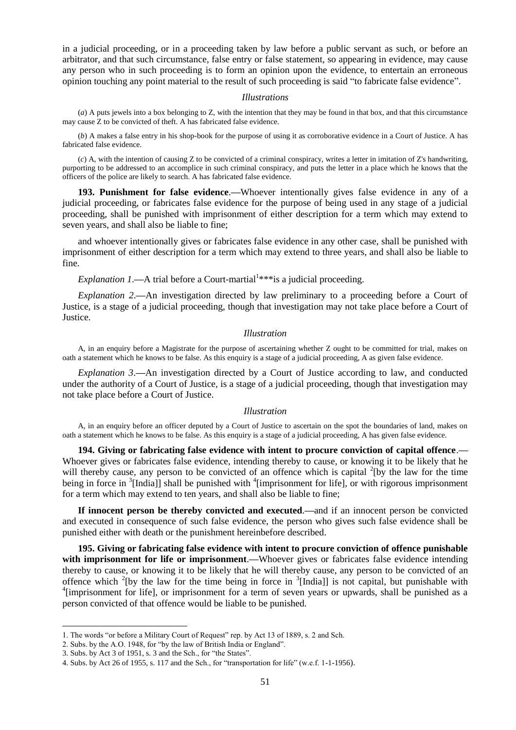in a judicial proceeding, or in a proceeding taken by law before a public servant as such, or before an arbitrator, and that such circumstance, false entry or false statement, so appearing in evidence, may cause any person who in such proceeding is to form an opinion upon the evidence, to entertain an erroneous opinion touching any point material to the result of such proceeding is said "to fabricate false evidence".

*Illustrations*

(*a*) A puts jewels into a box belonging to Z, with the intention that they may be found in that box, and that this circumstance may cause Z to be convicted of theft. A has fabricated false evidence.

(*b*) A makes a false entry in his shop-book for the purpose of using it as corroborative evidence in a Court of Justice. A has fabricated false evidence.

(*c*) A, with the intention of causing Z to be convicted of a criminal conspiracy, writes a letter in imitation of Z's handwriting, purporting to be addressed to an accomplice in such criminal conspiracy, and puts the letter in a place which he knows that the officers of the police are likely to search. A has fabricated false evidence.

**193. Punishment for false evidence**.—Whoever intentionally gives false evidence in any of a judicial proceeding, or fabricates false evidence for the purpose of being used in any stage of a judicial proceeding, shall be punished with imprisonment of either description for a term which may extend to seven years, and shall also be liable to fine;

and whoever intentionally gives or fabricates false evidence in any other case, shall be punished with imprisonment of either description for a term which may extend to three years, and shall also be liable to fine.

*Explanation 1*.—A trial before a Court-martial[1]***is a judicial proceeding.

*Explanation 2*.—An investigation directed by law preliminary to a proceeding before a Court of Justice, is a stage of a judicial proceeding, though that investigation may not take place before a Court of Justice.

*Illustration*

A, in an enquiry before a Magistrate for the purpose of ascertaining whether Z ought to be committed for trial, makes on oath a statement which he knows to be false. As this enquiry is a stage of a judicial proceeding, A as given false evidence.

*Explanation 3*.—An investigation directed by a Court of Justice according to law, and conducted under the authority of a Court of Justice, is a stage of a judicial proceeding, though that investigation may not take place before a Court of Justice.

*Illustration*

A, in an enquiry before an officer deputed by a Court of Justice to ascertain on the spot the boundaries of land, makes on oath a statement which he knows to be false. As this enquiry is a stage of a judicial proceeding, A has given false evidence.

**194. Giving or fabricating false evidence with intent to procure conviction of capital offence**.—Whoever gives or fabricates false evidence, intending thereby to cause, or knowing it to be likely that he will thereby cause, any person to be convicted of an offence which is capital [2][by the law for the time being in force in [3][India]] shall be punished with [4][imprisonment for life], or with rigorous imprisonment for a term which may extend to ten years, and shall also be liable to fine;

**If innocent person be thereby convicted and executed**.—and if an innocent person be convicted and executed in consequence of such false evidence, the person who gives such false evidence shall be punished either with death or the punishment hereinbefore described.

**195. Giving or fabricating false evidence with intent to procure conviction of offence punishable with imprisonment for life or imprisonment**.—Whoever gives or fabricates false evidence intending thereby to cause, or knowing it to be likely that he will thereby cause, any person to be convicted of an offence which [2][by the law for the time being in force in [3][India]] is not capital, but punishable with [4][imprisonment for life], or imprisonment for a term of seven years or upwards, shall be punished as a person convicted of that offence would be liable to be punished.

1. The words "or before a Military Court of Request" rep. by Act 13 of 1889, s. 2 and Sch.
2. Subs. by the A.O. 1948, for "by the law of British India or England".
3. Subs. by Act 3 of 1951, s. 3 and the Sch., for "the States".
4. Subs. by Act 26 of 1955, s. 117 and the Sch., for "transportation for life" (w.e.f. 1-1-1956).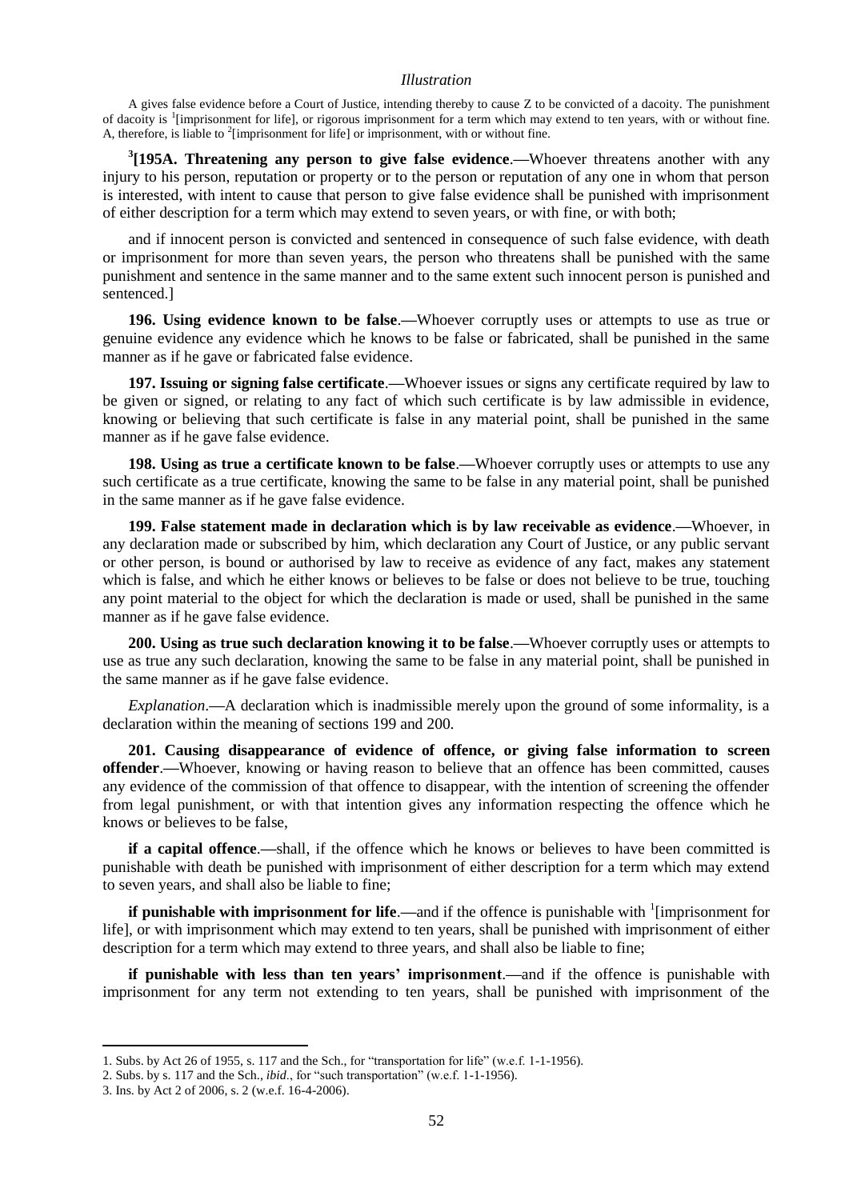*Illustration*

A gives false evidence before a Court of Justice, intending thereby to cause Z to be convicted of a dacoity. The punishment of dacoity is [1][imprisonment for life], or rigorous imprisonment for a term which may extend to ten years, with or without fine. A, therefore, is liable to [2][imprisonment for life] or imprisonment, with or without fine.

[3]**[195A. Threatening any person to give false evidence**.**—**Whoever threatens another with any injury to his person, reputation or property or to the person or reputation of any one in whom that person is interested, with intent to cause that person to give false evidence shall be punished with imprisonment of either description for a term which may extend to seven years, or with fine, or with both;

and if innocent person is convicted and sentenced in consequence of such false evidence, with death or imprisonment for more than seven years, the person who threatens shall be punished with the same punishment and sentence in the same manner and to the same extent such innocent person is punished and sentenced.]

**196. Using evidence known to be false**.**—**Whoever corruptly uses or attempts to use as true or genuine evidence any evidence which he knows to be false or fabricated, shall be punished in the same manner as if he gave or fabricated false evidence.

**197. Issuing or signing false certificate**.**—**Whoever issues or signs any certificate required by law to be given or signed, or relating to any fact of which such certificate is by law admissible in evidence, knowing or believing that such certificate is false in any material point, shall be punished in the same manner as if he gave false evidence.

**198. Using as true a certificate known to be false**.**—**Whoever corruptly uses or attempts to use any such certificate as a true certificate, knowing the same to be false in any material point, shall be punished in the same manner as if he gave false evidence.

**199. False statement made in declaration which is by law receivable as evidence**.**—**Whoever, in any declaration made or subscribed by him, which declaration any Court of Justice, or any public servant or other person, is bound or authorised by law to receive as evidence of any fact, makes any statement which is false, and which he either knows or believes to be false or does not believe to be true, touching any point material to the object for which the declaration is made or used, shall be punished in the same manner as if he gave false evidence.

**200. Using as true such declaration knowing it to be false**.**—**Whoever corruptly uses or attempts to use as true any such declaration, knowing the same to be false in any material point, shall be punished in the same manner as if he gave false evidence.

*Explanation*.**—**A declaration which is inadmissible merely upon the ground of some informality, is a declaration within the meaning of sections 199 and 200.

**201. Causing disappearance of evidence of offence, or giving false information to screen offender**.**—**Whoever, knowing or having reason to believe that an offence has been committed, causes any evidence of the commission of that offence to disappear, with the intention of screening the offender from legal punishment, or with that intention gives any information respecting the offence which he knows or believes to be false,

**if a capital offence**.**—**shall, if the offence which he knows or believes to have been committed is punishable with death be punished with imprisonment of either description for a term which may extend to seven years, and shall also be liable to fine;

**if punishable with imprisonment for life**.**—**and if the offence is punishable with [1][imprisonment for life], or with imprisonment which may extend to ten years, shall be punished with imprisonment of either description for a term which may extend to three years, and shall also be liable to fine;

**if punishable with less than ten years' imprisonment**.**—**and if the offence is punishable with imprisonment for any term not extending to ten years, shall be punished with imprisonment of the

---

1. Subs. by Act 26 of 1955, s. 117 and the Sch., for "transportation for life" (w.e.f. 1-1-1956).
2. Subs. by s. 117 and the Sch., *ibid*., for "such transportation" (w.e.f. 1-1-1956).
3. Ins. by Act 2 of 2006, s. 2 (w.e.f. 16-4-2006).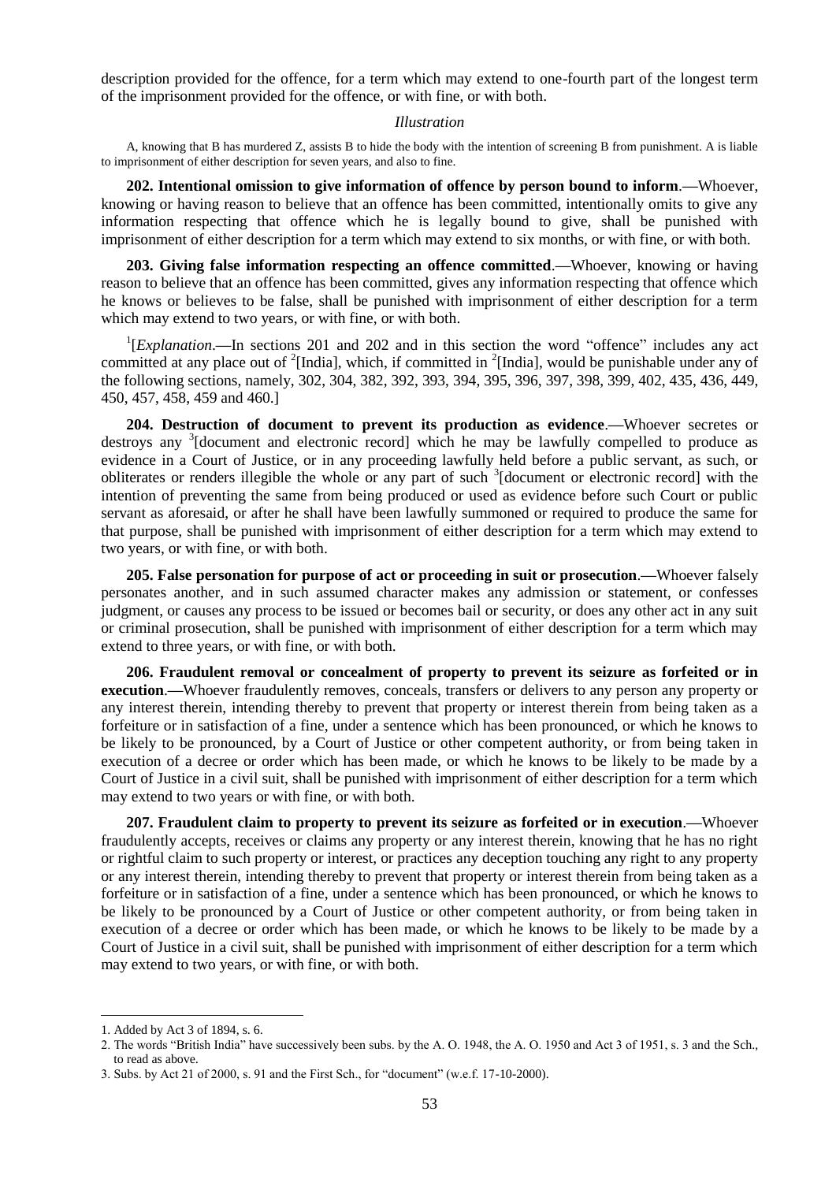description provided for the offence, for a term which may extend to one-fourth part of the longest term of the imprisonment provided for the offence, or with fine, or with both.

*Illustration*

A, knowing that B has murdered Z, assists B to hide the body with the intention of screening B from punishment. A is liable to imprisonment of either description for seven years, and also to fine.

**202. Intentional omission to give information of offence by person bound to inform**.**—**Whoever, knowing or having reason to believe that an offence has been committed, intentionally omits to give any information respecting that offence which he is legally bound to give, shall be punished with imprisonment of either description for a term which may extend to six months, or with fine, or with both.

**203. Giving false information respecting an offence committed**.**—**Whoever, knowing or having reason to believe that an offence has been committed, gives any information respecting that offence which he knows or believes to be false, shall be punished with imprisonment of either description for a term which may extend to two years, or with fine, or with both.

[1][*Explanation*.**—**In sections 201 and 202 and in this section the word "offence" includes any act committed at any place out of [2][India], which, if committed in [2][India], would be punishable under any of the following sections, namely, 302, 304, 382, 392, 393, 394, 395, 396, 397, 398, 399, 402, 435, 436, 449, 450, 457, 458, 459 and 460.]

**204. Destruction of document to prevent its production as evidence**.**—**Whoever secretes or destroys any [3][document and electronic record] which he may be lawfully compelled to produce as evidence in a Court of Justice, or in any proceeding lawfully held before a public servant, as such, or obliterates or renders illegible the whole or any part of such [3][document or electronic record] with the intention of preventing the same from being produced or used as evidence before such Court or public servant as aforesaid, or after he shall have been lawfully summoned or required to produce the same for that purpose, shall be punished with imprisonment of either description for a term which may extend to two years, or with fine, or with both.

**205. False personation for purpose of act or proceeding in suit or prosecution**.**—**Whoever falsely personates another, and in such assumed character makes any admission or statement, or confesses judgment, or causes any process to be issued or becomes bail or security, or does any other act in any suit or criminal prosecution, shall be punished with imprisonment of either description for a term which may extend to three years, or with fine, or with both.

**206. Fraudulent removal or concealment of property to prevent its seizure as forfeited or in execution**.**—**Whoever fraudulently removes, conceals, transfers or delivers to any person any property or any interest therein, intending thereby to prevent that property or interest therein from being taken as a forfeiture or in satisfaction of a fine, under a sentence which has been pronounced, or which he knows to be likely to be pronounced, by a Court of Justice or other competent authority, or from being taken in execution of a decree or order which has been made, or which he knows to be likely to be made by a Court of Justice in a civil suit, shall be punished with imprisonment of either description for a term which may extend to two years or with fine, or with both.

**207. Fraudulent claim to property to prevent its seizure as forfeited or in execution**.**—**Whoever fraudulently accepts, receives or claims any property or any interest therein, knowing that he has no right or rightful claim to such property or interest, or practices any deception touching any right to any property or any interest therein, intending thereby to prevent that property or interest therein from being taken as a forfeiture or in satisfaction of a fine, under a sentence which has been pronounced, or which he knows to be likely to be pronounced by a Court of Justice or other competent authority, or from being taken in execution of a decree or order which has been made, or which he knows to be likely to be made by a Court of Justice in a civil suit, shall be punished with imprisonment of either description for a term which may extend to two years, or with fine, or with both.

---

1. Added by Act 3 of 1894, s. 6.
2. The words "British India" have successively been subs. by the A. O. 1948, the A. O. 1950 and Act 3 of 1951, s. 3 and the Sch., to read as above.
3. Subs. by Act 21 of 2000, s. 91 and the First Sch., for "document" (w.e.f. 17-10-2000).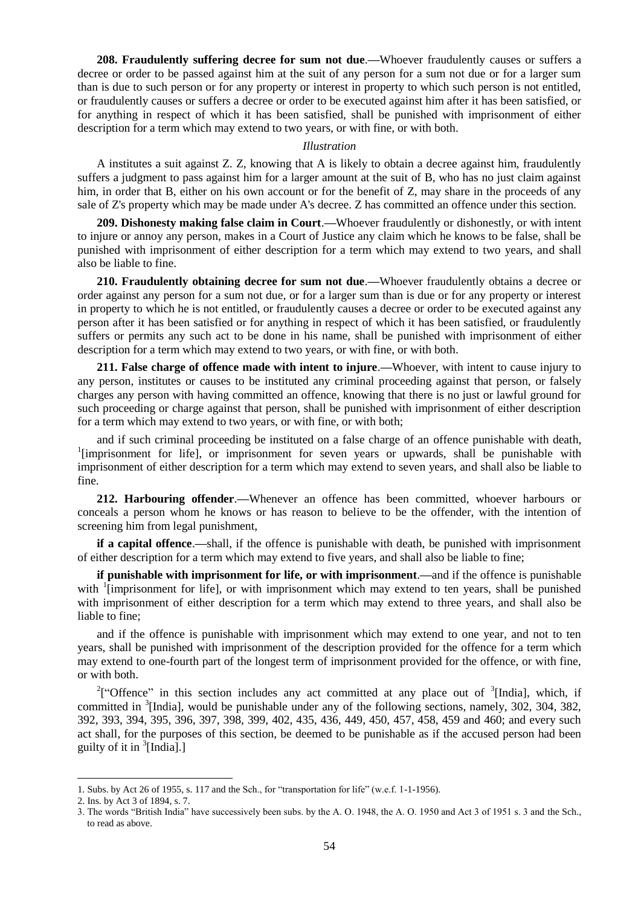**208. Fraudulently suffering decree for sum not due**.—Whoever fraudulently causes or suffers a decree or order to be passed against him at the suit of any person for a sum not due or for a larger sum than is due to such person or for any property or interest in property to which such person is not entitled, or fraudulently causes or suffers a decree or order to be executed against him after it has been satisfied, or for anything in respect of which it has been satisfied, shall be punished with imprisonment of either description for a term which may extend to two years, or with fine, or with both.

*Illustration*

A institutes a suit against Z. Z, knowing that A is likely to obtain a decree against him, fraudulently suffers a judgment to pass against him for a larger amount at the suit of B, who has no just claim against him, in order that B, either on his own account or for the benefit of Z, may share in the proceeds of any sale of Z's property which may be made under A's decree. Z has committed an offence under this section.

**209. Dishonesty making false claim in Court**.—Whoever fraudulently or dishonestly, or with intent to injure or annoy any person, makes in a Court of Justice any claim which he knows to be false, shall be punished with imprisonment of either description for a term which may extend to two years, and shall also be liable to fine.

**210. Fraudulently obtaining decree for sum not due**.—Whoever fraudulently obtains a decree or order against any person for a sum not due, or for a larger sum than is due or for any property or interest in property to which he is not entitled, or fraudulently causes a decree or order to be executed against any person after it has been satisfied or for anything in respect of which it has been satisfied, or fraudulently suffers or permits any such act to be done in his name, shall be punished with imprisonment of either description for a term which may extend to two years, or with fine, or with both.

**211. False charge of offence made with intent to injure**.—Whoever, with intent to cause injury to any person, institutes or causes to be instituted any criminal proceeding against that person, or falsely charges any person with having committed an offence, knowing that there is no just or lawful ground for such proceeding or charge against that person, shall be punished with imprisonment of either description for a term which may extend to two years, or with fine, or with both;

and if such criminal proceeding be instituted on a false charge of an offence punishable with death, [1][imprisonment for life], or imprisonment for seven years or upwards, shall be punishable with imprisonment of either description for a term which may extend to seven years, and shall also be liable to fine.

**212. Harbouring offender**.—Whenever an offence has been committed, whoever harbours or conceals a person whom he knows or has reason to believe to be the offender, with the intention of screening him from legal punishment,

**if a capital offence**.—shall, if the offence is punishable with death, be punished with imprisonment of either description for a term which may extend to five years, and shall also be liable to fine;

**if punishable with imprisonment for life, or with imprisonment**.—and if the offence is punishable with [1][imprisonment for life], or with imprisonment which may extend to ten years, shall be punished with imprisonment of either description for a term which may extend to three years, and shall also be liable to fine;

and if the offence is punishable with imprisonment which may extend to one year, and not to ten years, shall be punished with imprisonment of the description provided for the offence for a term which may extend to one-fourth part of the longest term of imprisonment provided for the offence, or with fine, or with both.

[2]["Offence" in this section includes any act committed at any place out of [3][India], which, if committed in [3][India], would be punishable under any of the following sections, namely, 302, 304, 382, 392, 393, 394, 395, 396, 397, 398, 399, 402, 435, 436, 449, 450, 457, 458, 459 and 460; and every such act shall, for the purposes of this section, be deemed to be punishable as if the accused person had been guilty of it in [3][India].]

---

1. Subs. by Act 26 of 1955, s. 117 and the Sch., for "transportation for life" (w.e.f. 1-1-1956).
2. Ins. by Act 3 of 1894, s. 7.
3. The words "British India" have successively been subs. by the A. O. 1948, the A. O. 1950 and Act 3 of 1951 s. 3 and the Sch., to read as above.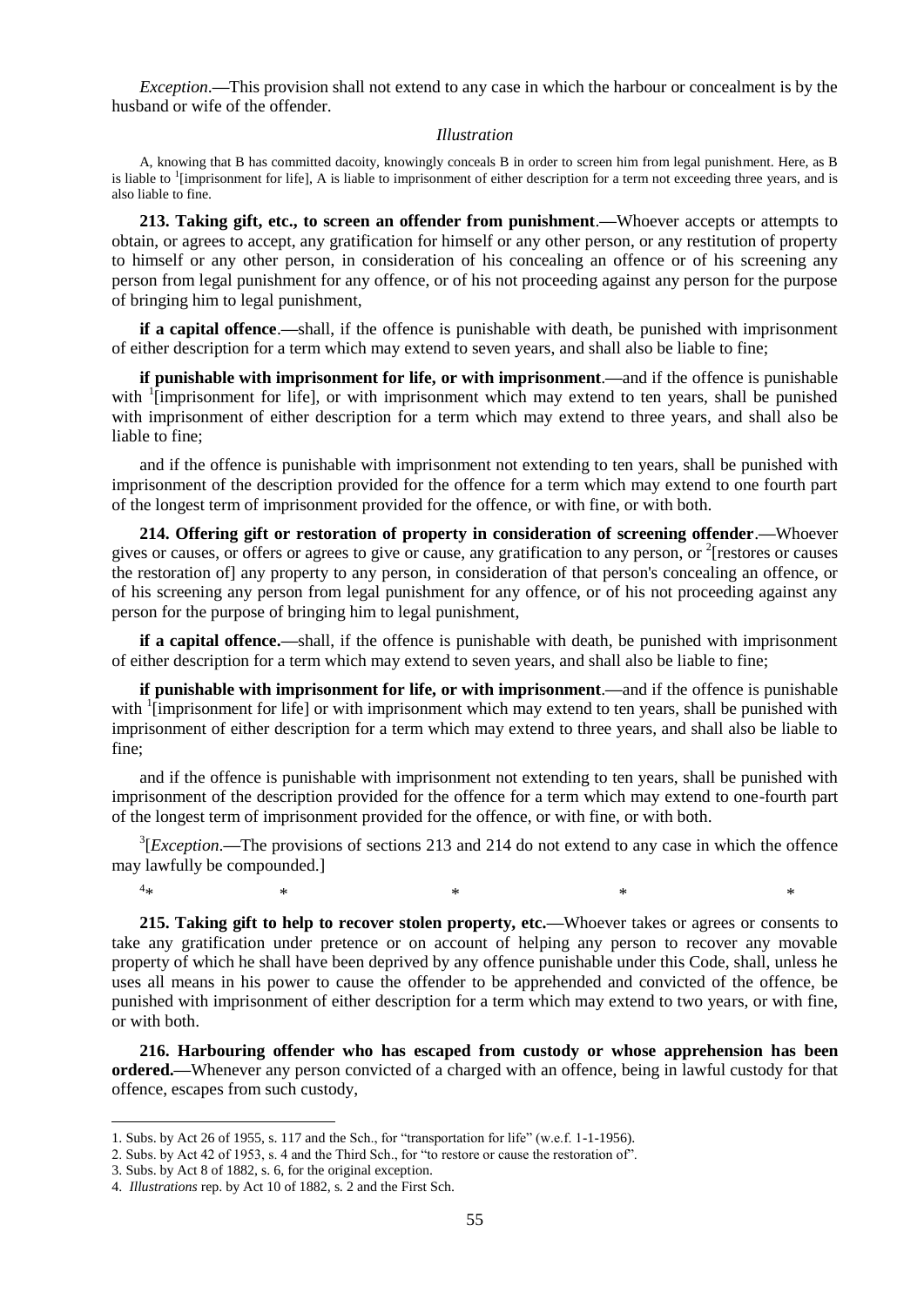*Exception*.**—**This provision shall not extend to any case in which the harbour or concealment is by the husband or wife of the offender.

*Illustration*

A, knowing that B has committed dacoity, knowingly conceals B in order to screen him from legal punishment. Here, as B is liable to [1][imprisonment for life], A is liable to imprisonment of either description for a term not exceeding three years, and is also liable to fine.

**213. Taking gift, etc., to screen an offender from punishment**.**—**Whoever accepts or attempts to obtain, or agrees to accept, any gratification for himself or any other person, or any restitution of property to himself or any other person, in consideration of his concealing an offence or of his screening any person from legal punishment for any offence, or of his not proceeding against any person for the purpose of bringing him to legal punishment,

**if a capital offence**.**—**shall, if the offence is punishable with death, be punished with imprisonment of either description for a term which may extend to seven years, and shall also be liable to fine;

**if punishable with imprisonment for life, or with imprisonment**.**—**and if the offence is punishable with [1][imprisonment for life], or with imprisonment which may extend to ten years, shall be punished with imprisonment of either description for a term which may extend to three years, and shall also be liable to fine;

and if the offence is punishable with imprisonment not extending to ten years, shall be punished with imprisonment of the description provided for the offence for a term which may extend to one fourth part of the longest term of imprisonment provided for the offence, or with fine, or with both.

**214. Offering gift or restoration of property in consideration of screening offender**.**—**Whoever gives or causes, or offers or agrees to give or cause, any gratification to any person, or [2][restores or causes the restoration of] any property to any person, in consideration of that person's concealing an offence, or of his screening any person from legal punishment for any offence, or of his not proceeding against any person for the purpose of bringing him to legal punishment,

**if a capital offence.—**shall, if the offence is punishable with death, be punished with imprisonment of either description for a term which may extend to seven years, and shall also be liable to fine;

**if punishable with imprisonment for life, or with imprisonment**.**—**and if the offence is punishable with [1][imprisonment for life] or with imprisonment which may extend to ten years, shall be punished with imprisonment of either description for a term which may extend to three years, and shall also be liable to fine;

and if the offence is punishable with imprisonment not extending to ten years, shall be punished with imprisonment of the description provided for the offence for a term which may extend to one-fourth part of the longest term of imprisonment provided for the offence, or with fine, or with both.

[3][*Exception*.**—**The provisions of sections 213 and 214 do not extend to any case in which the offence may lawfully be compounded.]

[4]* * * * *

**215. Taking gift to help to recover stolen property, etc.—**Whoever takes or agrees or consents to take any gratification under pretence or on account of helping any person to recover any movable property of which he shall have been deprived by any offence punishable under this Code, shall, unless he uses all means in his power to cause the offender to be apprehended and convicted of the offence, be punished with imprisonment of either description for a term which may extend to two years, or with fine, or with both.

**216. Harbouring offender who has escaped from custody or whose apprehension has been ordered.—**Whenever any person convicted of a charged with an offence, being in lawful custody for that offence, escapes from such custody,

---

1. Subs. by Act 26 of 1955, s. 117 and the Sch., for "transportation for life" (w.e.f. 1-1-1956).
2. Subs. by Act 42 of 1953, s. 4 and the Third Sch., for "to restore or cause the restoration of".
3. Subs. by Act 8 of 1882, s. 6, for the original exception.
4. *Illustrations* rep. by Act 10 of 1882, s. 2 and the First Sch.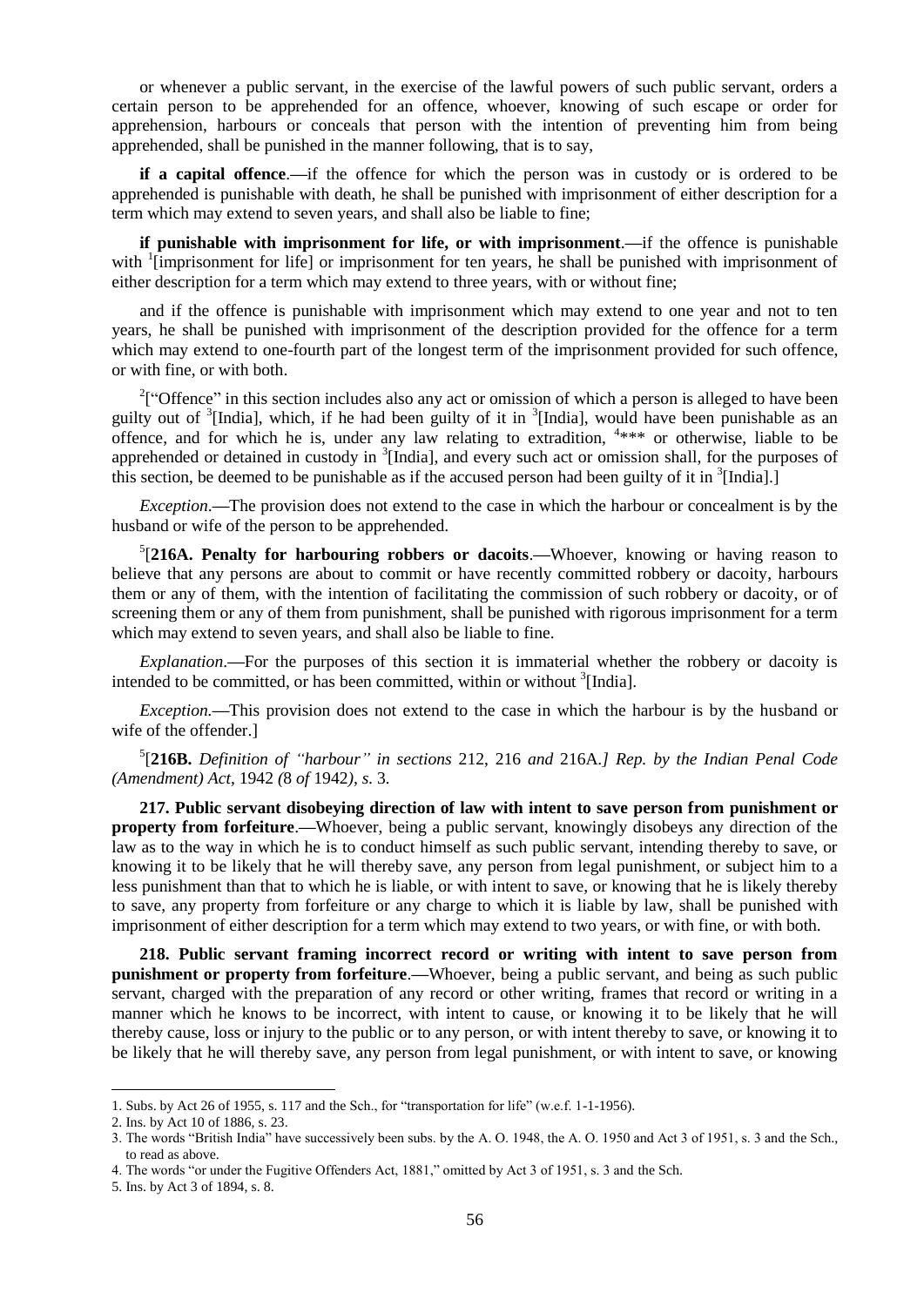or whenever a public servant, in the exercise of the lawful powers of such public servant, orders a certain person to be apprehended for an offence, whoever, knowing of such escape or order for apprehension, harbours or conceals that person with the intention of preventing him from being apprehended, shall be punished in the manner following, that is to say,

**if a capital offence**.—if the offence for which the person was in custody or is ordered to be apprehended is punishable with death, he shall be punished with imprisonment of either description for a term which may extend to seven years, and shall also be liable to fine;

**if punishable with imprisonment for life, or with imprisonment**.—if the offence is punishable with [1][imprisonment for life] or imprisonment for ten years, he shall be punished with imprisonment of either description for a term which may extend to three years, with or without fine;

and if the offence is punishable with imprisonment which may extend to one year and not to ten years, he shall be punished with imprisonment of the description provided for the offence for a term which may extend to one-fourth part of the longest term of the imprisonment provided for such offence, or with fine, or with both.

[2]["Offence" in this section includes also any act or omission of which a person is alleged to have been guilty out of [3][India], which, if he had been guilty of it in [3][India], would have been punishable as an offence, and for which he is, under any law relating to extradition, [4]*** or otherwise, liable to be apprehended or detained in custody in [3][India], and every such act or omission shall, for the purposes of this section, be deemed to be punishable as if the accused person had been guilty of it in [3][India].]

*Exception*.—The provision does not extend to the case in which the harbour or concealment is by the husband or wife of the person to be apprehended.

[5][**216A. Penalty for harbouring robbers or dacoits**.—Whoever, knowing or having reason to believe that any persons are about to commit or have recently committed robbery or dacoity, harbours them or any of them, with the intention of facilitating the commission of such robbery or dacoity, or of screening them or any of them from punishment, shall be punished with rigorous imprisonment for a term which may extend to seven years, and shall also be liable to fine.

*Explanation*.—For the purposes of this section it is immaterial whether the robbery or dacoity is intended to be committed, or has been committed, within or without [3][India].

*Exception.*—This provision does not extend to the case in which the harbour is by the husband or wife of the offender.]

[5][**216B.** *Definition of "harbour" in sections* 212, 216 *and* 216A.*] Rep. by the Indian Penal Code (Amendment) Act,* 1942 *(*8 *of* 1942*), s.* 3.

**217. Public servant disobeying direction of law with intent to save person from punishment or property from forfeiture**.—Whoever, being a public servant, knowingly disobeys any direction of the law as to the way in which he is to conduct himself as such public servant, intending thereby to save, or knowing it to be likely that he will thereby save, any person from legal punishment, or subject him to a less punishment than that to which he is liable, or with intent to save, or knowing that he is likely thereby to save, any property from forfeiture or any charge to which it is liable by law, shall be punished with imprisonment of either description for a term which may extend to two years, or with fine, or with both.

**218. Public servant framing incorrect record or writing with intent to save person from punishment or property from forfeiture**.—Whoever, being a public servant, and being as such public servant, charged with the preparation of any record or other writing, frames that record or writing in a manner which he knows to be incorrect, with intent to cause, or knowing it to be likely that he will thereby cause, loss or injury to the public or to any person, or with intent thereby to save, or knowing it to be likely that he will thereby save, any person from legal punishment, or with intent to save, or knowing

---

1. Subs. by Act 26 of 1955, s. 117 and the Sch., for "transportation for life" (w.e.f. 1-1-1956).
2. Ins. by Act 10 of 1886, s. 23.
3. The words "British India" have successively been subs. by the A. O. 1948, the A. O. 1950 and Act 3 of 1951, s. 3 and the Sch., to read as above.
4. The words "or under the Fugitive Offenders Act, 1881," omitted by Act 3 of 1951, s. 3 and the Sch.
5. Ins. by Act 3 of 1894, s. 8.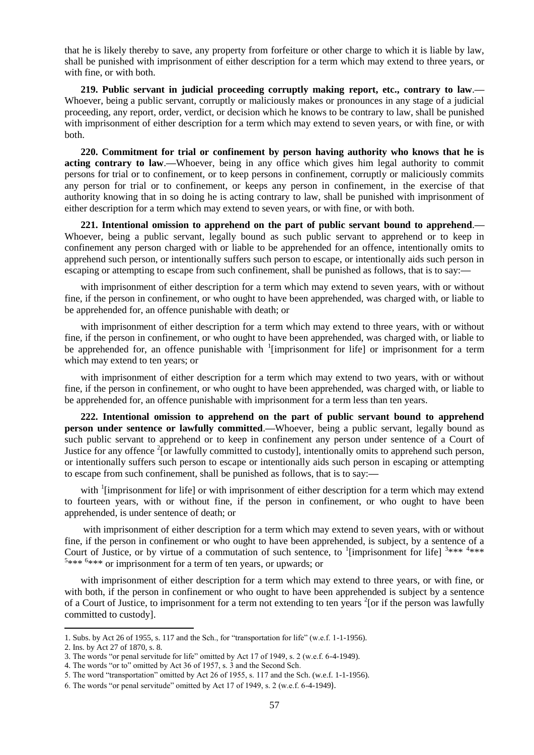that he is likely thereby to save, any property from forfeiture or other charge to which it is liable by law, shall be punished with imprisonment of either description for a term which may extend to three years, or with fine, or with both.

**219. Public servant in judicial proceeding corruptly making report, etc., contrary to law.—** Whoever, being a public servant, corruptly or maliciously makes or pronounces in any stage of a judicial proceeding, any report, order, verdict, or decision which he knows to be contrary to law, shall be punished with imprisonment of either description for a term which may extend to seven years, or with fine, or with both.

**220. Commitment for trial or confinement by person having authority who knows that he is acting contrary to law.—**Whoever, being in any office which gives him legal authority to commit persons for trial or to confinement, or to keep persons in confinement, corruptly or maliciously commits any person for trial or to confinement, or keeps any person in confinement, in the exercise of that authority knowing that in so doing he is acting contrary to law, shall be punished with imprisonment of either description for a term which may extend to seven years, or with fine, or with both.

**221. Intentional omission to apprehend on the part of public servant bound to apprehend.—** Whoever, being a public servant, legally bound as such public servant to apprehend or to keep in confinement any person charged with or liable to be apprehended for an offence, intentionally omits to apprehend such person, or intentionally suffers such person to escape, or intentionally aids such person in escaping or attempting to escape from such confinement, shall be punished as follows, that is to say:—

with imprisonment of either description for a term which may extend to seven years, with or without fine, if the person in confinement, or who ought to have been apprehended, was charged with, or liable to be apprehended for, an offence punishable with death; or

with imprisonment of either description for a term which may extend to three years, with or without fine, if the person in confinement, or who ought to have been apprehended, was charged with, or liable to be apprehended for, an offence punishable with [1][imprisonment for life] or imprisonment for a term which may extend to ten years; or

with imprisonment of either description for a term which may extend to two years, with or without fine, if the person in confinement, or who ought to have been apprehended, was charged with, or liable to be apprehended for, an offence punishable with imprisonment for a term less than ten years.

**222. Intentional omission to apprehend on the part of public servant bound to apprehend person under sentence or lawfully committed.—**Whoever, being a public servant, legally bound as such public servant to apprehend or to keep in confinement any person under sentence of a Court of Justice for any offence [2][or lawfully committed to custody], intentionally omits to apprehend such person, or intentionally suffers such person to escape or intentionally aids such person in escaping or attempting to escape from such confinement, shall be punished as follows, that is to say:—

with [1][imprisonment for life] or with imprisonment of either description for a term which may extend to fourteen years, with or without fine, if the person in confinement, or who ought to have been apprehended, is under sentence of death; or

with imprisonment of either description for a term which may extend to seven years, with or without fine, if the person in confinement or who ought to have been apprehended, is subject, by a sentence of a Court of Justice, or by virtue of a commutation of such sentence, to [1][imprisonment for life] [3]*** [4]*** [5]*** [6]*** or imprisonment for a term of ten years, or upwards; or

with imprisonment of either description for a term which may extend to three years, or with fine, or with both, if the person in confinement or who ought to have been apprehended is subject by a sentence of a Court of Justice, to imprisonment for a term not extending to ten years [2][or if the person was lawfully committed to custody].

---

1. Subs. by Act 26 of 1955, s. 117 and the Sch., for "transportation for life" (w.e.f. 1-1-1956).
2. Ins. by Act 27 of 1870, s. 8.
3. The words "or penal servitude for life" omitted by Act 17 of 1949, s. 2 (w.e.f. 6-4-1949).
4. The words "or to" omitted by Act 36 of 1957, s. 3 and the Second Sch.
5. The word "transportation" omitted by Act 26 of 1955, s. 117 and the Sch. (w.e.f. 1-1-1956).
6. The words "or penal servitude" omitted by Act 17 of 1949, s. 2 (w.e.f. 6-4-1949).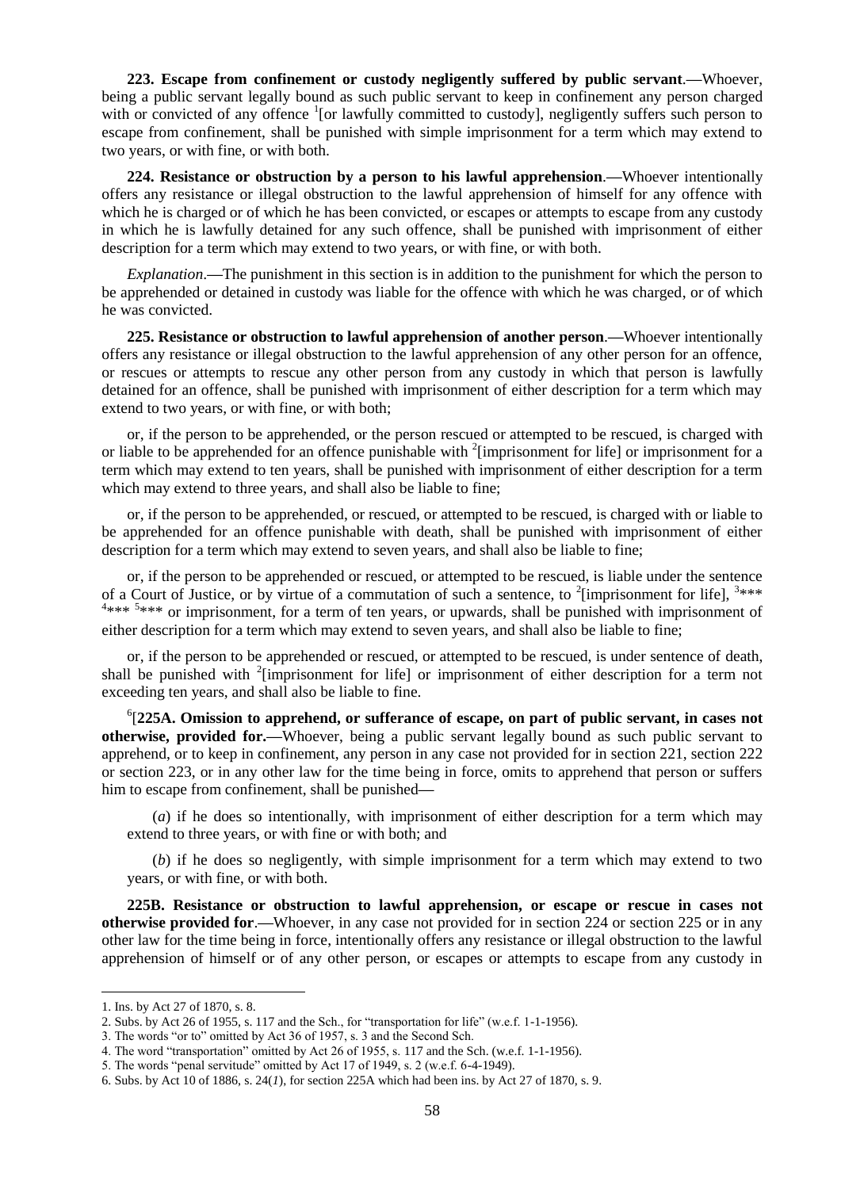**223. Escape from confinement or custody negligently suffered by public servant.—**Whoever, being a public servant legally bound as such public servant to keep in confinement any person charged with or convicted of any offence [1][or lawfully committed to custody], negligently suffers such person to escape from confinement, shall be punished with simple imprisonment for a term which may extend to two years, or with fine, or with both.

**224. Resistance or obstruction by a person to his lawful apprehension.—**Whoever intentionally offers any resistance or illegal obstruction to the lawful apprehension of himself for any offence with which he is charged or of which he has been convicted, or escapes or attempts to escape from any custody in which he is lawfully detained for any such offence, shall be punished with imprisonment of either description for a term which may extend to two years, or with fine, or with both.

*Explanation*.—The punishment in this section is in addition to the punishment for which the person to be apprehended or detained in custody was liable for the offence with which he was charged, or of which he was convicted.

**225. Resistance or obstruction to lawful apprehension of another person.—**Whoever intentionally offers any resistance or illegal obstruction to the lawful apprehension of any other person for an offence, or rescues or attempts to rescue any other person from any custody in which that person is lawfully detained for an offence, shall be punished with imprisonment of either description for a term which may extend to two years, or with fine, or with both;

or, if the person to be apprehended, or the person rescued or attempted to be rescued, is charged with or liable to be apprehended for an offence punishable with [2][imprisonment for life] or imprisonment for a term which may extend to ten years, shall be punished with imprisonment of either description for a term which may extend to three years, and shall also be liable to fine;

or, if the person to be apprehended, or rescued, or attempted to be rescued, is charged with or liable to be apprehended for an offence punishable with death, shall be punished with imprisonment of either description for a term which may extend to seven years, and shall also be liable to fine;

or, if the person to be apprehended or rescued, or attempted to be rescued, is liable under the sentence of a Court of Justice, or by virtue of a commutation of such a sentence, to [2][imprisonment for life], [3]*** [4]*** [5]*** or imprisonment, for a term of ten years, or upwards, shall be punished with imprisonment of either description for a term which may extend to seven years, and shall also be liable to fine;

or, if the person to be apprehended or rescued, or attempted to be rescued, is under sentence of death, shall be punished with [2][imprisonment for life] or imprisonment of either description for a term not exceeding ten years, and shall also be liable to fine.

[6][**225A. Omission to apprehend, or sufferance of escape, on part of public servant, in cases not otherwise, provided for.—**Whoever, being a public servant legally bound as such public servant to apprehend, or to keep in confinement, any person in any case not provided for in section 221, section 222 or section 223, or in any other law for the time being in force, omits to apprehend that person or suffers him to escape from confinement, shall be punished—

(*a*) if he does so intentionally, with imprisonment of either description for a term which may extend to three years, or with fine or with both; and

(*b*) if he does so negligently, with simple imprisonment for a term which may extend to two years, or with fine, or with both.

**225B. Resistance or obstruction to lawful apprehension, or escape or rescue in cases not otherwise provided for.—**Whoever, in any case not provided for in section 224 or section 225 or in any other law for the time being in force, intentionally offers any resistance or illegal obstruction to the lawful apprehension of himself or of any other person, or escapes or attempts to escape from any custody in

---

1. Ins. by Act 27 of 1870, s. 8.
2. Subs. by Act 26 of 1955, s. 117 and the Sch., for "transportation for life" (w.e.f. 1-1-1956).
3. The words "or to" omitted by Act 36 of 1957, s. 3 and the Second Sch.
4. The word "transportation" omitted by Act 26 of 1955, s. 117 and the Sch. (w.e.f. 1-1-1956).
5. The words "penal servitude" omitted by Act 17 of 1949, s. 2 (w.e.f. 6-4-1949).
6. Subs. by Act 10 of 1886, s. 24(*1*), for section 225A which had been ins. by Act 27 of 1870, s. 9.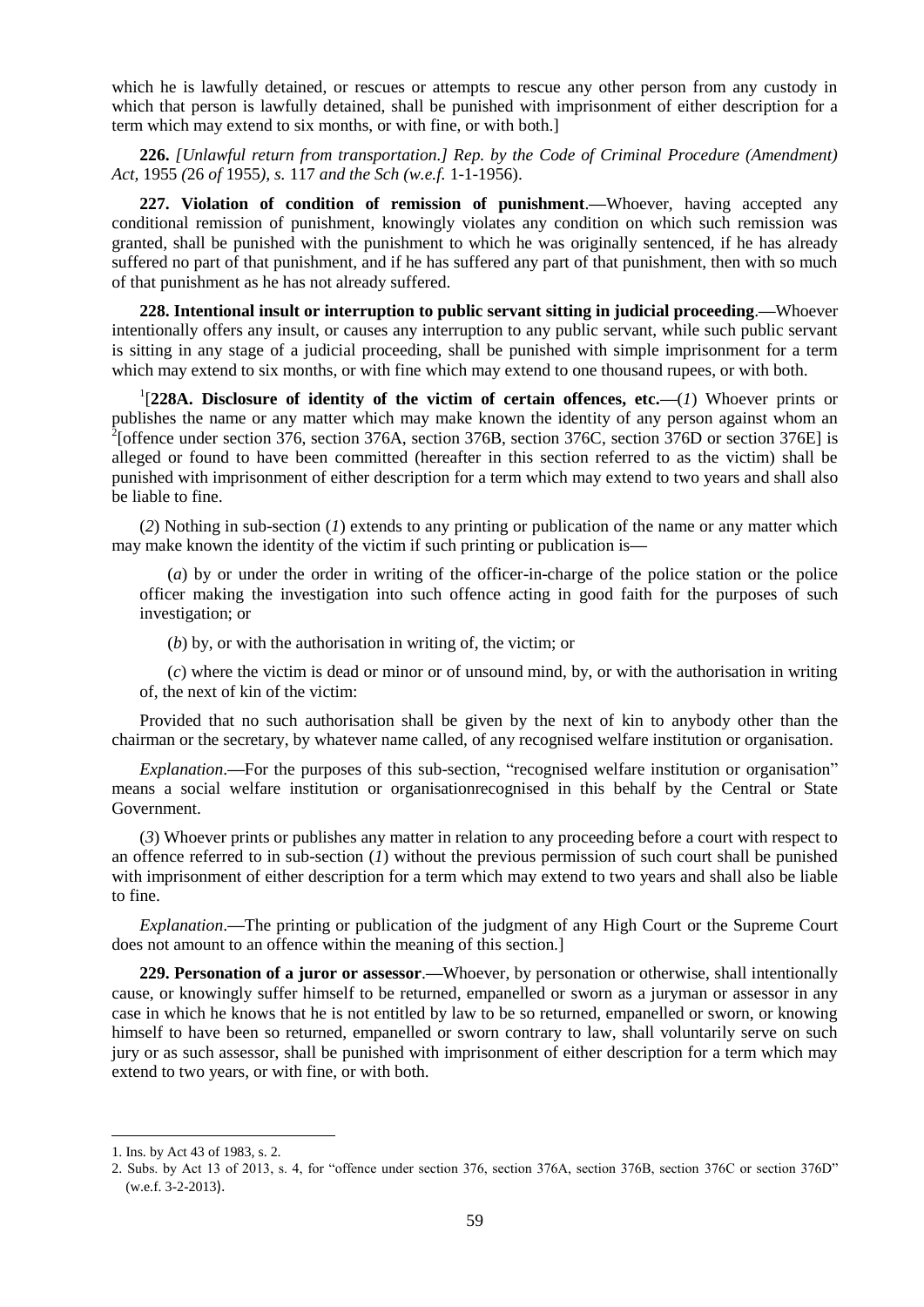which he is lawfully detained, or rescues or attempts to rescue any other person from any custody in which that person is lawfully detained, shall be punished with imprisonment of either description for a term which may extend to six months, or with fine, or with both.]

**226.** *[Unlawful return from transportation.] Rep. by the Code of Criminal Procedure (Amendment) Act,* 1955 *(*26 *of* 1955*), s.* 117 *and the Sch (w.e.f.* 1-1-1956).

**227. Violation of condition of remission of punishment**.**—**Whoever, having accepted any conditional remission of punishment, knowingly violates any condition on which such remission was granted, shall be punished with the punishment to which he was originally sentenced, if he has already suffered no part of that punishment, and if he has suffered any part of that punishment, then with so much of that punishment as he has not already suffered.

**228. Intentional insult or interruption to public servant sitting in judicial proceeding**.**—**Whoever intentionally offers any insult, or causes any interruption to any public servant, while such public servant is sitting in any stage of a judicial proceeding, shall be punished with simple imprisonment for a term which may extend to six months, or with fine which may extend to one thousand rupees, or with both.

[1][**228A. Disclosure of identity of the victim of certain offences, etc.—**(*1*) Whoever prints or publishes the name or any matter which may make known the identity of any person against whom an [2][offence under section 376, section 376A, section 376B, section 376C, section 376D or section 376E] is alleged or found to have been committed (hereafter in this section referred to as the victim) shall be punished with imprisonment of either description for a term which may extend to two years and shall also be liable to fine.

(*2*) Nothing in sub-section (*1*) extends to any printing or publication of the name or any matter which may make known the identity of the victim if such printing or publication is**—**

(*a*) by or under the order in writing of the officer-in-charge of the police station or the police officer making the investigation into such offence acting in good faith for the purposes of such investigation; or

(*b*) by, or with the authorisation in writing of, the victim; or

(*c*) where the victim is dead or minor or of unsound mind, by, or with the authorisation in writing of, the next of kin of the victim:

Provided that no such authorisation shall be given by the next of kin to anybody other than the chairman or the secretary, by whatever name called, of any recognised welfare institution or organisation.

*Explanation*.**—**For the purposes of this sub-section, "recognised welfare institution or organisation" means a social welfare institution or organisationrecognised in this behalf by the Central or State Government.

(*3*) Whoever prints or publishes any matter in relation to any proceeding before a court with respect to an offence referred to in sub-section (*1*) without the previous permission of such court shall be punished with imprisonment of either description for a term which may extend to two years and shall also be liable to fine.

*Explanation*.**—**The printing or publication of the judgment of any High Court or the Supreme Court does not amount to an offence within the meaning of this section.]

**229. Personation of a juror or assessor**.**—**Whoever, by personation or otherwise, shall intentionally cause, or knowingly suffer himself to be returned, empanelled or sworn as a juryman or assessor in any case in which he knows that he is not entitled by law to be so returned, empanelled or sworn, or knowing himself to have been so returned, empanelled or sworn contrary to law, shall voluntarily serve on such jury or as such assessor, shall be punished with imprisonment of either description for a term which may extend to two years, or with fine, or with both.

---

1. Ins. by Act 43 of 1983, s. 2.
2. Subs. by Act 13 of 2013, s. 4, for "offence under section 376, section 376A, section 376B, section 376C or section 376D" (w.e.f. 3-2-2013).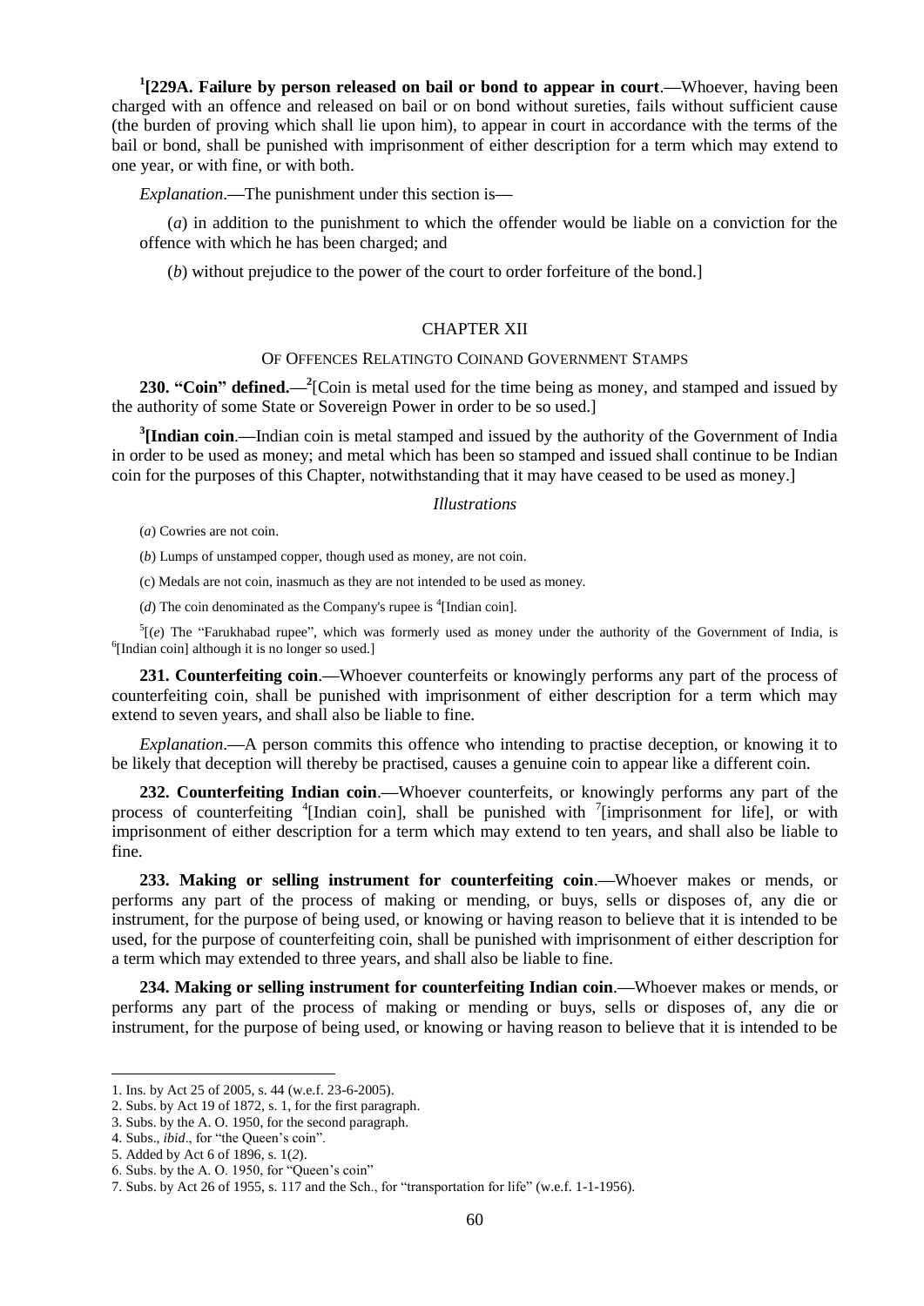[1][**229A. Failure by person released on bail or bond to appear in court**.—Whoever, having been charged with an offence and released on bail or on bond without sureties, fails without sufficient cause (the burden of proving which shall lie upon him), to appear in court in accordance with the terms of the bail or bond, shall be punished with imprisonment of either description for a term which may extend to one year, or with fine, or with both.

*Explanation*.—The punishment under this section is—

(*a*) in addition to the punishment to which the offender would be liable on a conviction for the offence with which he has been charged; and

(*b*) without prejudice to the power of the court to order forfeiture of the bond.]

## CHAPTER XII

### OF OFFENCES RELATINGTO COINAND GOVERNMENT STAMPS

**230. "Coin" defined.**—[2][Coin is metal used for the time being as money, and stamped and issued by the authority of some State or Sovereign Power in order to be so used.]

[3][**Indian coin**.—Indian coin is metal stamped and issued by the authority of the Government of India in order to be used as money; and metal which has been so stamped and issued shall continue to be Indian coin for the purposes of this Chapter, notwithstanding that it may have ceased to be used as money.]

*Illustrations*

(*a*) Cowries are not coin.

(*b*) Lumps of unstamped copper, though used as money, are not coin.

(c) Medals are not coin, inasmuch as they are not intended to be used as money.

(*d*) The coin denominated as the Company's rupee is [4][Indian coin].

[5][(*e*) The "Farukhabad rupee", which was formerly used as money under the authority of the Government of India, is [6][Indian coin] although it is no longer so used.]

**231. Counterfeiting coin**.—Whoever counterfeits or knowingly performs any part of the process of counterfeiting coin, shall be punished with imprisonment of either description for a term which may extend to seven years, and shall also be liable to fine.

*Explanation*.—A person commits this offence who intending to practise deception, or knowing it to be likely that deception will thereby be practised, causes a genuine coin to appear like a different coin.

**232. Counterfeiting Indian coin**.—Whoever counterfeits, or knowingly performs any part of the process of counterfeiting [4][Indian coin], shall be punished with [7][imprisonment for life], or with imprisonment of either description for a term which may extend to ten years, and shall also be liable to fine.

**233. Making or selling instrument for counterfeiting coin**.—Whoever makes or mends, or performs any part of the process of making or mending, or buys, sells or disposes of, any die or instrument, for the purpose of being used, or knowing or having reason to believe that it is intended to be used, for the purpose of counterfeiting coin, shall be punished with imprisonment of either description for a term which may extended to three years, and shall also be liable to fine.

**234. Making or selling instrument for counterfeiting Indian coin**.—Whoever makes or mends, or performs any part of the process of making or mending or buys, sells or disposes of, any die or instrument, for the purpose of being used, or knowing or having reason to believe that it is intended to be

---

1. Ins. by Act 25 of 2005, s. 44 (w.e.f. 23-6-2005).
2. Subs. by Act 19 of 1872, s. 1, for the first paragraph.
3. Subs. by the A. O. 1950, for the second paragraph.
4. Subs., *ibid*., for "the Queen's coin".
5. Added by Act 6 of 1896, s. 1(*2*).
6. Subs. by the A. O. 1950, for "Queen's coin"
7. Subs. by Act 26 of 1955, s. 117 and the Sch., for "transportation for life" (w.e.f. 1-1-1956).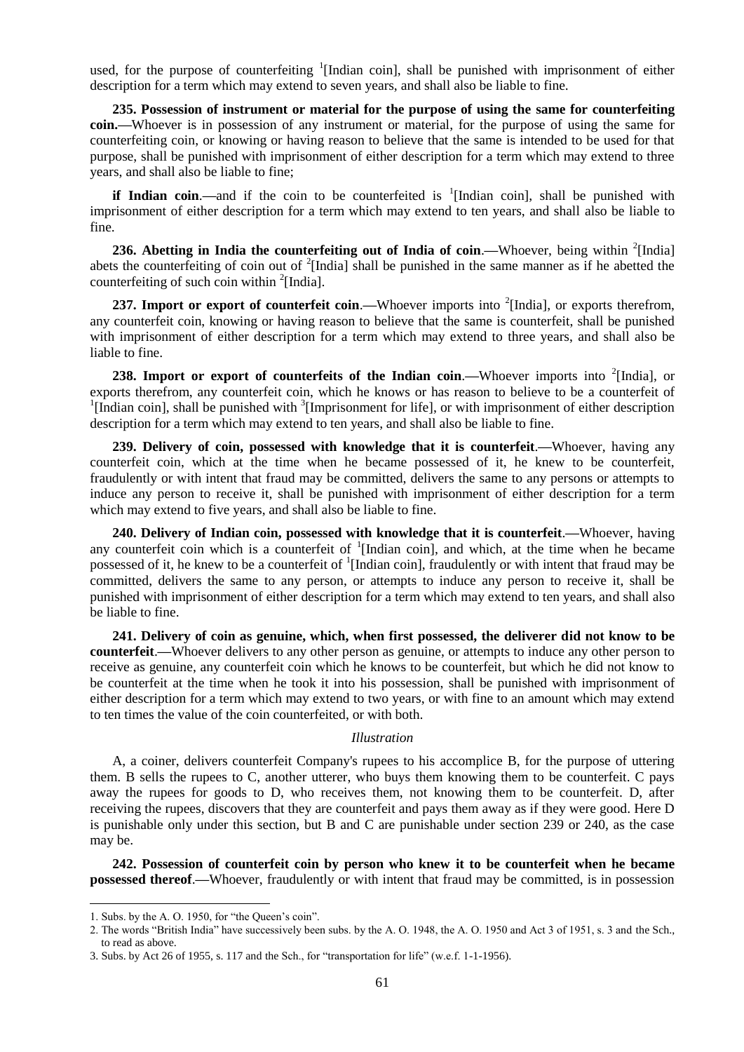used, for the purpose of counterfeiting [1][Indian coin], shall be punished with imprisonment of either description for a term which may extend to seven years, and shall also be liable to fine.

**235. Possession of instrument or material for the purpose of using the same for counterfeiting coin.—**Whoever is in possession of any instrument or material, for the purpose of using the same for counterfeiting coin, or knowing or having reason to believe that the same is intended to be used for that purpose, shall be punished with imprisonment of either description for a term which may extend to three years, and shall also be liable to fine;

**if Indian coin**.—and if the coin to be counterfeited is [1][Indian coin], shall be punished with imprisonment of either description for a term which may extend to ten years, and shall also be liable to fine.

**236. Abetting in India the counterfeiting out of India of coin**.—Whoever, being within [2][India] abets the counterfeiting of coin out of [2][India] shall be punished in the same manner as if he abetted the counterfeiting of such coin within [2][India].

**237. Import or export of counterfeit coin**.—Whoever imports into [2][India], or exports therefrom, any counterfeit coin, knowing or having reason to believe that the same is counterfeit, shall be punished with imprisonment of either description for a term which may extend to three years, and shall also be liable to fine.

**238. Import or export of counterfeits of the Indian coin**.—Whoever imports into [2][India], or exports therefrom, any counterfeit coin, which he knows or has reason to believe to be a counterfeit of [1][Indian coin], shall be punished with [3][Imprisonment for life], or with imprisonment of either description description for a term which may extend to ten years, and shall also be liable to fine.

**239. Delivery of coin, possessed with knowledge that it is counterfeit**.—Whoever, having any counterfeit coin, which at the time when he became possessed of it, he knew to be counterfeit, fraudulently or with intent that fraud may be committed, delivers the same to any persons or attempts to induce any person to receive it, shall be punished with imprisonment of either description for a term which may extend to five years, and shall also be liable to fine.

**240. Delivery of Indian coin, possessed with knowledge that it is counterfeit**.—Whoever, having any counterfeit coin which is a counterfeit of [1][Indian coin], and which, at the time when he became possessed of it, he knew to be a counterfeit of [1][Indian coin], fraudulently or with intent that fraud may be committed, delivers the same to any person, or attempts to induce any person to receive it, shall be punished with imprisonment of either description for a term which may extend to ten years, and shall also be liable to fine.

**241. Delivery of coin as genuine, which, when first possessed, the deliverer did not know to be counterfeit**.—Whoever delivers to any other person as genuine, or attempts to induce any other person to receive as genuine, any counterfeit coin which he knows to be counterfeit, but which he did not know to be counterfeit at the time when he took it into his possession, shall be punished with imprisonment of either description for a term which may extend to two years, or with fine to an amount which may extend to ten times the value of the coin counterfeited, or with both.

*Illustration*

A, a coiner, delivers counterfeit Company's rupees to his accomplice B, for the purpose of uttering them. B sells the rupees to C, another utterer, who buys them knowing them to be counterfeit. C pays away the rupees for goods to D, who receives them, not knowing them to be counterfeit. D, after receiving the rupees, discovers that they are counterfeit and pays them away as if they were good. Here D is punishable only under this section, but B and C are punishable under section 239 or 240, as the case may be.

**242. Possession of counterfeit coin by person who knew it to be counterfeit when he became possessed thereof**.—Whoever, fraudulently or with intent that fraud may be committed, is in possession

---

1. Subs. by the A. O. 1950, for "the Queen's coin".
2. The words "British India" have successively been subs. by the A. O. 1948, the A. O. 1950 and Act 3 of 1951, s. 3 and the Sch., to read as above.
3. Subs. by Act 26 of 1955, s. 117 and the Sch., for "transportation for life" (w.e.f. 1-1-1956).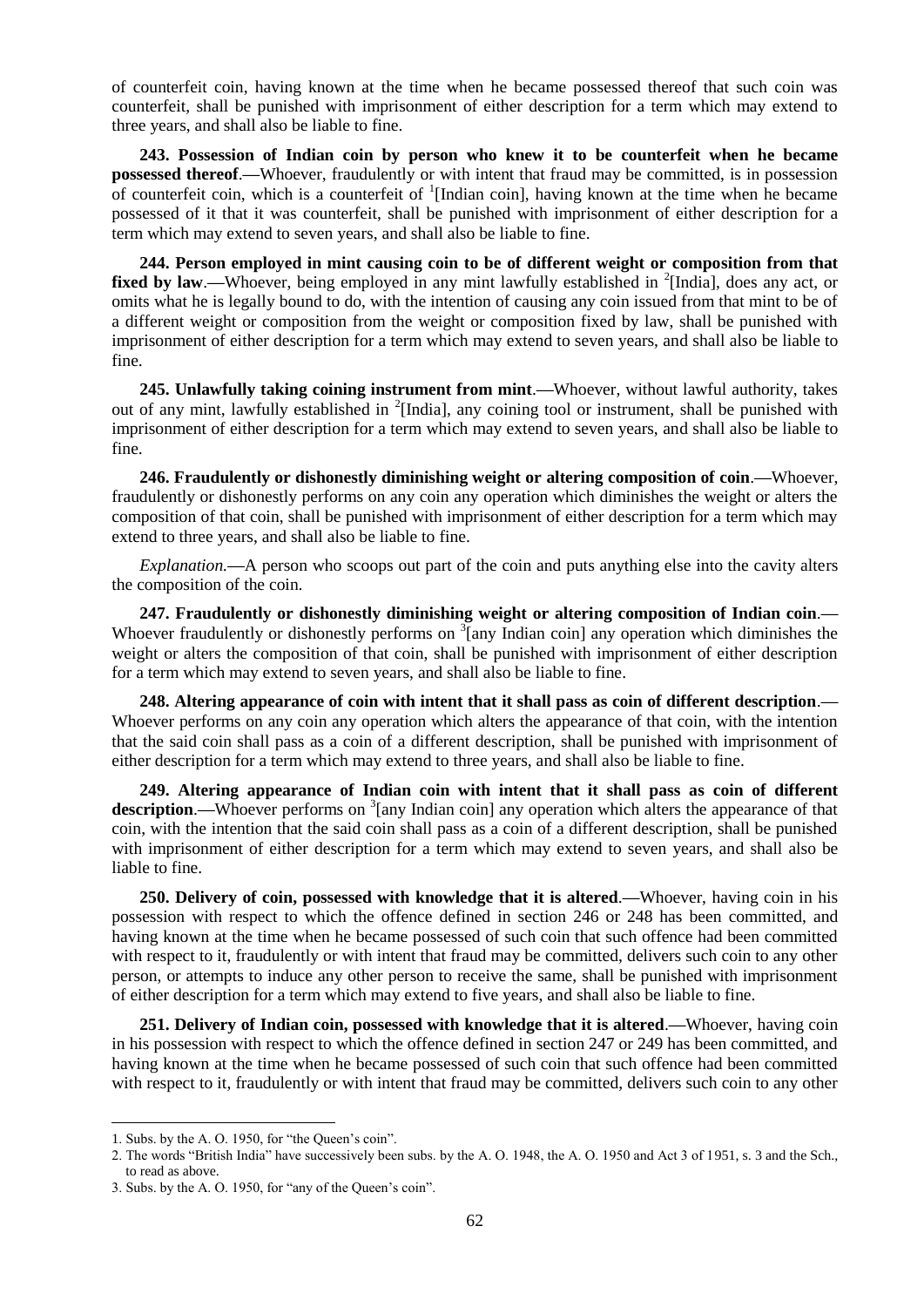of counterfeit coin, having known at the time when he became possessed thereof that such coin was counterfeit, shall be punished with imprisonment of either description for a term which may extend to three years, and shall also be liable to fine.

**243. Possession of Indian coin by person who knew it to be counterfeit when he became possessed thereof.—**Whoever, fraudulently or with intent that fraud may be committed, is in possession of counterfeit coin, which is a counterfeit of [1][Indian coin], having known at the time when he became possessed of it that it was counterfeit, shall be punished with imprisonment of either description for a term which may extend to seven years, and shall also be liable to fine.

**244. Person employed in mint causing coin to be of different weight or composition from that fixed by law.—**Whoever, being employed in any mint lawfully established in [2][India], does any act, or omits what he is legally bound to do, with the intention of causing any coin issued from that mint to be of a different weight or composition from the weight or composition fixed by law, shall be punished with imprisonment of either description for a term which may extend to seven years, and shall also be liable to fine.

**245. Unlawfully taking coining instrument from mint.—**Whoever, without lawful authority, takes out of any mint, lawfully established in [2][India], any coining tool or instrument, shall be punished with imprisonment of either description for a term which may extend to seven years, and shall also be liable to fine.

**246. Fraudulently or dishonestly diminishing weight or altering composition of coin.—**Whoever, fraudulently or dishonestly performs on any coin any operation which diminishes the weight or alters the composition of that coin, shall be punished with imprisonment of either description for a term which may extend to three years, and shall also be liable to fine.

*Explanation.*—A person who scoops out part of the coin and puts anything else into the cavity alters the composition of the coin.

**247. Fraudulently or dishonestly diminishing weight or altering composition of Indian coin.—** Whoever fraudulently or dishonestly performs on [3][any Indian coin] any operation which diminishes the weight or alters the composition of that coin, shall be punished with imprisonment of either description for a term which may extend to seven years, and shall also be liable to fine.

**248. Altering appearance of coin with intent that it shall pass as coin of different description.—** Whoever performs on any coin any operation which alters the appearance of that coin, with the intention that the said coin shall pass as a coin of a different description, shall be punished with imprisonment of either description for a term which may extend to three years, and shall also be liable to fine.

**249. Altering appearance of Indian coin with intent that it shall pass as coin of different description.—**Whoever performs on [3][any Indian coin] any operation which alters the appearance of that coin, with the intention that the said coin shall pass as a coin of a different description, shall be punished with imprisonment of either description for a term which may extend to seven years, and shall also be liable to fine.

**250. Delivery of coin, possessed with knowledge that it is altered.—**Whoever, having coin in his possession with respect to which the offence defined in section 246 or 248 has been committed, and having known at the time when he became possessed of such coin that such offence had been committed with respect to it, fraudulently or with intent that fraud may be committed, delivers such coin to any other person, or attempts to induce any other person to receive the same, shall be punished with imprisonment of either description for a term which may extend to five years, and shall also be liable to fine.

**251. Delivery of Indian coin, possessed with knowledge that it is altered.—**Whoever, having coin in his possession with respect to which the offence defined in section 247 or 249 has been committed, and having known at the time when he became possessed of such coin that such offence had been committed with respect to it, fraudulently or with intent that fraud may be committed, delivers such coin to any other

---

1. Subs. by the A. O. 1950, for "the Queen's coin".
2. The words "British India" have successively been subs. by the A. O. 1948, the A. O. 1950 and Act 3 of 1951, s. 3 and the Sch., to read as above.
3. Subs. by the A. O. 1950, for "any of the Queen's coin".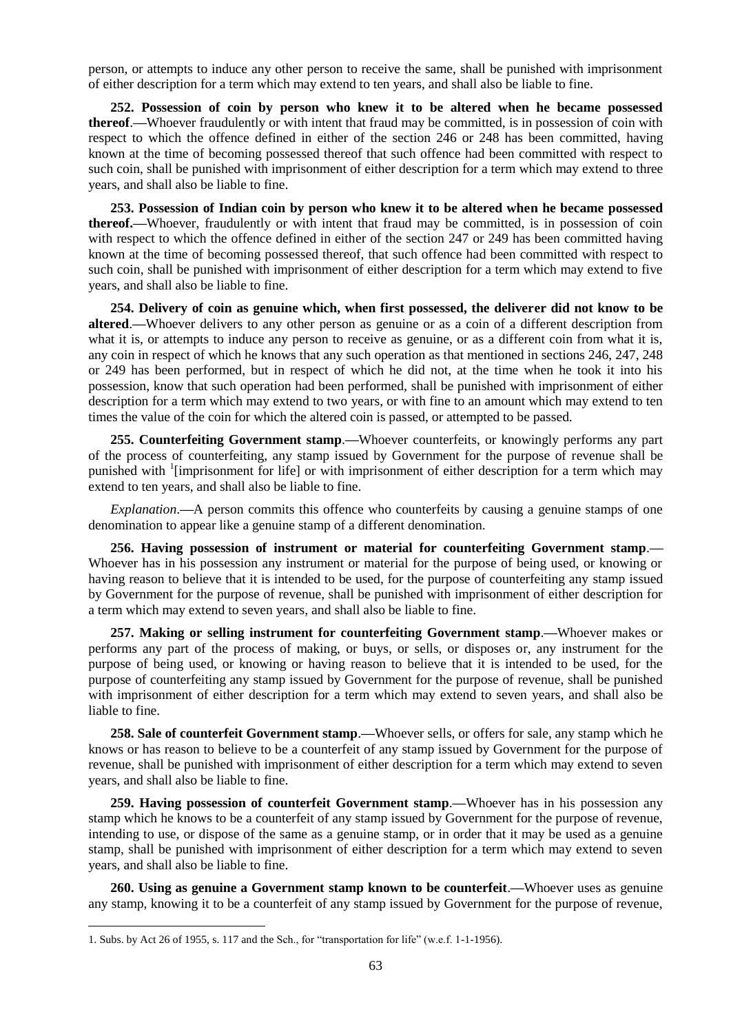person, or attempts to induce any other person to receive the same, shall be punished with imprisonment of either description for a term which may extend to ten years, and shall also be liable to fine.

**252. Possession of coin by person who knew it to be altered when he became possessed thereof**.**—**Whoever fraudulently or with intent that fraud may be committed, is in possession of coin with respect to which the offence defined in either of the section 246 or 248 has been committed, having known at the time of becoming possessed thereof that such offence had been committed with respect to such coin, shall be punished with imprisonment of either description for a term which may extend to three years, and shall also be liable to fine.

**253. Possession of Indian coin by person who knew it to be altered when he became possessed thereof.—**Whoever, fraudulently or with intent that fraud may be committed, is in possession of coin with respect to which the offence defined in either of the section 247 or 249 has been committed having known at the time of becoming possessed thereof, that such offence had been committed with respect to such coin, shall be punished with imprisonment of either description for a term which may extend to five years, and shall also be liable to fine.

**254. Delivery of coin as genuine which, when first possessed, the deliverer did not know to be altered**.**—**Whoever delivers to any other person as genuine or as a coin of a different description from what it is, or attempts to induce any person to receive as genuine, or as a different coin from what it is, any coin in respect of which he knows that any such operation as that mentioned in sections 246, 247, 248 or 249 has been performed, but in respect of which he did not, at the time when he took it into his possession, know that such operation had been performed, shall be punished with imprisonment of either description for a term which may extend to two years, or with fine to an amount which may extend to ten times the value of the coin for which the altered coin is passed, or attempted to be passed.

**255. Counterfeiting Government stamp**.**—**Whoever counterfeits, or knowingly performs any part of the process of counterfeiting, any stamp issued by Government for the purpose of revenue shall be punished with [1][imprisonment for life] or with imprisonment of either description for a term which may extend to ten years, and shall also be liable to fine.

*Explanation*.**—**A person commits this offence who counterfeits by causing a genuine stamps of one denomination to appear like a genuine stamp of a different denomination.

**256. Having possession of instrument or material for counterfeiting Government stamp**.**—** Whoever has in his possession any instrument or material for the purpose of being used, or knowing or having reason to believe that it is intended to be used, for the purpose of counterfeiting any stamp issued by Government for the purpose of revenue, shall be punished with imprisonment of either description for a term which may extend to seven years, and shall also be liable to fine.

**257. Making or selling instrument for counterfeiting Government stamp**.**—**Whoever makes or performs any part of the process of making, or buys, or sells, or disposes or, any instrument for the purpose of being used, or knowing or having reason to believe that it is intended to be used, for the purpose of counterfeiting any stamp issued by Government for the purpose of revenue, shall be punished with imprisonment of either description for a term which may extend to seven years, and shall also be liable to fine.

**258. Sale of counterfeit Government stamp**.**—**Whoever sells, or offers for sale, any stamp which he knows or has reason to believe to be a counterfeit of any stamp issued by Government for the purpose of revenue, shall be punished with imprisonment of either description for a term which may extend to seven years, and shall also be liable to fine.

**259. Having possession of counterfeit Government stamp**.**—**Whoever has in his possession any stamp which he knows to be a counterfeit of any stamp issued by Government for the purpose of revenue, intending to use, or dispose of the same as a genuine stamp, or in order that it may be used as a genuine stamp, shall be punished with imprisonment of either description for a term which may extend to seven years, and shall also be liable to fine.

**260. Using as genuine a Government stamp known to be counterfeit**.**—**Whoever uses as genuine any stamp, knowing it to be a counterfeit of any stamp issued by Government for the purpose of revenue,

---

1. Subs. by Act 26 of 1955, s. 117 and the Sch., for "transportation for life" (w.e.f. 1-1-1956).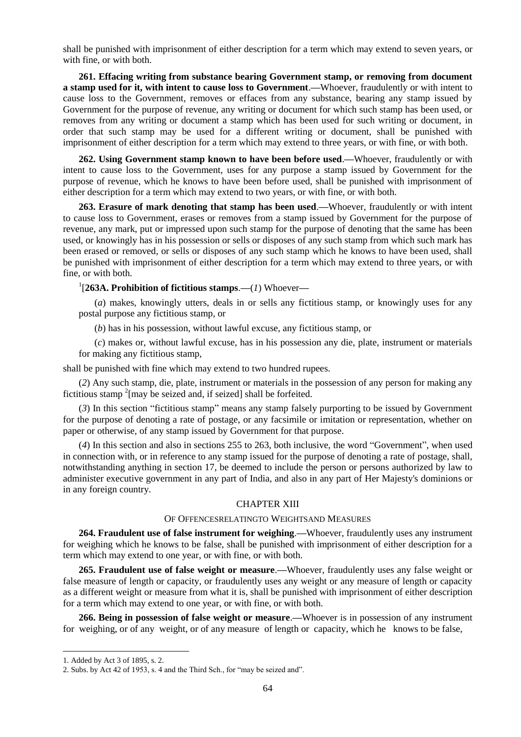shall be punished with imprisonment of either description for a term which may extend to seven years, or with fine, or with both.

**261. Effacing writing from substance bearing Government stamp, or removing from document a stamp used for it, with intent to cause loss to Government**.**—**Whoever, fraudulently or with intent to cause loss to the Government, removes or effaces from any substance, bearing any stamp issued by Government for the purpose of revenue, any writing or document for which such stamp has been used, or removes from any writing or document a stamp which has been used for such writing or document, in order that such stamp may be used for a different writing or document, shall be punished with imprisonment of either description for a term which may extend to three years, or with fine, or with both.

**262. Using Government stamp known to have been before used**.**—**Whoever, fraudulently or with intent to cause loss to the Government, uses for any purpose a stamp issued by Government for the purpose of revenue, which he knows to have been before used, shall be punished with imprisonment of either description for a term which may extend to two years, or with fine, or with both.

**263. Erasure of mark denoting that stamp has been used**.**—**Whoever, fraudulently or with intent to cause loss to Government, erases or removes from a stamp issued by Government for the purpose of revenue, any mark, put or impressed upon such stamp for the purpose of denoting that the same has been used, or knowingly has in his possession or sells or disposes of any such stamp from which such mark has been erased or removed, or sells or disposes of any such stamp which he knows to have been used, shall be punished with imprisonment of either description for a term which may extend to three years, or with fine, or with both.

[1][**263A. Prohibition of fictitious stamps**.**—**(*1*) Whoever**—**

(*a*) makes, knowingly utters, deals in or sells any fictitious stamp, or knowingly uses for any postal purpose any fictitious stamp, or

(*b*) has in his possession, without lawful excuse, any fictitious stamp, or

(*c*) makes or, without lawful excuse, has in his possession any die, plate, instrument or materials for making any fictitious stamp,

shall be punished with fine which may extend to two hundred rupees.

(*2*) Any such stamp, die, plate, instrument or materials in the possession of any person for making any fictitious stamp [2][may be seized and, if seized] shall be forfeited.

(*3*) In this section "fictitious stamp" means any stamp falsely purporting to be issued by Government for the purpose of denoting a rate of postage, or any facsimile or imitation or representation, whether on paper or otherwise, of any stamp issued by Government for that purpose.

(*4*) In this section and also in sections 255 to 263, both inclusive, the word "Government", when used in connection with, or in reference to any stamp issued for the purpose of denoting a rate of postage, shall, notwithstanding anything in section 17, be deemed to include the person or persons authorized by law to administer executive government in any part of India, and also in any part of Her Majesty's dominions or in any foreign country.

## CHAPTER XIII

### OF OFFENCES RELATING TO WEIGHTS AND MEASURES

**264. Fraudulent use of false instrument for weighing**.**—**Whoever, fraudulently uses any instrument for weighing which he knows to be false, shall be punished with imprisonment of either description for a term which may extend to one year, or with fine, or with both.

**265. Fraudulent use of false weight or measure**.**—**Whoever, fraudulently uses any false weight or false measure of length or capacity, or fraudulently uses any weight or any measure of length or capacity as a different weight or measure from what it is, shall be punished with imprisonment of either description for a term which may extend to one year, or with fine, or with both.

**266. Being in possession of false weight or measure**.**—**Whoever is in possession of any instrument for weighing, or of any weight, or of any measure of length or capacity, which he knows to be false,

---

1. Added by Act 3 of 1895, s. 2.
2. Subs. by Act 42 of 1953, s. 4 and the Third Sch., for "may be seized and".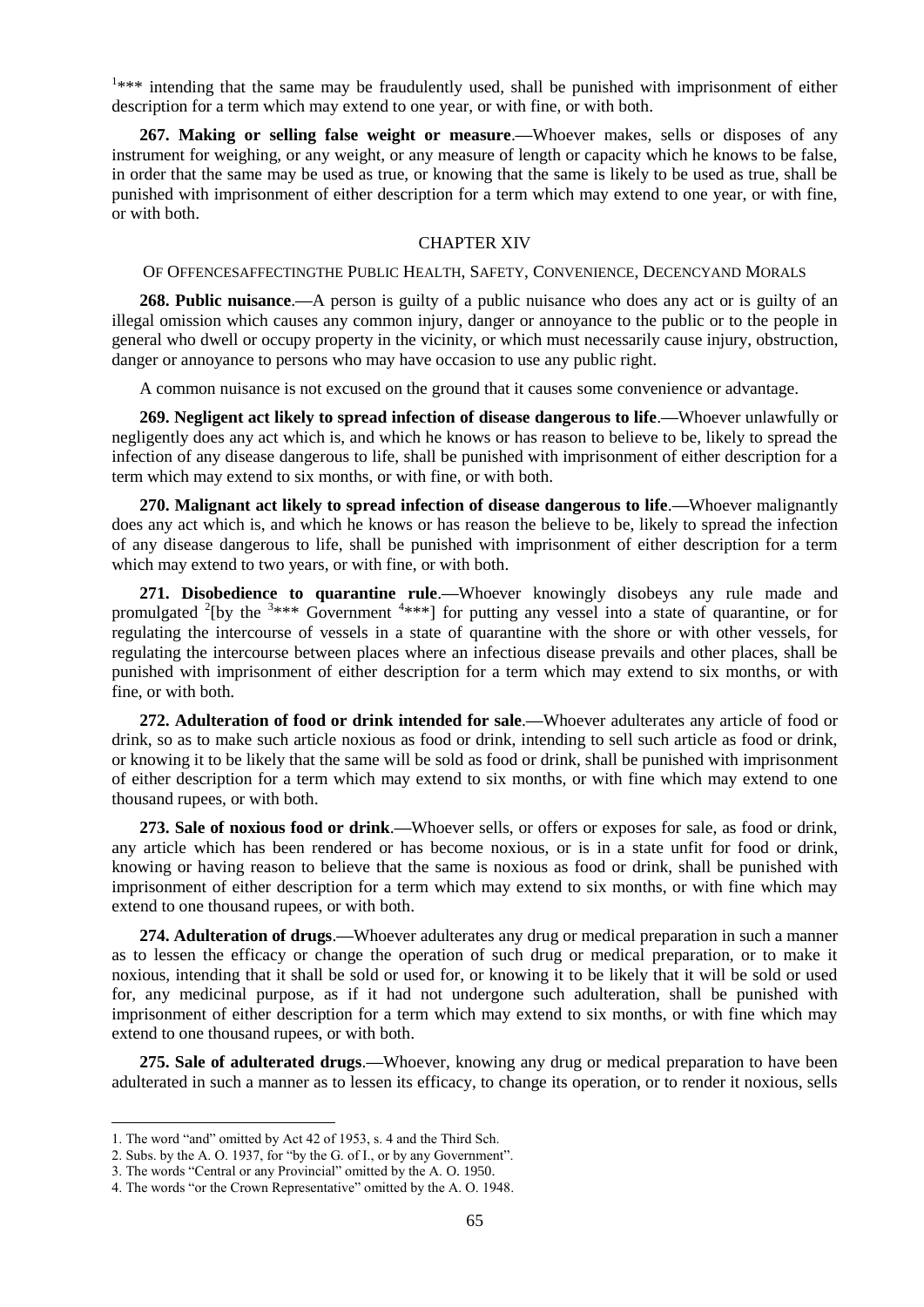[1]\*\*\* intending that the same may be fraudulently used, shall be punished with imprisonment of either description for a term which may extend to one year, or with fine, or with both.

**267. Making or selling false weight or measure**.—Whoever makes, sells or disposes of any instrument for weighing, or any weight, or any measure of length or capacity which he knows to be false, in order that the same may be used as true, or knowing that the same is likely to be used as true, shall be punished with imprisonment of either description for a term which may extend to one year, or with fine, or with both.

## CHAPTER XIV

### OF OFFENCES AFFECTING THE PUBLIC HEALTH, SAFETY, CONVENIENCE, DECENCY AND MORALS

**268. Public nuisance**.—A person is guilty of a public nuisance who does any act or is guilty of an illegal omission which causes any common injury, danger or annoyance to the public or to the people in general who dwell or occupy property in the vicinity, or which must necessarily cause injury, obstruction, danger or annoyance to persons who may have occasion to use any public right.

A common nuisance is not excused on the ground that it causes some convenience or advantage.

**269. Negligent act likely to spread infection of disease dangerous to life**.—Whoever unlawfully or negligently does any act which is, and which he knows or has reason to believe to be, likely to spread the infection of any disease dangerous to life, shall be punished with imprisonment of either description for a term which may extend to six months, or with fine, or with both.

**270. Malignant act likely to spread infection of disease dangerous to life**.—Whoever malignantly does any act which is, and which he knows or has reason the believe to be, likely to spread the infection of any disease dangerous to life, shall be punished with imprisonment of either description for a term which may extend to two years, or with fine, or with both.

**271. Disobedience to quarantine rule**.—Whoever knowingly disobeys any rule made and promulgated [2][by the [3]\*\*\* Government [4]\*\*\*] for putting any vessel into a state of quarantine, or for regulating the intercourse of vessels in a state of quarantine with the shore or with other vessels, for regulating the intercourse between places where an infectious disease prevails and other places, shall be punished with imprisonment of either description for a term which may extend to six months, or with fine, or with both.

**272. Adulteration of food or drink intended for sale**.—Whoever adulterates any article of food or drink, so as to make such article noxious as food or drink, intending to sell such article as food or drink, or knowing it to be likely that the same will be sold as food or drink, shall be punished with imprisonment of either description for a term which may extend to six months, or with fine which may extend to one thousand rupees, or with both.

**273. Sale of noxious food or drink**.—Whoever sells, or offers or exposes for sale, as food or drink, any article which has been rendered or has become noxious, or is in a state unfit for food or drink, knowing or having reason to believe that the same is noxious as food or drink, shall be punished with imprisonment of either description for a term which may extend to six months, or with fine which may extend to one thousand rupees, or with both.

**274. Adulteration of drugs**.—Whoever adulterates any drug or medical preparation in such a manner as to lessen the efficacy or change the operation of such drug or medical preparation, or to make it noxious, intending that it shall be sold or used for, or knowing it to be likely that it will be sold or used for, any medicinal purpose, as if it had not undergone such adulteration, shall be punished with imprisonment of either description for a term which may extend to six months, or with fine which may extend to one thousand rupees, or with both.

**275. Sale of adulterated drugs**.—Whoever, knowing any drug or medical preparation to have been adulterated in such a manner as to lessen its efficacy, to change its operation, or to render it noxious, sells

---

1. The word "and" omitted by Act 42 of 1953, s. 4 and the Third Sch.
2. Subs. by the A. O. 1937, for "by the G. of I., or by any Government".
3. The words "Central or any Provincial" omitted by the A. O. 1950.
4. The words "or the Crown Representative" omitted by the A. O. 1948.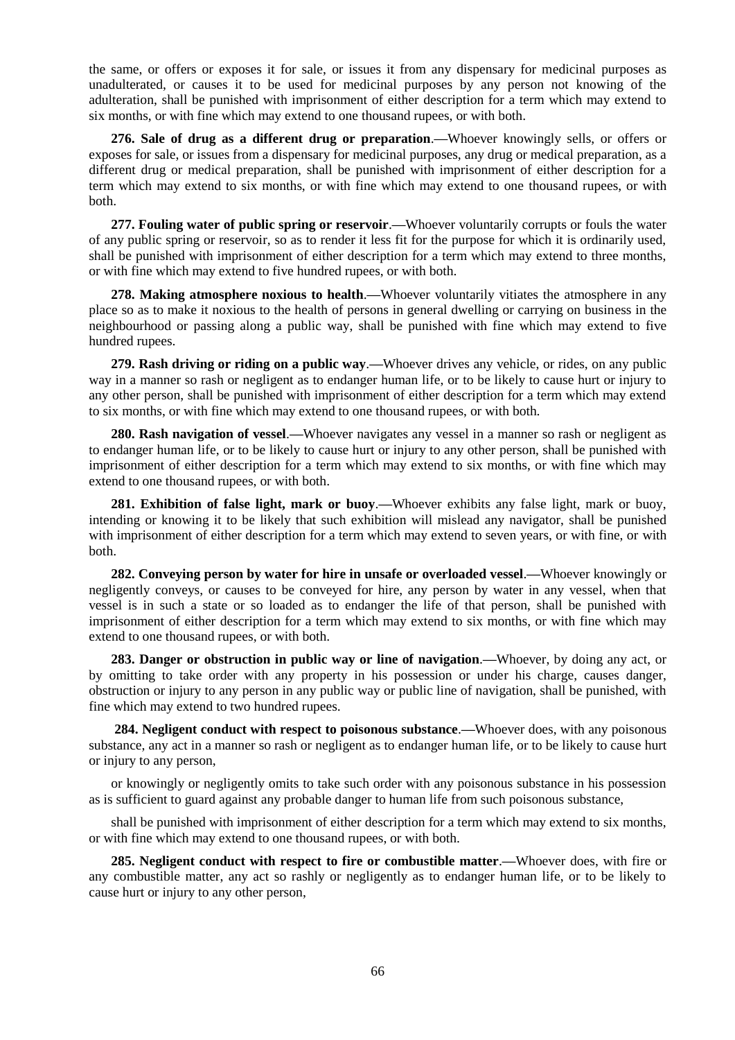the same, or offers or exposes it for sale, or issues it from any dispensary for medicinal purposes as unadulterated, or causes it to be used for medicinal purposes by any person not knowing of the adulteration, shall be punished with imprisonment of either description for a term which may extend to six months, or with fine which may extend to one thousand rupees, or with both.

**276. Sale of drug as a different drug or preparation**.—Whoever knowingly sells, or offers or exposes for sale, or issues from a dispensary for medicinal purposes, any drug or medical preparation, as a different drug or medical preparation, shall be punished with imprisonment of either description for a term which may extend to six months, or with fine which may extend to one thousand rupees, or with both.

**277. Fouling water of public spring or reservoir**.—Whoever voluntarily corrupts or fouls the water of any public spring or reservoir, so as to render it less fit for the purpose for which it is ordinarily used, shall be punished with imprisonment of either description for a term which may extend to three months, or with fine which may extend to five hundred rupees, or with both.

**278. Making atmosphere noxious to health**.—Whoever voluntarily vitiates the atmosphere in any place so as to make it noxious to the health of persons in general dwelling or carrying on business in the neighbourhood or passing along a public way, shall be punished with fine which may extend to five hundred rupees.

**279. Rash driving or riding on a public way**.—Whoever drives any vehicle, or rides, on any public way in a manner so rash or negligent as to endanger human life, or to be likely to cause hurt or injury to any other person, shall be punished with imprisonment of either description for a term which may extend to six months, or with fine which may extend to one thousand rupees, or with both.

**280. Rash navigation of vessel**.—Whoever navigates any vessel in a manner so rash or negligent as to endanger human life, or to be likely to cause hurt or injury to any other person, shall be punished with imprisonment of either description for a term which may extend to six months, or with fine which may extend to one thousand rupees, or with both.

**281. Exhibition of false light, mark or buoy**.—Whoever exhibits any false light, mark or buoy, intending or knowing it to be likely that such exhibition will mislead any navigator, shall be punished with imprisonment of either description for a term which may extend to seven years, or with fine, or with both.

**282. Conveying person by water for hire in unsafe or overloaded vessel**.—Whoever knowingly or negligently conveys, or causes to be conveyed for hire, any person by water in any vessel, when that vessel is in such a state or so loaded as to endanger the life of that person, shall be punished with imprisonment of either description for a term which may extend to six months, or with fine which may extend to one thousand rupees, or with both.

**283. Danger or obstruction in public way or line of navigation**.—Whoever, by doing any act, or by omitting to take order with any property in his possession or under his charge, causes danger, obstruction or injury to any person in any public way or public line of navigation, shall be punished, with fine which may extend to two hundred rupees.

**284. Negligent conduct with respect to poisonous substance**.—Whoever does, with any poisonous substance, any act in a manner so rash or negligent as to endanger human life, or to be likely to cause hurt or injury to any person,

or knowingly or negligently omits to take such order with any poisonous substance in his possession as is sufficient to guard against any probable danger to human life from such poisonous substance,

shall be punished with imprisonment of either description for a term which may extend to six months, or with fine which may extend to one thousand rupees, or with both.

**285. Negligent conduct with respect to fire or combustible matter**.—Whoever does, with fire or any combustible matter, any act so rashly or negligently as to endanger human life, or to be likely to cause hurt or injury to any other person,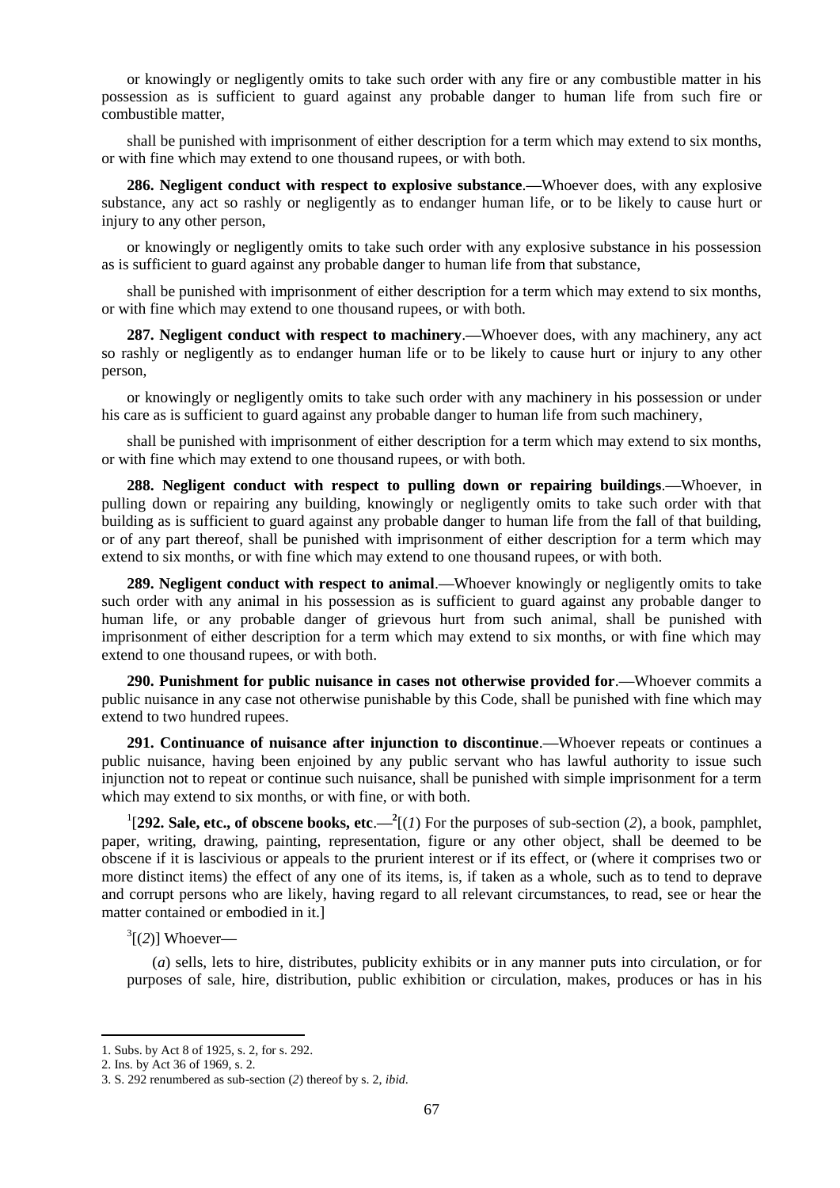or knowingly or negligently omits to take such order with any fire or any combustible matter in his possession as is sufficient to guard against any probable danger to human life from such fire or combustible matter,

shall be punished with imprisonment of either description for a term which may extend to six months, or with fine which may extend to one thousand rupees, or with both.

**286. Negligent conduct with respect to explosive substance**.**—**Whoever does, with any explosive substance, any act so rashly or negligently as to endanger human life, or to be likely to cause hurt or injury to any other person,

or knowingly or negligently omits to take such order with any explosive substance in his possession as is sufficient to guard against any probable danger to human life from that substance,

shall be punished with imprisonment of either description for a term which may extend to six months, or with fine which may extend to one thousand rupees, or with both.

**287. Negligent conduct with respect to machinery**.**—**Whoever does, with any machinery, any act so rashly or negligently as to endanger human life or to be likely to cause hurt or injury to any other person,

or knowingly or negligently omits to take such order with any machinery in his possession or under his care as is sufficient to guard against any probable danger to human life from such machinery,

shall be punished with imprisonment of either description for a term which may extend to six months, or with fine which may extend to one thousand rupees, or with both.

**288. Negligent conduct with respect to pulling down or repairing buildings**.**—**Whoever, in pulling down or repairing any building, knowingly or negligently omits to take such order with that building as is sufficient to guard against any probable danger to human life from the fall of that building, or of any part thereof, shall be punished with imprisonment of either description for a term which may extend to six months, or with fine which may extend to one thousand rupees, or with both.

**289. Negligent conduct with respect to animal**.**—**Whoever knowingly or negligently omits to take such order with any animal in his possession as is sufficient to guard against any probable danger to human life, or any probable danger of grievous hurt from such animal, shall be punished with imprisonment of either description for a term which may extend to six months, or with fine which may extend to one thousand rupees, or with both.

**290. Punishment for public nuisance in cases not otherwise provided for**.**—**Whoever commits a public nuisance in any case not otherwise punishable by this Code, shall be punished with fine which may extend to two hundred rupees.

**291. Continuance of nuisance after injunction to discontinue**.**—**Whoever repeats or continues a public nuisance, having been enjoined by any public servant who has lawful authority to issue such injunction not to repeat or continue such nuisance, shall be punished with simple imprisonment for a term which may extend to six months, or with fine, or with both.

[1][**292. Sale, etc., of obscene books, etc**.**—**[2][(*1*) For the purposes of sub-section (*2*), a book, pamphlet, paper, writing, drawing, painting, representation, figure or any other object, shall be deemed to be obscene if it is lascivious or appeals to the prurient interest or if its effect, or (where it comprises two or more distinct items) the effect of any one of its items, is, if taken as a whole, such as to tend to deprave and corrupt persons who are likely, having regard to all relevant circumstances, to read, see or hear the matter contained or embodied in it.]

[3][(*2*)] Whoever**—**

(*a*) sells, lets to hire, distributes, publicity exhibits or in any manner puts into circulation, or for purposes of sale, hire, distribution, public exhibition or circulation, makes, produces or has in his

---

1. Subs. by Act 8 of 1925, s. 2, for s. 292.
2. Ins. by Act 36 of 1969, s. 2.
3. S. 292 renumbered as sub-section (*2*) thereof by s. 2, *ibid*.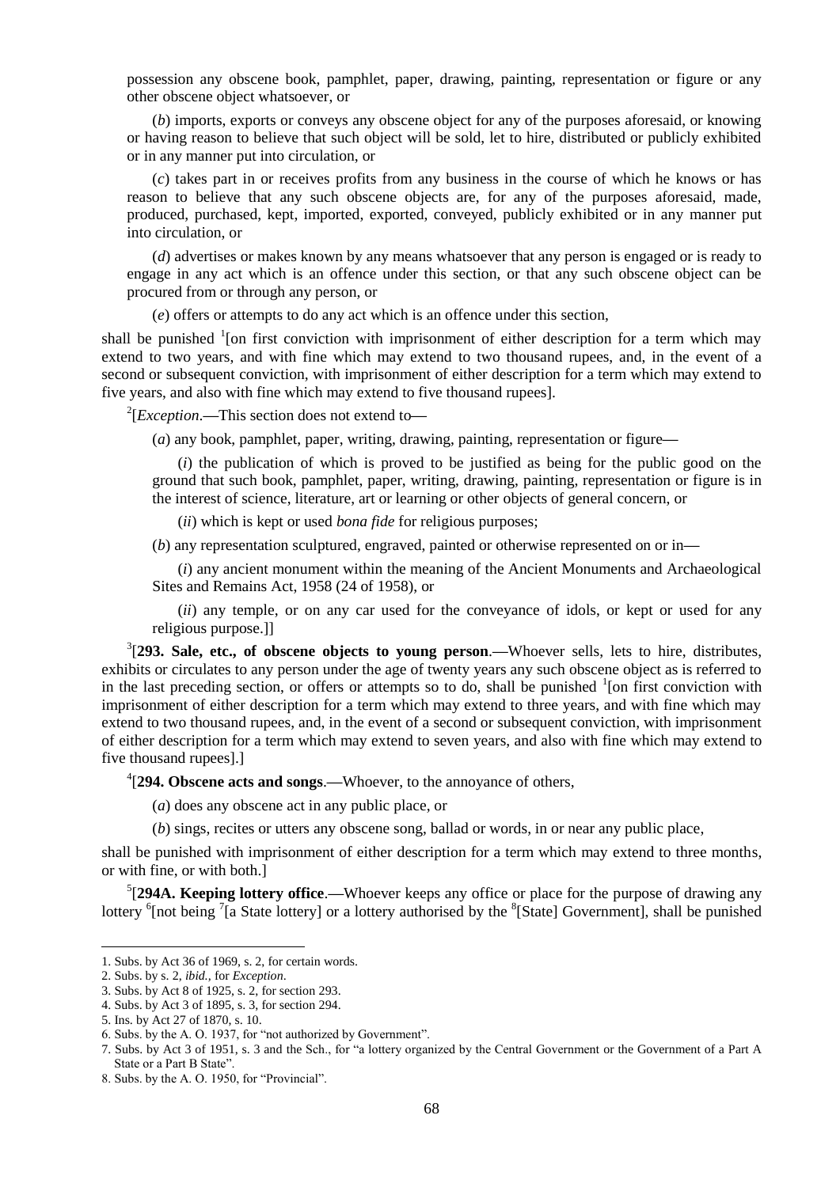possession any obscene book, pamphlet, paper, drawing, painting, representation or figure or any other obscene object whatsoever, or

(*b*) imports, exports or conveys any obscene object for any of the purposes aforesaid, or knowing or having reason to believe that such object will be sold, let to hire, distributed or publicly exhibited or in any manner put into circulation, or

(*c*) takes part in or receives profits from any business in the course of which he knows or has reason to believe that any such obscene objects are, for any of the purposes aforesaid, made, produced, purchased, kept, imported, exported, conveyed, publicly exhibited or in any manner put into circulation, or

(*d*) advertises or makes known by any means whatsoever that any person is engaged or is ready to engage in any act which is an offence under this section, or that any such obscene object can be procured from or through any person, or

(*e*) offers or attempts to do any act which is an offence under this section,

shall be punished [1][on first conviction with imprisonment of either description for a term which may extend to two years, and with fine which may extend to two thousand rupees, and, in the event of a second or subsequent conviction, with imprisonment of either description for a term which may extend to five years, and also with fine which may extend to five thousand rupees].

[2][*Exception*.—This section does not extend to—

(*a*) any book, pamphlet, paper, writing, drawing, painting, representation or figure—

(*i*) the publication of which is proved to be justified as being for the public good on the ground that such book, pamphlet, paper, writing, drawing, painting, representation or figure is in the interest of science, literature, art or learning or other objects of general concern, or

(*ii*) which is kept or used *bona fide* for religious purposes;

(*b*) any representation sculptured, engraved, painted or otherwise represented on or in—

(*i*) any ancient monument within the meaning of the Ancient Monuments and Archaeological Sites and Remains Act, 1958 (24 of 1958), or

(*ii*) any temple, or on any car used for the conveyance of idols, or kept or used for any religious purpose.]]

[3][**293. Sale, etc., of obscene objects to young person**.—Whoever sells, lets to hire, distributes, exhibits or circulates to any person under the age of twenty years any such obscene object as is referred to in the last preceding section, or offers or attempts so to do, shall be punished [1][on first conviction with imprisonment of either description for a term which may extend to three years, and with fine which may extend to two thousand rupees, and, in the event of a second or subsequent conviction, with imprisonment of either description for a term which may extend to seven years, and also with fine which may extend to five thousand rupees].]

[4][**294. Obscene acts and songs**.—Whoever, to the annoyance of others,

(*a*) does any obscene act in any public place, or

(*b*) sings, recites or utters any obscene song, ballad or words, in or near any public place,

shall be punished with imprisonment of either description for a term which may extend to three months, or with fine, or with both.]

[5][**294A. Keeping lottery office**.—Whoever keeps any office or place for the purpose of drawing any lottery [6][not being [7][a State lottery] or a lottery authorised by the [8][State] Government], shall be punished

---

1. Subs. by Act 36 of 1969, s. 2, for certain words.
2. Subs. by s. 2, *ibid.*, for *Exception*.
3. Subs. by Act 8 of 1925, s. 2, for section 293.
4. Subs. by Act 3 of 1895, s. 3, for section 294.
5. Ins. by Act 27 of 1870, s. 10.
6. Subs. by the A. O. 1937, for "not authorized by Government".
7. Subs. by Act 3 of 1951, s. 3 and the Sch., for "a lottery organized by the Central Government or the Government of a Part A State or a Part B State".
8. Subs. by the A. O. 1950, for "Provincial".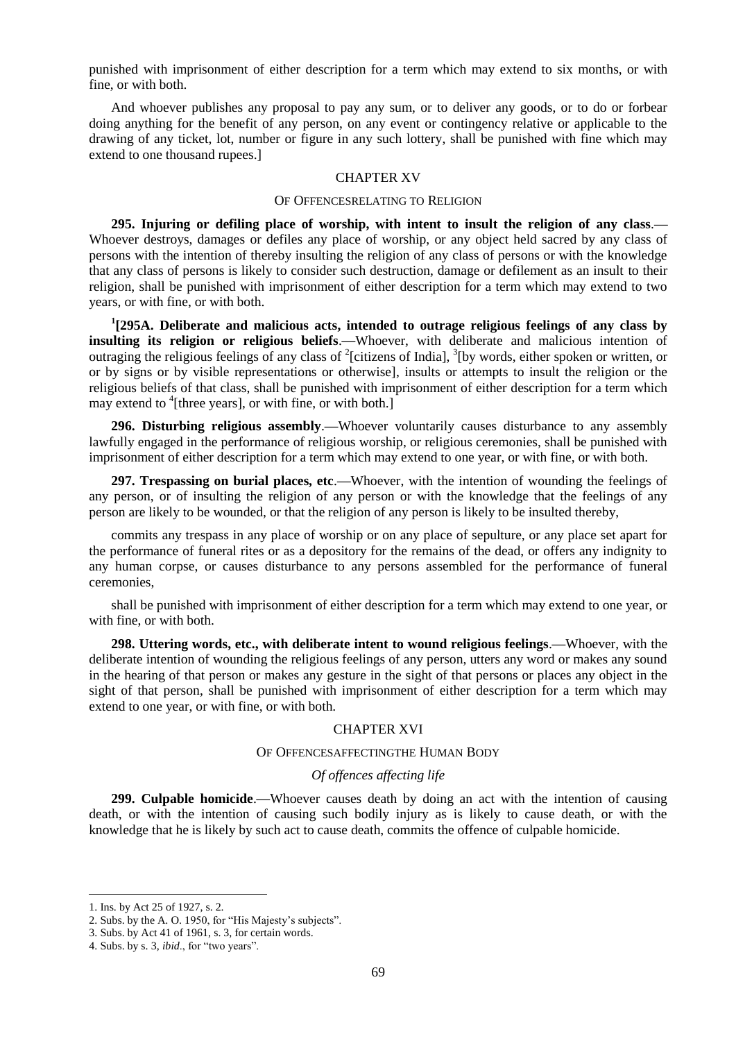punished with imprisonment of either description for a term which may extend to six months, or with fine, or with both.

And whoever publishes any proposal to pay any sum, or to deliver any goods, or to do or forbear doing anything for the benefit of any person, on any event or contingency relative or applicable to the drawing of any ticket, lot, number or figure in any such lottery, shall be punished with fine which may extend to one thousand rupees.]

## CHAPTER XV

### OF OFFENCESRELATING TO RELIGION

**295. Injuring or defiling place of worship, with intent to insult the religion of any class**.**—** Whoever destroys, damages or defiles any place of worship, or any object held sacred by any class of persons with the intention of thereby insulting the religion of any class of persons or with the knowledge that any class of persons is likely to consider such destruction, damage or defilement as an insult to their religion, shall be punished with imprisonment of either description for a term which may extend to two years, or with fine, or with both.

[1]**[295A. Deliberate and malicious acts, intended to outrage religious feelings of any class by insulting its religion or religious beliefs**.**—**Whoever, with deliberate and malicious intention of outraging the religious feelings of any class of [2][citizens of India], [3][by words, either spoken or written, or or by signs or by visible representations or otherwise], insults or attempts to insult the religion or the religious beliefs of that class, shall be punished with imprisonment of either description for a term which may extend to [4][three years], or with fine, or with both.]

**296. Disturbing religious assembly**.**—**Whoever voluntarily causes disturbance to any assembly lawfully engaged in the performance of religious worship, or religious ceremonies, shall be punished with imprisonment of either description for a term which may extend to one year, or with fine, or with both.

**297. Trespassing on burial places, etc**.**—**Whoever, with the intention of wounding the feelings of any person, or of insulting the religion of any person or with the knowledge that the feelings of any person are likely to be wounded, or that the religion of any person is likely to be insulted thereby,

commits any trespass in any place of worship or on any place of sepulture, or any place set apart for the performance of funeral rites or as a depository for the remains of the dead, or offers any indignity to any human corpse, or causes disturbance to any persons assembled for the performance of funeral ceremonies,

shall be punished with imprisonment of either description for a term which may extend to one year, or with fine, or with both.

**298. Uttering words, etc., with deliberate intent to wound religious feelings**.**—**Whoever, with the deliberate intention of wounding the religious feelings of any person, utters any word or makes any sound in the hearing of that person or makes any gesture in the sight of that persons or places any object in the sight of that person, shall be punished with imprisonment of either description for a term which may extend to one year, or with fine, or with both.

## CHAPTER XVI

### OF OFFENCESAFFECTINGTHE HUMAN BODY

*Of offences affecting life*

**299. Culpable homicide**.**—**Whoever causes death by doing an act with the intention of causing death, or with the intention of causing such bodily injury as is likely to cause death, or with the knowledge that he is likely by such act to cause death, commits the offence of culpable homicide.

---

1. Ins. by Act 25 of 1927, s. 2.
2. Subs. by the A. O. 1950, for "His Majesty's subjects".
3. Subs. by Act 41 of 1961, s. 3, for certain words.
4. Subs. by s. 3, *ibid*., for "two years".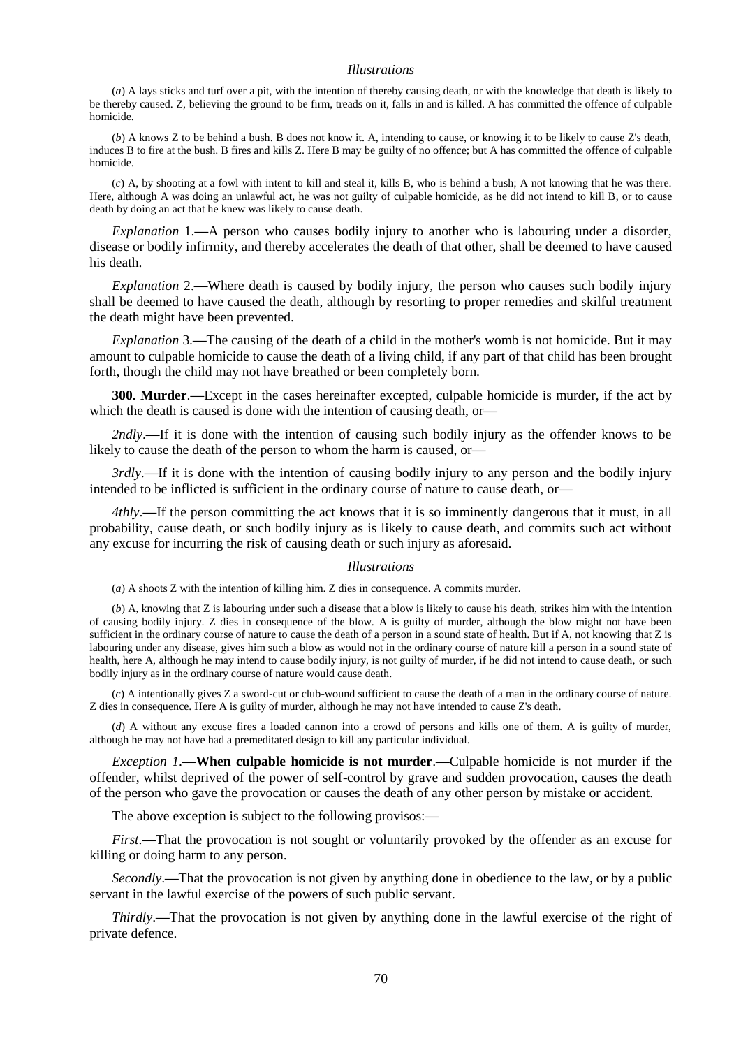*Illustrations*

(*a*) A lays sticks and turf over a pit, with the intention of thereby causing death, or with the knowledge that death is likely to be thereby caused. Z, believing the ground to be firm, treads on it, falls in and is killed. A has committed the offence of culpable homicide.

(*b*) A knows Z to be behind a bush. B does not know it. A, intending to cause, or knowing it to be likely to cause Z's death, induces B to fire at the bush. B fires and kills Z. Here B may be guilty of no offence; but A has committed the offence of culpable homicide.

(*c*) A, by shooting at a fowl with intent to kill and steal it, kills B, who is behind a bush; A not knowing that he was there. Here, although A was doing an unlawful act, he was not guilty of culpable homicide, as he did not intend to kill B, or to cause death by doing an act that he knew was likely to cause death.

*Explanation* 1.—A person who causes bodily injury to another who is labouring under a disorder, disease or bodily infirmity, and thereby accelerates the death of that other, shall be deemed to have caused his death.

*Explanation* 2.—Where death is caused by bodily injury, the person who causes such bodily injury shall be deemed to have caused the death, although by resorting to proper remedies and skilful treatment the death might have been prevented.

*Explanation* 3.—The causing of the death of a child in the mother's womb is not homicide. But it may amount to culpable homicide to cause the death of a living child, if any part of that child has been brought forth, though the child may not have breathed or been completely born.

**300. Murder**.—Except in the cases hereinafter excepted, culpable homicide is murder, if the act by which the death is caused is done with the intention of causing death, or—

*2ndly*.—If it is done with the intention of causing such bodily injury as the offender knows to be likely to cause the death of the person to whom the harm is caused, or—

*3rdly*.—If it is done with the intention of causing bodily injury to any person and the bodily injury intended to be inflicted is sufficient in the ordinary course of nature to cause death, or—

*4thly*.—If the person committing the act knows that it is so imminently dangerous that it must, in all probability, cause death, or such bodily injury as is likely to cause death, and commits such act without any excuse for incurring the risk of causing death or such injury as aforesaid.

*Illustrations*

(*a*) A shoots Z with the intention of killing him. Z dies in consequence. A commits murder.

(*b*) A, knowing that Z is labouring under such a disease that a blow is likely to cause his death, strikes him with the intention of causing bodily injury. Z dies in consequence of the blow. A is guilty of murder, although the blow might not have been sufficient in the ordinary course of nature to cause the death of a person in a sound state of health. But if A, not knowing that Z is labouring under any disease, gives him such a blow as would not in the ordinary course of nature kill a person in a sound state of health, here A, although he may intend to cause bodily injury, is not guilty of murder, if he did not intend to cause death, or such bodily injury as in the ordinary course of nature would cause death.

(*c*) A intentionally gives Z a sword-cut or club-wound sufficient to cause the death of a man in the ordinary course of nature. Z dies in consequence. Here A is guilty of murder, although he may not have intended to cause Z's death.

(*d*) A without any excuse fires a loaded cannon into a crowd of persons and kills one of them. A is guilty of murder, although he may not have had a premeditated design to kill any particular individual.

*Exception 1*.—**When culpable homicide is not murder**.—Culpable homicide is not murder if the offender, whilst deprived of the power of self-control by grave and sudden provocation, causes the death of the person who gave the provocation or causes the death of any other person by mistake or accident.

The above exception is subject to the following provisos:—

*First*.—That the provocation is not sought or voluntarily provoked by the offender as an excuse for killing or doing harm to any person.

*Secondly*.—That the provocation is not given by anything done in obedience to the law, or by a public servant in the lawful exercise of the powers of such public servant.

*Thirdly*.—That the provocation is not given by anything done in the lawful exercise of the right of private defence.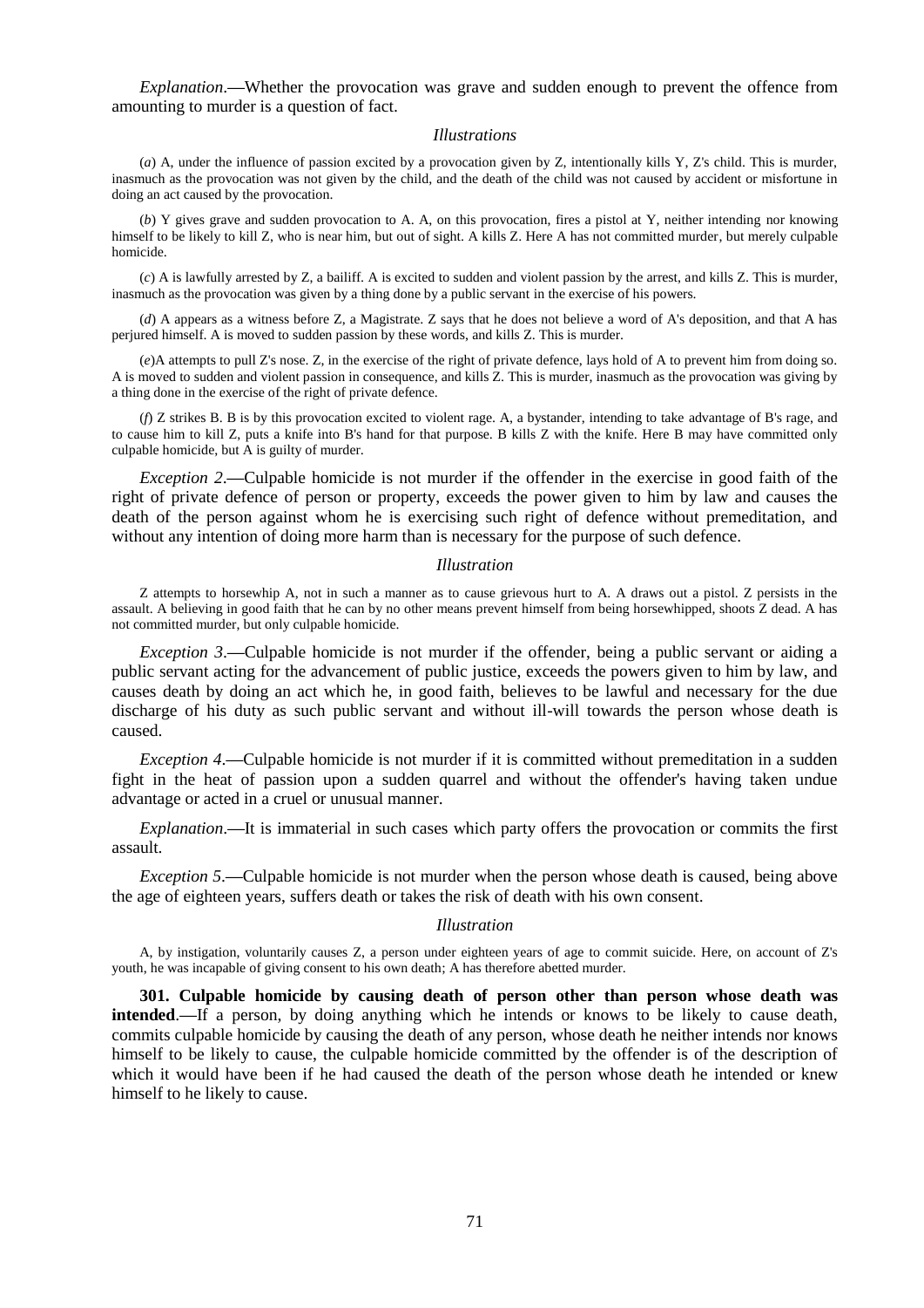*Explanation*.—Whether the provocation was grave and sudden enough to prevent the offence from amounting to murder is a question of fact.

*Illustrations*

(*a*) A, under the influence of passion excited by a provocation given by Z, intentionally kills Y, Z's child. This is murder, inasmuch as the provocation was not given by the child, and the death of the child was not caused by accident or misfortune in doing an act caused by the provocation.

(*b*) Y gives grave and sudden provocation to A. A, on this provocation, fires a pistol at Y, neither intending nor knowing himself to be likely to kill Z, who is near him, but out of sight. A kills Z. Here A has not committed murder, but merely culpable homicide.

(*c*) A is lawfully arrested by Z, a bailiff. A is excited to sudden and violent passion by the arrest, and kills Z. This is murder, inasmuch as the provocation was given by a thing done by a public servant in the exercise of his powers.

(*d*) A appears as a witness before Z, a Magistrate. Z says that he does not believe a word of A's deposition, and that A has perjured himself. A is moved to sudden passion by these words, and kills Z. This is murder.

(*e*)A attempts to pull Z's nose. Z, in the exercise of the right of private defence, lays hold of A to prevent him from doing so. A is moved to sudden and violent passion in consequence, and kills Z. This is murder, inasmuch as the provocation was giving by a thing done in the exercise of the right of private defence.

(*f*) Z strikes B. B is by this provocation excited to violent rage. A, a bystander, intending to take advantage of B's rage, and to cause him to kill Z, puts a knife into B's hand for that purpose. B kills Z with the knife. Here B may have committed only culpable homicide, but A is guilty of murder.

*Exception 2*.—Culpable homicide is not murder if the offender in the exercise in good faith of the right of private defence of person or property, exceeds the power given to him by law and causes the death of the person against whom he is exercising such right of defence without premeditation, and without any intention of doing more harm than is necessary for the purpose of such defence.

*Illustration*

Z attempts to horsewhip A, not in such a manner as to cause grievous hurt to A. A draws out a pistol. Z persists in the assault. A believing in good faith that he can by no other means prevent himself from being horsewhipped, shoots Z dead. A has not committed murder, but only culpable homicide.

*Exception 3*.—Culpable homicide is not murder if the offender, being a public servant or aiding a public servant acting for the advancement of public justice, exceeds the powers given to him by law, and causes death by doing an act which he, in good faith, believes to be lawful and necessary for the due discharge of his duty as such public servant and without ill-will towards the person whose death is caused.

*Exception 4*.—Culpable homicide is not murder if it is committed without premeditation in a sudden fight in the heat of passion upon a sudden quarrel and without the offender's having taken undue advantage or acted in a cruel or unusual manner.

*Explanation*.—It is immaterial in such cases which party offers the provocation or commits the first assault.

*Exception 5*.—Culpable homicide is not murder when the person whose death is caused, being above the age of eighteen years, suffers death or takes the risk of death with his own consent.

*Illustration*

A, by instigation, voluntarily causes Z, a person under eighteen years of age to commit suicide. Here, on account of Z's youth, he was incapable of giving consent to his own death; A has therefore abetted murder.

**301. Culpable homicide by causing death of person other than person whose death was intended**.—If a person, by doing anything which he intends or knows to be likely to cause death, commits culpable homicide by causing the death of any person, whose death he neither intends nor knows himself to be likely to cause, the culpable homicide committed by the offender is of the description of which it would have been if he had caused the death of the person whose death he intended or knew himself to he likely to cause.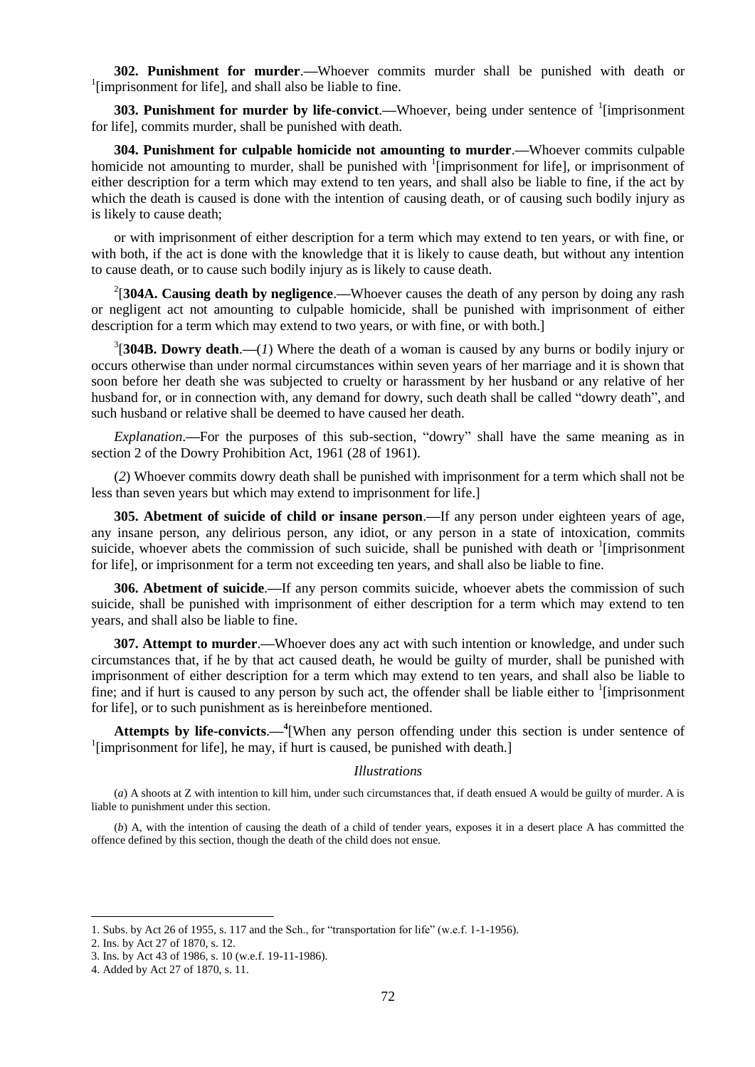**302. Punishment for murder**.**—**Whoever commits murder shall be punished with death or [1][imprisonment for life], and shall also be liable to fine.

**303. Punishment for murder by life-convict**.**—**Whoever, being under sentence of [1][imprisonment for life], commits murder, shall be punished with death.

**304. Punishment for culpable homicide not amounting to murder**.**—**Whoever commits culpable homicide not amounting to murder, shall be punished with [1][imprisonment for life], or imprisonment of either description for a term which may extend to ten years, and shall also be liable to fine, if the act by which the death is caused is done with the intention of causing death, or of causing such bodily injury as is likely to cause death;

or with imprisonment of either description for a term which may extend to ten years, or with fine, or with both, if the act is done with the knowledge that it is likely to cause death, but without any intention to cause death, or to cause such bodily injury as is likely to cause death.

[2][**304A. Causing death by negligence**.**—**Whoever causes the death of any person by doing any rash or negligent act not amounting to culpable homicide, shall be punished with imprisonment of either description for a term which may extend to two years, or with fine, or with both.]

[3][**304B. Dowry death**.**—**(*1*) Where the death of a woman is caused by any burns or bodily injury or occurs otherwise than under normal circumstances within seven years of her marriage and it is shown that soon before her death she was subjected to cruelty or harassment by her husband or any relative of her husband for, or in connection with, any demand for dowry, such death shall be called "dowry death", and such husband or relative shall be deemed to have caused her death.

*Explanation*.**—**For the purposes of this sub-section, "dowry" shall have the same meaning as in section 2 of the Dowry Prohibition Act, 1961 (28 of 1961).

(*2*) Whoever commits dowry death shall be punished with imprisonment for a term which shall not be less than seven years but which may extend to imprisonment for life.]

**305. Abetment of suicide of child or insane person**.**—**If any person under eighteen years of age, any insane person, any delirious person, any idiot, or any person in a state of intoxication, commits suicide, whoever abets the commission of such suicide, shall be punished with death or [1][imprisonment for life], or imprisonment for a term not exceeding ten years, and shall also be liable to fine.

**306. Abetment of suicide**.**—**If any person commits suicide, whoever abets the commission of such suicide, shall be punished with imprisonment of either description for a term which may extend to ten years, and shall also be liable to fine.

**307. Attempt to murder**.**—**Whoever does any act with such intention or knowledge, and under such circumstances that, if he by that act caused death, he would be guilty of murder, shall be punished with imprisonment of either description for a term which may extend to ten years, and shall also be liable to fine; and if hurt is caused to any person by such act, the offender shall be liable either to [1][imprisonment for life], or to such punishment as is hereinbefore mentioned.

**Attempts by life-convicts**.**—**[4][When any person offending under this section is under sentence of [1][imprisonment for life], he may, if hurt is caused, be punished with death.]

*Illustrations*

(*a*) A shoots at Z with intention to kill him, under such circumstances that, if death ensued A would be guilty of murder. A is liable to punishment under this section.

(*b*) A, with the intention of causing the death of a child of tender years, exposes it in a desert place A has committed the offence defined by this section, though the death of the child does not ensue.

---

1. Subs. by Act 26 of 1955, s. 117 and the Sch., for "transportation for life" (w.e.f. 1-1-1956).
2. Ins. by Act 27 of 1870, s. 12.
3. Ins. by Act 43 of 1986, s. 10 (w.e.f. 19-11-1986).
4. Added by Act 27 of 1870, s. 11.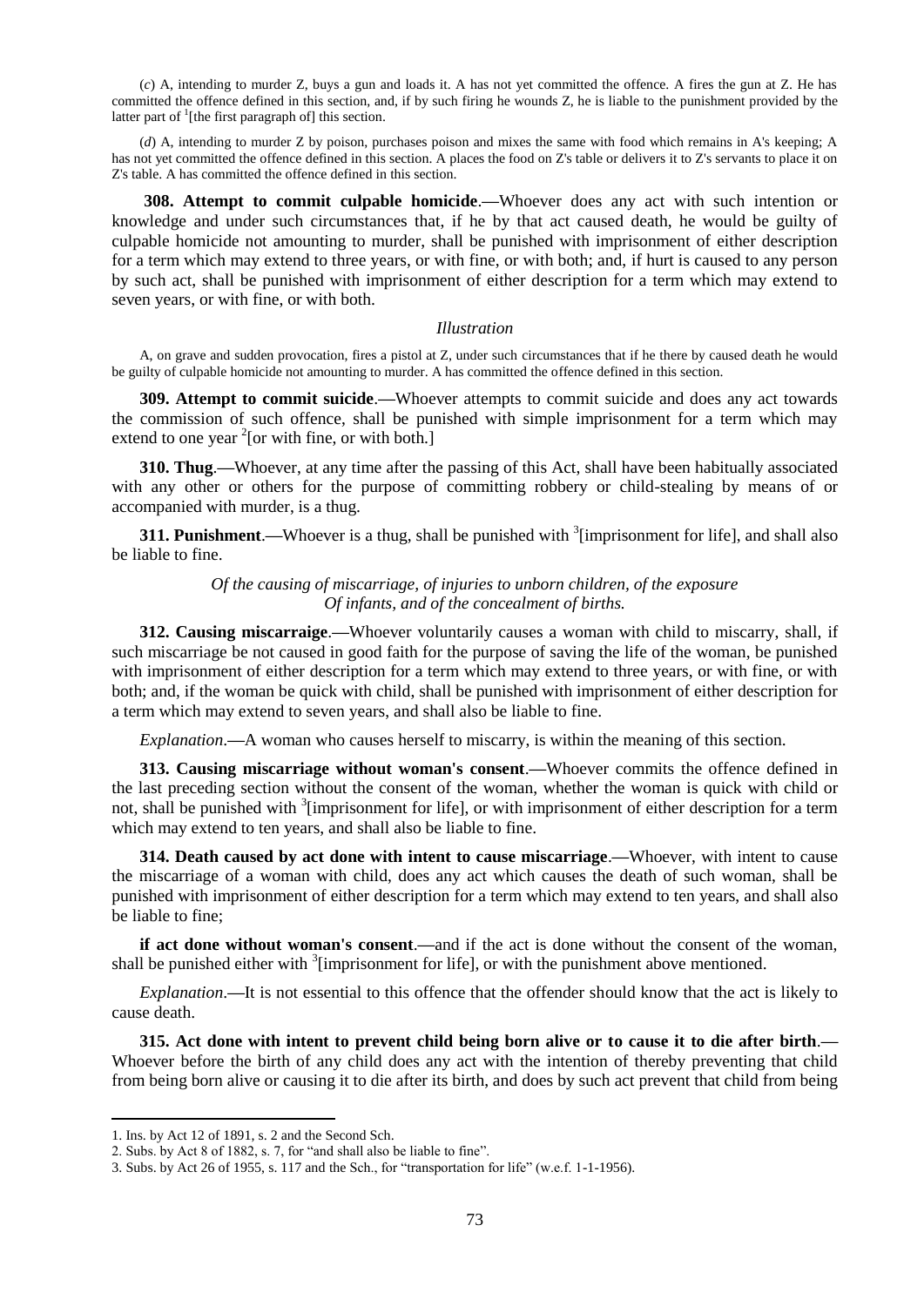(*c*) A, intending to murder Z, buys a gun and loads it. A has not yet committed the offence. A fires the gun at Z. He has committed the offence defined in this section, and, if by such firing he wounds Z, he is liable to the punishment provided by the latter part of [1][the first paragraph of] this section.

(*d*) A, intending to murder Z by poison, purchases poison and mixes the same with food which remains in A's keeping; A has not yet committed the offence defined in this section. A places the food on Z's table or delivers it to Z's servants to place it on Z's table. A has committed the offence defined in this section.

**308. Attempt to commit culpable homicide**.**—**Whoever does any act with such intention or knowledge and under such circumstances that, if he by that act caused death, he would be guilty of culpable homicide not amounting to murder, shall be punished with imprisonment of either description for a term which may extend to three years, or with fine, or with both; and, if hurt is caused to any person by such act, shall be punished with imprisonment of either description for a term which may extend to seven years, or with fine, or with both.

*Illustration*

A, on grave and sudden provocation, fires a pistol at Z, under such circumstances that if he there by caused death he would be guilty of culpable homicide not amounting to murder. A has committed the offence defined in this section.

**309. Attempt to commit suicide**.**—**Whoever attempts to commit suicide and does any act towards the commission of such offence, shall be punished with simple imprisonment for a term which may extend to one year [2][or with fine, or with both.]

**310. Thug**.**—**Whoever, at any time after the passing of this Act, shall have been habitually associated with any other or others for the purpose of committing robbery or child-stealing by means of or accompanied with murder, is a thug.

**311. Punishment**.**—**Whoever is a thug, shall be punished with [3][imprisonment for life], and shall also be liable to fine.

*Of the causing of miscarriage, of injuries to unborn children, of the exposure Of infants, and of the concealment of births.*

**312. Causing miscarraige**.**—**Whoever voluntarily causes a woman with child to miscarry, shall, if such miscarriage be not caused in good faith for the purpose of saving the life of the woman, be punished with imprisonment of either description for a term which may extend to three years, or with fine, or with both; and, if the woman be quick with child, shall be punished with imprisonment of either description for a term which may extend to seven years, and shall also be liable to fine.

*Explanation*.**—**A woman who causes herself to miscarry, is within the meaning of this section.

**313. Causing miscarriage without woman's consent**.**—**Whoever commits the offence defined in the last preceding section without the consent of the woman, whether the woman is quick with child or not, shall be punished with [3][imprisonment for life], or with imprisonment of either description for a term which may extend to ten years, and shall also be liable to fine.

**314. Death caused by act done with intent to cause miscarriage**.**—**Whoever, with intent to cause the miscarriage of a woman with child, does any act which causes the death of such woman, shall be punished with imprisonment of either description for a term which may extend to ten years, and shall also be liable to fine;

**if act done without woman's consent**.**—**and if the act is done without the consent of the woman, shall be punished either with [3][imprisonment for life], or with the punishment above mentioned.

*Explanation*.**—**It is not essential to this offence that the offender should know that the act is likely to cause death.

**315. Act done with intent to prevent child being born alive or to cause it to die after birth**.**—** Whoever before the birth of any child does any act with the intention of thereby preventing that child from being born alive or causing it to die after its birth, and does by such act prevent that child from being

---

1. Ins. by Act 12 of 1891, s. 2 and the Second Sch.
2. Subs. by Act 8 of 1882, s. 7, for "and shall also be liable to fine".
3. Subs. by Act 26 of 1955, s. 117 and the Sch., for "transportation for life" (w.e.f. 1-1-1956).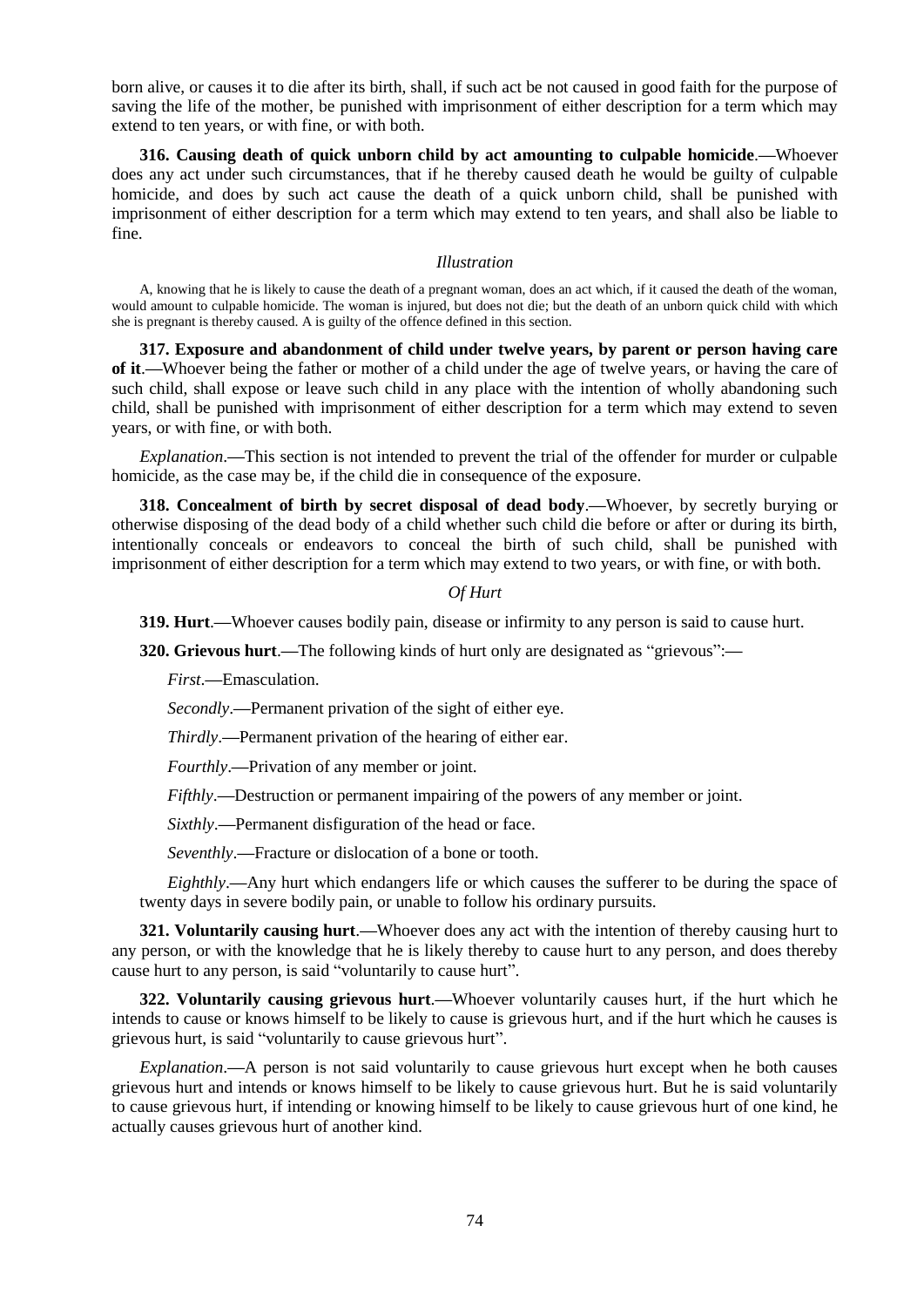born alive, or causes it to die after its birth, shall, if such act be not caused in good faith for the purpose of saving the life of the mother, be punished with imprisonment of either description for a term which may extend to ten years, or with fine, or with both.

**316. Causing death of quick unborn child by act amounting to culpable homicide.—**Whoever does any act under such circumstances, that if he thereby caused death he would be guilty of culpable homicide, and does by such act cause the death of a quick unborn child, shall be punished with imprisonment of either description for a term which may extend to ten years, and shall also be liable to fine.

*Illustration*

A, knowing that he is likely to cause the death of a pregnant woman, does an act which, if it caused the death of the woman, would amount to culpable homicide. The woman is injured, but does not die; but the death of an unborn quick child with which she is pregnant is thereby caused. A is guilty of the offence defined in this section.

**317. Exposure and abandonment of child under twelve years, by parent or person having care of it.—**Whoever being the father or mother of a child under the age of twelve years, or having the care of such child, shall expose or leave such child in any place with the intention of wholly abandoning such child, shall be punished with imprisonment of either description for a term which may extend to seven years, or with fine, or with both.

*Explanation*.**—**This section is not intended to prevent the trial of the offender for murder or culpable homicide, as the case may be, if the child die in consequence of the exposure.

**318. Concealment of birth by secret disposal of dead body.—**Whoever, by secretly burying or otherwise disposing of the dead body of a child whether such child die before or after or during its birth, intentionally conceals or endeavors to conceal the birth of such child, shall be punished with imprisonment of either description for a term which may extend to two years, or with fine, or with both.

*Of Hurt*

**319. Hurt.—**Whoever causes bodily pain, disease or infirmity to any person is said to cause hurt.

**320. Grievous hurt.—**The following kinds of hurt only are designated as "grievous":**—**

*First*.**—**Emasculation.

*Secondly*.**—**Permanent privation of the sight of either eye.

*Thirdly*.**—**Permanent privation of the hearing of either ear.

*Fourthly*.**—**Privation of any member or joint.

*Fifthly*.**—**Destruction or permanent impairing of the powers of any member or joint.

*Sixthly*.**—**Permanent disfiguration of the head or face.

*Seventhly*.**—**Fracture or dislocation of a bone or tooth.

*Eighthly*.**—**Any hurt which endangers life or which causes the sufferer to be during the space of twenty days in severe bodily pain, or unable to follow his ordinary pursuits.

**321. Voluntarily causing hurt.—**Whoever does any act with the intention of thereby causing hurt to any person, or with the knowledge that he is likely thereby to cause hurt to any person, and does thereby cause hurt to any person, is said "voluntarily to cause hurt".

**322. Voluntarily causing grievous hurt.—**Whoever voluntarily causes hurt, if the hurt which he intends to cause or knows himself to be likely to cause is grievous hurt, and if the hurt which he causes is grievous hurt, is said "voluntarily to cause grievous hurt".

*Explanation*.**—**A person is not said voluntarily to cause grievous hurt except when he both causes grievous hurt and intends or knows himself to be likely to cause grievous hurt. But he is said voluntarily to cause grievous hurt, if intending or knowing himself to be likely to cause grievous hurt of one kind, he actually causes grievous hurt of another kind.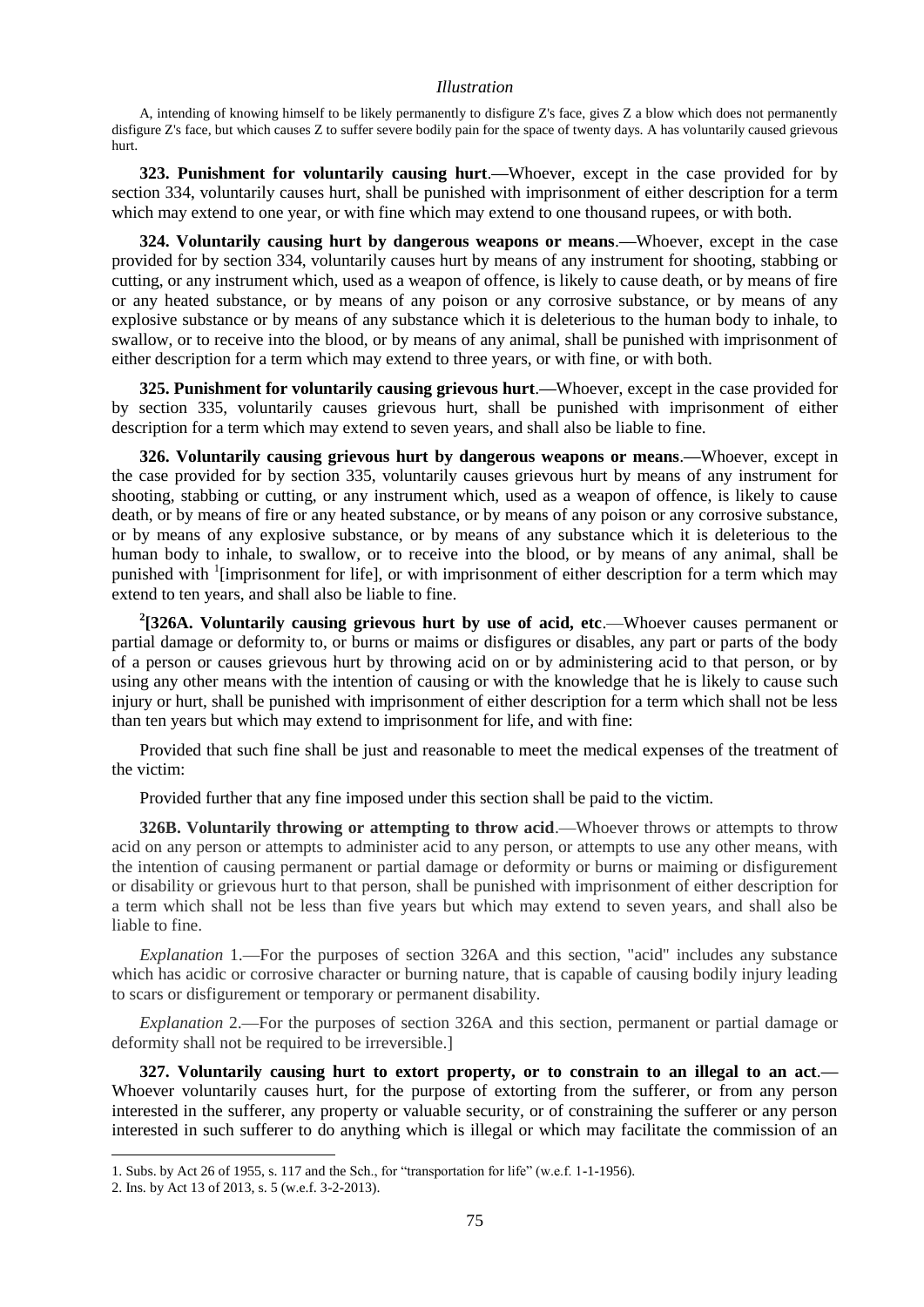*Illustration*

A, intending of knowing himself to be likely permanently to disfigure Z's face, gives Z a blow which does not permanently disfigure Z's face, but which causes Z to suffer severe bodily pain for the space of twenty days. A has voluntarily caused grievous hurt.

**323. Punishment for voluntarily causing hurt.—**Whoever, except in the case provided for by section 334, voluntarily causes hurt, shall be punished with imprisonment of either description for a term which may extend to one year, or with fine which may extend to one thousand rupees, or with both.

**324. Voluntarily causing hurt by dangerous weapons or means.—**Whoever, except in the case provided for by section 334, voluntarily causes hurt by means of any instrument for shooting, stabbing or cutting, or any instrument which, used as a weapon of offence, is likely to cause death, or by means of fire or any heated substance, or by means of any poison or any corrosive substance, or by means of any explosive substance or by means of any substance which it is deleterious to the human body to inhale, to swallow, or to receive into the blood, or by means of any animal, shall be punished with imprisonment of either description for a term which may extend to three years, or with fine, or with both.

**325. Punishment for voluntarily causing grievous hurt.—**Whoever, except in the case provided for by section 335, voluntarily causes grievous hurt, shall be punished with imprisonment of either description for a term which may extend to seven years, and shall also be liable to fine.

**326. Voluntarily causing grievous hurt by dangerous weapons or means.—**Whoever, except in the case provided for by section 335, voluntarily causes grievous hurt by means of any instrument for shooting, stabbing or cutting, or any instrument which, used as a weapon of offence, is likely to cause death, or by means of fire or any heated substance, or by means of any poison or any corrosive substance, or by means of any explosive substance, or by means of any substance which it is deleterious to the human body to inhale, to swallow, or to receive into the blood, or by means of any animal, shall be punished with [1][imprisonment for life], or with imprisonment of either description for a term which may extend to ten years, and shall also be liable to fine.

[2]**[326A. Voluntarily causing grievous hurt by use of acid, etc.**—Whoever causes permanent or partial damage or deformity to, or burns or maims or disfigures or disables, any part or parts of the body of a person or causes grievous hurt by throwing acid on or by administering acid to that person, or by using any other means with the intention of causing or with the knowledge that he is likely to cause such injury or hurt, shall be punished with imprisonment of either description for a term which shall not be less than ten years but which may extend to imprisonment for life, and with fine:

Provided that such fine shall be just and reasonable to meet the medical expenses of the treatment of the victim:

Provided further that any fine imposed under this section shall be paid to the victim.

**326B. Voluntarily throwing or attempting to throw acid.**—Whoever throws or attempts to throw acid on any person or attempts to administer acid to any person, or attempts to use any other means, with the intention of causing permanent or partial damage or deformity or burns or maiming or disfigurement or disability or grievous hurt to that person, shall be punished with imprisonment of either description for a term which shall not be less than five years but which may extend to seven years, and shall also be liable to fine.

*Explanation* 1.—For the purposes of section 326A and this section, "acid" includes any substance which has acidic or corrosive character or burning nature, that is capable of causing bodily injury leading to scars or disfigurement or temporary or permanent disability.

*Explanation* 2.—For the purposes of section 326A and this section, permanent or partial damage or deformity shall not be required to be irreversible.]

**327. Voluntarily causing hurt to extort property, or to constrain to an illegal to an act.—** Whoever voluntarily causes hurt, for the purpose of extorting from the sufferer, or from any person interested in the sufferer, any property or valuable security, or of constraining the sufferer or any person interested in such sufferer to do anything which is illegal or which may facilitate the commission of an

1. Subs. by Act 26 of 1955, s. 117 and the Sch., for "transportation for life" (w.e.f. 1-1-1956).

2. Ins. by Act 13 of 2013, s. 5 (w.e.f. 3-2-2013).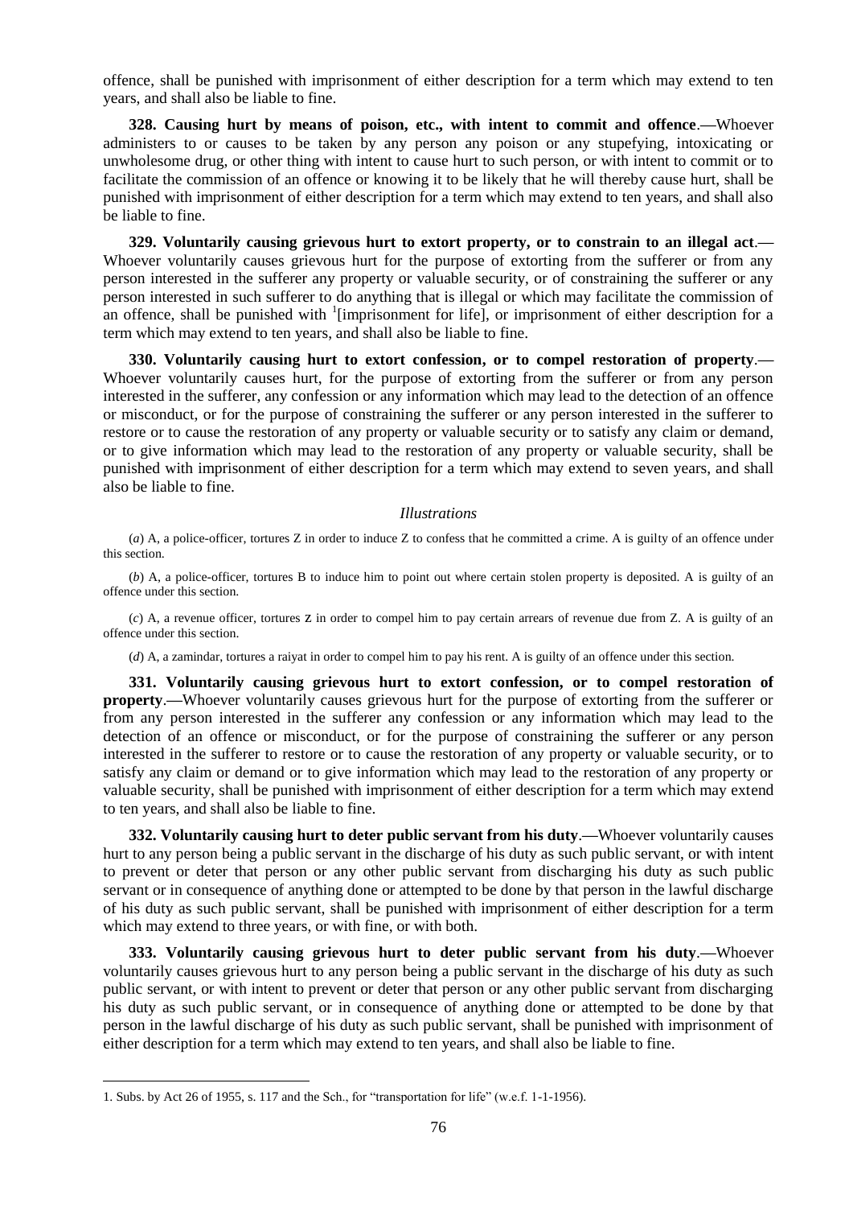offence, shall be punished with imprisonment of either description for a term which may extend to ten years, and shall also be liable to fine.

**328. Causing hurt by means of poison, etc., with intent to commit and offence**.**—**Whoever administers to or causes to be taken by any person any poison or any stupefying, intoxicating or unwholesome drug, or other thing with intent to cause hurt to such person, or with intent to commit or to facilitate the commission of an offence or knowing it to be likely that he will thereby cause hurt, shall be punished with imprisonment of either description for a term which may extend to ten years, and shall also be liable to fine.

**329. Voluntarily causing grievous hurt to extort property, or to constrain to an illegal act**.**—** Whoever voluntarily causes grievous hurt for the purpose of extorting from the sufferer or from any person interested in the sufferer any property or valuable security, or of constraining the sufferer or any person interested in such sufferer to do anything that is illegal or which may facilitate the commission of an offence, shall be punished with [1][imprisonment for life], or imprisonment of either description for a term which may extend to ten years, and shall also be liable to fine.

**330. Voluntarily causing hurt to extort confession, or to compel restoration of property**.**—** Whoever voluntarily causes hurt, for the purpose of extorting from the sufferer or from any person interested in the sufferer, any confession or any information which may lead to the detection of an offence or misconduct, or for the purpose of constraining the sufferer or any person interested in the sufferer to restore or to cause the restoration of any property or valuable security or to satisfy any claim or demand, or to give information which may lead to the restoration of any property or valuable security, shall be punished with imprisonment of either description for a term which may extend to seven years, and shall also be liable to fine.

*Illustrations*

(*a*) A, a police-officer, tortures Z in order to induce Z to confess that he committed a crime. A is guilty of an offence under this section.

(*b*) A, a police-officer, tortures B to induce him to point out where certain stolen property is deposited. A is guilty of an offence under this section.

(*c*) A, a revenue officer, tortures Z in order to compel him to pay certain arrears of revenue due from Z. A is guilty of an offence under this section.

(*d*) A, a zamindar, tortures a raiyat in order to compel him to pay his rent. A is guilty of an offence under this section.

**331. Voluntarily causing grievous hurt to extort confession, or to compel restoration of property**.**—**Whoever voluntarily causes grievous hurt for the purpose of extorting from the sufferer or from any person interested in the sufferer any confession or any information which may lead to the detection of an offence or misconduct, or for the purpose of constraining the sufferer or any person interested in the sufferer to restore or to cause the restoration of any property or valuable security, or to satisfy any claim or demand or to give information which may lead to the restoration of any property or valuable security, shall be punished with imprisonment of either description for a term which may extend to ten years, and shall also be liable to fine.

**332. Voluntarily causing hurt to deter public servant from his duty**.**—**Whoever voluntarily causes hurt to any person being a public servant in the discharge of his duty as such public servant, or with intent to prevent or deter that person or any other public servant from discharging his duty as such public servant or in consequence of anything done or attempted to be done by that person in the lawful discharge of his duty as such public servant, shall be punished with imprisonment of either description for a term which may extend to three years, or with fine, or with both.

**333. Voluntarily causing grievous hurt to deter public servant from his duty**.**—**Whoever voluntarily causes grievous hurt to any person being a public servant in the discharge of his duty as such public servant, or with intent to prevent or deter that person or any other public servant from discharging his duty as such public servant, or in consequence of anything done or attempted to be done by that person in the lawful discharge of his duty as such public servant, shall be punished with imprisonment of either description for a term which may extend to ten years, and shall also be liable to fine.

---

1. Subs. by Act 26 of 1955, s. 117 and the Sch., for "transportation for life" (w.e.f. 1-1-1956).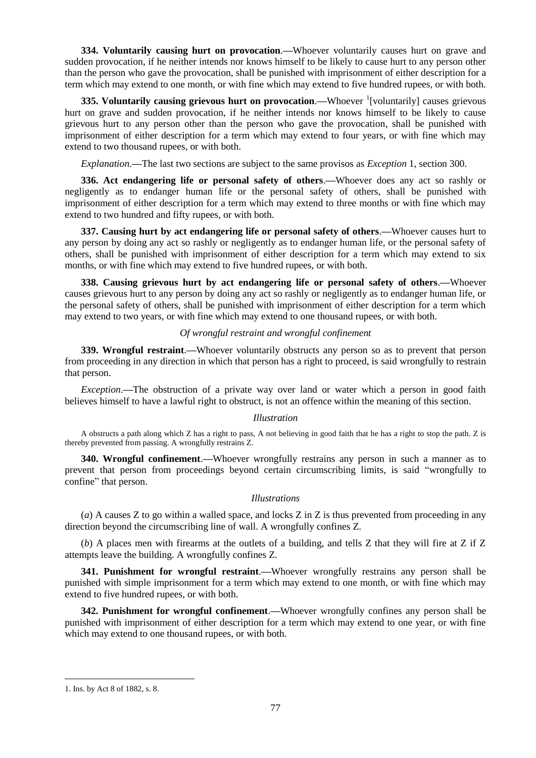**334. Voluntarily causing hurt on provocation**.—Whoever voluntarily causes hurt on grave and sudden provocation, if he neither intends nor knows himself to be likely to cause hurt to any person other than the person who gave the provocation, shall be punished with imprisonment of either description for a term which may extend to one month, or with fine which may extend to five hundred rupees, or with both.

**335. Voluntarily causing grievous hurt on provocation**.—Whoever [1][voluntarily] causes grievous hurt on grave and sudden provocation, if he neither intends nor knows himself to be likely to cause grievous hurt to any person other than the person who gave the provocation, shall be punished with imprisonment of either description for a term which may extend to four years, or with fine which may extend to two thousand rupees, or with both.

*Explanation*.—The last two sections are subject to the same provisos as *Exception* 1, section 300.

**336. Act endangering life or personal safety of others**.—Whoever does any act so rashly or negligently as to endanger human life or the personal safety of others, shall be punished with imprisonment of either description for a term which may extend to three months or with fine which may extend to two hundred and fifty rupees, or with both.

**337. Causing hurt by act endangering life or personal safety of others**.—Whoever causes hurt to any person by doing any act so rashly or negligently as to endanger human life, or the personal safety of others, shall be punished with imprisonment of either description for a term which may extend to six months, or with fine which may extend to five hundred rupees, or with both.

**338. Causing grievous hurt by act endangering life or personal safety of others**.—Whoever causes grievous hurt to any person by doing any act so rashly or negligently as to endanger human life, or the personal safety of others, shall be punished with imprisonment of either description for a term which may extend to two years, or with fine which may extend to one thousand rupees, or with both.

*Of wrongful restraint and wrongful confinement*

**339. Wrongful restraint**.—Whoever voluntarily obstructs any person so as to prevent that person from proceeding in any direction in which that person has a right to proceed, is said wrongfully to restrain that person.

*Exception*.—The obstruction of a private way over land or water which a person in good faith believes himself to have a lawful right to obstruct, is not an offence within the meaning of this section.

*Illustration*

A obstructs a path along which Z has a right to pass, A not believing in good faith that he has a right to stop the path. Z is thereby prevented from passing. A wrongfully restrains Z.

**340. Wrongful confinement**.—Whoever wrongfully restrains any person in such a manner as to prevent that person from proceedings beyond certain circumscribing limits, is said "wrongfully to confine" that person.

*Illustrations*

(*a*) A causes Z to go within a walled space, and locks Z in Z is thus prevented from proceeding in any direction beyond the circumscribing line of wall. A wrongfully confines Z.

(*b*) A places men with firearms at the outlets of a building, and tells Z that they will fire at Z if Z attempts leave the building. A wrongfully confines Z.

**341. Punishment for wrongful restraint**.—Whoever wrongfully restrains any person shall be punished with simple imprisonment for a term which may extend to one month, or with fine which may extend to five hundred rupees, or with both.

**342. Punishment for wrongful confinement**.—Whoever wrongfully confines any person shall be punished with imprisonment of either description for a term which may extend to one year, or with fine which may extend to one thousand rupees, or with both.

1. Ins. by Act 8 of 1882, s. 8.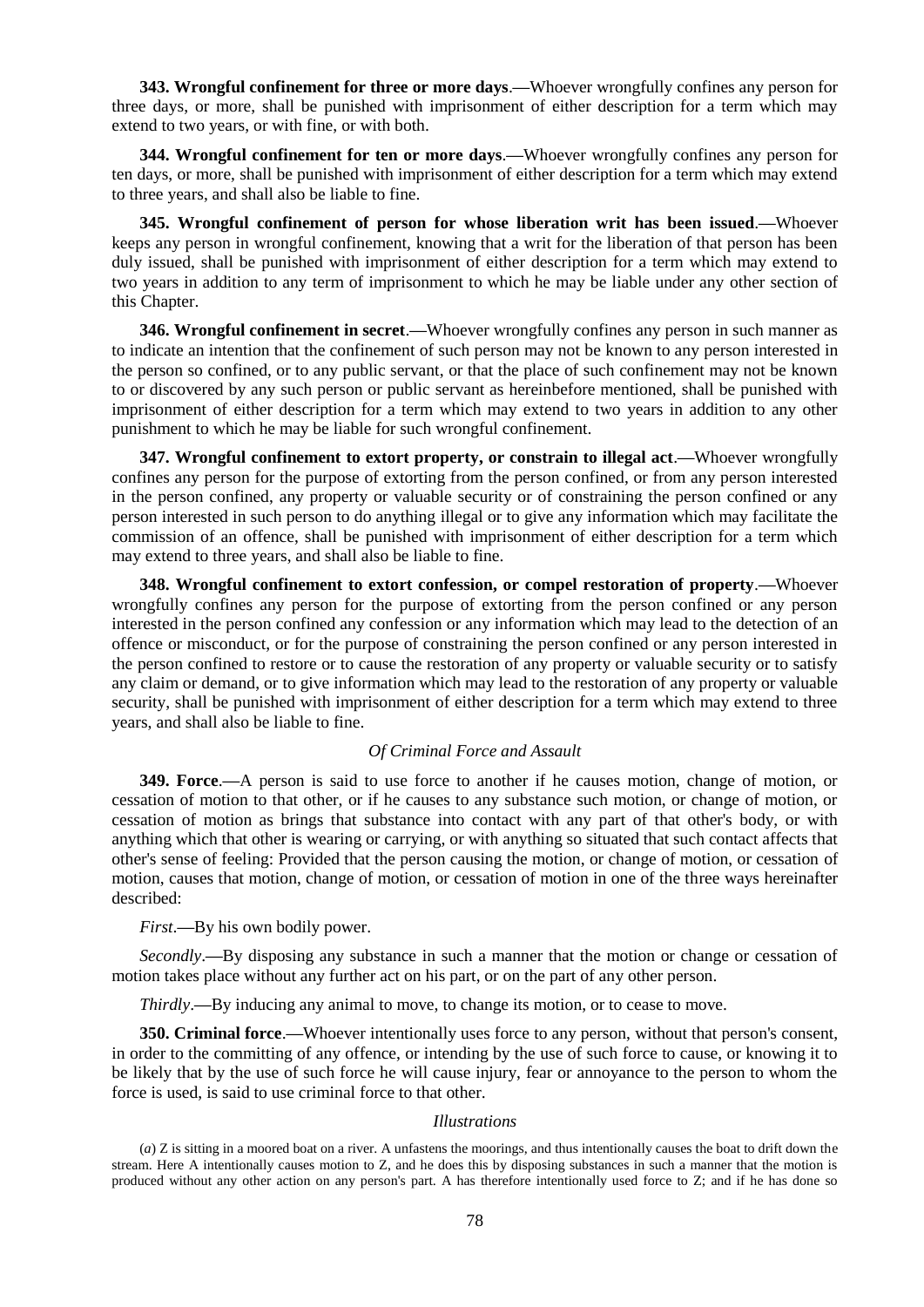**343. Wrongful confinement for three or more days**.—Whoever wrongfully confines any person for three days, or more, shall be punished with imprisonment of either description for a term which may extend to two years, or with fine, or with both.

**344. Wrongful confinement for ten or more days**.—Whoever wrongfully confines any person for ten days, or more, shall be punished with imprisonment of either description for a term which may extend to three years, and shall also be liable to fine.

**345. Wrongful confinement of person for whose liberation writ has been issued**.—Whoever keeps any person in wrongful confinement, knowing that a writ for the liberation of that person has been duly issued, shall be punished with imprisonment of either description for a term which may extend to two years in addition to any term of imprisonment to which he may be liable under any other section of this Chapter.

**346. Wrongful confinement in secret**.—Whoever wrongfully confines any person in such manner as to indicate an intention that the confinement of such person may not be known to any person interested in the person so confined, or to any public servant, or that the place of such confinement may not be known to or discovered by any such person or public servant as hereinbefore mentioned, shall be punished with imprisonment of either description for a term which may extend to two years in addition to any other punishment to which he may be liable for such wrongful confinement.

**347. Wrongful confinement to extort property, or constrain to illegal act**.—Whoever wrongfully confines any person for the purpose of extorting from the person confined, or from any person interested in the person confined, any property or valuable security or of constraining the person confined or any person interested in such person to do anything illegal or to give any information which may facilitate the commission of an offence, shall be punished with imprisonment of either description for a term which may extend to three years, and shall also be liable to fine.

**348. Wrongful confinement to extort confession, or compel restoration of property**.—Whoever wrongfully confines any person for the purpose of extorting from the person confined or any person interested in the person confined any confession or any information which may lead to the detection of an offence or misconduct, or for the purpose of constraining the person confined or any person interested in the person confined to restore or to cause the restoration of any property or valuable security or to satisfy any claim or demand, or to give information which may lead to the restoration of any property or valuable security, shall be punished with imprisonment of either description for a term which may extend to three years, and shall also be liable to fine.

*Of Criminal Force and Assault*

**349. Force**.—A person is said to use force to another if he causes motion, change of motion, or cessation of motion to that other, or if he causes to any substance such motion, or change of motion, or cessation of motion as brings that substance into contact with any part of that other's body, or with anything which that other is wearing or carrying, or with anything so situated that such contact affects that other's sense of feeling: Provided that the person causing the motion, or change of motion, or cessation of motion, causes that motion, change of motion, or cessation of motion in one of the three ways hereinafter described:

*First*.—By his own bodily power.

*Secondly*.—By disposing any substance in such a manner that the motion or change or cessation of motion takes place without any further act on his part, or on the part of any other person.

*Thirdly*.—By inducing any animal to move, to change its motion, or to cease to move.

**350. Criminal force**.—Whoever intentionally uses force to any person, without that person's consent, in order to the committing of any offence, or intending by the use of such force to cause, or knowing it to be likely that by the use of such force he will cause injury, fear or annoyance to the person to whom the force is used, is said to use criminal force to that other.

*Illustrations*

(*a*) Z is sitting in a moored boat on a river. A unfastens the moorings, and thus intentionally causes the boat to drift down the stream. Here A intentionally causes motion to Z, and he does this by disposing substances in such a manner that the motion is produced without any other action on any person's part. A has therefore intentionally used force to Z; and if he has done so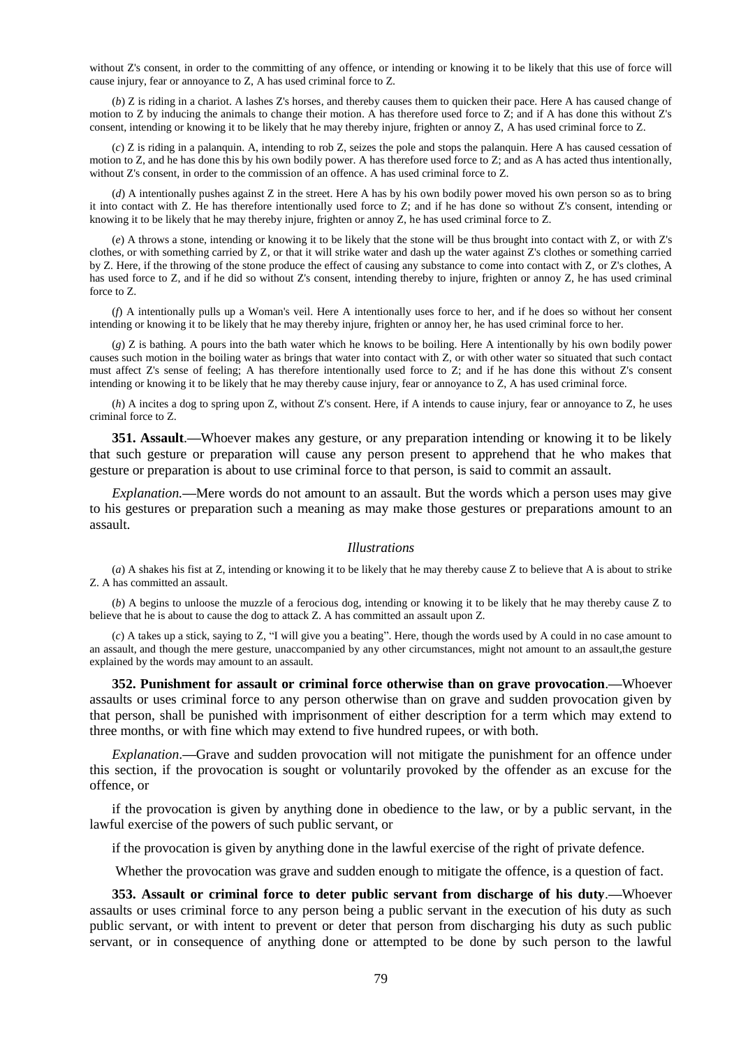without Z's consent, in order to the committing of any offence, or intending or knowing it to be likely that this use of force will cause injury, fear or annoyance to Z, A has used criminal force to Z.

(*b*) Z is riding in a chariot. A lashes Z's horses, and thereby causes them to quicken their pace. Here A has caused change of motion to Z by inducing the animals to change their motion. A has therefore used force to Z; and if A has done this without Z's consent, intending or knowing it to be likely that he may thereby injure, frighten or annoy Z, A has used criminal force to Z.

(*c*) Z is riding in a palanquin. A, intending to rob Z, seizes the pole and stops the palanquin. Here A has caused cessation of motion to Z, and he has done this by his own bodily power. A has therefore used force to Z; and as A has acted thus intentionally, without Z's consent, in order to the commission of an offence. A has used criminal force to Z.

(*d*) A intentionally pushes against Z in the street. Here A has by his own bodily power moved his own person so as to bring it into contact with Z. He has therefore intentionally used force to Z; and if he has done so without Z's consent, intending or knowing it to be likely that he may thereby injure, frighten or annoy Z, he has used criminal force to Z.

(*e*) A throws a stone, intending or knowing it to be likely that the stone will be thus brought into contact with Z, or with Z's clothes, or with something carried by Z, or that it will strike water and dash up the water against Z's clothes or something carried by Z. Here, if the throwing of the stone produce the effect of causing any substance to come into contact with Z, or Z's clothes, A has used force to Z, and if he did so without Z's consent, intending thereby to injure, frighten or annoy Z, he has used criminal force to Z.

(*f*) A intentionally pulls up a Woman's veil. Here A intentionally uses force to her, and if he does so without her consent intending or knowing it to be likely that he may thereby injure, frighten or annoy her, he has used criminal force to her.

(*g*) Z is bathing. A pours into the bath water which he knows to be boiling. Here A intentionally by his own bodily power causes such motion in the boiling water as brings that water into contact with Z, or with other water so situated that such contact must affect Z's sense of feeling; A has therefore intentionally used force to Z; and if he has done this without Z's consent intending or knowing it to be likely that he may thereby cause injury, fear or annoyance to Z, A has used criminal force.

(*h*) A incites a dog to spring upon Z, without Z's consent. Here, if A intends to cause injury, fear or annoyance to Z, he uses criminal force to Z.

**351. Assault**.—Whoever makes any gesture, or any preparation intending or knowing it to be likely that such gesture or preparation will cause any person present to apprehend that he who makes that gesture or preparation is about to use criminal force to that person, is said to commit an assault.

*Explanation.*—Mere words do not amount to an assault. But the words which a person uses may give to his gestures or preparation such a meaning as may make those gestures or preparations amount to an assault.

*Illustrations*

(*a*) A shakes his fist at Z, intending or knowing it to be likely that he may thereby cause Z to believe that A is about to strike Z. A has committed an assault.

(*b*) A begins to unloose the muzzle of a ferocious dog, intending or knowing it to be likely that he may thereby cause Z to believe that he is about to cause the dog to attack Z. A has committed an assault upon Z.

(*c*) A takes up a stick, saying to Z, "I will give you a beating". Here, though the words used by A could in no case amount to an assault, and though the mere gesture, unaccompanied by any other circumstances, might not amount to an assault,the gesture explained by the words may amount to an assault.

**352. Punishment for assault or criminal force otherwise than on grave provocation**.—Whoever assaults or uses criminal force to any person otherwise than on grave and sudden provocation given by that person, shall be punished with imprisonment of either description for a term which may extend to three months, or with fine which may extend to five hundred rupees, or with both.

*Explanation*.—Grave and sudden provocation will not mitigate the punishment for an offence under this section, if the provocation is sought or voluntarily provoked by the offender as an excuse for the offence, or

if the provocation is given by anything done in obedience to the law, or by a public servant, in the lawful exercise of the powers of such public servant, or

if the provocation is given by anything done in the lawful exercise of the right of private defence.

Whether the provocation was grave and sudden enough to mitigate the offence, is a question of fact.

**353. Assault or criminal force to deter public servant from discharge of his duty**.—Whoever assaults or uses criminal force to any person being a public servant in the execution of his duty as such public servant, or with intent to prevent or deter that person from discharging his duty as such public servant, or in consequence of anything done or attempted to be done by such person to the lawful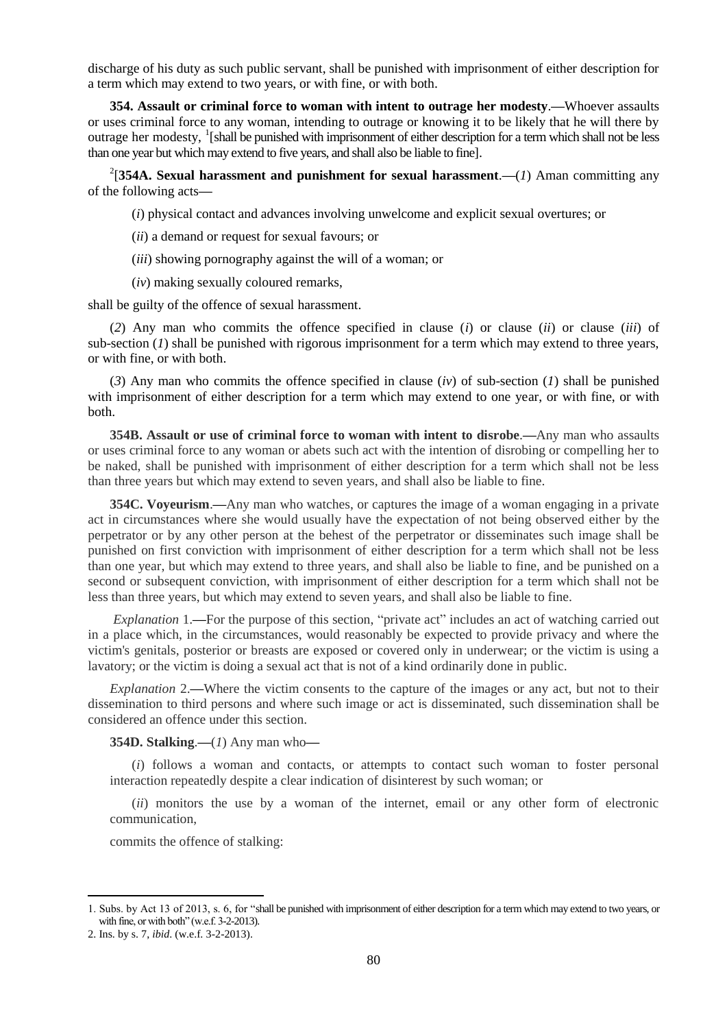discharge of his duty as such public servant, shall be punished with imprisonment of either description for a term which may extend to two years, or with fine, or with both.

**354. Assault or criminal force to woman with intent to outrage her modesty**.**—**Whoever assaults or uses criminal force to any woman, intending to outrage or knowing it to be likely that he will there by outrage her modesty, [1][shall be punished with imprisonment of either description for a term which shall not be less than one year but which may extend to five years, and shall also be liable to fine].

[2][**354A. Sexual harassment and punishment for sexual harassment**.**—**(*1*) Aman committing any of the following acts**—**

(*i*) physical contact and advances involving unwelcome and explicit sexual overtures; or

(*ii*) a demand or request for sexual favours; or

(*iii*) showing pornography against the will of a woman; or

(*iv*) making sexually coloured remarks,

shall be guilty of the offence of sexual harassment.

(*2*) Any man who commits the offence specified in clause (*i*) or clause (*ii*) or clause (*iii*) of sub-section (*1*) shall be punished with rigorous imprisonment for a term which may extend to three years, or with fine, or with both.

(*3*) Any man who commits the offence specified in clause (*iv*) of sub-section (*1*) shall be punished with imprisonment of either description for a term which may extend to one year, or with fine, or with both.

**354B. Assault or use of criminal force to woman with intent to disrobe**.**—**Any man who assaults or uses criminal force to any woman or abets such act with the intention of disrobing or compelling her to be naked, shall be punished with imprisonment of either description for a term which shall not be less than three years but which may extend to seven years, and shall also be liable to fine.

**354C. Voyeurism**.**—**Any man who watches, or captures the image of a woman engaging in a private act in circumstances where she would usually have the expectation of not being observed either by the perpetrator or by any other person at the behest of the perpetrator or disseminates such image shall be punished on first conviction with imprisonment of either description for a term which shall not be less than one year, but which may extend to three years, and shall also be liable to fine, and be punished on a second or subsequent conviction, with imprisonment of either description for a term which shall not be less than three years, but which may extend to seven years, and shall also be liable to fine.

*Explanation* 1.**—**For the purpose of this section, "private act" includes an act of watching carried out in a place which, in the circumstances, would reasonably be expected to provide privacy and where the victim's genitals, posterior or breasts are exposed or covered only in underwear; or the victim is using a lavatory; or the victim is doing a sexual act that is not of a kind ordinarily done in public.

*Explanation* 2.**—**Where the victim consents to the capture of the images or any act, but not to their dissemination to third persons and where such image or act is disseminated, such dissemination shall be considered an offence under this section.

**354D. Stalking**.**—**(*1*) Any man who**—**

(*i*) follows a woman and contacts, or attempts to contact such woman to foster personal interaction repeatedly despite a clear indication of disinterest by such woman; or

(*ii*) monitors the use by a woman of the internet, email or any other form of electronic communication,

commits the offence of stalking:

---

1. Subs. by Act 13 of 2013, s. 6, for "shall be punished with imprisonment of either description for a term which may extend to two years, or with fine, or with both" (w.e.f. 3-2-2013).
2. Ins. by s. 7, *ibid*. (w.e.f. 3-2-2013).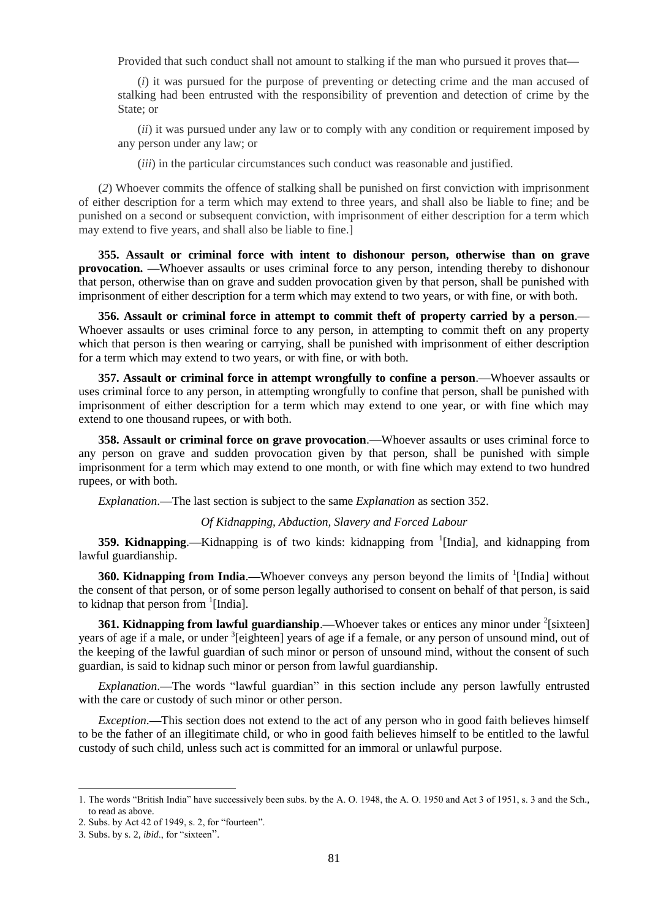Provided that such conduct shall not amount to stalking if the man who pursued it proves that—

(*i*) it was pursued for the purpose of preventing or detecting crime and the man accused of stalking had been entrusted with the responsibility of prevention and detection of crime by the State; or

(*ii*) it was pursued under any law or to comply with any condition or requirement imposed by any person under any law; or

(*iii*) in the particular circumstances such conduct was reasonable and justified.

(*2*) Whoever commits the offence of stalking shall be punished on first conviction with imprisonment of either description for a term which may extend to three years, and shall also be liable to fine; and be punished on a second or subsequent conviction, with imprisonment of either description for a term which may extend to five years, and shall also be liable to fine.]

**355. Assault or criminal force with intent to dishonour person, otherwise than on grave provocation. —**Whoever assaults or uses criminal force to any person, intending thereby to dishonour that person, otherwise than on grave and sudden provocation given by that person, shall be punished with imprisonment of either description for a term which may extend to two years, or with fine, or with both.

**356. Assault or criminal force in attempt to commit theft of property carried by a person**.—Whoever assaults or uses criminal force to any person, in attempting to commit theft on any property which that person is then wearing or carrying, shall be punished with imprisonment of either description for a term which may extend to two years, or with fine, or with both.

**357. Assault or criminal force in attempt wrongfully to confine a person**.—Whoever assaults or uses criminal force to any person, in attempting wrongfully to confine that person, shall be punished with imprisonment of either description for a term which may extend to one year, or with fine which may extend to one thousand rupees, or with both.

**358. Assault or criminal force on grave provocation**.—Whoever assaults or uses criminal force to any person on grave and sudden provocation given by that person, shall be punished with simple imprisonment for a term which may extend to one month, or with fine which may extend to two hundred rupees, or with both.

*Explanation*.—The last section is subject to the same *Explanation* as section 352.

*Of Kidnapping, Abduction, Slavery and Forced Labour*

**359. Kidnapping**.—Kidnapping is of two kinds: kidnapping from [1][India], and kidnapping from lawful guardianship.

**360. Kidnapping from India**.—Whoever conveys any person beyond the limits of [1][India] without the consent of that person, or of some person legally authorised to consent on behalf of that person, is said to kidnap that person from [1][India].

**361. Kidnapping from lawful guardianship**.—Whoever takes or entices any minor under [2][sixteen] years of age if a male, or under [3][eighteen] years of age if a female, or any person of unsound mind, out of the keeping of the lawful guardian of such minor or person of unsound mind, without the consent of such guardian, is said to kidnap such minor or person from lawful guardianship.

*Explanation*.—The words "lawful guardian" in this section include any person lawfully entrusted with the care or custody of such minor or other person.

*Exception*.—This section does not extend to the act of any person who in good faith believes himself to be the father of an illegitimate child, or who in good faith believes himself to be entitled to the lawful custody of such child, unless such act is committed for an immoral or unlawful purpose.

---

1. The words "British India" have successively been subs. by the A. O. 1948, the A. O. 1950 and Act 3 of 1951, s. 3 and the Sch., to read as above.
2. Subs. by Act 42 of 1949, s. 2, for "fourteen".
3. Subs. by s. 2, *ibid*., for "sixteen".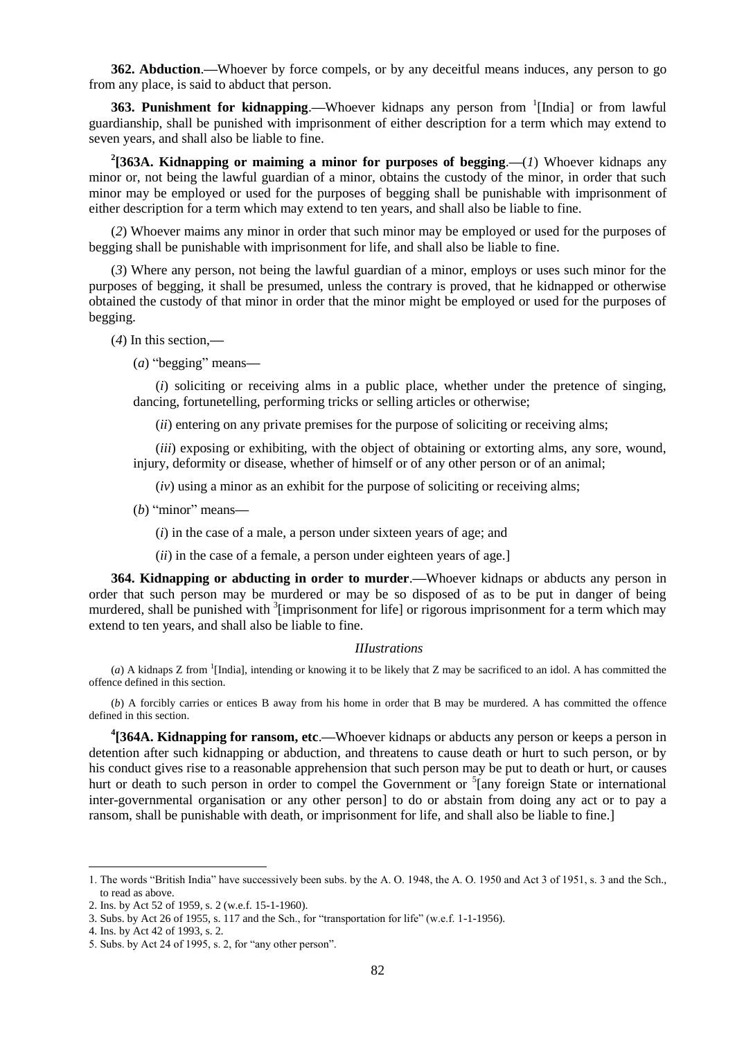**362. Abduction**.—Whoever by force compels, or by any deceitful means induces, any person to go from any place, is said to abduct that person.

**363. Punishment for kidnapping**.—Whoever kidnaps any person from [1][India] or from lawful guardianship, shall be punished with imprisonment of either description for a term which may extend to seven years, and shall also be liable to fine.

[2]**[363A. Kidnapping or maiming a minor for purposes of begging**.—(*1*) Whoever kidnaps any minor or, not being the lawful guardian of a minor, obtains the custody of the minor, in order that such minor may be employed or used for the purposes of begging shall be punishable with imprisonment of either description for a term which may extend to ten years, and shall also be liable to fine.

(*2*) Whoever maims any minor in order that such minor may be employed or used for the purposes of begging shall be punishable with imprisonment for life, and shall also be liable to fine.

(*3*) Where any person, not being the lawful guardian of a minor, employs or uses such minor for the purposes of begging, it shall be presumed, unless the contrary is proved, that he kidnapped or otherwise obtained the custody of that minor in order that the minor might be employed or used for the purposes of begging.

(*4*) In this section,—

(*a*) "begging" means—

(*i*) soliciting or receiving alms in a public place, whether under the pretence of singing, dancing, fortunetelling, performing tricks or selling articles or otherwise;

(*ii*) entering on any private premises for the purpose of soliciting or receiving alms;

(*iii*) exposing or exhibiting, with the object of obtaining or extorting alms, any sore, wound, injury, deformity or disease, whether of himself or of any other person or of an animal;

(*iv*) using a minor as an exhibit for the purpose of soliciting or receiving alms;

(*b*) "minor" means—

(*i*) in the case of a male, a person under sixteen years of age; and

(*ii*) in the case of a female, a person under eighteen years of age.]

**364. Kidnapping or abducting in order to murder**.—Whoever kidnaps or abducts any person in order that such person may be murdered or may be so disposed of as to be put in danger of being murdered, shall be punished with [3][imprisonment for life] or rigorous imprisonment for a term which may extend to ten years, and shall also be liable to fine.

*IIlustrations*

(*a*) A kidnaps Z from [1][India], intending or knowing it to be likely that Z may be sacrificed to an idol. A has committed the offence defined in this section.

(*b*) A forcibly carries or entices B away from his home in order that B may be murdered. A has committed the offence defined in this section.

[4]**[364A. Kidnapping for ransom, etc**.—Whoever kidnaps or abducts any person or keeps a person in detention after such kidnapping or abduction, and threatens to cause death or hurt to such person, or by his conduct gives rise to a reasonable apprehension that such person may be put to death or hurt, or causes hurt or death to such person in order to compel the Government or [5][any foreign State or international inter-governmental organisation or any other person] to do or abstain from doing any act or to pay a ransom, shall be punishable with death, or imprisonment for life, and shall also be liable to fine.]

---

1. The words "British India" have successively been subs. by the A. O. 1948, the A. O. 1950 and Act 3 of 1951, s. 3 and the Sch., to read as above.
2. Ins. by Act 52 of 1959, s. 2 (w.e.f. 15-1-1960).
3. Subs. by Act 26 of 1955, s. 117 and the Sch., for "transportation for life" (w.e.f. 1-1-1956).
4. Ins. by Act 42 of 1993, s. 2.
5. Subs. by Act 24 of 1995, s. 2, for "any other person".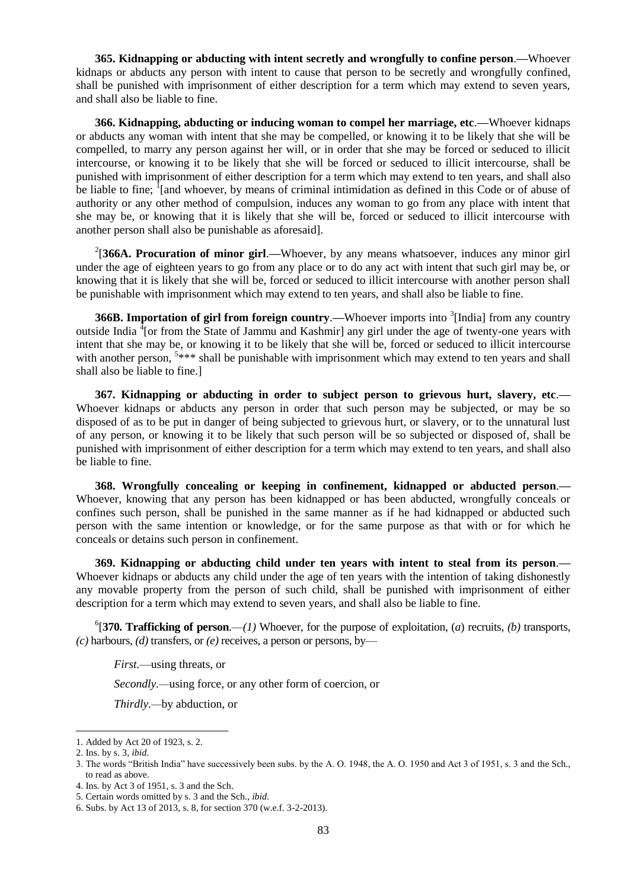**365. Kidnapping or abducting with intent secretly and wrongfully to confine person.—**Whoever kidnaps or abducts any person with intent to cause that person to be secretly and wrongfully confined, shall be punished with imprisonment of either description for a term which may extend to seven years, and shall also be liable to fine.

**366. Kidnapping, abducting or inducing woman to compel her marriage, etc.—**Whoever kidnaps or abducts any woman with intent that she may be compelled, or knowing it to be likely that she will be compelled, to marry any person against her will, or in order that she may be forced or seduced to illicit intercourse, or knowing it to be likely that she will be forced or seduced to illicit intercourse, shall be punished with imprisonment of either description for a term which may extend to ten years, and shall also be liable to fine; [1][and whoever, by means of criminal intimidation as defined in this Code or of abuse of authority or any other method of compulsion, induces any woman to go from any place with intent that she may be, or knowing that it is likely that she will be, forced or seduced to illicit intercourse with another person shall also be punishable as aforesaid].

[2][**366A. Procuration of minor girl.—**Whoever, by any means whatsoever, induces any minor girl under the age of eighteen years to go from any place or to do any act with intent that such girl may be, or knowing that it is likely that she will be, forced or seduced to illicit intercourse with another person shall be punishable with imprisonment which may extend to ten years, and shall also be liable to fine.

**366B. Importation of girl from foreign country.—**Whoever imports into [3][India] from any country outside India [4][or from the State of Jammu and Kashmir] any girl under the age of twenty-one years with intent that she may be, or knowing it to be likely that she will be, forced or seduced to illicit intercourse with another person, [5]*** shall be punishable with imprisonment which may extend to ten years and shall shall also be liable to fine.]

**367. Kidnapping or abducting in order to subject person to grievous hurt, slavery, etc.—** Whoever kidnaps or abducts any person in order that such person may be subjected, or may be so disposed of as to be put in danger of being subjected to grievous hurt, or slavery, or to the unnatural lust of any person, or knowing it to be likely that such person will be so subjected or disposed of, shall be punished with imprisonment of either description for a term which may extend to ten years, and shall also be liable to fine.

**368. Wrongfully concealing or keeping in confinement, kidnapped or abducted person.—** Whoever, knowing that any person has been kidnapped or has been abducted, wrongfully conceals or confines such person, shall be punished in the same manner as if he had kidnapped or abducted such person with the same intention or knowledge, or for the same purpose as that with or for which he conceals or detains such person in confinement.

**369. Kidnapping or abducting child under ten years with intent to steal from its person.—** Whoever kidnaps or abducts any child under the age of ten years with the intention of taking dishonestly any movable property from the person of such child, shall be punished with imprisonment of either description for a term which may extend to seven years, and shall also be liable to fine.

[6][**370. Trafficking of person.**—*(1)* Whoever, for the purpose of exploitation, (*a*) recruits, *(b)* transports, *(c)* harbours, *(d)* transfers, or *(e)* receives, a person or persons, by—

*First.*—using threats, or

*Secondly.*—using force, or any other form of coercion, or

*Thirdly.*—by abduction, or

---

1. Added by Act 20 of 1923, s. 2.
2. Ins. by s. 3, *ibid*.
3. The words "British India" have successively been subs. by the A. O. 1948, the A. O. 1950 and Act 3 of 1951, s. 3 and the Sch., to read as above.
4. Ins. by Act 3 of 1951, s. 3 and the Sch.
5. Certain words omitted by s. 3 and the Sch., *ibid*.
6. Subs. by Act 13 of 2013, s. 8, for section 370 (w.e.f. 3-2-2013).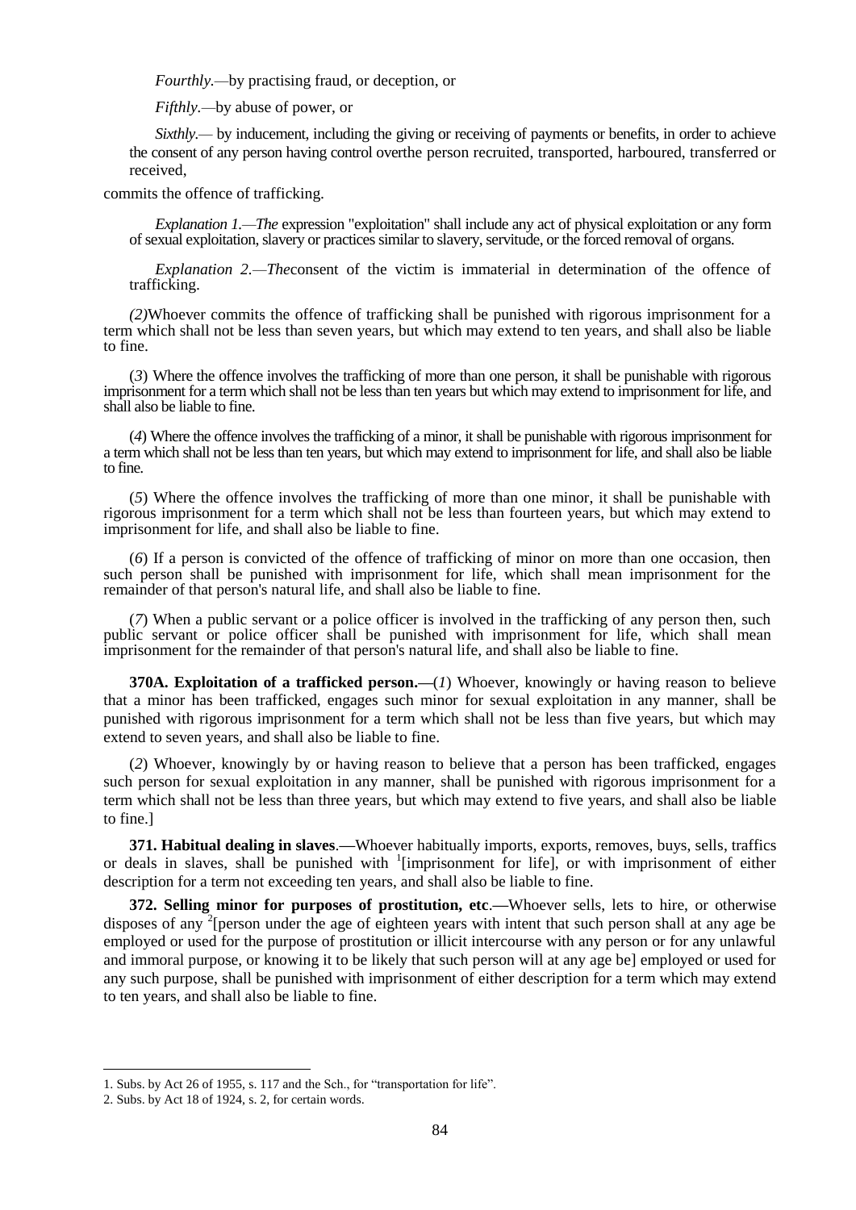*Fourthly*.—by practising fraud, or deception, or

*Fifthly*.—by abuse of power, or

*Sixthly*.— by inducement, including the giving or receiving of payments or benefits, in order to achieve the consent of any person having control overthe person recruited, transported, harboured, transferred or received,

commits the offence of trafficking.

*Explanation 1*.—*The* expression "exploitation" shall include any act of physical exploitation or any form of sexual exploitation, slavery or practices similar to slavery, servitude, or the forced removal of organs.

*Explanation 2*.—*The*consent of the victim is immaterial in determination of the offence of trafficking.

*(2)*Whoever commits the offence of trafficking shall be punished with rigorous imprisonment for a term which shall not be less than seven years, but which may extend to ten years, and shall also be liable to fine.

(*3*) Where the offence involves the trafficking of more than one person, it shall be punishable with rigorous imprisonment for a term which shall not be less than ten years but which may extend to imprisonment for life, and shall also be liable to fine.

(*4*) Where the offence involves the trafficking of a minor, it shall be punishable with rigorous imprisonment for a term which shall not be less than ten years, but which may extend to imprisonment for life, and shall also be liable to fine.

(*5*) Where the offence involves the trafficking of more than one minor, it shall be punishable with rigorous imprisonment for a term which shall not be less than fourteen years, but which may extend to imprisonment for life, and shall also be liable to fine.

(*6*) If a person is convicted of the offence of trafficking of minor on more than one occasion, then such person shall be punished with imprisonment for life, which shall mean imprisonment for the remainder of that person's natural life, and shall also be liable to fine.

(*7*) When a public servant or a police officer is involved in the trafficking of any person then, such public servant or police officer shall be punished with imprisonment for life, which shall mean imprisonment for the remainder of that person's natural life, and shall also be liable to fine.

**370A. Exploitation of a trafficked person.—**(*1*) Whoever, knowingly or having reason to believe that a minor has been trafficked, engages such minor for sexual exploitation in any manner, shall be punished with rigorous imprisonment for a term which shall not be less than five years, but which may extend to seven years, and shall also be liable to fine.

(*2*) Whoever, knowingly by or having reason to believe that a person has been trafficked, engages such person for sexual exploitation in any manner, shall be punished with rigorous imprisonment for a term which shall not be less than three years, but which may extend to five years, and shall also be liable to fine.]

**371. Habitual dealing in slaves.—**Whoever habitually imports, exports, removes, buys, sells, traffics or deals in slaves, shall be punished with [1][imprisonment for life], or with imprisonment of either description for a term not exceeding ten years, and shall also be liable to fine.

**372. Selling minor for purposes of prostitution, etc.—**Whoever sells, lets to hire, or otherwise disposes of any [2][person under the age of eighteen years with intent that such person shall at any age be employed or used for the purpose of prostitution or illicit intercourse with any person or for any unlawful and immoral purpose, or knowing it to be likely that such person will at any age be] employed or used for any such purpose, shall be punished with imprisonment of either description for a term which may extend to ten years, and shall also be liable to fine.

---

1. Subs. by Act 26 of 1955, s. 117 and the Sch., for "transportation for life".
2. Subs. by Act 18 of 1924, s. 2, for certain words.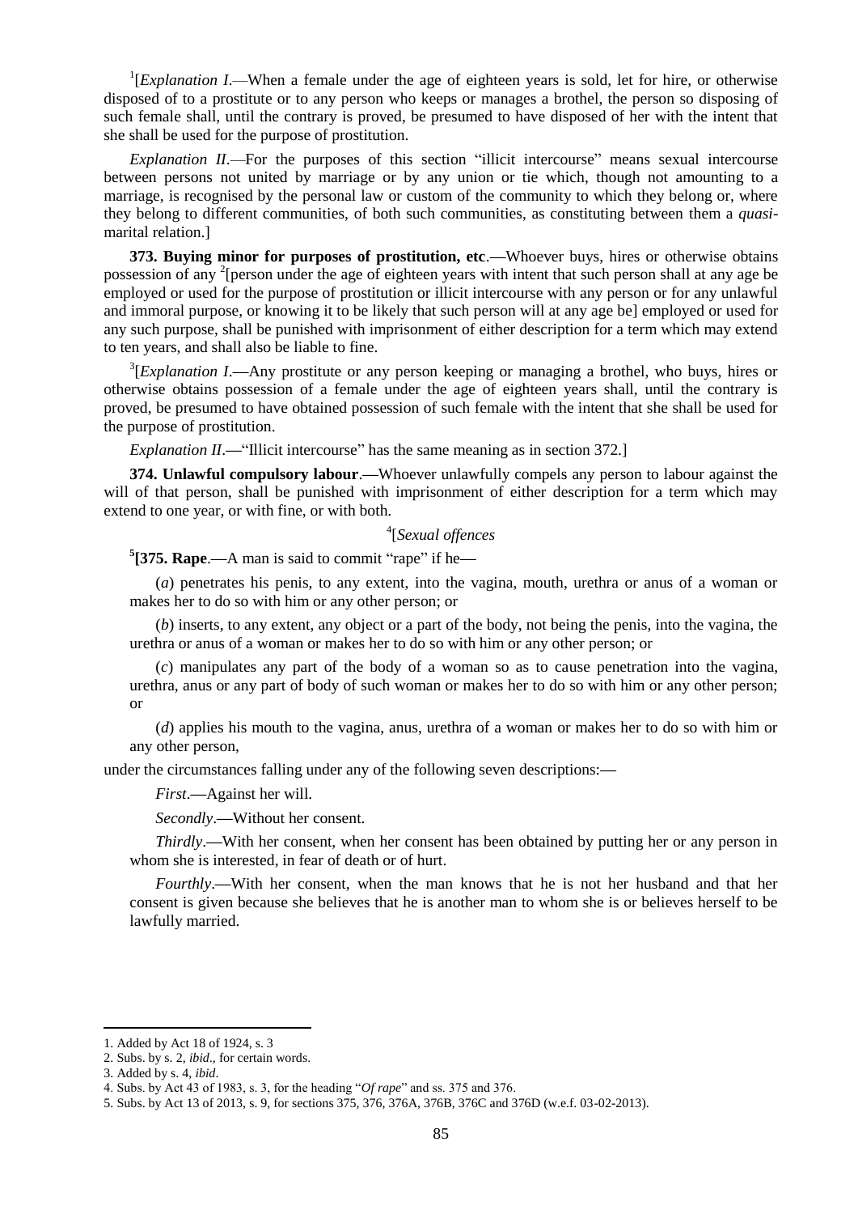[1][*Explanation I*.—When a female under the age of eighteen years is sold, let for hire, or otherwise disposed of to a prostitute or to any person who keeps or manages a brothel, the person so disposing of such female shall, until the contrary is proved, be presumed to have disposed of her with the intent that she shall be used for the purpose of prostitution.

*Explanation II*.—For the purposes of this section "illicit intercourse" means sexual intercourse between persons not united by marriage or by any union or tie which, though not amounting to a marriage, is recognised by the personal law or custom of the community to which they belong or, where they belong to different communities, of both such communities, as constituting between them a *quasi*-marital relation.]

**373. Buying minor for purposes of prostitution, etc**.—Whoever buys, hires or otherwise obtains possession of any [2][person under the age of eighteen years with intent that such person shall at any age be employed or used for the purpose of prostitution or illicit intercourse with any person or for any unlawful and immoral purpose, or knowing it to be likely that such person will at any age be] employed or used for any such purpose, shall be punished with imprisonment of either description for a term which may extend to ten years, and shall also be liable to fine.

[3][*Explanation I*.—Any prostitute or any person keeping or managing a brothel, who buys, hires or otherwise obtains possession of a female under the age of eighteen years shall, until the contrary is proved, be presumed to have obtained possession of such female with the intent that she shall be used for the purpose of prostitution.

*Explanation II*.—"Illicit intercourse" has the same meaning as in section 372.]

**374. Unlawful compulsory labour**.—Whoever unlawfully compels any person to labour against the will of that person, shall be punished with imprisonment of either description for a term which may extend to one year, or with fine, or with both.

[4][*Sexual offences*

**[5][375. Rape**.—A man is said to commit "rape" if he—

(*a*) penetrates his penis, to any extent, into the vagina, mouth, urethra or anus of a woman or makes her to do so with him or any other person; or

(*b*) inserts, to any extent, any object or a part of the body, not being the penis, into the vagina, the urethra or anus of a woman or makes her to do so with him or any other person; or

(*c*) manipulates any part of the body of a woman so as to cause penetration into the vagina, urethra, anus or any part of body of such woman or makes her to do so with him or any other person; or

(*d*) applies his mouth to the vagina, anus, urethra of a woman or makes her to do so with him or any other person,

under the circumstances falling under any of the following seven descriptions:—

*First*.—Against her will.

*Secondly*.—Without her consent.

*Thirdly*.—With her consent, when her consent has been obtained by putting her or any person in whom she is interested, in fear of death or of hurt.

*Fourthly*.—With her consent, when the man knows that he is not her husband and that her consent is given because she believes that he is another man to whom she is or believes herself to be lawfully married.

---

1. Added by Act 18 of 1924, s. 3
2. Subs. by s. 2, *ibid*., for certain words.
3. Added by s. 4, *ibid*.
4. Subs. by Act 43 of 1983, s. 3, for the heading "*Of rape*" and ss. 375 and 376.
5. Subs. by Act 13 of 2013, s. 9, for sections 375, 376, 376A, 376B, 376C and 376D (w.e.f. 03-02-2013).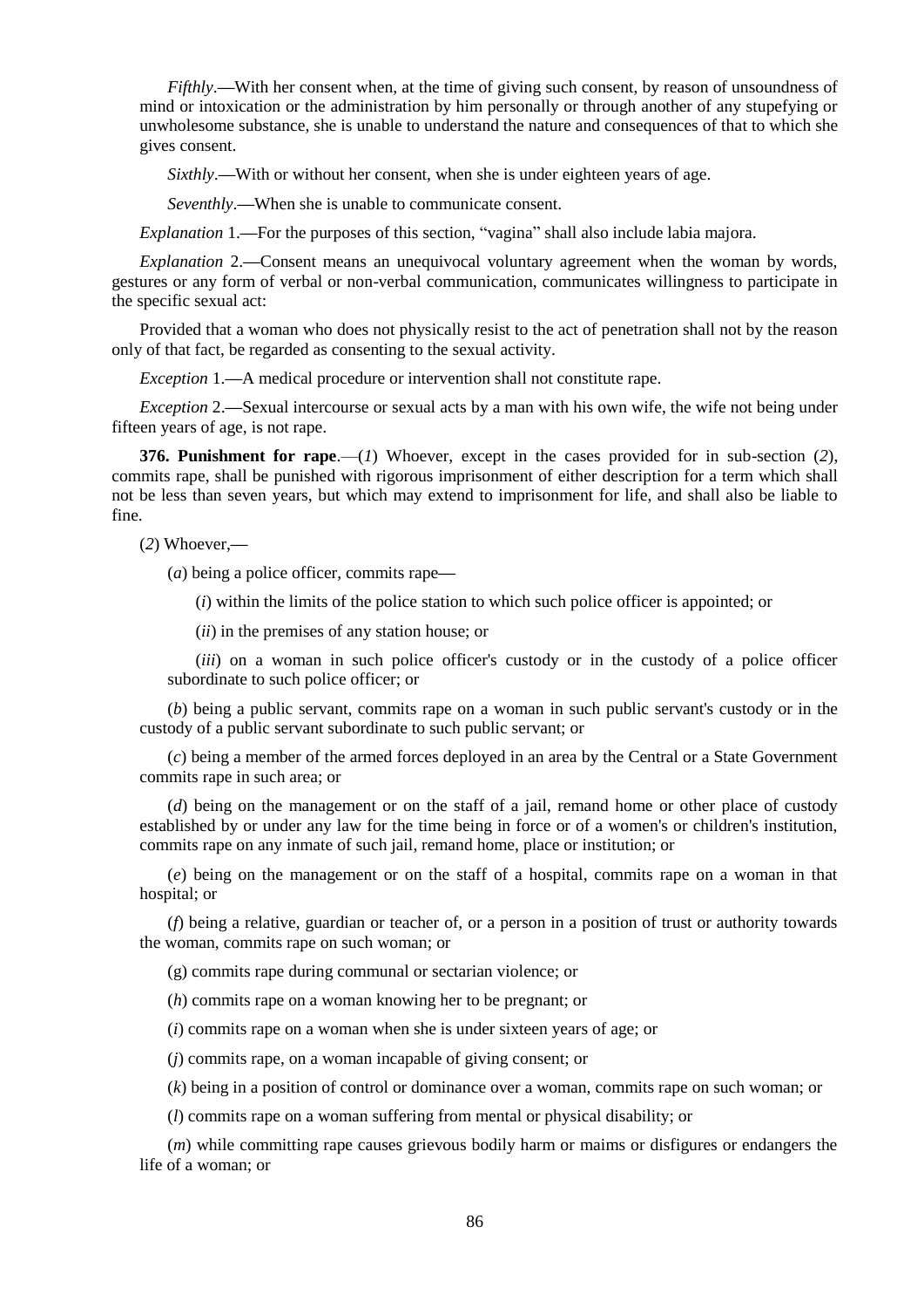*Fifthly*.—With her consent when, at the time of giving such consent, by reason of unsoundness of mind or intoxication or the administration by him personally or through another of any stupefying or unwholesome substance, she is unable to understand the nature and consequences of that to which she gives consent.

*Sixthly*.—With or without her consent, when she is under eighteen years of age.

*Seventhly*.—When she is unable to communicate consent.

*Explanation* 1.—For the purposes of this section, "vagina" shall also include labia majora.

*Explanation* 2.—Consent means an unequivocal voluntary agreement when the woman by words, gestures or any form of verbal or non-verbal communication, communicates willingness to participate in the specific sexual act:

Provided that a woman who does not physically resist to the act of penetration shall not by the reason only of that fact, be regarded as consenting to the sexual activity.

*Exception* 1.—A medical procedure or intervention shall not constitute rape.

*Exception* 2.—Sexual intercourse or sexual acts by a man with his own wife, the wife not being under fifteen years of age, is not rape.

**376. Punishment for rape**.—(*1*) Whoever, except in the cases provided for in sub-section (*2*), commits rape, shall be punished with rigorous imprisonment of either description for a term which shall not be less than seven years, but which may extend to imprisonment for life, and shall also be liable to fine.

(*2*) Whoever,—

(*a*) being a police officer, commits rape—

(*i*) within the limits of the police station to which such police officer is appointed; or

(*ii*) in the premises of any station house; or

(*iii*) on a woman in such police officer's custody or in the custody of a police officer subordinate to such police officer; or

(*b*) being a public servant, commits rape on a woman in such public servant's custody or in the custody of a public servant subordinate to such public servant; or

(*c*) being a member of the armed forces deployed in an area by the Central or a State Government commits rape in such area; or

(*d*) being on the management or on the staff of a jail, remand home or other place of custody established by or under any law for the time being in force or of a women's or children's institution, commits rape on any inmate of such jail, remand home, place or institution; or

(*e*) being on the management or on the staff of a hospital, commits rape on a woman in that hospital; or

(*f*) being a relative, guardian or teacher of, or a person in a position of trust or authority towards the woman, commits rape on such woman; or

(g) commits rape during communal or sectarian violence; or

(*h*) commits rape on a woman knowing her to be pregnant; or

(*i*) commits rape on a woman when she is under sixteen years of age; or

(*j*) commits rape, on a woman incapable of giving consent; or

(*k*) being in a position of control or dominance over a woman, commits rape on such woman; or

(*l*) commits rape on a woman suffering from mental or physical disability; or

(*m*) while committing rape causes grievous bodily harm or maims or disfigures or endangers the life of a woman; or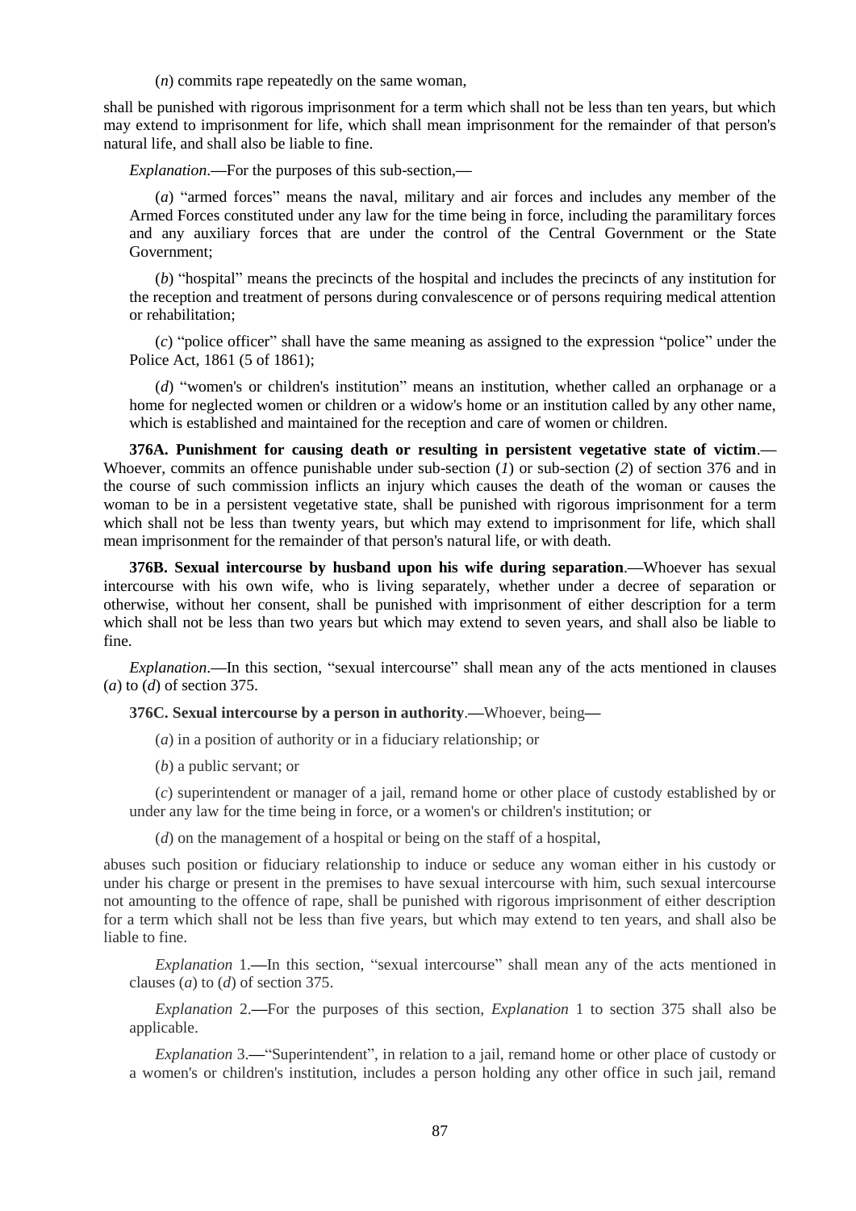(*n*) commits rape repeatedly on the same woman,

shall be punished with rigorous imprisonment for a term which shall not be less than ten years, but which may extend to imprisonment for life, which shall mean imprisonment for the remainder of that person's natural life, and shall also be liable to fine.

*Explanation*.**—**For the purposes of this sub-section,**—**

(*a*) "armed forces" means the naval, military and air forces and includes any member of the Armed Forces constituted under any law for the time being in force, including the paramilitary forces and any auxiliary forces that are under the control of the Central Government or the State Government;

(*b*) "hospital" means the precincts of the hospital and includes the precincts of any institution for the reception and treatment of persons during convalescence or of persons requiring medical attention or rehabilitation;

(*c*) "police officer" shall have the same meaning as assigned to the expression "police" under the Police Act, 1861 (5 of 1861);

(*d*) "women's or children's institution" means an institution, whether called an orphanage or a home for neglected women or children or a widow's home or an institution called by any other name, which is established and maintained for the reception and care of women or children.

**376A. Punishment for causing death or resulting in persistent vegetative state of victim**.**—** Whoever, commits an offence punishable under sub-section (*1*) or sub-section (*2*) of section 376 and in the course of such commission inflicts an injury which causes the death of the woman or causes the woman to be in a persistent vegetative state, shall be punished with rigorous imprisonment for a term which shall not be less than twenty years, but which may extend to imprisonment for life, which shall mean imprisonment for the remainder of that person's natural life, or with death.

**376B. Sexual intercourse by husband upon his wife during separation**.**—**Whoever has sexual intercourse with his own wife, who is living separately, whether under a decree of separation or otherwise, without her consent, shall be punished with imprisonment of either description for a term which shall not be less than two years but which may extend to seven years, and shall also be liable to fine.

*Explanation*.**—**In this section, "sexual intercourse" shall mean any of the acts mentioned in clauses (*a*) to (*d*) of section 375.

**376C. Sexual intercourse by a person in authority**.**—**Whoever, being**—**

(*a*) in a position of authority or in a fiduciary relationship; or

(*b*) a public servant; or

(*c*) superintendent or manager of a jail, remand home or other place of custody established by or under any law for the time being in force, or a women's or children's institution; or

(*d*) on the management of a hospital or being on the staff of a hospital,

abuses such position or fiduciary relationship to induce or seduce any woman either in his custody or under his charge or present in the premises to have sexual intercourse with him, such sexual intercourse not amounting to the offence of rape, shall be punished with rigorous imprisonment of either description for a term which shall not be less than five years, but which may extend to ten years, and shall also be liable to fine.

*Explanation* 1.**—**In this section, "sexual intercourse" shall mean any of the acts mentioned in clauses (*a*) to (*d*) of section 375.

*Explanation* 2.**—**For the purposes of this section, *Explanation* 1 to section 375 shall also be applicable.

*Explanation* 3.**—**"Superintendent", in relation to a jail, remand home or other place of custody or a women's or children's institution, includes a person holding any other office in such jail, remand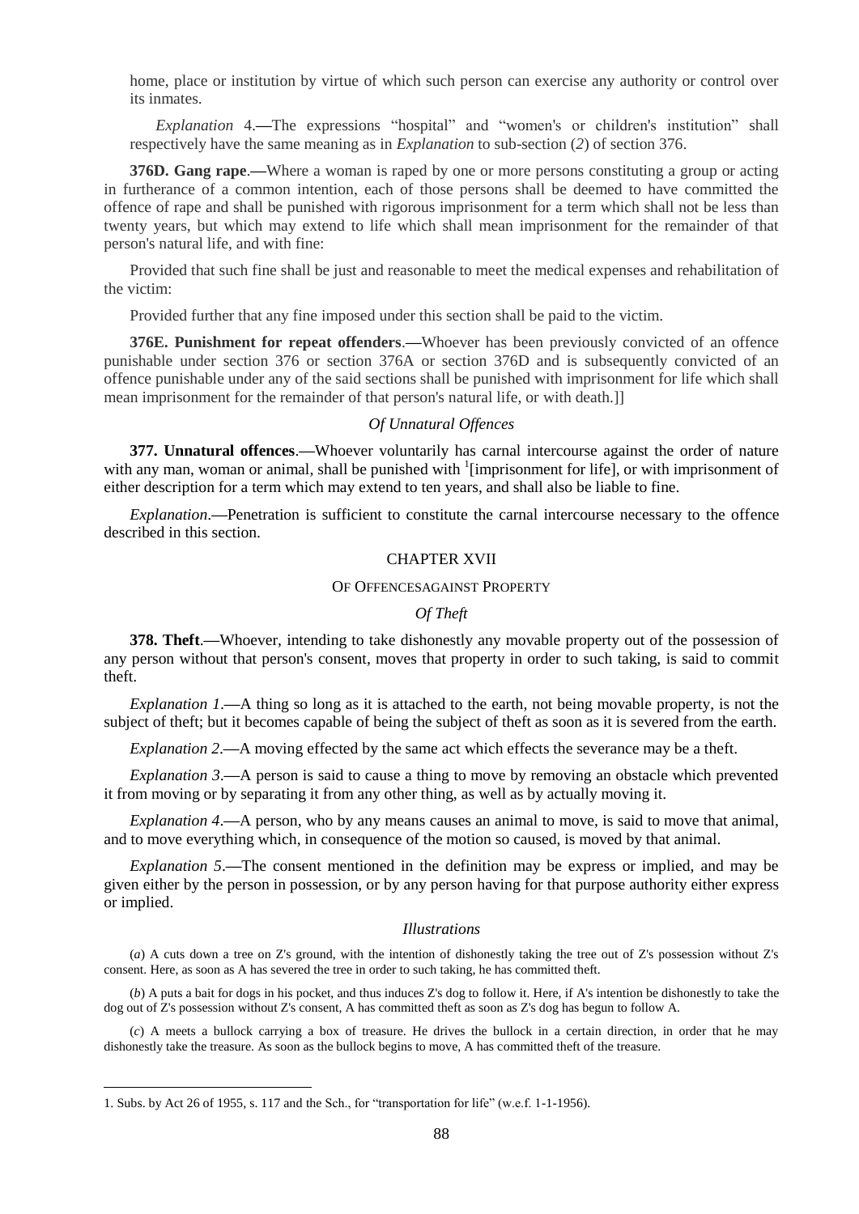home, place or institution by virtue of which such person can exercise any authority or control over its inmates.

*Explanation* 4.—The expressions "hospital" and "women's or children's institution" shall respectively have the same meaning as in *Explanation* to sub-section (*2*) of section 376.

**376D. Gang rape**.—Where a woman is raped by one or more persons constituting a group or acting in furtherance of a common intention, each of those persons shall be deemed to have committed the offence of rape and shall be punished with rigorous imprisonment for a term which shall not be less than twenty years, but which may extend to life which shall mean imprisonment for the remainder of that person's natural life, and with fine:

Provided that such fine shall be just and reasonable to meet the medical expenses and rehabilitation of the victim:

Provided further that any fine imposed under this section shall be paid to the victim.

**376E. Punishment for repeat offenders**.—Whoever has been previously convicted of an offence punishable under section 376 or section 376A or section 376D and is subsequently convicted of an offence punishable under any of the said sections shall be punished with imprisonment for life which shall mean imprisonment for the remainder of that person's natural life, or with death.]]

### *Of Unnatural Offences*

**377. Unnatural offences**.—Whoever voluntarily has carnal intercourse against the order of nature with any man, woman or animal, shall be punished with [1][imprisonment for life], or with imprisonment of either description for a term which may extend to ten years, and shall also be liable to fine.

*Explanation*.—Penetration is sufficient to constitute the carnal intercourse necessary to the offence described in this section.

## CHAPTER XVII

## OF OFFENCESAGAINST PROPERTY

### *Of Theft*

**378. Theft**.—Whoever, intending to take dishonestly any movable property out of the possession of any person without that person's consent, moves that property in order to such taking, is said to commit theft.

*Explanation 1*.—A thing so long as it is attached to the earth, not being movable property, is not the subject of theft; but it becomes capable of being the subject of theft as soon as it is severed from the earth.

*Explanation 2*.—A moving effected by the same act which effects the severance may be a theft.

*Explanation 3*.—A person is said to cause a thing to move by removing an obstacle which prevented it from moving or by separating it from any other thing, as well as by actually moving it.

*Explanation 4*.—A person, who by any means causes an animal to move, is said to move that animal, and to move everything which, in consequence of the motion so caused, is moved by that animal.

*Explanation 5*.—The consent mentioned in the definition may be express or implied, and may be given either by the person in possession, or by any person having for that purpose authority either express or implied.

*Illustrations*

(*a*) A cuts down a tree on Z's ground, with the intention of dishonestly taking the tree out of Z's possession without Z's consent. Here, as soon as A has severed the tree in order to such taking, he has committed theft.

(*b*) A puts a bait for dogs in his pocket, and thus induces Z's dog to follow it. Here, if A's intention be dishonestly to take the dog out of Z's possession without Z's consent, A has committed theft as soon as Z's dog has begun to follow A.

(*c*) A meets a bullock carrying a box of treasure. He drives the bullock in a certain direction, in order that he may dishonestly take the treasure. As soon as the bullock begins to move, A has committed theft of the treasure.

---

1. Subs. by Act 26 of 1955, s. 117 and the Sch., for "transportation for life" (w.e.f. 1-1-1956).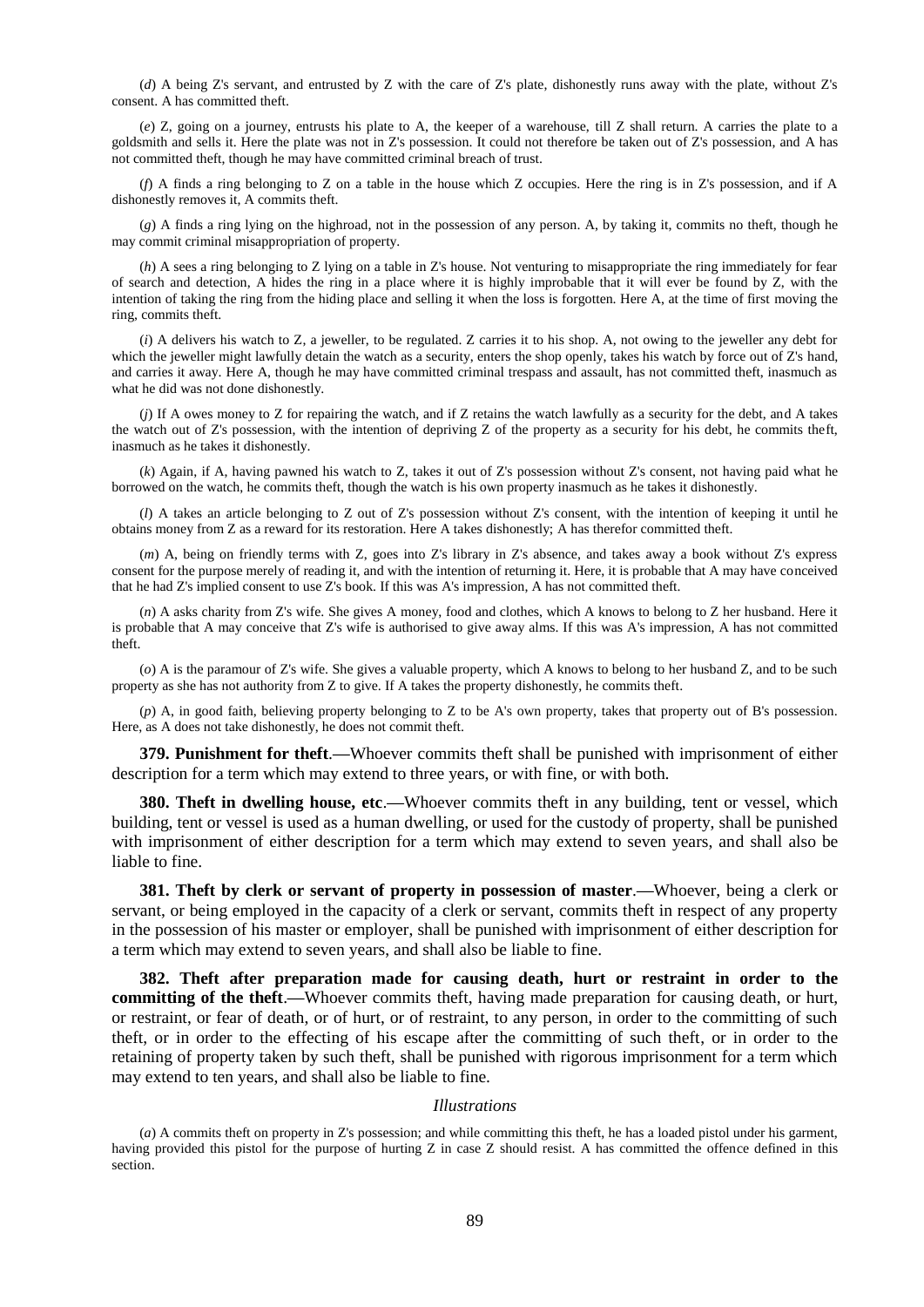(*d*) A being Z's servant, and entrusted by Z with the care of Z's plate, dishonestly runs away with the plate, without Z's consent. A has committed theft.

(*e*) Z, going on a journey, entrusts his plate to A, the keeper of a warehouse, till Z shall return. A carries the plate to a goldsmith and sells it. Here the plate was not in Z's possession. It could not therefore be taken out of Z's possession, and A has not committed theft, though he may have committed criminal breach of trust.

(*f*) A finds a ring belonging to Z on a table in the house which Z occupies. Here the ring is in Z's possession, and if A dishonestly removes it, A commits theft.

(*g*) A finds a ring lying on the highroad, not in the possession of any person. A, by taking it, commits no theft, though he may commit criminal misappropriation of property.

(*h*) A sees a ring belonging to Z lying on a table in Z's house. Not venturing to misappropriate the ring immediately for fear of search and detection, A hides the ring in a place where it is highly improbable that it will ever be found by Z, with the intention of taking the ring from the hiding place and selling it when the loss is forgotten. Here A, at the time of first moving the ring, commits theft.

(*i*) A delivers his watch to Z, a jeweller, to be regulated. Z carries it to his shop. A, not owing to the jeweller any debt for which the jeweller might lawfully detain the watch as a security, enters the shop openly, takes his watch by force out of Z's hand, and carries it away. Here A, though he may have committed criminal trespass and assault, has not committed theft, inasmuch as what he did was not done dishonestly.

(*j*) If A owes money to Z for repairing the watch, and if Z retains the watch lawfully as a security for the debt, and A takes the watch out of Z's possession, with the intention of depriving Z of the property as a security for his debt, he commits theft, inasmuch as he takes it dishonestly.

(*k*) Again, if A, having pawned his watch to Z, takes it out of Z's possession without Z's consent, not having paid what he borrowed on the watch, he commits theft, though the watch is his own property inasmuch as he takes it dishonestly.

(*l*) A takes an article belonging to Z out of Z's possession without Z's consent, with the intention of keeping it until he obtains money from Z as a reward for its restoration. Here A takes dishonestly; A has therefor committed theft.

(*m*) A, being on friendly terms with Z, goes into Z's library in Z's absence, and takes away a book without Z's express consent for the purpose merely of reading it, and with the intention of returning it. Here, it is probable that A may have conceived that he had Z's implied consent to use Z's book. If this was A's impression, A has not committed theft.

(*n*) A asks charity from Z's wife. She gives A money, food and clothes, which A knows to belong to Z her husband. Here it is probable that A may conceive that Z's wife is authorised to give away alms. If this was A's impression, A has not committed theft.

(*o*) A is the paramour of Z's wife. She gives a valuable property, which A knows to belong to her husband Z, and to be such property as she has not authority from Z to give. If A takes the property dishonestly, he commits theft.

(*p*) A, in good faith, believing property belonging to Z to be A's own property, takes that property out of B's possession. Here, as A does not take dishonestly, he does not commit theft.

**379. Punishment for theft**.—Whoever commits theft shall be punished with imprisonment of either description for a term which may extend to three years, or with fine, or with both.

**380. Theft in dwelling house, etc**.—Whoever commits theft in any building, tent or vessel, which building, tent or vessel is used as a human dwelling, or used for the custody of property, shall be punished with imprisonment of either description for a term which may extend to seven years, and shall also be liable to fine.

**381. Theft by clerk or servant of property in possession of master**.—Whoever, being a clerk or servant, or being employed in the capacity of a clerk or servant, commits theft in respect of any property in the possession of his master or employer, shall be punished with imprisonment of either description for a term which may extend to seven years, and shall also be liable to fine.

**382. Theft after preparation made for causing death, hurt or restraint in order to the committing of the theft**.—Whoever commits theft, having made preparation for causing death, or hurt, or restraint, or fear of death, or of hurt, or of restraint, to any person, in order to the committing of such theft, or in order to the effecting of his escape after the committing of such theft, or in order to the retaining of property taken by such theft, shall be punished with rigorous imprisonment for a term which may extend to ten years, and shall also be liable to fine.

*Illustrations*

(*a*) A commits theft on property in Z's possession; and while committing this theft, he has a loaded pistol under his garment, having provided this pistol for the purpose of hurting Z in case Z should resist. A has committed the offence defined in this section.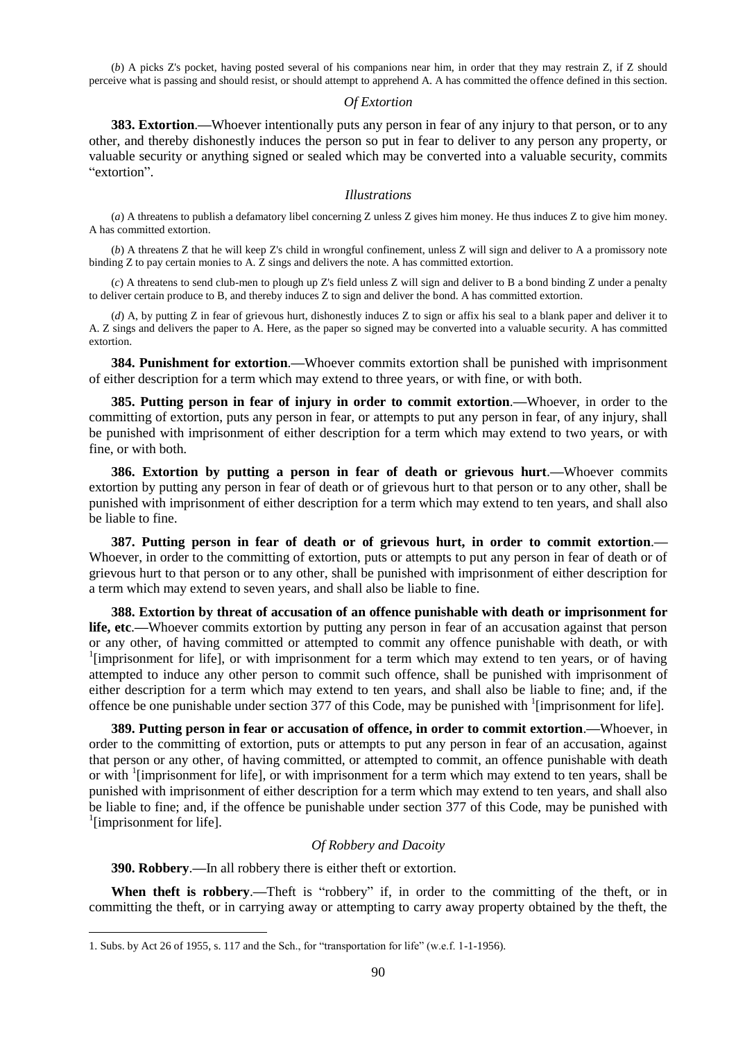(*b*) A picks Z's pocket, having posted several of his companions near him, in order that they may restrain Z, if Z should perceive what is passing and should resist, or should attempt to apprehend A. A has committed the offence defined in this section.

*Of Extortion*

**383. Extortion**.**—**Whoever intentionally puts any person in fear of any injury to that person, or to any other, and thereby dishonestly induces the person so put in fear to deliver to any person any property, or valuable security or anything signed or sealed which may be converted into a valuable security, commits "extortion".

*Illustrations*

(*a*) A threatens to publish a defamatory libel concerning Z unless Z gives him money. He thus induces Z to give him money. A has committed extortion.

(*b*) A threatens Z that he will keep Z's child in wrongful confinement, unless Z will sign and deliver to A a promissory note binding Z to pay certain monies to A. Z sings and delivers the note. A has committed extortion.

(*c*) A threatens to send club-men to plough up Z's field unless Z will sign and deliver to B a bond binding Z under a penalty to deliver certain produce to B, and thereby induces Z to sign and deliver the bond. A has committed extortion.

(*d*) A, by putting Z in fear of grievous hurt, dishonestly induces Z to sign or affix his seal to a blank paper and deliver it to A. Z sings and delivers the paper to A. Here, as the paper so signed may be converted into a valuable security. A has committed extortion.

**384. Punishment for extortion**.**—**Whoever commits extortion shall be punished with imprisonment of either description for a term which may extend to three years, or with fine, or with both.

**385. Putting person in fear of injury in order to commit extortion**.**—**Whoever, in order to the committing of extortion, puts any person in fear, or attempts to put any person in fear, of any injury, shall be punished with imprisonment of either description for a term which may extend to two years, or with fine, or with both.

**386. Extortion by putting a person in fear of death or grievous hurt**.**—**Whoever commits extortion by putting any person in fear of death or of grievous hurt to that person or to any other, shall be punished with imprisonment of either description for a term which may extend to ten years, and shall also be liable to fine.

**387. Putting person in fear of death or of grievous hurt, in order to commit extortion**.**—** Whoever, in order to the committing of extortion, puts or attempts to put any person in fear of death or of grievous hurt to that person or to any other, shall be punished with imprisonment of either description for a term which may extend to seven years, and shall also be liable to fine.

**388. Extortion by threat of accusation of an offence punishable with death or imprisonment for life, etc**.**—**Whoever commits extortion by putting any person in fear of an accusation against that person or any other, of having committed or attempted to commit any offence punishable with death, or with [1][imprisonment for life], or with imprisonment for a term which may extend to ten years, or of having attempted to induce any other person to commit such offence, shall be punished with imprisonment of either description for a term which may extend to ten years, and shall also be liable to fine; and, if the offence be one punishable under section 377 of this Code, may be punished with [1][imprisonment for life].

**389. Putting person in fear or accusation of offence, in order to commit extortion**.**—**Whoever, in order to the committing of extortion, puts or attempts to put any person in fear of an accusation, against that person or any other, of having committed, or attempted to commit, an offence punishable with death or with [1][imprisonment for life], or with imprisonment for a term which may extend to ten years, shall be punished with imprisonment of either description for a term which may extend to ten years, and shall also be liable to fine; and, if the offence be punishable under section 377 of this Code, may be punished with [1][imprisonment for life].

*Of Robbery and Dacoity*

**390. Robbery**.**—**In all robbery there is either theft or extortion.

**When theft is robbery**.**—**Theft is "robbery" if, in order to the committing of the theft, or in committing the theft, or in carrying away or attempting to carry away property obtained by the theft, the

1. Subs. by Act 26 of 1955, s. 117 and the Sch., for "transportation for life" (w.e.f. 1-1-1956).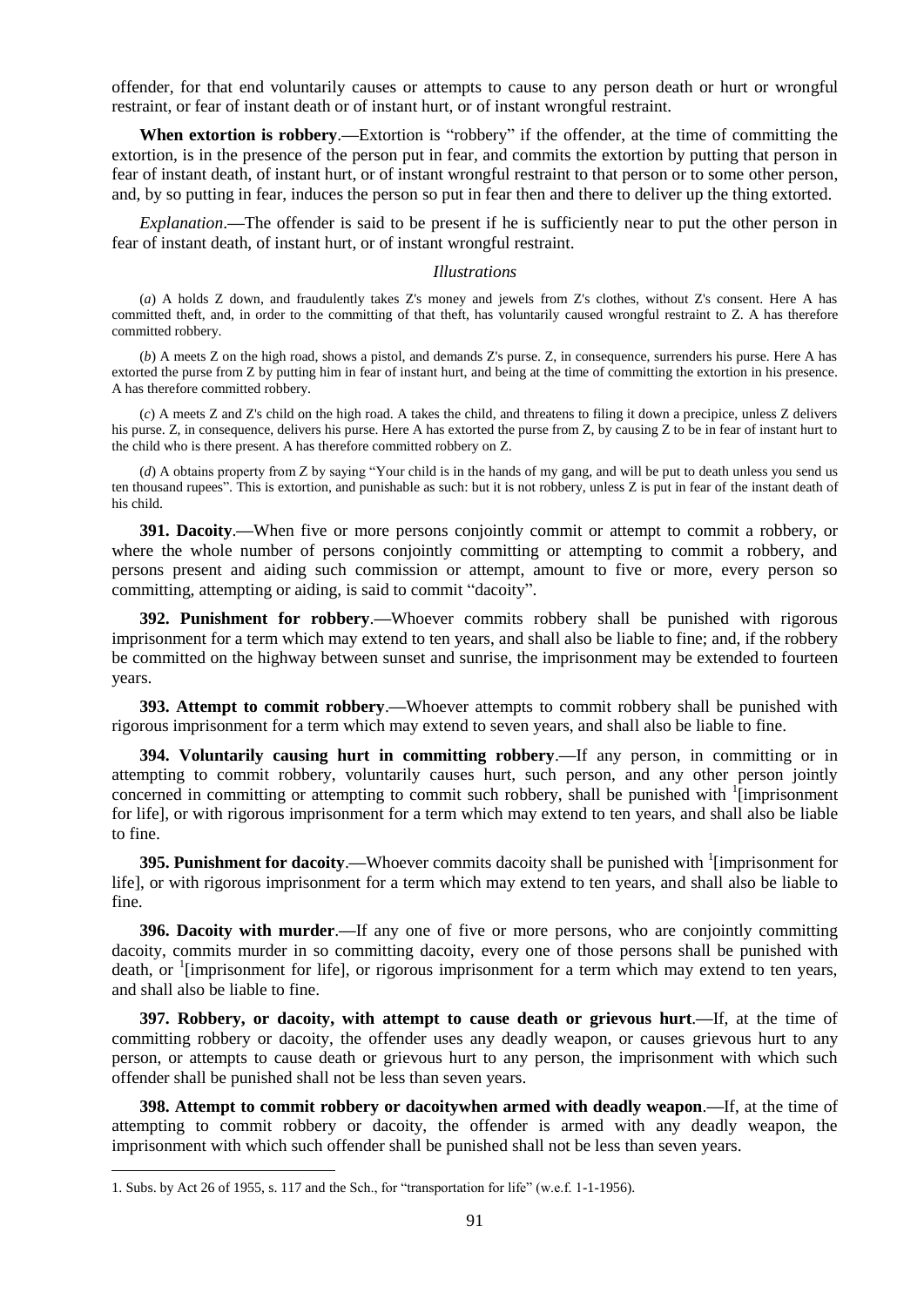offender, for that end voluntarily causes or attempts to cause to any person death or hurt or wrongful restraint, or fear of instant death or of instant hurt, or of instant wrongful restraint.

**When extortion is robbery**.—Extortion is "robbery" if the offender, at the time of committing the extortion, is in the presence of the person put in fear, and commits the extortion by putting that person in fear of instant death, of instant hurt, or of instant wrongful restraint to that person or to some other person, and, by so putting in fear, induces the person so put in fear then and there to deliver up the thing extorted.

*Explanation*.—The offender is said to be present if he is sufficiently near to put the other person in fear of instant death, of instant hurt, or of instant wrongful restraint.

*Illustrations*

(*a*) A holds Z down, and fraudulently takes Z's money and jewels from Z's clothes, without Z's consent. Here A has committed theft, and, in order to the committing of that theft, has voluntarily caused wrongful restraint to Z. A has therefore committed robbery.

(*b*) A meets Z on the high road, shows a pistol, and demands Z's purse. Z, in consequence, surrenders his purse. Here A has extorted the purse from Z by putting him in fear of instant hurt, and being at the time of committing the extortion in his presence. A has therefore committed robbery.

(*c*) A meets Z and Z's child on the high road. A takes the child, and threatens to filing it down a precipice, unless Z delivers his purse. Z, in consequence, delivers his purse. Here A has extorted the purse from Z, by causing Z to be in fear of instant hurt to the child who is there present. A has therefore committed robbery on Z.

(*d*) A obtains property from Z by saying "Your child is in the hands of my gang, and will be put to death unless you send us ten thousand rupees". This is extortion, and punishable as such: but it is not robbery, unless Z is put in fear of the instant death of his child.

**391. Dacoity**.—When five or more persons conjointly commit or attempt to commit a robbery, or where the whole number of persons conjointly committing or attempting to commit a robbery, and persons present and aiding such commission or attempt, amount to five or more, every person so committing, attempting or aiding, is said to commit "dacoity".

**392. Punishment for robbery**.—Whoever commits robbery shall be punished with rigorous imprisonment for a term which may extend to ten years, and shall also be liable to fine; and, if the robbery be committed on the highway between sunset and sunrise, the imprisonment may be extended to fourteen years.

**393. Attempt to commit robbery**.—Whoever attempts to commit robbery shall be punished with rigorous imprisonment for a term which may extend to seven years, and shall also be liable to fine.

**394. Voluntarily causing hurt in committing robbery**.—If any person, in committing or in attempting to commit robbery, voluntarily causes hurt, such person, and any other person jointly concerned in committing or attempting to commit such robbery, shall be punished with [1][imprisonment for life], or with rigorous imprisonment for a term which may extend to ten years, and shall also be liable to fine.

**395. Punishment for dacoity**.—Whoever commits dacoity shall be punished with [1][imprisonment for life], or with rigorous imprisonment for a term which may extend to ten years, and shall also be liable to fine.

**396. Dacoity with murder**.—If any one of five or more persons, who are conjointly committing dacoity, commits murder in so committing dacoity, every one of those persons shall be punished with death, or [1][imprisonment for life], or rigorous imprisonment for a term which may extend to ten years, and shall also be liable to fine.

**397. Robbery, or dacoity, with attempt to cause death or grievous hurt**.—If, at the time of committing robbery or dacoity, the offender uses any deadly weapon, or causes grievous hurt to any person, or attempts to cause death or grievous hurt to any person, the imprisonment with which such offender shall be punished shall not be less than seven years.

**398. Attempt to commit robbery or dacoitywhen armed with deadly weapon**.—If, at the time of attempting to commit robbery or dacoity, the offender is armed with any deadly weapon, the imprisonment with which such offender shall be punished shall not be less than seven years.

---

1. Subs. by Act 26 of 1955, s. 117 and the Sch., for "transportation for life" (w.e.f. 1-1-1956).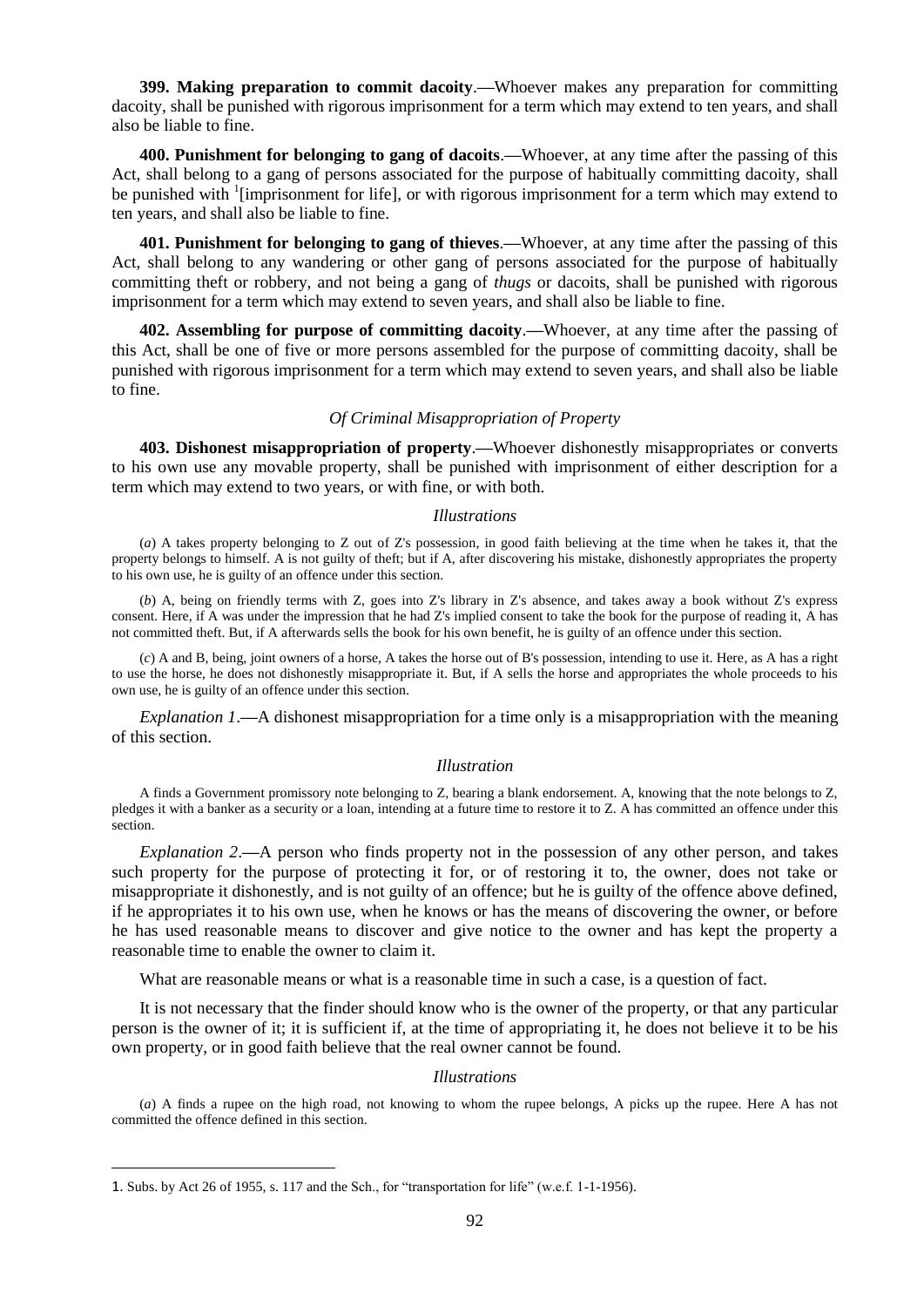**399. Making preparation to commit dacoity**.—Whoever makes any preparation for committing dacoity, shall be punished with rigorous imprisonment for a term which may extend to ten years, and shall also be liable to fine.

**400. Punishment for belonging to gang of dacoits**.—Whoever, at any time after the passing of this Act, shall belong to a gang of persons associated for the purpose of habitually committing dacoity, shall be punished with [1][imprisonment for life], or with rigorous imprisonment for a term which may extend to ten years, and shall also be liable to fine.

**401. Punishment for belonging to gang of thieves**.—Whoever, at any time after the passing of this Act, shall belong to any wandering or other gang of persons associated for the purpose of habitually committing theft or robbery, and not being a gang of *thugs* or dacoits, shall be punished with rigorous imprisonment for a term which may extend to seven years, and shall also be liable to fine.

**402. Assembling for purpose of committing dacoity**.—Whoever, at any time after the passing of this Act, shall be one of five or more persons assembled for the purpose of committing dacoity, shall be punished with rigorous imprisonment for a term which may extend to seven years, and shall also be liable to fine.

*Of Criminal Misappropriation of Property*

**403. Dishonest misappropriation of property**.—Whoever dishonestly misappropriates or converts to his own use any movable property, shall be punished with imprisonment of either description for a term which may extend to two years, or with fine, or with both.

*Illustrations*

(*a*) A takes property belonging to Z out of Z's possession, in good faith believing at the time when he takes it, that the property belongs to himself. A is not guilty of theft; but if A, after discovering his mistake, dishonestly appropriates the property to his own use, he is guilty of an offence under this section.

(*b*) A, being on friendly terms with Z, goes into Z's library in Z's absence, and takes away a book without Z's express consent. Here, if A was under the impression that he had Z's implied consent to take the book for the purpose of reading it, A has not committed theft. But, if A afterwards sells the book for his own benefit, he is guilty of an offence under this section.

(*c*) A and B, being, joint owners of a horse, A takes the horse out of B's possession, intending to use it. Here, as A has a right to use the horse, he does not dishonestly misappropriate it. But, if A sells the horse and appropriates the whole proceeds to his own use, he is guilty of an offence under this section.

*Explanation 1*.—A dishonest misappropriation for a time only is a misappropriation with the meaning of this section.

*Illustration*

A finds a Government promissory note belonging to Z, bearing a blank endorsement. A, knowing that the note belongs to Z, pledges it with a banker as a security or a loan, intending at a future time to restore it to Z. A has committed an offence under this section.

*Explanation 2*.—A person who finds property not in the possession of any other person, and takes such property for the purpose of protecting it for, or of restoring it to, the owner, does not take or misappropriate it dishonestly, and is not guilty of an offence; but he is guilty of the offence above defined, if he appropriates it to his own use, when he knows or has the means of discovering the owner, or before he has used reasonable means to discover and give notice to the owner and has kept the property a reasonable time to enable the owner to claim it.

What are reasonable means or what is a reasonable time in such a case, is a question of fact.

It is not necessary that the finder should know who is the owner of the property, or that any particular person is the owner of it; it is sufficient if, at the time of appropriating it, he does not believe it to be his own property, or in good faith believe that the real owner cannot be found.

*Illustrations*

(*a*) A finds a rupee on the high road, not knowing to whom the rupee belongs, A picks up the rupee. Here A has not committed the offence defined in this section.

---

1. Subs. by Act 26 of 1955, s. 117 and the Sch., for "transportation for life" (w.e.f. 1-1-1956).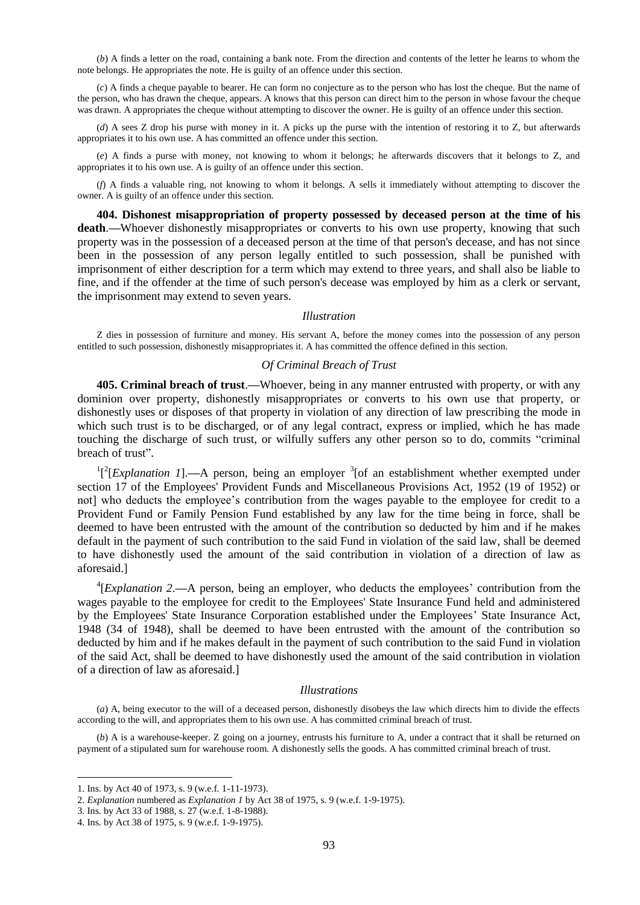(*b*) A finds a letter on the road, containing a bank note. From the direction and contents of the letter he learns to whom the note belongs. He appropriates the note. He is guilty of an offence under this section.

(*c*) A finds a cheque payable to bearer. He can form no conjecture as to the person who has lost the cheque. But the name of the person, who has drawn the cheque, appears. A knows that this person can direct him to the person in whose favour the cheque was drawn. A appropriates the cheque without attempting to discover the owner. He is guilty of an offence under this section.

(*d*) A sees Z drop his purse with money in it. A picks up the purse with the intention of restoring it to Z, but afterwards appropriates it to his own use. A has committed an offence under this section.

(*e*) A finds a purse with money, not knowing to whom it belongs; he afterwards discovers that it belongs to Z, and appropriates it to his own use. A is guilty of an offence under this section.

(*f*) A finds a valuable ring, not knowing to whom it belongs. A sells it immediately without attempting to discover the owner. A is guilty of an offence under this section.

**404. Dishonest misappropriation of property possessed by deceased person at the time of his death**.**—**Whoever dishonestly misappropriates or converts to his own use property, knowing that such property was in the possession of a deceased person at the time of that person's decease, and has not since been in the possession of any person legally entitled to such possession, shall be punished with imprisonment of either description for a term which may extend to three years, and shall also be liable to fine, and if the offender at the time of such person's decease was employed by him as a clerk or servant, the imprisonment may extend to seven years.

*Illustration*

Z dies in possession of furniture and money. His servant A, before the money comes into the possession of any person entitled to such possession, dishonestly misappropriates it. A has committed the offence defined in this section.

*Of Criminal Breach of Trust*

**405. Criminal breach of trust**.**—**Whoever, being in any manner entrusted with property, or with any dominion over property, dishonestly misappropriates or converts to his own use that property, or dishonestly uses or disposes of that property in violation of any direction of law prescribing the mode in which such trust is to be discharged, or of any legal contract, express or implied, which he has made touching the discharge of such trust, or wilfully suffers any other person so to do, commits "criminal breach of trust".

[1][[2][*Explanation 1*].**—**A person, being an employer [3][of an establishment whether exempted under section 17 of the Employees' Provident Funds and Miscellaneous Provisions Act, 1952 (19 of 1952) or not] who deducts the employee's contribution from the wages payable to the employee for credit to a Provident Fund or Family Pension Fund established by any law for the time being in force, shall be deemed to have been entrusted with the amount of the contribution so deducted by him and if he makes default in the payment of such contribution to the said Fund in violation of the said law, shall be deemed to have dishonestly used the amount of the said contribution in violation of a direction of law as aforesaid.]

[4][*Explanation 2*.**—**A person, being an employer, who deducts the employees' contribution from the wages payable to the employee for credit to the Employees' State Insurance Fund held and administered by the Employees' State Insurance Corporation established under the Employees' State Insurance Act, 1948 (34 of 1948), shall be deemed to have been entrusted with the amount of the contribution so deducted by him and if he makes default in the payment of such contribution to the said Fund in violation of the said Act, shall be deemed to have dishonestly used the amount of the said contribution in violation of a direction of law as aforesaid.]

*Illustrations*

(*a*) A, being executor to the will of a deceased person, dishonestly disobeys the law which directs him to divide the effects according to the will, and appropriates them to his own use. A has committed criminal breach of trust.

(*b*) A is a warehouse-keeper. Z going on a journey, entrusts his furniture to A, under a contract that it shall be returned on payment of a stipulated sum for warehouse room. A dishonestly sells the goods. A has committed criminal breach of trust.

---

1. Ins. by Act 40 of 1973, s. 9 (w.e.f. 1-11-1973).
2. *Explanation* numbered as *Explanation 1* by Act 38 of 1975, s. 9 (w.e.f. 1-9-1975).
3. Ins. by Act 33 of 1988, s. 27 (w.e.f. 1-8-1988).
4. Ins. by Act 38 of 1975, s. 9 (w.e.f. 1-9-1975).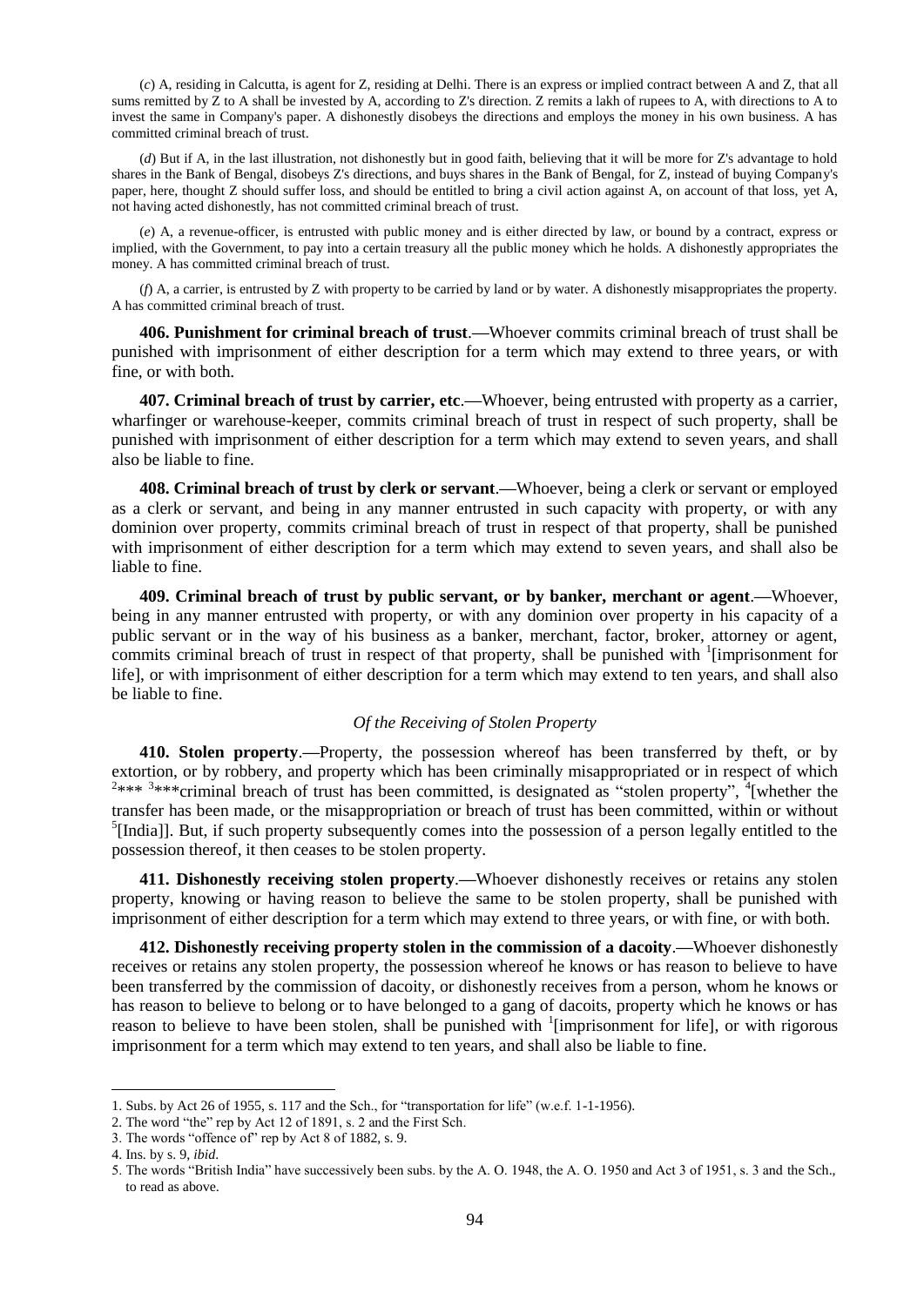(*c*) A, residing in Calcutta, is agent for Z, residing at Delhi. There is an express or implied contract between A and Z, that all sums remitted by Z to A shall be invested by A, according to Z's direction. Z remits a lakh of rupees to A, with directions to A to invest the same in Company's paper. A dishonestly disobeys the directions and employs the money in his own business. A has committed criminal breach of trust.

(*d*) But if A, in the last illustration, not dishonestly but in good faith, believing that it will be more for Z's advantage to hold shares in the Bank of Bengal, disobeys Z's directions, and buys shares in the Bank of Bengal, for Z, instead of buying Company's paper, here, thought Z should suffer loss, and should be entitled to bring a civil action against A, on account of that loss, yet A, not having acted dishonestly, has not committed criminal breach of trust.

(*e*) A, a revenue-officer, is entrusted with public money and is either directed by law, or bound by a contract, express or implied, with the Government, to pay into a certain treasury all the public money which he holds. A dishonestly appropriates the money. A has committed criminal breach of trust.

(*f*) A, a carrier, is entrusted by Z with property to be carried by land or by water. A dishonestly misappropriates the property. A has committed criminal breach of trust.

**406. Punishment for criminal breach of trust**.**—**Whoever commits criminal breach of trust shall be punished with imprisonment of either description for a term which may extend to three years, or with fine, or with both.

**407. Criminal breach of trust by carrier, etc**.**—**Whoever, being entrusted with property as a carrier, wharfinger or warehouse-keeper, commits criminal breach of trust in respect of such property, shall be punished with imprisonment of either description for a term which may extend to seven years, and shall also be liable to fine.

**408. Criminal breach of trust by clerk or servant**.**—**Whoever, being a clerk or servant or employed as a clerk or servant, and being in any manner entrusted in such capacity with property, or with any dominion over property, commits criminal breach of trust in respect of that property, shall be punished with imprisonment of either description for a term which may extend to seven years, and shall also be liable to fine.

**409. Criminal breach of trust by public servant, or by banker, merchant or agent**.**—**Whoever, being in any manner entrusted with property, or with any dominion over property in his capacity of a public servant or in the way of his business as a banker, merchant, factor, broker, attorney or agent, commits criminal breach of trust in respect of that property, shall be punished with [1][imprisonment for life], or with imprisonment of either description for a term which may extend to ten years, and shall also be liable to fine.

*Of the Receiving of Stolen Property*

**410. Stolen property**.**—**Property, the possession whereof has been transferred by theft, or by extortion, or by robbery, and property which has been criminally misappropriated or in respect of which [2]\*\*\* [3]\*\*\*criminal breach of trust has been committed, is designated as "stolen property", [4][whether the transfer has been made, or the misappropriation or breach of trust has been committed, within or without [5][India]]. But, if such property subsequently comes into the possession of a person legally entitled to the possession thereof, it then ceases to be stolen property.

**411. Dishonestly receiving stolen property**.**—**Whoever dishonestly receives or retains any stolen property, knowing or having reason to believe the same to be stolen property, shall be punished with imprisonment of either description for a term which may extend to three years, or with fine, or with both.

**412. Dishonestly receiving property stolen in the commission of a dacoity**.**—**Whoever dishonestly receives or retains any stolen property, the possession whereof he knows or has reason to believe to have been transferred by the commission of dacoity, or dishonestly receives from a person, whom he knows or has reason to believe to belong or to have belonged to a gang of dacoits, property which he knows or has reason to believe to have been stolen, shall be punished with [1][imprisonment for life], or with rigorous imprisonment for a term which may extend to ten years, and shall also be liable to fine.

---

1. Subs. by Act 26 of 1955, s. 117 and the Sch., for "transportation for life" (w.e.f. 1-1-1956).
2. The word "the" rep by Act 12 of 1891, s. 2 and the First Sch.
3. The words "offence of" rep by Act 8 of 1882, s. 9.
4. Ins. by s. 9, *ibid*.
5. The words "British India" have successively been subs. by the A. O. 1948, the A. O. 1950 and Act 3 of 1951, s. 3 and the Sch., to read as above.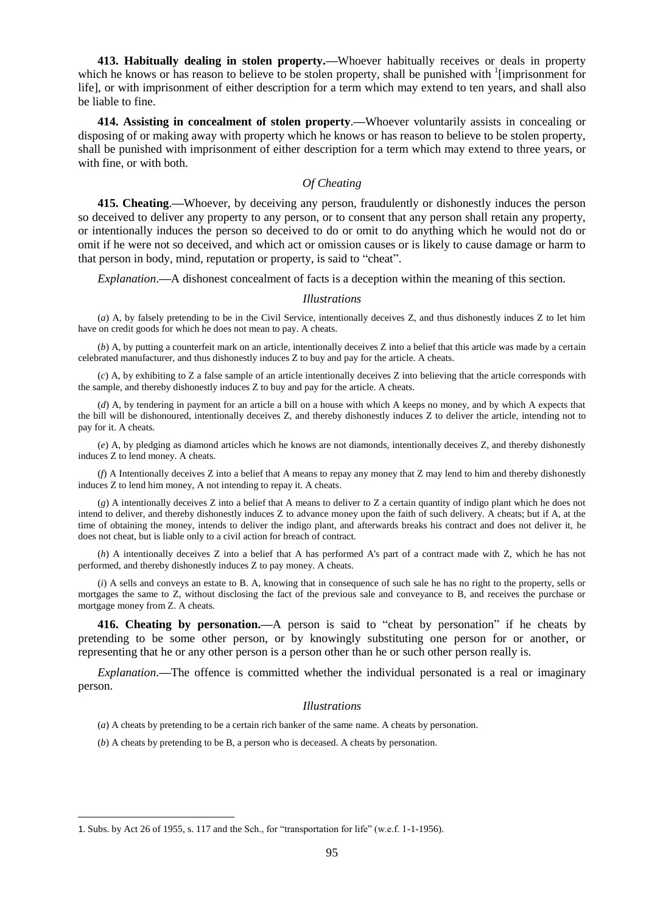**413. Habitually dealing in stolen property.—**Whoever habitually receives or deals in property which he knows or has reason to believe to be stolen property, shall be punished with [1][imprisonment for life], or with imprisonment of either description for a term which may extend to ten years, and shall also be liable to fine.

**414. Assisting in concealment of stolen property.—**Whoever voluntarily assists in concealing or disposing of or making away with property which he knows or has reason to believe to be stolen property, shall be punished with imprisonment of either description for a term which may extend to three years, or with fine, or with both.

*Of Cheating*

**415. Cheating.—**Whoever, by deceiving any person, fraudulently or dishonestly induces the person so deceived to deliver any property to any person, or to consent that any person shall retain any property, or intentionally induces the person so deceived to do or omit to do anything which he would not do or omit if he were not so deceived, and which act or omission causes or is likely to cause damage or harm to that person in body, mind, reputation or property, is said to "cheat".

*Explanation*.—A dishonest concealment of facts is a deception within the meaning of this section.

*Illustrations*

(*a*) A, by falsely pretending to be in the Civil Service, intentionally deceives Z, and thus dishonestly induces Z to let him have on credit goods for which he does not mean to pay. A cheats.

(*b*) A, by putting a counterfeit mark on an article, intentionally deceives Z into a belief that this article was made by a certain celebrated manufacturer, and thus dishonestly induces Z to buy and pay for the article. A cheats.

(*c*) A, by exhibiting to Z a false sample of an article intentionally deceives Z into believing that the article corresponds with the sample, and thereby dishonestly induces Z to buy and pay for the article. A cheats.

(*d*) A, by tendering in payment for an article a bill on a house with which A keeps no money, and by which A expects that the bill will be dishonoured, intentionally deceives Z, and thereby dishonestly induces Z to deliver the article, intending not to pay for it. A cheats.

(*e*) A, by pledging as diamond articles which he knows are not diamonds, intentionally deceives Z, and thereby dishonestly induces Z to lend money. A cheats.

(*f*) A Intentionally deceives Z into a belief that A means to repay any money that Z may lend to him and thereby dishonestly induces Z to lend him money, A not intending to repay it. A cheats.

(*g*) A intentionally deceives Z into a belief that A means to deliver to Z a certain quantity of indigo plant which he does not intend to deliver, and thereby dishonestly induces Z to advance money upon the faith of such delivery. A cheats; but if A, at the time of obtaining the money, intends to deliver the indigo plant, and afterwards breaks his contract and does not deliver it, he does not cheat, but is liable only to a civil action for breach of contract.

(*h*) A intentionally deceives Z into a belief that A has performed A's part of a contract made with Z, which he has not performed, and thereby dishonestly induces Z to pay money. A cheats.

(*i*) A sells and conveys an estate to B. A, knowing that in consequence of such sale he has no right to the property, sells or mortgages the same to Z, without disclosing the fact of the previous sale and conveyance to B, and receives the purchase or mortgage money from Z. A cheats.

**416. Cheating by personation.—**A person is said to "cheat by personation" if he cheats by pretending to be some other person, or by knowingly substituting one person for or another, or representing that he or any other person is a person other than he or such other person really is.

*Explanation*.—The offence is committed whether the individual personated is a real or imaginary person.

*Illustrations*

(*a*) A cheats by pretending to be a certain rich banker of the same name. A cheats by personation.

(*b*) A cheats by pretending to be B, a person who is deceased. A cheats by personation.

---

1. Subs. by Act 26 of 1955, s. 117 and the Sch., for "transportation for life" (w.e.f. 1-1-1956).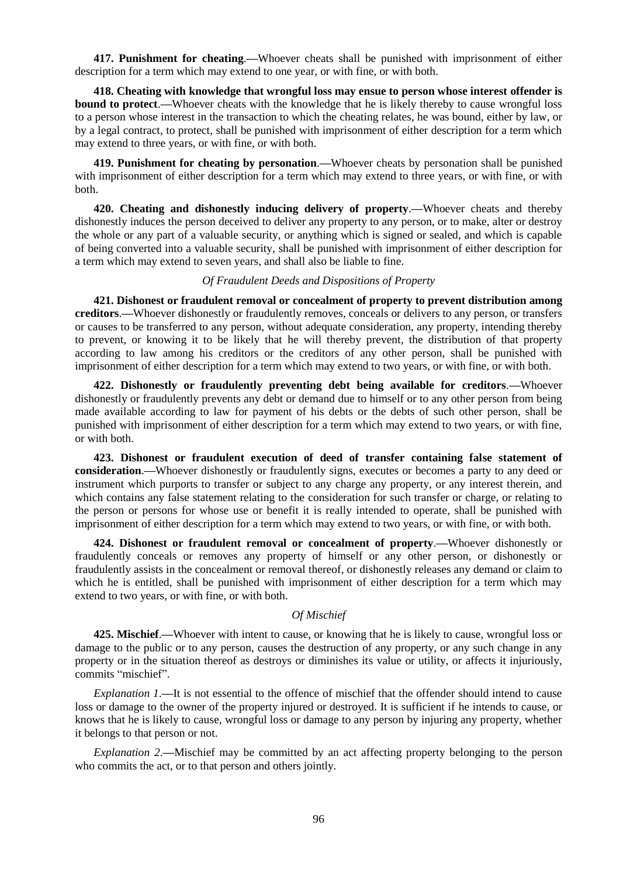**417. Punishment for cheating**.**—**Whoever cheats shall be punished with imprisonment of either description for a term which may extend to one year, or with fine, or with both.

**418. Cheating with knowledge that wrongful loss may ensue to person whose interest offender is bound to protect**.**—**Whoever cheats with the knowledge that he is likely thereby to cause wrongful loss to a person whose interest in the transaction to which the cheating relates, he was bound, either by law, or by a legal contract, to protect, shall be punished with imprisonment of either description for a term which may extend to three years, or with fine, or with both.

**419. Punishment for cheating by personation**.**—**Whoever cheats by personation shall be punished with imprisonment of either description for a term which may extend to three years, or with fine, or with both.

**420. Cheating and dishonestly inducing delivery of property**.**—**Whoever cheats and thereby dishonestly induces the person deceived to deliver any property to any person, or to make, alter or destroy the whole or any part of a valuable security, or anything which is signed or sealed, and which is capable of being converted into a valuable security, shall be punished with imprisonment of either description for a term which may extend to seven years, and shall also be liable to fine.

*Of Fraudulent Deeds and Dispositions of Property*

**421. Dishonest or fraudulent removal or concealment of property to prevent distribution among creditors**.**—**Whoever dishonestly or fraudulently removes, conceals or delivers to any person, or transfers or causes to be transferred to any person, without adequate consideration, any property, intending thereby to prevent, or knowing it to be likely that he will thereby prevent, the distribution of that property according to law among his creditors or the creditors of any other person, shall be punished with imprisonment of either description for a term which may extend to two years, or with fine, or with both.

**422. Dishonestly or fraudulently preventing debt being available for creditors**.**—**Whoever dishonestly or fraudulently prevents any debt or demand due to himself or to any other person from being made available according to law for payment of his debts or the debts of such other person, shall be punished with imprisonment of either description for a term which may extend to two years, or with fine, or with both.

**423. Dishonest or fraudulent execution of deed of transfer containing false statement of consideration**.**—**Whoever dishonestly or fraudulently signs, executes or becomes a party to any deed or instrument which purports to transfer or subject to any charge any property, or any interest therein, and which contains any false statement relating to the consideration for such transfer or charge, or relating to the person or persons for whose use or benefit it is really intended to operate, shall be punished with imprisonment of either description for a term which may extend to two years, or with fine, or with both.

**424. Dishonest or fraudulent removal or concealment of property**.**—**Whoever dishonestly or fraudulently conceals or removes any property of himself or any other person, or dishonestly or fraudulently assists in the concealment or removal thereof, or dishonestly releases any demand or claim to which he is entitled, shall be punished with imprisonment of either description for a term which may extend to two years, or with fine, or with both.

*Of Mischief*

**425. Mischief**.**—**Whoever with intent to cause, or knowing that he is likely to cause, wrongful loss or damage to the public or to any person, causes the destruction of any property, or any such change in any property or in the situation thereof as destroys or diminishes its value or utility, or affects it injuriously, commits "mischief".

*Explanation 1*.**—**It is not essential to the offence of mischief that the offender should intend to cause loss or damage to the owner of the property injured or destroyed. It is sufficient if he intends to cause, or knows that he is likely to cause, wrongful loss or damage to any person by injuring any property, whether it belongs to that person or not.

*Explanation 2*.**—**Mischief may be committed by an act affecting property belonging to the person who commits the act, or to that person and others jointly.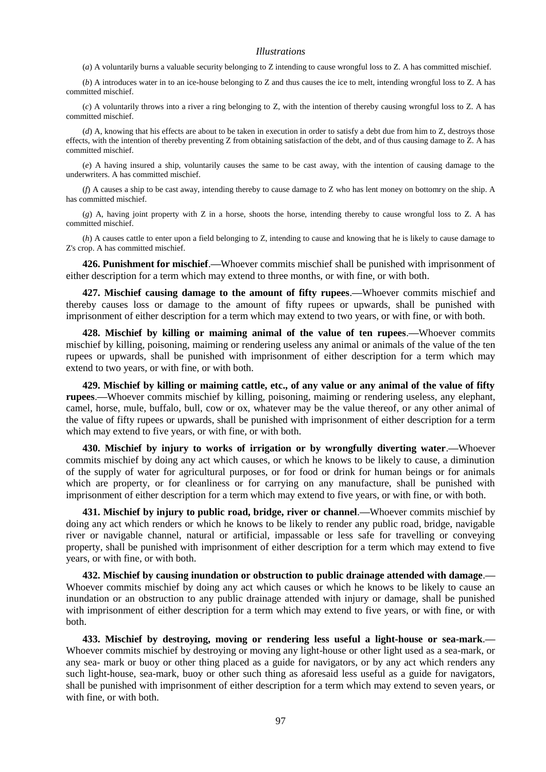*Illustrations*

(*a*) A voluntarily burns a valuable security belonging to Z intending to cause wrongful loss to Z. A has committed mischief.

(*b*) A introduces water in to an ice-house belonging to Z and thus causes the ice to melt, intending wrongful loss to Z. A has committed mischief.

(*c*) A voluntarily throws into a river a ring belonging to Z, with the intention of thereby causing wrongful loss to Z. A has committed mischief.

(*d*) A, knowing that his effects are about to be taken in execution in order to satisfy a debt due from him to Z, destroys those effects, with the intention of thereby preventing Z from obtaining satisfaction of the debt, and of thus causing damage to Z. A has committed mischief.

(*e*) A having insured a ship, voluntarily causes the same to be cast away, with the intention of causing damage to the underwriters. A has committed mischief.

(*f*) A causes a ship to be cast away, intending thereby to cause damage to Z who has lent money on bottomry on the ship. A has committed mischief.

(*g*) A, having joint property with Z in a horse, shoots the horse, intending thereby to cause wrongful loss to Z. A has committed mischief.

(*h*) A causes cattle to enter upon a field belonging to Z, intending to cause and knowing that he is likely to cause damage to Z's crop. A has committed mischief.

**426. Punishment for mischief**.**—**Whoever commits mischief shall be punished with imprisonment of either description for a term which may extend to three months, or with fine, or with both.

**427. Mischief causing damage to the amount of fifty rupees**.**—**Whoever commits mischief and thereby causes loss or damage to the amount of fifty rupees or upwards, shall be punished with imprisonment of either description for a term which may extend to two years, or with fine, or with both.

**428. Mischief by killing or maiming animal of the value of ten rupees**.**—**Whoever commits mischief by killing, poisoning, maiming or rendering useless any animal or animals of the value of the ten rupees or upwards, shall be punished with imprisonment of either description for a term which may extend to two years, or with fine, or with both.

**429. Mischief by killing or maiming cattle, etc., of any value or any animal of the value of fifty rupees**.**—**Whoever commits mischief by killing, poisoning, maiming or rendering useless, any elephant, camel, horse, mule, buffalo, bull, cow or ox, whatever may be the value thereof, or any other animal of the value of fifty rupees or upwards, shall be punished with imprisonment of either description for a term which may extend to five years, or with fine, or with both.

**430. Mischief by injury to works of irrigation or by wrongfully diverting water**.**—**Whoever commits mischief by doing any act which causes, or which he knows to be likely to cause, a diminution of the supply of water for agricultural purposes, or for food or drink for human beings or for animals which are property, or for cleanliness or for carrying on any manufacture, shall be punished with imprisonment of either description for a term which may extend to five years, or with fine, or with both.

**431. Mischief by injury to public road, bridge, river or channel**.**—**Whoever commits mischief by doing any act which renders or which he knows to be likely to render any public road, bridge, navigable river or navigable channel, natural or artificial, impassable or less safe for travelling or conveying property, shall be punished with imprisonment of either description for a term which may extend to five years, or with fine, or with both.

**432. Mischief by causing inundation or obstruction to public drainage attended with damage**.**—** Whoever commits mischief by doing any act which causes or which he knows to be likely to cause an inundation or an obstruction to any public drainage attended with injury or damage, shall be punished with imprisonment of either description for a term which may extend to five years, or with fine, or with both.

**433. Mischief by destroying, moving or rendering less useful a light-house or sea-mark**.**—** Whoever commits mischief by destroying or moving any light-house or other light used as a sea-mark, or any sea- mark or buoy or other thing placed as a guide for navigators, or by any act which renders any such light-house, sea-mark, buoy or other such thing as aforesaid less useful as a guide for navigators, shall be punished with imprisonment of either description for a term which may extend to seven years, or with fine, or with both.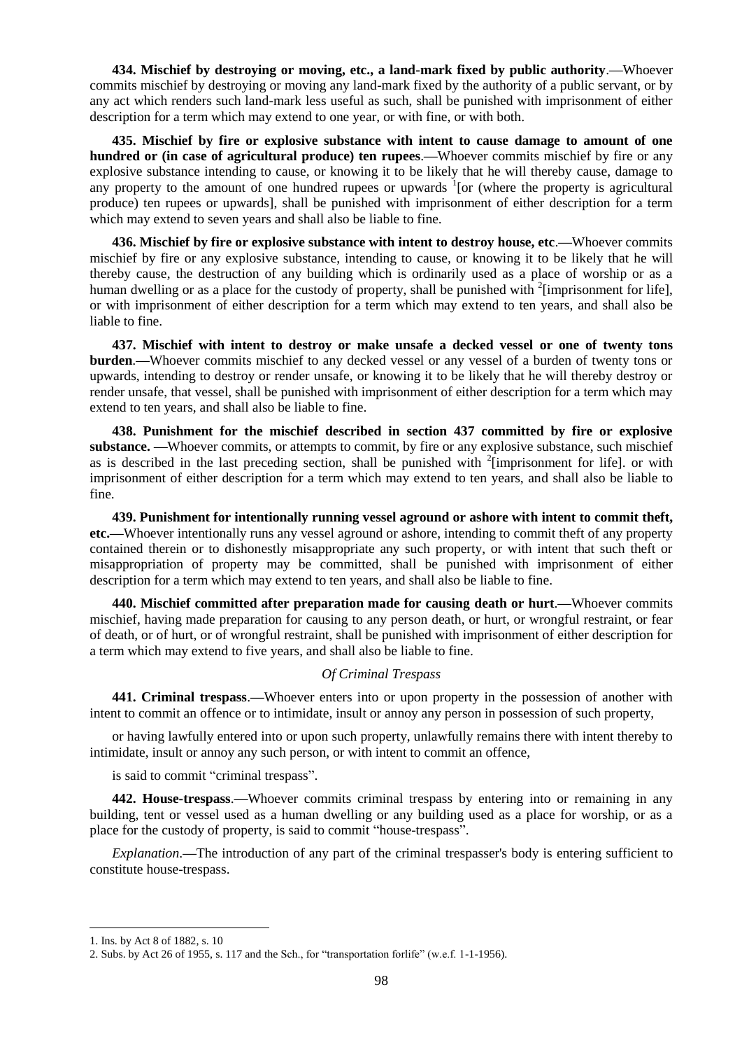**434. Mischief by destroying or moving, etc., a land-mark fixed by public authority**.**—**Whoever commits mischief by destroying or moving any land-mark fixed by the authority of a public servant, or by any act which renders such land-mark less useful as such, shall be punished with imprisonment of either description for a term which may extend to one year, or with fine, or with both.

**435. Mischief by fire or explosive substance with intent to cause damage to amount of one hundred or (in case of agricultural produce) ten rupees**.**—**Whoever commits mischief by fire or any explosive substance intending to cause, or knowing it to be likely that he will thereby cause, damage to any property to the amount of one hundred rupees or upwards [1][or (where the property is agricultural produce) ten rupees or upwards], shall be punished with imprisonment of either description for a term which may extend to seven years and shall also be liable to fine.

**436. Mischief by fire or explosive substance with intent to destroy house, etc**.**—**Whoever commits mischief by fire or any explosive substance, intending to cause, or knowing it to be likely that he will thereby cause, the destruction of any building which is ordinarily used as a place of worship or as a human dwelling or as a place for the custody of property, shall be punished with [2][imprisonment for life], or with imprisonment of either description for a term which may extend to ten years, and shall also be liable to fine.

**437. Mischief with intent to destroy or make unsafe a decked vessel or one of twenty tons burden**.**—**Whoever commits mischief to any decked vessel or any vessel of a burden of twenty tons or upwards, intending to destroy or render unsafe, or knowing it to be likely that he will thereby destroy or render unsafe, that vessel, shall be punished with imprisonment of either description for a term which may extend to ten years, and shall also be liable to fine.

**438. Punishment for the mischief described in section 437 committed by fire or explosive substance. —**Whoever commits, or attempts to commit, by fire or any explosive substance, such mischief as is described in the last preceding section, shall be punished with [2][imprisonment for life]. or with imprisonment of either description for a term which may extend to ten years, and shall also be liable to fine.

**439. Punishment for intentionally running vessel aground or ashore with intent to commit theft, etc.—**Whoever intentionally runs any vessel aground or ashore, intending to commit theft of any property contained therein or to dishonestly misappropriate any such property, or with intent that such theft or misappropriation of property may be committed, shall be punished with imprisonment of either description for a term which may extend to ten years, and shall also be liable to fine.

**440. Mischief committed after preparation made for causing death or hurt**.**—**Whoever commits mischief, having made preparation for causing to any person death, or hurt, or wrongful restraint, or fear of death, or of hurt, or of wrongful restraint, shall be punished with imprisonment of either description for a term which may extend to five years, and shall also be liable to fine.

*Of Criminal Trespass*

**441. Criminal trespass**.**—**Whoever enters into or upon property in the possession of another with intent to commit an offence or to intimidate, insult or annoy any person in possession of such property,

or having lawfully entered into or upon such property, unlawfully remains there with intent thereby to intimidate, insult or annoy any such person, or with intent to commit an offence,

is said to commit "criminal trespass".

**442. House-trespass**.**—**Whoever commits criminal trespass by entering into or remaining in any building, tent or vessel used as a human dwelling or any building used as a place for worship, or as a place for the custody of property, is said to commit "house-trespass".

*Explanation*.**—**The introduction of any part of the criminal trespasser's body is entering sufficient to constitute house-trespass.

---

1. Ins. by Act 8 of 1882, s. 10
2. Subs. by Act 26 of 1955, s. 117 and the Sch., for "transportation forlife" (w.e.f. 1-1-1956).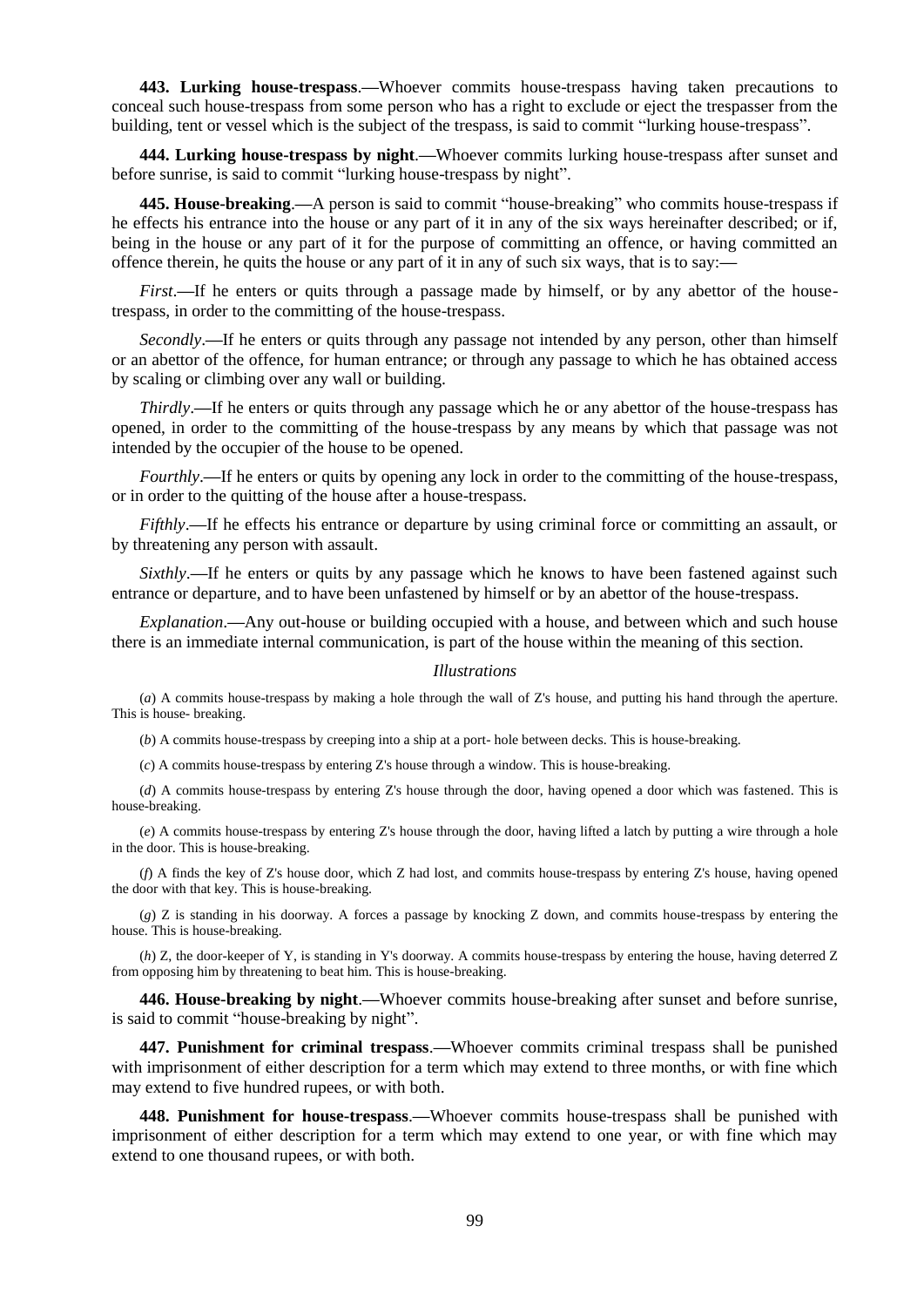**443. Lurking house-trespass**.—Whoever commits house-trespass having taken precautions to conceal such house-trespass from some person who has a right to exclude or eject the trespasser from the building, tent or vessel which is the subject of the trespass, is said to commit "lurking house-trespass".

**444. Lurking house-trespass by night**.—Whoever commits lurking house-trespass after sunset and before sunrise, is said to commit "lurking house-trespass by night".

**445. House-breaking**.—A person is said to commit "house-breaking" who commits house-trespass if he effects his entrance into the house or any part of it in any of the six ways hereinafter described; or if, being in the house or any part of it for the purpose of committing an offence, or having committed an offence therein, he quits the house or any part of it in any of such six ways, that is to say:—

*First*.—If he enters or quits through a passage made by himself, or by any abettor of the house-trespass, in order to the committing of the house-trespass.

*Secondly*.—If he enters or quits through any passage not intended by any person, other than himself or an abettor of the offence, for human entrance; or through any passage to which he has obtained access by scaling or climbing over any wall or building.

*Thirdly*.—If he enters or quits through any passage which he or any abettor of the house-trespass has opened, in order to the committing of the house-trespass by any means by which that passage was not intended by the occupier of the house to be opened.

*Fourthly*.—If he enters or quits by opening any lock in order to the committing of the house-trespass, or in order to the quitting of the house after a house-trespass.

*Fifthly*.—If he effects his entrance or departure by using criminal force or committing an assault, or by threatening any person with assault.

*Sixthly*.—If he enters or quits by any passage which he knows to have been fastened against such entrance or departure, and to have been unfastened by himself or by an abettor of the house-trespass.

*Explanation*.—Any out-house or building occupied with a house, and between which and such house there is an immediate internal communication, is part of the house within the meaning of this section.

*Illustrations*

(*a*) A commits house-trespass by making a hole through the wall of Z's house, and putting his hand through the aperture. This is house- breaking.

(*b*) A commits house-trespass by creeping into a ship at a port- hole between decks. This is house-breaking.

(*c*) A commits house-trespass by entering Z's house through a window. This is house-breaking.

(*d*) A commits house-trespass by entering Z's house through the door, having opened a door which was fastened. This is house-breaking.

(*e*) A commits house-trespass by entering Z's house through the door, having lifted a latch by putting a wire through a hole in the door. This is house-breaking.

(*f*) A finds the key of Z's house door, which Z had lost, and commits house-trespass by entering Z's house, having opened the door with that key. This is house-breaking.

(*g*) Z is standing in his doorway. A forces a passage by knocking Z down, and commits house-trespass by entering the house. This is house-breaking.

(*h*) Z, the door-keeper of Y, is standing in Y's doorway. A commits house-trespass by entering the house, having deterred Z from opposing him by threatening to beat him. This is house-breaking.

**446. House-breaking by night**.—Whoever commits house-breaking after sunset and before sunrise, is said to commit "house-breaking by night".

**447. Punishment for criminal trespass**.—Whoever commits criminal trespass shall be punished with imprisonment of either description for a term which may extend to three months, or with fine which may extend to five hundred rupees, or with both.

**448. Punishment for house-trespass**.—Whoever commits house-trespass shall be punished with imprisonment of either description for a term which may extend to one year, or with fine which may extend to one thousand rupees, or with both.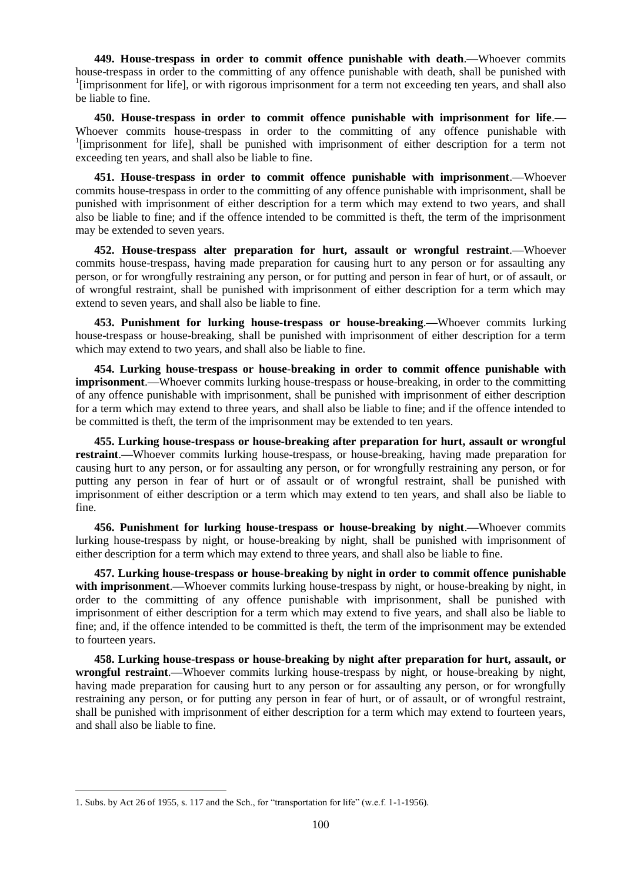**449. House-trespass in order to commit offence punishable with death**.—Whoever commits house-trespass in order to the committing of any offence punishable with death, shall be punished with [1][imprisonment for life], or with rigorous imprisonment for a term not exceeding ten years, and shall also be liable to fine.

**450. House-trespass in order to commit offence punishable with imprisonment for life**.—Whoever commits house-trespass in order to the committing of any offence punishable with [1][imprisonment for life], shall be punished with imprisonment of either description for a term not exceeding ten years, and shall also be liable to fine.

**451. House-trespass in order to commit offence punishable with imprisonment**.—Whoever commits house-trespass in order to the committing of any offence punishable with imprisonment, shall be punished with imprisonment of either description for a term which may extend to two years, and shall also be liable to fine; and if the offence intended to be committed is theft, the term of the imprisonment may be extended to seven years.

**452. House-trespass alter preparation for hurt, assault or wrongful restraint**.—Whoever commits house-trespass, having made preparation for causing hurt to any person or for assaulting any person, or for wrongfully restraining any person, or for putting and person in fear of hurt, or of assault, or of wrongful restraint, shall be punished with imprisonment of either description for a term which may extend to seven years, and shall also be liable to fine.

**453. Punishment for lurking house-trespass or house-breaking**.—Whoever commits lurking house-trespass or house-breaking, shall be punished with imprisonment of either description for a term which may extend to two years, and shall also be liable to fine.

**454. Lurking house-trespass or house-breaking in order to commit offence punishable with imprisonment**.—Whoever commits lurking house-trespass or house-breaking, in order to the committing of any offence punishable with imprisonment, shall be punished with imprisonment of either description for a term which may extend to three years, and shall also be liable to fine; and if the offence intended to be committed is theft, the term of the imprisonment may be extended to ten years.

**455. Lurking house-trespass or house-breaking after preparation for hurt, assault or wrongful restraint**.—Whoever commits lurking house-trespass, or house-breaking, having made preparation for causing hurt to any person, or for assaulting any person, or for wrongfully restraining any person, or for putting any person in fear of hurt or of assault or of wrongful restraint, shall be punished with imprisonment of either description or a term which may extend to ten years, and shall also be liable to fine.

**456. Punishment for lurking house-trespass or house-breaking by night**.—Whoever commits lurking house-trespass by night, or house-breaking by night, shall be punished with imprisonment of either description for a term which may extend to three years, and shall also be liable to fine.

**457. Lurking house-trespass or house-breaking by night in order to commit offence punishable with imprisonment**.—Whoever commits lurking house-trespass by night, or house-breaking by night, in order to the committing of any offence punishable with imprisonment, shall be punished with imprisonment of either description for a term which may extend to five years, and shall also be liable to fine; and, if the offence intended to be committed is theft, the term of the imprisonment may be extended to fourteen years.

**458. Lurking house-trespass or house-breaking by night after preparation for hurt, assault, or wrongful restraint**.—Whoever commits lurking house-trespass by night, or house-breaking by night, having made preparation for causing hurt to any person or for assaulting any person, or for wrongfully restraining any person, or for putting any person in fear of hurt, or of assault, or of wrongful restraint, shall be punished with imprisonment of either description for a term which may extend to fourteen years, and shall also be liable to fine.

---

1. Subs. by Act 26 of 1955, s. 117 and the Sch., for "transportation for life" (w.e.f. 1-1-1956).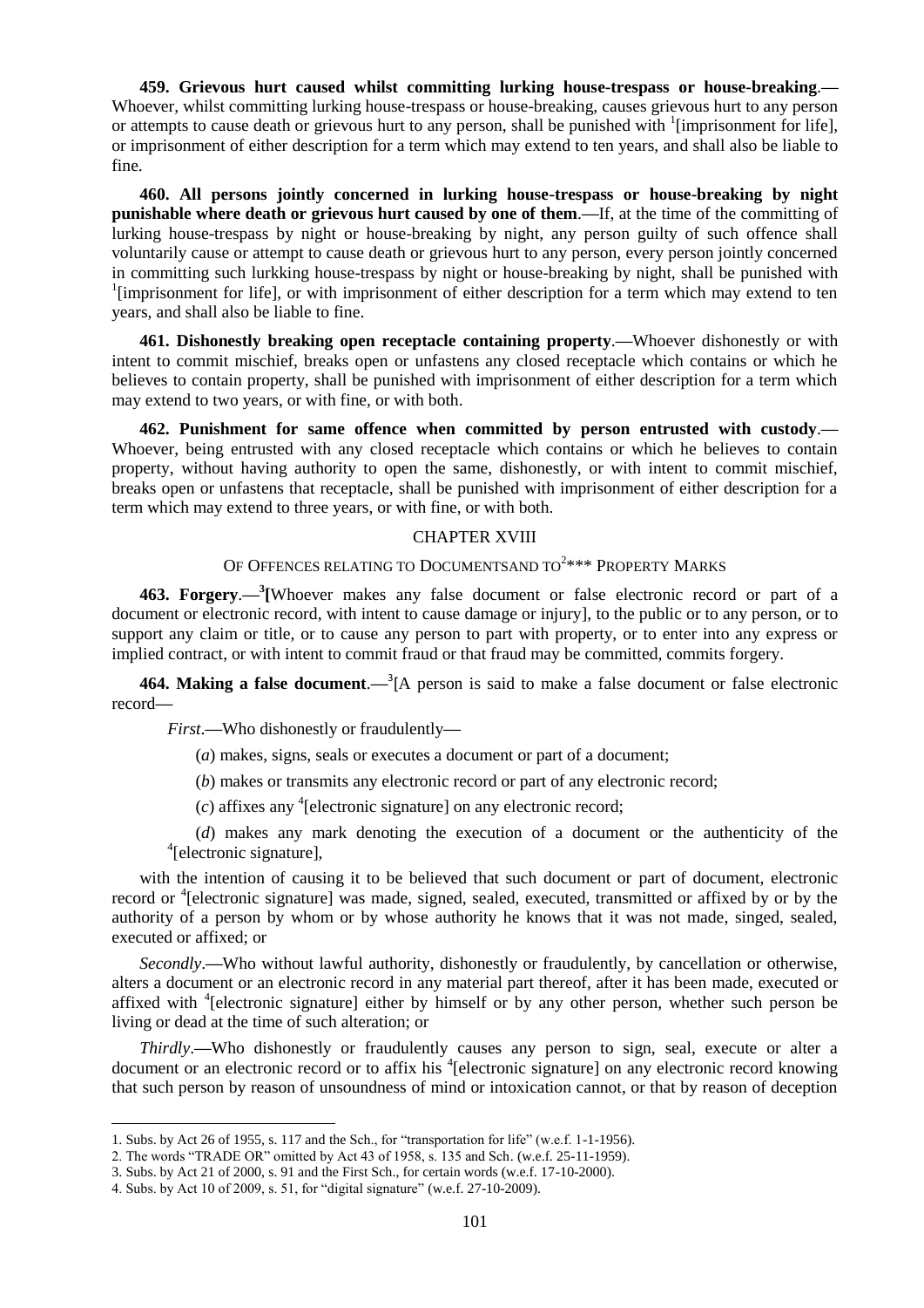**459. Grievous hurt caused whilst committing lurking house-trespass or house-breaking**.—Whoever, whilst committing lurking house-trespass or house-breaking, causes grievous hurt to any person or attempts to cause death or grievous hurt to any person, shall be punished with [1][imprisonment for life], or imprisonment of either description for a term which may extend to ten years, and shall also be liable to fine.

**460. All persons jointly concerned in lurking house-trespass or house-breaking by night punishable where death or grievous hurt caused by one of them**.—If, at the time of the committing of lurking house-trespass by night or house-breaking by night, any person guilty of such offence shall voluntarily cause or attempt to cause death or grievous hurt to any person, every person jointly concerned in committing such lurkking house-trespass by night or house-breaking by night, shall be punished with [1][imprisonment for life], or with imprisonment of either description for a term which may extend to ten years, and shall also be liable to fine.

**461. Dishonestly breaking open receptacle containing property**.—Whoever dishonestly or with intent to commit mischief, breaks open or unfastens any closed receptacle which contains or which he believes to contain property, shall be punished with imprisonment of either description for a term which may extend to two years, or with fine, or with both.

**462. Punishment for same offence when committed by person entrusted with custody**.—Whoever, being entrusted with any closed receptacle which contains or which he believes to contain property, without having authority to open the same, dishonestly, or with intent to commit mischief, breaks open or unfastens that receptacle, shall be punished with imprisonment of either description for a term which may extend to three years, or with fine, or with both.

## CHAPTER XVIII

### OF OFFENCES RELATING TO DOCUMENTSAND TO[2]*** PROPERTY MARKS

**463. Forgery**.—[3][Whoever makes any false document or false electronic record or part of a document or electronic record, with intent to cause damage or injury], to the public or to any person, or to support any claim or title, or to cause any person to part with property, or to enter into any express or implied contract, or with intent to commit fraud or that fraud may be committed, commits forgery.

**464. Making a false document**.—[3][A person is said to make a false document or false electronic record—

*First*.—Who dishonestly or fraudulently—

(*a*) makes, signs, seals or executes a document or part of a document;

(*b*) makes or transmits any electronic record or part of any electronic record;

(*c*) affixes any [4][electronic signature] on any electronic record;

(*d*) makes any mark denoting the execution of a document or the authenticity of the [4][electronic signature],

with the intention of causing it to be believed that such document or part of document, electronic record or [4][electronic signature] was made, signed, sealed, executed, transmitted or affixed by or by the authority of a person by whom or by whose authority he knows that it was not made, singed, sealed, executed or affixed; or

*Secondly*.—Who without lawful authority, dishonestly or fraudulently, by cancellation or otherwise, alters a document or an electronic record in any material part thereof, after it has been made, executed or affixed with [4][electronic signature] either by himself or by any other person, whether such person be living or dead at the time of such alteration; or

*Thirdly*.—Who dishonestly or fraudulently causes any person to sign, seal, execute or alter a document or an electronic record or to affix his [4][electronic signature] on any electronic record knowing that such person by reason of unsoundness of mind or intoxication cannot, or that by reason of deception

---

1. Subs. by Act 26 of 1955, s. 117 and the Sch., for "transportation for life" (w.e.f. 1-1-1956).
2. The words "TRADE OR" omitted by Act 43 of 1958, s. 135 and Sch. (w.e.f. 25-11-1959).
3. Subs. by Act 21 of 2000, s. 91 and the First Sch., for certain words (w.e.f. 17-10-2000).
4. Subs. by Act 10 of 2009, s. 51, for "digital signature" (w.e.f. 27-10-2009).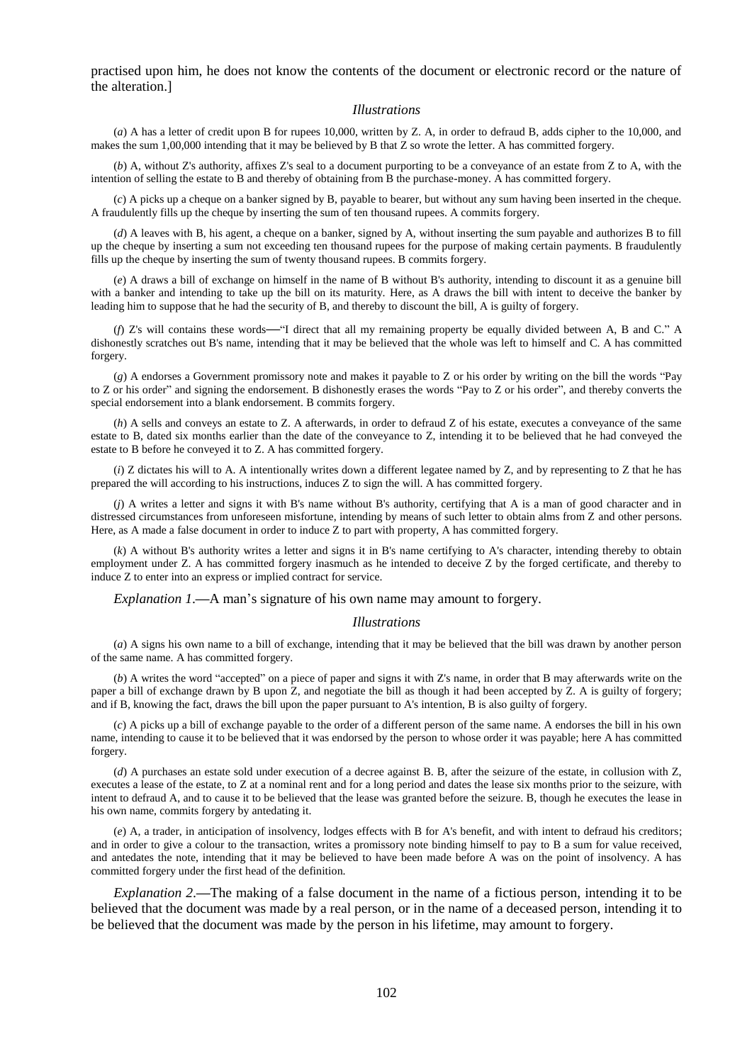practised upon him, he does not know the contents of the document or electronic record or the nature of the alteration.]

*Illustrations*

(*a*) A has a letter of credit upon B for rupees 10,000, written by Z. A, in order to defraud B, adds cipher to the 10,000, and makes the sum 1,00,000 intending that it may be believed by B that Z so wrote the letter. A has committed forgery.

(*b*) A, without Z's authority, affixes Z's seal to a document purporting to be a conveyance of an estate from Z to A, with the intention of selling the estate to B and thereby of obtaining from B the purchase-money. A has committed forgery.

(*c*) A picks up a cheque on a banker signed by B, payable to bearer, but without any sum having been inserted in the cheque. A fraudulently fills up the cheque by inserting the sum of ten thousand rupees. A commits forgery.

(*d*) A leaves with B, his agent, a cheque on a banker, signed by A, without inserting the sum payable and authorizes B to fill up the cheque by inserting a sum not exceeding ten thousand rupees for the purpose of making certain payments. B fraudulently fills up the cheque by inserting the sum of twenty thousand rupees. B commits forgery.

(*e*) A draws a bill of exchange on himself in the name of B without B's authority, intending to discount it as a genuine bill with a banker and intending to take up the bill on its maturity. Here, as A draws the bill with intent to deceive the banker by leading him to suppose that he had the security of B, and thereby to discount the bill, A is guilty of forgery.

(*f*) Z's will contains these words—"I direct that all my remaining property be equally divided between A, B and C." A dishonestly scratches out B's name, intending that it may be believed that the whole was left to himself and C. A has committed forgery.

(*g*) A endorses a Government promissory note and makes it payable to Z or his order by writing on the bill the words "Pay to Z or his order" and signing the endorsement. B dishonestly erases the words "Pay to Z or his order", and thereby converts the special endorsement into a blank endorsement. B commits forgery.

(*h*) A sells and conveys an estate to Z. A afterwards, in order to defraud Z of his estate, executes a conveyance of the same estate to B, dated six months earlier than the date of the conveyance to Z, intending it to be believed that he had conveyed the estate to B before he conveyed it to Z. A has committed forgery.

(*i*) Z dictates his will to A. A intentionally writes down a different legatee named by Z, and by representing to Z that he has prepared the will according to his instructions, induces Z to sign the will. A has committed forgery.

(*j*) A writes a letter and signs it with B's name without B's authority, certifying that A is a man of good character and in distressed circumstances from unforeseen misfortune, intending by means of such letter to obtain alms from Z and other persons. Here, as A made a false document in order to induce Z to part with property, A has committed forgery.

(*k*) A without B's authority writes a letter and signs it in B's name certifying to A's character, intending thereby to obtain employment under Z. A has committed forgery inasmuch as he intended to deceive Z by the forged certificate, and thereby to induce Z to enter into an express or implied contract for service.

*Explanation 1*.—A man's signature of his own name may amount to forgery.

*Illustrations*

(*a*) A signs his own name to a bill of exchange, intending that it may be believed that the bill was drawn by another person of the same name. A has committed forgery.

(*b*) A writes the word "accepted" on a piece of paper and signs it with Z's name, in order that B may afterwards write on the paper a bill of exchange drawn by B upon Z, and negotiate the bill as though it had been accepted by Z. A is guilty of forgery; and if B, knowing the fact, draws the bill upon the paper pursuant to A's intention, B is also guilty of forgery.

(*c*) A picks up a bill of exchange payable to the order of a different person of the same name. A endorses the bill in his own name, intending to cause it to be believed that it was endorsed by the person to whose order it was payable; here A has committed forgery.

(*d*) A purchases an estate sold under execution of a decree against B. B, after the seizure of the estate, in collusion with Z, executes a lease of the estate, to Z at a nominal rent and for a long period and dates the lease six months prior to the seizure, with intent to defraud A, and to cause it to be believed that the lease was granted before the seizure. B, though he executes the lease in his own name, commits forgery by antedating it.

(*e*) A, a trader, in anticipation of insolvency, lodges effects with B for A's benefit, and with intent to defraud his creditors; and in order to give a colour to the transaction, writes a promissory note binding himself to pay to B a sum for value received, and antedates the note, intending that it may be believed to have been made before A was on the point of insolvency. A has committed forgery under the first head of the definition.

*Explanation 2*.—The making of a false document in the name of a fictious person, intending it to be believed that the document was made by a real person, or in the name of a deceased person, intending it to be believed that the document was made by the person in his lifetime, may amount to forgery.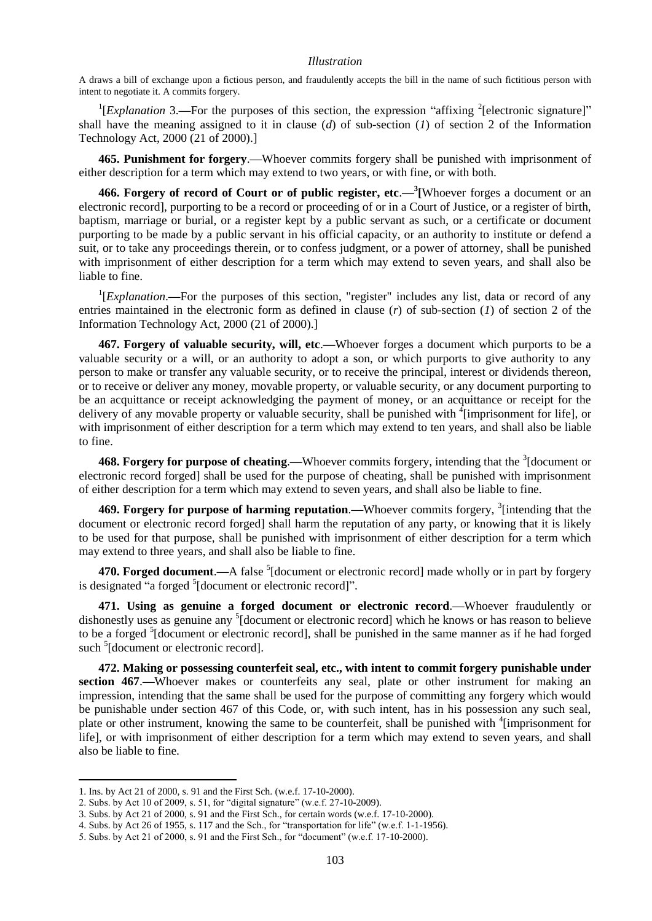*Illustration*

A draws a bill of exchange upon a fictious person, and fraudulently accepts the bill in the name of such fictitious person with intent to negotiate it. A commits forgery.

[1][*Explanation* 3.—For the purposes of this section, the expression "affixing [2][electronic signature]" shall have the meaning assigned to it in clause (*d*) of sub-section (*1*) of section 2 of the Information Technology Act, 2000 (21 of 2000).]

**465. Punishment for forgery**.—Whoever commits forgery shall be punished with imprisonment of either description for a term which may extend to two years, or with fine, or with both.

**466. Forgery of record of Court or of public register, etc**.—[3][Whoever forges a document or an electronic record], purporting to be a record or proceeding of or in a Court of Justice, or a register of birth, baptism, marriage or burial, or a register kept by a public servant as such, or a certificate or document purporting to be made by a public servant in his official capacity, or an authority to institute or defend a suit, or to take any proceedings therein, or to confess judgment, or a power of attorney, shall be punished with imprisonment of either description for a term which may extend to seven years, and shall also be liable to fine.

[1][*Explanation*.—For the purposes of this section, "register" includes any list, data or record of any entries maintained in the electronic form as defined in clause (*r*) of sub-section (*1*) of section 2 of the Information Technology Act, 2000 (21 of 2000).]

**467. Forgery of valuable security, will, etc**.—Whoever forges a document which purports to be a valuable security or a will, or an authority to adopt a son, or which purports to give authority to any person to make or transfer any valuable security, or to receive the principal, interest or dividends thereon, or to receive or deliver any money, movable property, or valuable security, or any document purporting to be an acquittance or receipt acknowledging the payment of money, or an acquittance or receipt for the delivery of any movable property or valuable security, shall be punished with [4][imprisonment for life], or with imprisonment of either description for a term which may extend to ten years, and shall also be liable to fine.

**468. Forgery for purpose of cheating**.—Whoever commits forgery, intending that the [3][document or electronic record forged] shall be used for the purpose of cheating, shall be punished with imprisonment of either description for a term which may extend to seven years, and shall also be liable to fine.

**469. Forgery for purpose of harming reputation**.—Whoever commits forgery, [3][intending that the document or electronic record forged] shall harm the reputation of any party, or knowing that it is likely to be used for that purpose, shall be punished with imprisonment of either description for a term which may extend to three years, and shall also be liable to fine.

**470. Forged document**.—A false [5][document or electronic record] made wholly or in part by forgery is designated "a forged [5][document or electronic record]".

**471. Using as genuine a forged document or electronic record**.—Whoever fraudulently or dishonestly uses as genuine any [5][document or electronic record] which he knows or has reason to believe to be a forged [5][document or electronic record], shall be punished in the same manner as if he had forged such [5][document or electronic record].

**472. Making or possessing counterfeit seal, etc., with intent to commit forgery punishable under section 467**.—Whoever makes or counterfeits any seal, plate or other instrument for making an impression, intending that the same shall be used for the purpose of committing any forgery which would be punishable under section 467 of this Code, or, with such intent, has in his possession any such seal, plate or other instrument, knowing the same to be counterfeit, shall be punished with [4][imprisonment for life], or with imprisonment of either description for a term which may extend to seven years, and shall also be liable to fine.

---

1. Ins. by Act 21 of 2000, s. 91 and the First Sch. (w.e.f. 17-10-2000).
2. Subs. by Act 10 of 2009, s. 51, for "digital signature" (w.e.f. 27-10-2009).
3. Subs. by Act 21 of 2000, s. 91 and the First Sch., for certain words (w.e.f. 17-10-2000).
4. Subs. by Act 26 of 1955, s. 117 and the Sch., for "transportation for life" (w.e.f. 1-1-1956).
5. Subs. by Act 21 of 2000, s. 91 and the First Sch., for "document" (w.e.f. 17-10-2000).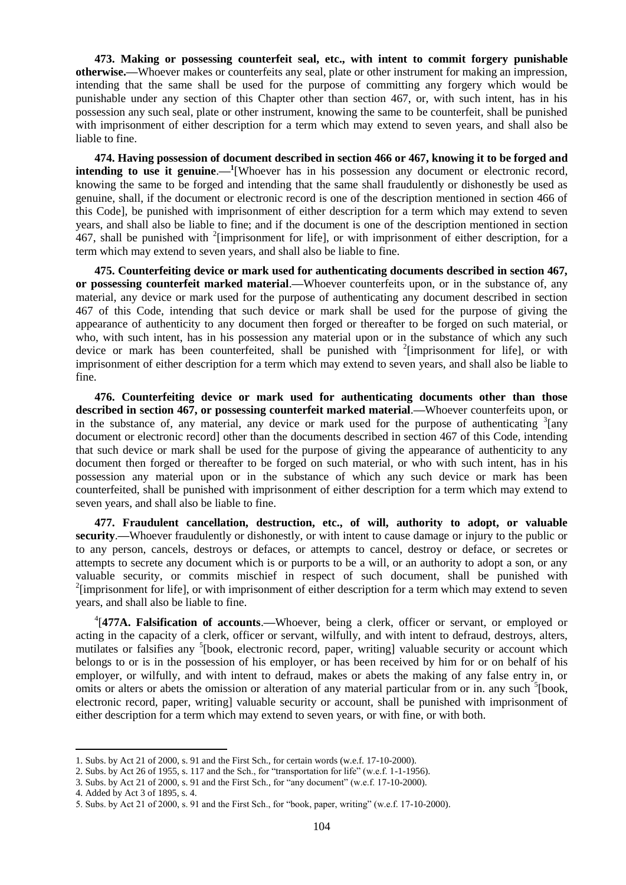**473. Making or possessing counterfeit seal, etc., with intent to commit forgery punishable otherwise.—**Whoever makes or counterfeits any seal, plate or other instrument for making an impression, intending that the same shall be used for the purpose of committing any forgery which would be punishable under any section of this Chapter other than section 467, or, with such intent, has in his possession any such seal, plate or other instrument, knowing the same to be counterfeit, shall be punished with imprisonment of either description for a term which may extend to seven years, and shall also be liable to fine.

**474. Having possession of document described in section 466 or 467, knowing it to be forged and intending to use it genuine.—**[1][Whoever has in his possession any document or electronic record, knowing the same to be forged and intending that the same shall fraudulently or dishonestly be used as genuine, shall, if the document or electronic record is one of the description mentioned in section 466 of this Code], be punished with imprisonment of either description for a term which may extend to seven years, and shall also be liable to fine; and if the document is one of the description mentioned in section 467, shall be punished with [2][imprisonment for life], or with imprisonment of either description, for a term which may extend to seven years, and shall also be liable to fine.

**475. Counterfeiting device or mark used for authenticating documents described in section 467, or possessing counterfeit marked material.—**Whoever counterfeits upon, or in the substance of, any material, any device or mark used for the purpose of authenticating any document described in section 467 of this Code, intending that such device or mark shall be used for the purpose of giving the appearance of authenticity to any document then forged or thereafter to be forged on such material, or who, with such intent, has in his possession any material upon or in the substance of which any such device or mark has been counterfeited, shall be punished with [2][imprisonment for life], or with imprisonment of either description for a term which may extend to seven years, and shall also be liable to fine.

**476. Counterfeiting device or mark used for authenticating documents other than those described in section 467, or possessing counterfeit marked material.—**Whoever counterfeits upon, or in the substance of, any material, any device or mark used for the purpose of authenticating [3][any document or electronic record] other than the documents described in section 467 of this Code, intending that such device or mark shall be used for the purpose of giving the appearance of authenticity to any document then forged or thereafter to be forged on such material, or who with such intent, has in his possession any material upon or in the substance of which any such device or mark has been counterfeited, shall be punished with imprisonment of either description for a term which may extend to seven years, and shall also be liable to fine.

**477. Fraudulent cancellation, destruction, etc., of will, authority to adopt, or valuable security.—**Whoever fraudulently or dishonestly, or with intent to cause damage or injury to the public or to any person, cancels, destroys or defaces, or attempts to cancel, destroy or deface, or secretes or attempts to secrete any document which is or purports to be a will, or an authority to adopt a son, or any valuable security, or commits mischief in respect of such document, shall be punished with [2][imprisonment for life], or with imprisonment of either description for a term which may extend to seven years, and shall also be liable to fine.

[4][**477A. Falsification of accounts.—**Whoever, being a clerk, officer or servant, or employed or acting in the capacity of a clerk, officer or servant, wilfully, and with intent to defraud, destroys, alters, mutilates or falsifies any [5][book, electronic record, paper, writing] valuable security or account which belongs to or is in the possession of his employer, or has been received by him for or on behalf of his employer, or wilfully, and with intent to defraud, makes or abets the making of any false entry in, or omits or alters or abets the omission or alteration of any material particular from or in. any such [5][book, electronic record, paper, writing] valuable security or account, shall be punished with imprisonment of either description for a term which may extend to seven years, or with fine, or with both.

---

1. Subs. by Act 21 of 2000, s. 91 and the First Sch., for certain words (w.e.f. 17-10-2000).
2. Subs. by Act 26 of 1955, s. 117 and the Sch., for "transportation for life" (w.e.f. 1-1-1956).
3. Subs. by Act 21 of 2000, s. 91 and the First Sch., for "any document" (w.e.f. 17-10-2000).
4. Added by Act 3 of 1895, s. 4.
5. Subs. by Act 21 of 2000, s. 91 and the First Sch., for "book, paper, writing" (w.e.f. 17-10-2000).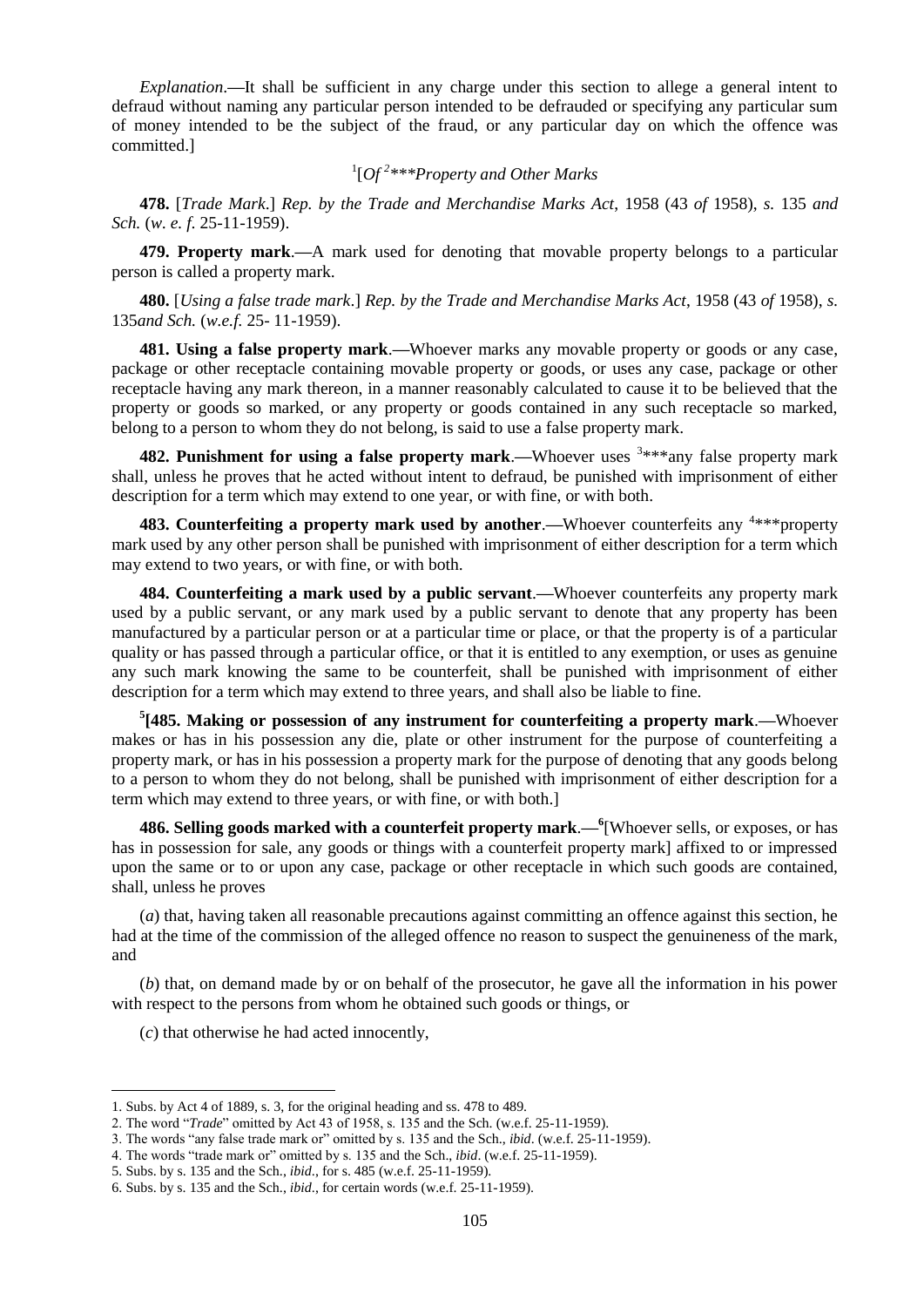*Explanation*.—It shall be sufficient in any charge under this section to allege a general intent to defraud without naming any particular person intended to be defrauded or specifying any particular sum of money intended to be the subject of the fraud, or any particular day on which the offence was committed.]

[1][*Of* [2]\*\*\**Property and Other Marks*

**478.** [*Trade Mark*.] *Rep. by the Trade and Merchandise Marks Act*, 1958 (43 *of* 1958), *s.* 135 *and Sch.* (*w. e. f.* 25-11-1959).

**479. Property mark**.—A mark used for denoting that movable property belongs to a particular person is called a property mark.

**480.** [*Using a false trade mark*.] *Rep. by the Trade and Merchandise Marks Act*, 1958 (43 *of* 1958), *s.* 135*and Sch.* (*w.e.f.* 25- 11-1959).

**481. Using a false property mark**.—Whoever marks any movable property or goods or any case, package or other receptacle containing movable property or goods, or uses any case, package or other receptacle having any mark thereon, in a manner reasonably calculated to cause it to be believed that the property or goods so marked, or any property or goods contained in any such receptacle so marked, belong to a person to whom they do not belong, is said to use a false property mark.

**482. Punishment for using a false property mark**.—Whoever uses [3]\*\*\*any false property mark shall, unless he proves that he acted without intent to defraud, be punished with imprisonment of either description for a term which may extend to one year, or with fine, or with both.

**483. Counterfeiting a property mark used by another**.—Whoever counterfeits any [4]\*\*\*property mark used by any other person shall be punished with imprisonment of either description for a term which may extend to two years, or with fine, or with both.

**484. Counterfeiting a mark used by a public servant**.—Whoever counterfeits any property mark used by a public servant, or any mark used by a public servant to denote that any property has been manufactured by a particular person or at a particular time or place, or that the property is of a particular quality or has passed through a particular office, or that it is entitled to any exemption, or uses as genuine any such mark knowing the same to be counterfeit, shall be punished with imprisonment of either description for a term which may extend to three years, and shall also be liable to fine.

[5]**[485. Making or possession of any instrument for counterfeiting a property mark**.—Whoever makes or has in his possession any die, plate or other instrument for the purpose of counterfeiting a property mark, or has in his possession a property mark for the purpose of denoting that any goods belong to a person to whom they do not belong, shall be punished with imprisonment of either description for a term which may extend to three years, or with fine, or with both.]

**486. Selling goods marked with a counterfeit property mark**.—[6][Whoever sells, or exposes, or has has in possession for sale, any goods or things with a counterfeit property mark] affixed to or impressed upon the same or to or upon any case, package or other receptacle in which such goods are contained, shall, unless he proves

(*a*) that, having taken all reasonable precautions against committing an offence against this section, he had at the time of the commission of the alleged offence no reason to suspect the genuineness of the mark, and

(*b*) that, on demand made by or on behalf of the prosecutor, he gave all the information in his power with respect to the persons from whom he obtained such goods or things, or

(*c*) that otherwise he had acted innocently,

---

1. Subs. by Act 4 of 1889, s. 3, for the original heading and ss. 478 to 489.
2. The word "*Trade*" omitted by Act 43 of 1958, s. 135 and the Sch. (w.e.f. 25-11-1959).
3. The words "any false trade mark or" omitted by s. 135 and the Sch., *ibid*. (w.e.f. 25-11-1959).
4. The words "trade mark or" omitted by s. 135 and the Sch., *ibid*. (w.e.f. 25-11-1959).
5. Subs. by s. 135 and the Sch., *ibid*., for s. 485 (w.e.f. 25-11-1959).
6. Subs. by s. 135 and the Sch., *ibid*., for certain words (w.e.f. 25-11-1959).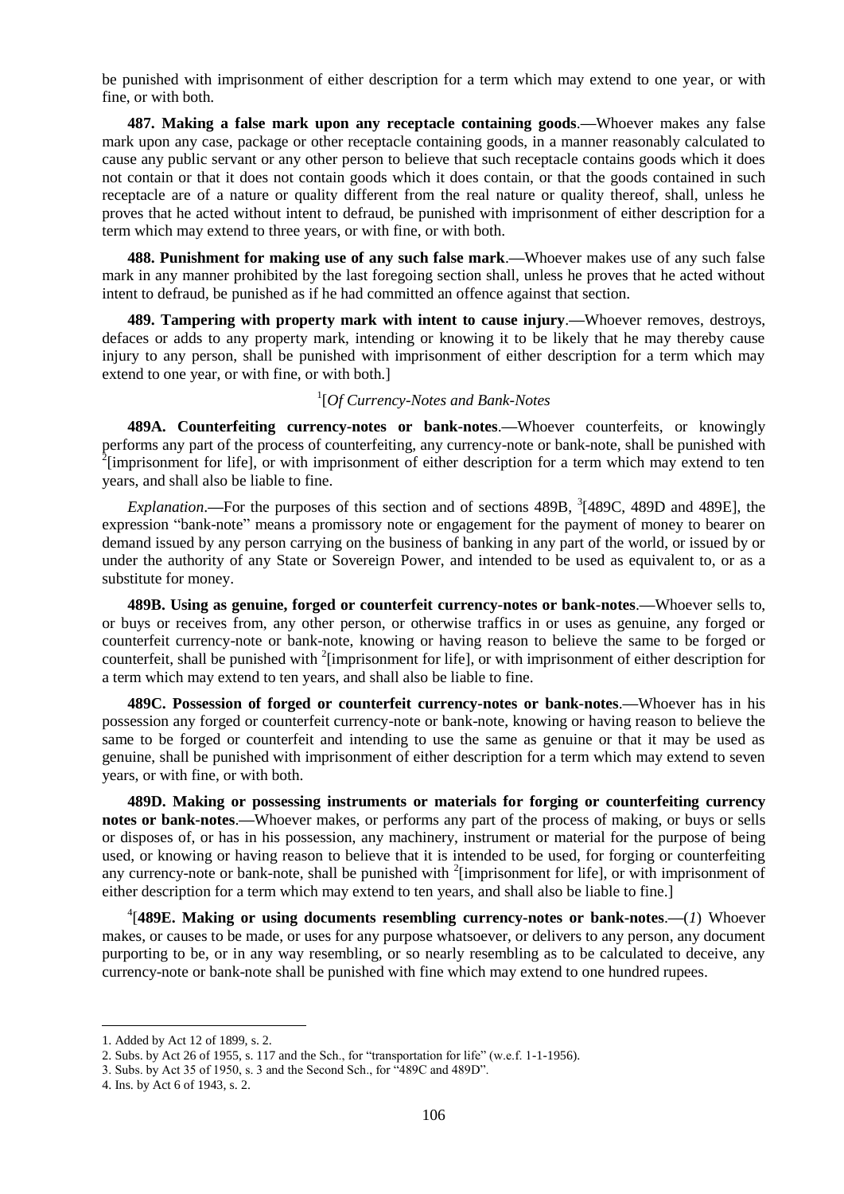be punished with imprisonment of either description for a term which may extend to one year, or with fine, or with both.

**487. Making a false mark upon any receptacle containing goods.—**Whoever makes any false mark upon any case, package or other receptacle containing goods, in a manner reasonably calculated to cause any public servant or any other person to believe that such receptacle contains goods which it does not contain or that it does not contain goods which it does contain, or that the goods contained in such receptacle are of a nature or quality different from the real nature or quality thereof, shall, unless he proves that he acted without intent to defraud, be punished with imprisonment of either description for a term which may extend to three years, or with fine, or with both.

**488. Punishment for making use of any such false mark.—**Whoever makes use of any such false mark in any manner prohibited by the last foregoing section shall, unless he proves that he acted without intent to defraud, be punished as if he had committed an offence against that section.

**489. Tampering with property mark with intent to cause injury.—**Whoever removes, destroys, defaces or adds to any property mark, intending or knowing it to be likely that he may thereby cause injury to any person, shall be punished with imprisonment of either description for a term which may extend to one year, or with fine, or with both.]

[1][*Of Currency-Notes and Bank-Notes*

**489A. Counterfeiting currency-notes or bank-notes.—**Whoever counterfeits, or knowingly performs any part of the process of counterfeiting, any currency-note or bank-note, shall be punished with [2][imprisonment for life], or with imprisonment of either description for a term which may extend to ten years, and shall also be liable to fine.

*Explanation.*—For the purposes of this section and of sections 489B, [3][489C, 489D and 489E], the expression "bank-note" means a promissory note or engagement for the payment of money to bearer on demand issued by any person carrying on the business of banking in any part of the world, or issued by or under the authority of any State or Sovereign Power, and intended to be used as equivalent to, or as a substitute for money.

**489B. Using as genuine, forged or counterfeit currency-notes or bank-notes.—**Whoever sells to, or buys or receives from, any other person, or otherwise traffics in or uses as genuine, any forged or counterfeit currency-note or bank-note, knowing or having reason to believe the same to be forged or counterfeit, shall be punished with [2][imprisonment for life], or with imprisonment of either description for a term which may extend to ten years, and shall also be liable to fine.

**489C. Possession of forged or counterfeit currency-notes or bank-notes.—**Whoever has in his possession any forged or counterfeit currency-note or bank-note, knowing or having reason to believe the same to be forged or counterfeit and intending to use the same as genuine or that it may be used as genuine, shall be punished with imprisonment of either description for a term which may extend to seven years, or with fine, or with both.

**489D. Making or possessing instruments or materials for forging or counterfeiting currency notes or bank-notes.—**Whoever makes, or performs any part of the process of making, or buys or sells or disposes of, or has in his possession, any machinery, instrument or material for the purpose of being used, or knowing or having reason to believe that it is intended to be used, for forging or counterfeiting any currency-note or bank-note, shall be punished with [2][imprisonment for life], or with imprisonment of either description for a term which may extend to ten years, and shall also be liable to fine.]

[4][**489E. Making or using documents resembling currency-notes or bank-notes.—**(*1*) Whoever makes, or causes to be made, or uses for any purpose whatsoever, or delivers to any person, any document purporting to be, or in any way resembling, or so nearly resembling as to be calculated to deceive, any currency-note or bank-note shall be punished with fine which may extend to one hundred rupees.

---

1. Added by Act 12 of 1899, s. 2.
2. Subs. by Act 26 of 1955, s. 117 and the Sch., for "transportation for life" (w.e.f. 1-1-1956).
3. Subs. by Act 35 of 1950, s. 3 and the Second Sch., for "489C and 489D".
4. Ins. by Act 6 of 1943, s. 2.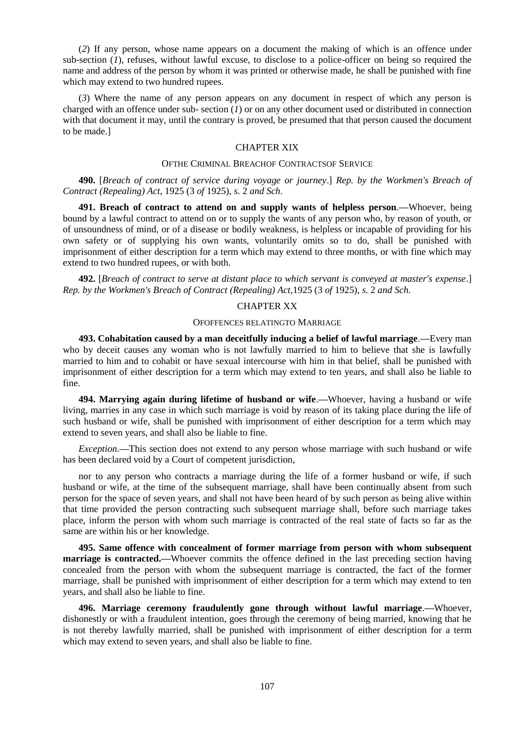(*2*) If any person, whose name appears on a document the making of which is an offence under sub-section (*1*), refuses, without lawful excuse, to disclose to a police-officer on being so required the name and address of the person by whom it was printed or otherwise made, he shall be punished with fine which may extend to two hundred rupees.

(*3*) Where the name of any person appears on any document in respect of which any person is charged with an offence under sub- section (*1*) or on any other document used or distributed in connection with that document it may, until the contrary is proved, be presumed that that person caused the document to be made.]

## CHAPTER XIX

### OF THE CRIMINAL BREACH OF CONTRACTS OF SERVICE

**490.** [*Breach of contract of service during voyage or journey*.] *Rep. by the Workmen's Breach of Contract (Repealing) Act,* 1925 (3 *of* 1925), *s.* 2 *and Sch.*

**491. Breach of contract to attend on and supply wants of helpless person.—**Whoever, being bound by a lawful contract to attend on or to supply the wants of any person who, by reason of youth, or of unsoundness of mind, or of a disease or bodily weakness, is helpless or incapable of providing for his own safety or of supplying his own wants, voluntarily omits so to do, shall be punished with imprisonment of either description for a term which may extend to three months, or with fine which may extend to two hundred rupees, or with both.

**492.** [*Breach of contract to serve at distant place to which servant is conveyed at master's expense*.] *Rep. by the Workmen's Breach of Contract (Repealing) Act,*1925 (3 *of* 1925), *s.* 2 *and Sch.*

## CHAPTER XX

### OF OFFENCES RELATING TO MARRIAGE

**493. Cohabitation caused by a man deceitfully inducing a belief of lawful marriage.—**Every man who by deceit causes any woman who is not lawfully married to him to believe that she is lawfully married to him and to cohabit or have sexual intercourse with him in that belief, shall be punished with imprisonment of either description for a term which may extend to ten years, and shall also be liable to fine.

**494. Marrying again during lifetime of husband or wife.—**Whoever, having a husband or wife living, marries in any case in which such marriage is void by reason of its taking place during the life of such husband or wife, shall be punished with imprisonment of either description for a term which may extend to seven years, and shall also be liable to fine.

*Exception*.—This section does not extend to any person whose marriage with such husband or wife has been declared void by a Court of competent jurisdiction,

nor to any person who contracts a marriage during the life of a former husband or wife, if such husband or wife, at the time of the subsequent marriage, shall have been continually absent from such person for the space of seven years, and shall not have been heard of by such person as being alive within that time provided the person contracting such subsequent marriage shall, before such marriage takes place, inform the person with whom such marriage is contracted of the real state of facts so far as the same are within his or her knowledge.

**495. Same offence with concealment of former marriage from person with whom subsequent marriage is contracted.—**Whoever commits the offence defined in the last preceding section having concealed from the person with whom the subsequent marriage is contracted, the fact of the former marriage, shall be punished with imprisonment of either description for a term which may extend to ten years, and shall also be liable to fine.

**496. Marriage ceremony fraudulently gone through without lawful marriage.—**Whoever, dishonestly or with a fraudulent intention, goes through the ceremony of being married, knowing that he is not thereby lawfully married, shall be punished with imprisonment of either description for a term which may extend to seven years, and shall also be liable to fine.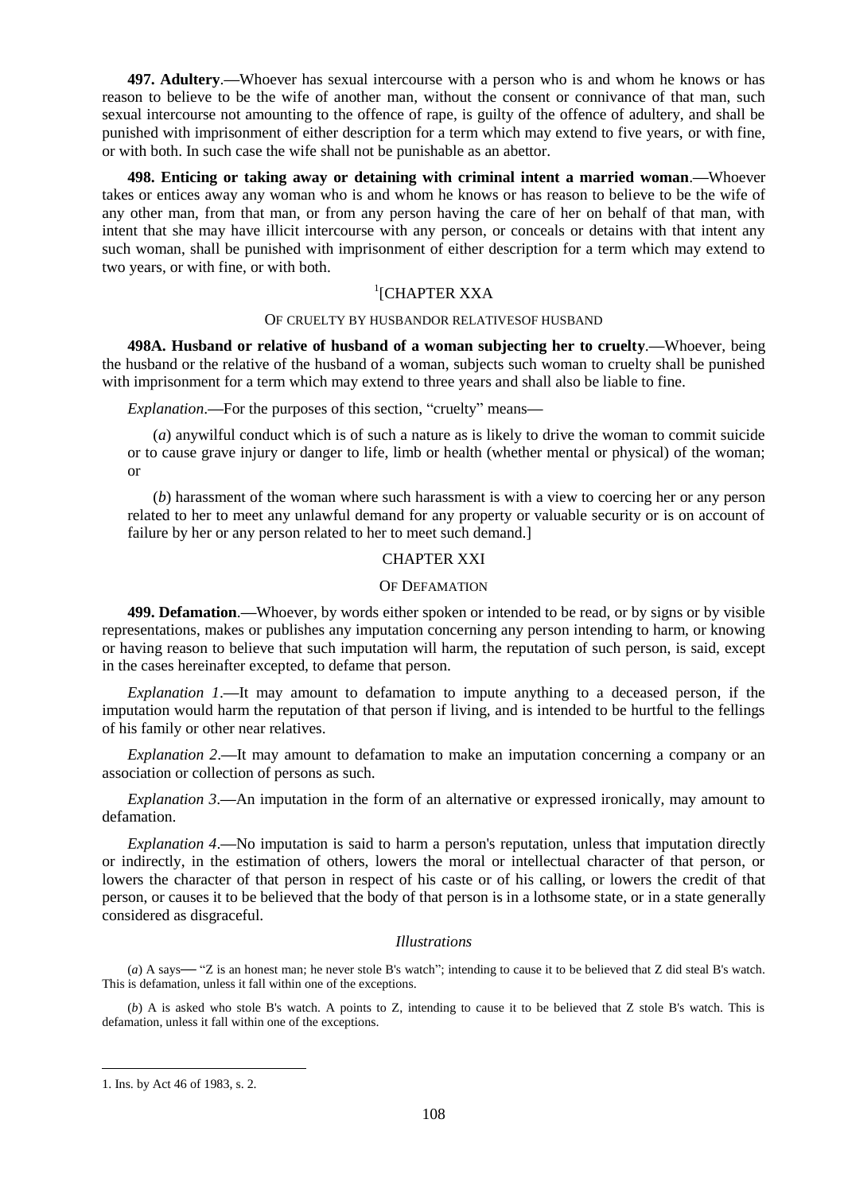**497. Adultery**.—Whoever has sexual intercourse with a person who is and whom he knows or has reason to believe to be the wife of another man, without the consent or connivance of that man, such sexual intercourse not amounting to the offence of rape, is guilty of the offence of adultery, and shall be punished with imprisonment of either description for a term which may extend to five years, or with fine, or with both. In such case the wife shall not be punishable as an abettor.

**498. Enticing or taking away or detaining with criminal intent a married woman**.—Whoever takes or entices away any woman who is and whom he knows or has reason to believe to be the wife of any other man, from that man, or from any person having the care of her on behalf of that man, with intent that she may have illicit intercourse with any person, or conceals or detains with that intent any such woman, shall be punished with imprisonment of either description for a term which may extend to two years, or with fine, or with both.

## [1][CHAPTER XXA

### OF CRUELTY BY HUSBANDOR RELATIVESOF HUSBAND

**498A. Husband or relative of husband of a woman subjecting her to cruelty**.—Whoever, being the husband or the relative of the husband of a woman, subjects such woman to cruelty shall be punished with imprisonment for a term which may extend to three years and shall also be liable to fine.

*Explanation*.—For the purposes of this section, "cruelty" means—

(*a*) anywilful conduct which is of such a nature as is likely to drive the woman to commit suicide or to cause grave injury or danger to life, limb or health (whether mental or physical) of the woman; or

(*b*) harassment of the woman where such harassment is with a view to coercing her or any person related to her to meet any unlawful demand for any property or valuable security or is on account of failure by her or any person related to her to meet such demand.]

## CHAPTER XXI

### OF DEFAMATION

**499. Defamation**.—Whoever, by words either spoken or intended to be read, or by signs or by visible representations, makes or publishes any imputation concerning any person intending to harm, or knowing or having reason to believe that such imputation will harm, the reputation of such person, is said, except in the cases hereinafter excepted, to defame that person.

*Explanation 1*.—It may amount to defamation to impute anything to a deceased person, if the imputation would harm the reputation of that person if living, and is intended to be hurtful to the fellings of his family or other near relatives.

*Explanation 2*.—It may amount to defamation to make an imputation concerning a company or an association or collection of persons as such.

*Explanation 3*.—An imputation in the form of an alternative or expressed ironically, may amount to defamation.

*Explanation 4*.—No imputation is said to harm a person's reputation, unless that imputation directly or indirectly, in the estimation of others, lowers the moral or intellectual character of that person, or lowers the character of that person in respect of his caste or of his calling, or lowers the credit of that person, or causes it to be believed that the body of that person is in a lothsome state, or in a state generally considered as disgraceful.

*Illustrations*

(*a*) A says— "Z is an honest man; he never stole B's watch"; intending to cause it to be believed that Z did steal B's watch. This is defamation, unless it fall within one of the exceptions.

(*b*) A is asked who stole B's watch. A points to Z, intending to cause it to be believed that Z stole B's watch. This is defamation, unless it fall within one of the exceptions.

---

1. Ins. by Act 46 of 1983, s. 2.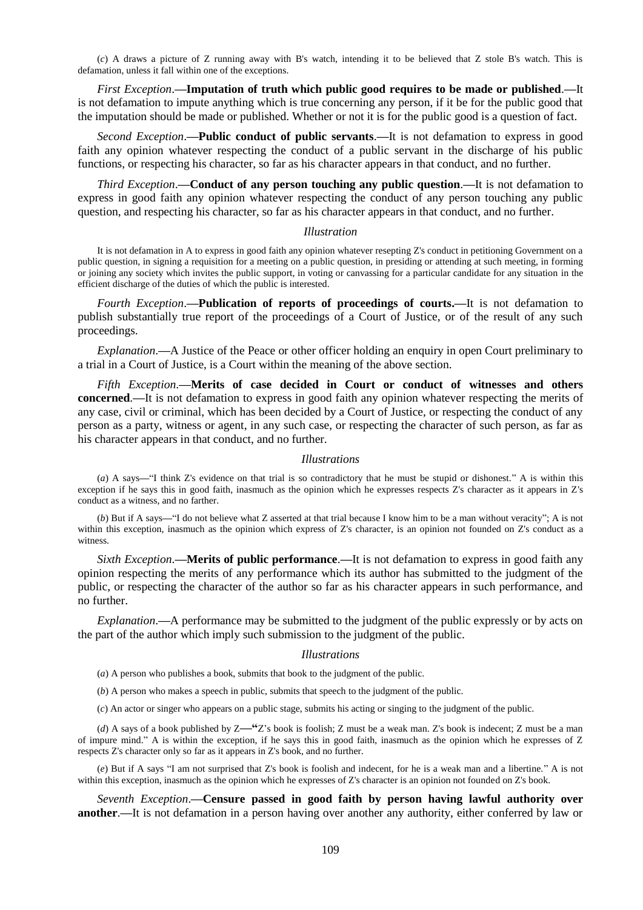(*c*) A draws a picture of Z running away with B's watch, intending it to be believed that Z stole B's watch. This is defamation, unless it fall within one of the exceptions.

*First Exception*.—**Imputation of truth which public good requires to be made or published**.—It is not defamation to impute anything which is true concerning any person, if it be for the public good that the imputation should be made or published. Whether or not it is for the public good is a question of fact.

*Second Exception*.—**Public conduct of public servants**.—It is not defamation to express in good faith any opinion whatever respecting the conduct of a public servant in the discharge of his public functions, or respecting his character, so far as his character appears in that conduct, and no further.

*Third Exception*.—**Conduct of any person touching any public question**.—It is not defamation to express in good faith any opinion whatever respecting the conduct of any person touching any public question, and respecting his character, so far as his character appears in that conduct, and no further.

*Illustration*

It is not defamation in A to express in good faith any opinion whatever resepting Z's conduct in petitioning Government on a public question, in signing a requisition for a meeting on a public question, in presiding or attending at such meeting, in forming or joining any society which invites the public support, in voting or canvassing for a particular candidate for any situation in the efficient discharge of the duties of which the public is interested.

*Fourth Exception*.—**Publication of reports of proceedings of courts.**—It is not defamation to publish substantially true report of the proceedings of a Court of Justice, or of the result of any such proceedings.

*Explanation*.—A Justice of the Peace or other officer holding an enquiry in open Court preliminary to a trial in a Court of Justice, is a Court within the meaning of the above section.

*Fifth Exception*.—**Merits of case decided in Court or conduct of witnesses and others concerned**.—It is not defamation to express in good faith any opinion whatever respecting the merits of any case, civil or criminal, which has been decided by a Court of Justice, or respecting the conduct of any person as a party, witness or agent, in any such case, or respecting the character of such person, as far as his character appears in that conduct, and no further.

*Illustrations*

(*a*) A says—"I think Z's evidence on that trial is so contradictory that he must be stupid or dishonest." A is within this exception if he says this in good faith, inasmuch as the opinion which he expresses respects Z's character as it appears in Z's conduct as a witness, and no farther.

(*b*) But if A says—"I do not believe what Z asserted at that trial because I know him to be a man without veracity"; A is not within this exception, inasmuch as the opinion which express of Z's character, is an opinion not founded on Z's conduct as a witness.

*Sixth Exception*.—**Merits of public performance**.—It is not defamation to express in good faith any opinion respecting the merits of any performance which its author has submitted to the judgment of the public, or respecting the character of the author so far as his character appears in such performance, and no further.

*Explanation*.—A performance may be submitted to the judgment of the public expressly or by acts on the part of the author which imply such submission to the judgment of the public.

*Illustrations*

(*a*) A person who publishes a book, submits that book to the judgment of the public.

(*b*) A person who makes a speech in public, submits that speech to the judgment of the public.

(*c*) An actor or singer who appears on a public stage, submits his acting or singing to the judgment of the public.

(*d*) A says of a book published by Z—"Z's book is foolish; Z must be a weak man. Z's book is indecent; Z must be a man of impure mind." A is within the exception, if he says this in good faith, inasmuch as the opinion which he expresses of Z respects Z's character only so far as it appears in Z's book, and no further.

(*e*) But if A says "I am not surprised that Z's book is foolish and indecent, for he is a weak man and a libertine." A is not within this exception, inasmuch as the opinion which he expresses of Z's character is an opinion not founded on Z's book.

*Seventh Exception*.—**Censure passed in good faith by person having lawful authority over another**.—It is not defamation in a person having over another any authority, either conferred by law or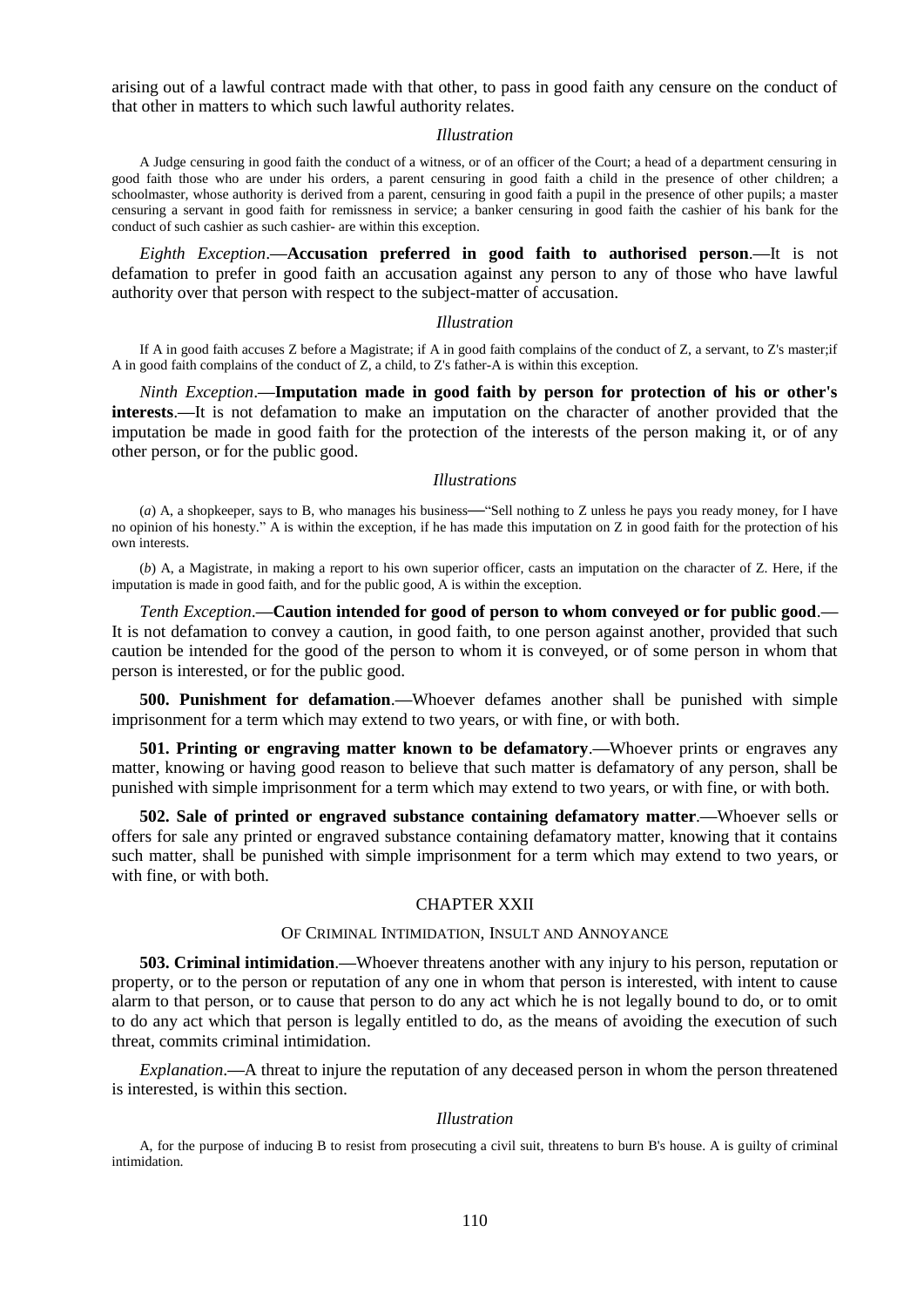arising out of a lawful contract made with that other, to pass in good faith any censure on the conduct of that other in matters to which such lawful authority relates.

*Illustration*

A Judge censuring in good faith the conduct of a witness, or of an officer of the Court; a head of a department censuring in good faith those who are under his orders, a parent censuring in good faith a child in the presence of other children; a schoolmaster, whose authority is derived from a parent, censuring in good faith a pupil in the presence of other pupils; a master censuring a servant in good faith for remissness in service; a banker censuring in good faith the cashier of his bank for the conduct of such cashier as such cashier- are within this exception.

*Eighth Exception*.**—Accusation preferred in good faith to authorised person**.**—**It is not defamation to prefer in good faith an accusation against any person to any of those who have lawful authority over that person with respect to the subject-matter of accusation.

*Illustration*

If A in good faith accuses Z before a Magistrate; if A in good faith complains of the conduct of Z, a servant, to Z's master;if A in good faith complains of the conduct of Z, a child, to Z's father-A is within this exception.

*Ninth Exception*.**—Imputation made in good faith by person for protection of his or other's interests**.**—**It is not defamation to make an imputation on the character of another provided that the imputation be made in good faith for the protection of the interests of the person making it, or of any other person, or for the public good.

*Illustrations*

(*a*) A, a shopkeeper, says to B, who manages his business—"Sell nothing to Z unless he pays you ready money, for I have no opinion of his honesty." A is within the exception, if he has made this imputation on Z in good faith for the protection of his own interests.

(*b*) A, a Magistrate, in making a report to his own superior officer, casts an imputation on the character of Z. Here, if the imputation is made in good faith, and for the public good, A is within the exception.

*Tenth Exception*.**—Caution intended for good of person to whom conveyed or for public good**.**—** It is not defamation to convey a caution, in good faith, to one person against another, provided that such caution be intended for the good of the person to whom it is conveyed, or of some person in whom that person is interested, or for the public good.

**500. Punishment for defamation**.**—**Whoever defames another shall be punished with simple imprisonment for a term which may extend to two years, or with fine, or with both.

**501. Printing or engraving matter known to be defamatory**.**—**Whoever prints or engraves any matter, knowing or having good reason to believe that such matter is defamatory of any person, shall be punished with simple imprisonment for a term which may extend to two years, or with fine, or with both.

**502. Sale of printed or engraved substance containing defamatory matter**.**—**Whoever sells or offers for sale any printed or engraved substance containing defamatory matter, knowing that it contains such matter, shall be punished with simple imprisonment for a term which may extend to two years, or with fine, or with both.

## CHAPTER XXII

### OF CRIMINAL INTIMIDATION, INSULT AND ANNOYANCE

**503. Criminal intimidation**.**—**Whoever threatens another with any injury to his person, reputation or property, or to the person or reputation of any one in whom that person is interested, with intent to cause alarm to that person, or to cause that person to do any act which he is not legally bound to do, or to omit to do any act which that person is legally entitled to do, as the means of avoiding the execution of such threat, commits criminal intimidation.

*Explanation*.**—**A threat to injure the reputation of any deceased person in whom the person threatened is interested, is within this section.

*Illustration*

A, for the purpose of inducing B to resist from prosecuting a civil suit, threatens to burn B's house. A is guilty of criminal intimidation.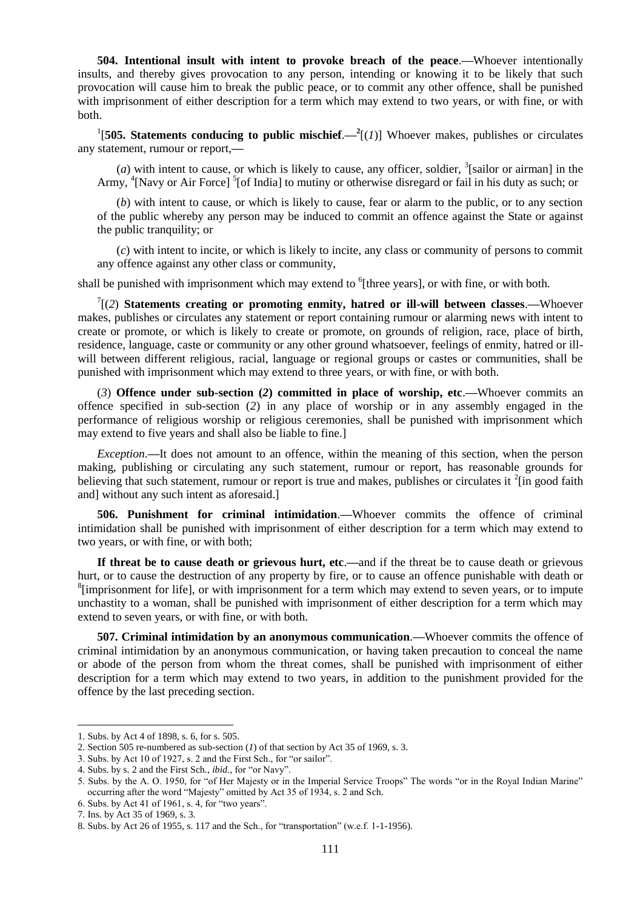**504. Intentional insult with intent to provoke breach of the peace**.**—**Whoever intentionally insults, and thereby gives provocation to any person, intending or knowing it to be likely that such provocation will cause him to break the public peace, or to commit any other offence, shall be punished with imprisonment of either description for a term which may extend to two years, or with fine, or with both.

[1][**505. Statements conducing to public mischief**.**—**[2][(*1*)] Whoever makes, publishes or circulates any statement, rumour or report,**—**

(*a*) with intent to cause, or which is likely to cause, any officer, soldier, [3][sailor or airman] in the Army, [4][Navy or Air Force] [5][of India] to mutiny or otherwise disregard or fail in his duty as such; or

(*b*) with intent to cause, or which is likely to cause, fear or alarm to the public, or to any section of the public whereby any person may be induced to commit an offence against the State or against the public tranquility; or

(*c*) with intent to incite, or which is likely to incite, any class or community of persons to commit any offence against any other class or community,

shall be punished with imprisonment which may extend to [6][three years], or with fine, or with both.

[7][(*2*) **Statements creating or promoting enmity, hatred or ill-will between classes**.**—**Whoever makes, publishes or circulates any statement or report containing rumour or alarming news with intent to create or promote, or which is likely to create or promote, on grounds of religion, race, place of birth, residence, language, caste or community or any other ground whatsoever, feelings of enmity, hatred or ill-will between different religious, racial, language or regional groups or castes or communities, shall be punished with imprisonment which may extend to three years, or with fine, or with both.

(*3*) **Offence under sub-section (*2*) committed in place of worship, etc**.**—**Whoever commits an offence specified in sub-section (*2*) in any place of worship or in any assembly engaged in the performance of religious worship or religious ceremonies, shall be punished with imprisonment which may extend to five years and shall also be liable to fine.]

*Exception*.**—**It does not amount to an offence, within the meaning of this section, when the person making, publishing or circulating any such statement, rumour or report, has reasonable grounds for believing that such statement, rumour or report is true and makes, publishes or circulates it [2][in good faith and] without any such intent as aforesaid.]

**506. Punishment for criminal intimidation**.**—**Whoever commits the offence of criminal intimidation shall be punished with imprisonment of either description for a term which may extend to two years, or with fine, or with both;

**If threat be to cause death or grievous hurt, etc**.**—**and if the threat be to cause death or grievous hurt, or to cause the destruction of any property by fire, or to cause an offence punishable with death or [8][imprisonment for life], or with imprisonment for a term which may extend to seven years, or to impute unchastity to a woman, shall be punished with imprisonment of either description for a term which may extend to seven years, or with fine, or with both.

**507. Criminal intimidation by an anonymous communication**.**—**Whoever commits the offence of criminal intimidation by an anonymous communication, or having taken precaution to conceal the name or abode of the person from whom the threat comes, shall be punished with imprisonment of either description for a term which may extend to two years, in addition to the punishment provided for the offence by the last preceding section.

---

1. Subs. by Act 4 of 1898, s. 6, for s. 505.
2. Section 505 re-numbered as sub-section (*1*) of that section by Act 35 of 1969, s. 3.
3. Subs. by Act 10 of 1927, s. 2 and the First Sch., for "or sailor".
4. Subs. by s. 2 and the First Sch., *ibid*., for "or Navy".
5. Subs. by the A. O. 1950, for "of Her Majesty or in the Imperial Service Troops" The words "or in the Royal Indian Marine" occurring after the word "Majesty" omitted by Act 35 of 1934, s. 2 and Sch.
6. Subs. by Act 41 of 1961, s. 4, for "two years".
7. Ins. by Act 35 of 1969, s. 3.
8. Subs. by Act 26 of 1955, s. 117 and the Sch., for "transportation" (w.e.f. 1-1-1956).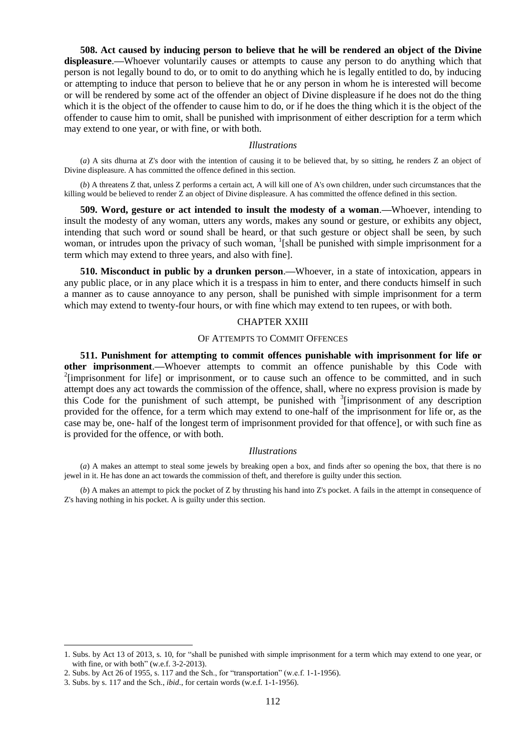**508. Act caused by inducing person to believe that he will be rendered an object of the Divine displeasure**.**—**Whoever voluntarily causes or attempts to cause any person to do anything which that person is not legally bound to do, or to omit to do anything which he is legally entitled to do, by inducing or attempting to induce that person to believe that he or any person in whom he is interested will become or will be rendered by some act of the offender an object of Divine displeasure if he does not do the thing which it is the object of the offender to cause him to do, or if he does the thing which it is the object of the offender to cause him to omit, shall be punished with imprisonment of either description for a term which may extend to one year, or with fine, or with both.

*Illustrations*

(*a*) A sits dhurna at Z's door with the intention of causing it to be believed that, by so sitting, he renders Z an object of Divine displeasure. A has committed the offence defined in this section.

(*b*) A threatens Z that, unless Z performs a certain act, A will kill one of A's own children, under such circumstances that the killing would be believed to render Z an object of Divine displeasure. A has committed the offence defined in this section.

**509. Word, gesture or act intended to insult the modesty of a woman**.**—**Whoever, intending to insult the modesty of any woman, utters any words, makes any sound or gesture, or exhibits any object, intending that such word or sound shall be heard, or that such gesture or object shall be seen, by such woman, or intrudes upon the privacy of such woman, [1][shall be punished with simple imprisonment for a term which may extend to three years, and also with fine].

**510. Misconduct in public by a drunken person**.**—**Whoever, in a state of intoxication, appears in any public place, or in any place which it is a trespass in him to enter, and there conducts himself in such a manner as to cause annoyance to any person, shall be punished with simple imprisonment for a term which may extend to twenty-four hours, or with fine which may extend to ten rupees, or with both.

## CHAPTER XXIII

### OF ATTEMPTS TO COMMIT OFFENCES

**511. Punishment for attempting to commit offences punishable with imprisonment for life or other imprisonment**.**—**Whoever attempts to commit an offence punishable by this Code with [2][imprisonment for life] or imprisonment, or to cause such an offence to be committed, and in such attempt does any act towards the commission of the offence, shall, where no express provision is made by this Code for the punishment of such attempt, be punished with [3][imprisonment of any description provided for the offence, for a term which may extend to one-half of the imprisonment for life or, as the case may be, one- half of the longest term of imprisonment provided for that offence], or with such fine as is provided for the offence, or with both.

*Illustrations*

(*a*) A makes an attempt to steal some jewels by breaking open a box, and finds after so opening the box, that there is no jewel in it. He has done an act towards the commission of theft, and therefore is guilty under this section.

(*b*) A makes an attempt to pick the pocket of Z by thrusting his hand into Z's pocket. A fails in the attempt in consequence of Z's having nothing in his pocket. A is guilty under this section.

---

1. Subs. by Act 13 of 2013, s. 10, for "shall be punished with simple imprisonment for a term which may extend to one year, or with fine, or with both" (w.e.f. 3-2-2013).

2. Subs. by Act 26 of 1955, s. 117 and the Sch., for "transportation" (w.e.f. 1-1-1956).

3. Subs. by s. 117 and the Sch., *ibid*., for certain words (w.e.f. 1-1-1956).